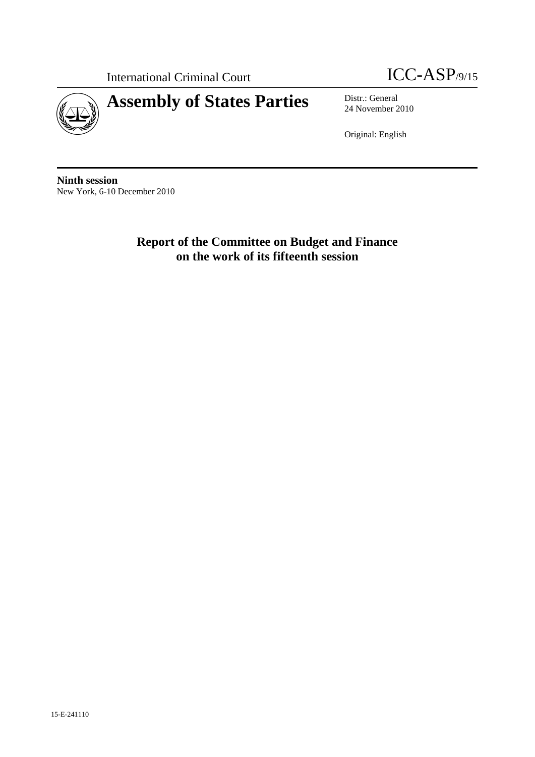International Criminal Court

ICC-ASP/9/15

# Assembly of States Parties

Distr.: General
24 November 2010

Original: English

**Ninth session**
New York, 6-10 December 2010

## Report of the Committee on Budget and Finance on the work of its fifteenth session

15-E-241110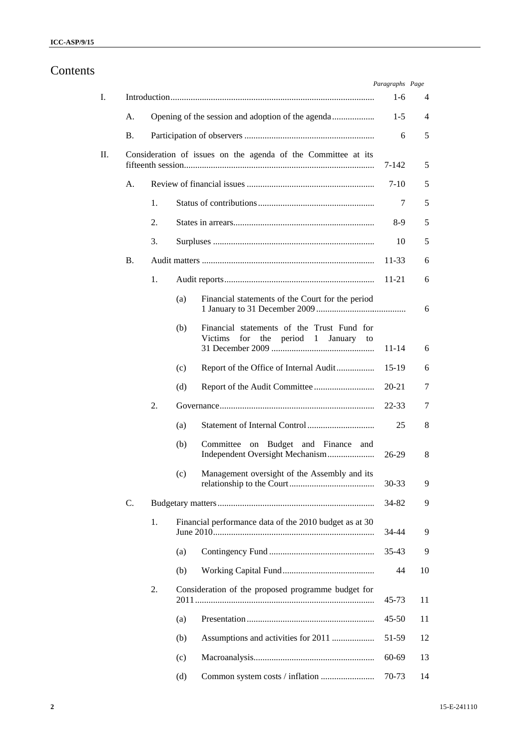# Contents

| | | | | | Paragraphs | Page |
|---|---|---|---|---|---|---|
| I. | Introduction | | | | 1-6 | 4 |
| | A. | Opening of the session and adoption of the agenda | | | 1-5 | 4 |
| | B. | Participation of observers | | | 6 | 5 |
| II. | Consideration of issues on the agenda of the Committee at its fifteenth session | | | | 7-142 | 5 |
| | A. | Review of financial issues | | | 7-10 | 5 |
| | | 1. | Status of contributions | | 7 | 5 |
| | | 2. | States in arrears | | 8-9 | 5 |
| | | 3. | Surpluses | | 10 | 5 |
| | B. | Audit matters | | | 11-33 | 6 |
| | | 1. | Audit reports | | 11-21 | 6 |
| | | | (a) | Financial statements of the Court for the period 1 January to 31 December 2009 | | 6 |
| | | | (b) | Financial statements of the Trust Fund for Victims for the period 1 January to 31 December 2009 | 11-14 | 6 |
| | | | (c) | Report of the Office of Internal Audit | 15-19 | 6 |
| | | | (d) | Report of the Audit Committee | 20-21 | 7 |
| | | 2. | Governance | | 22-33 | 7 |
| | | | (a) | Statement of Internal Control | 25 | 8 |
| | | | (b) | Committee on Budget and Finance and Independent Oversight Mechanism | 26-29 | 8 |
| | | | (c) | Management oversight of the Assembly and its relationship to the Court | 30-33 | 9 |
| | C. | Budgetary matters | | | 34-82 | 9 |
| | | 1. | Financial performance data of the 2010 budget as at 30 June 2010 | | 34-44 | 9 |
| | | | (a) | Contingency Fund | 35-43 | 9 |
| | | | (b) | Working Capital Fund | 44 | 10 |
| | | 2. | Consideration of the proposed programme budget for 2011 | | 45-73 | 11 |
| | | | (a) | Presentation | 45-50 | 11 |
| | | | (b) | Assumptions and activities for 2011 | 51-59 | 12 |
| | | | (c) | Macroanalysis | 60-69 | 13 |
| | | | (d) | Common system costs / inflation | 70-73 | 14 |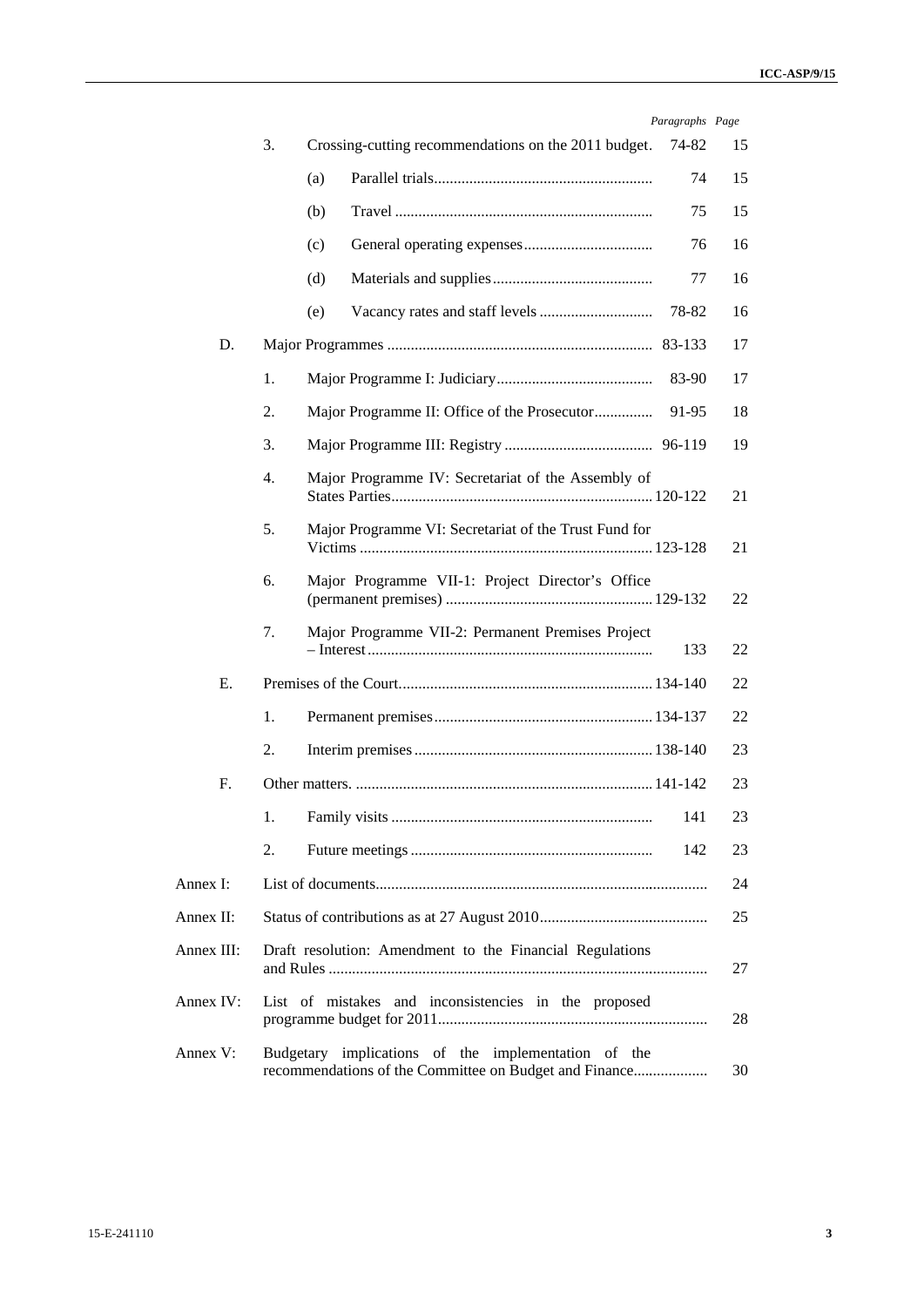| | | | | Paragraphs | Page |
|---|---|---|---|---|---|
| | 3. | Crossing-cutting recommendations on the 2011 budget. | | 74-82 | 15 |
| | | (a) | Parallel trials | 74 | 15 |
| | | (b) | Travel | 75 | 15 |
| | | (c) | General operating expenses | 76 | 16 |
| | | (d) | Materials and supplies | 77 | 16 |
| | | (e) | Vacancy rates and staff levels | 78-82 | 16 |
| D. | | Major Programmes | | 83-133 | 17 |
| | 1. | Major Programme I: Judiciary | | 83-90 | 17 |
| | 2. | Major Programme II: Office of the Prosecutor | | 91-95 | 18 |
| | 3. | Major Programme III: Registry | | 96-119 | 19 |
| | 4. | Major Programme IV: Secretariat of the Assembly of States Parties | | 120-122 | 21 |
| | 5. | Major Programme VI: Secretariat of the Trust Fund for Victims | | 123-128 | 21 |
| | 6. | Major Programme VII-1: Project Director's Office (permanent premises) | | 129-132 | 22 |
| | 7. | Major Programme VII-2: Permanent Premises Project – Interest | | 133 | 22 |
| E. | | Premises of the Court | | 134-140 | 22 |
| | 1. | Permanent premises | | 134-137 | 22 |
| | 2. | Interim premises | | 138-140 | 23 |
| F. | | Other matters. | | 141-142 | 23 |
| | 1. | Family visits | | 141 | 23 |
| | 2. | Future meetings | | 142 | 23 |
| Annex I: | | List of documents | | | 24 |
| Annex II: | | Status of contributions as at 27 August 2010 | | | 25 |
| Annex III: | | Draft resolution: Amendment to the Financial Regulations and Rules | | | 27 |
| Annex IV: | | List of mistakes and inconsistencies in the proposed programme budget for 2011 | | | 28 |
| Annex V: | | Budgetary implications of the implementation of the recommendations of the Committee on Budget and Finance | | | 30 |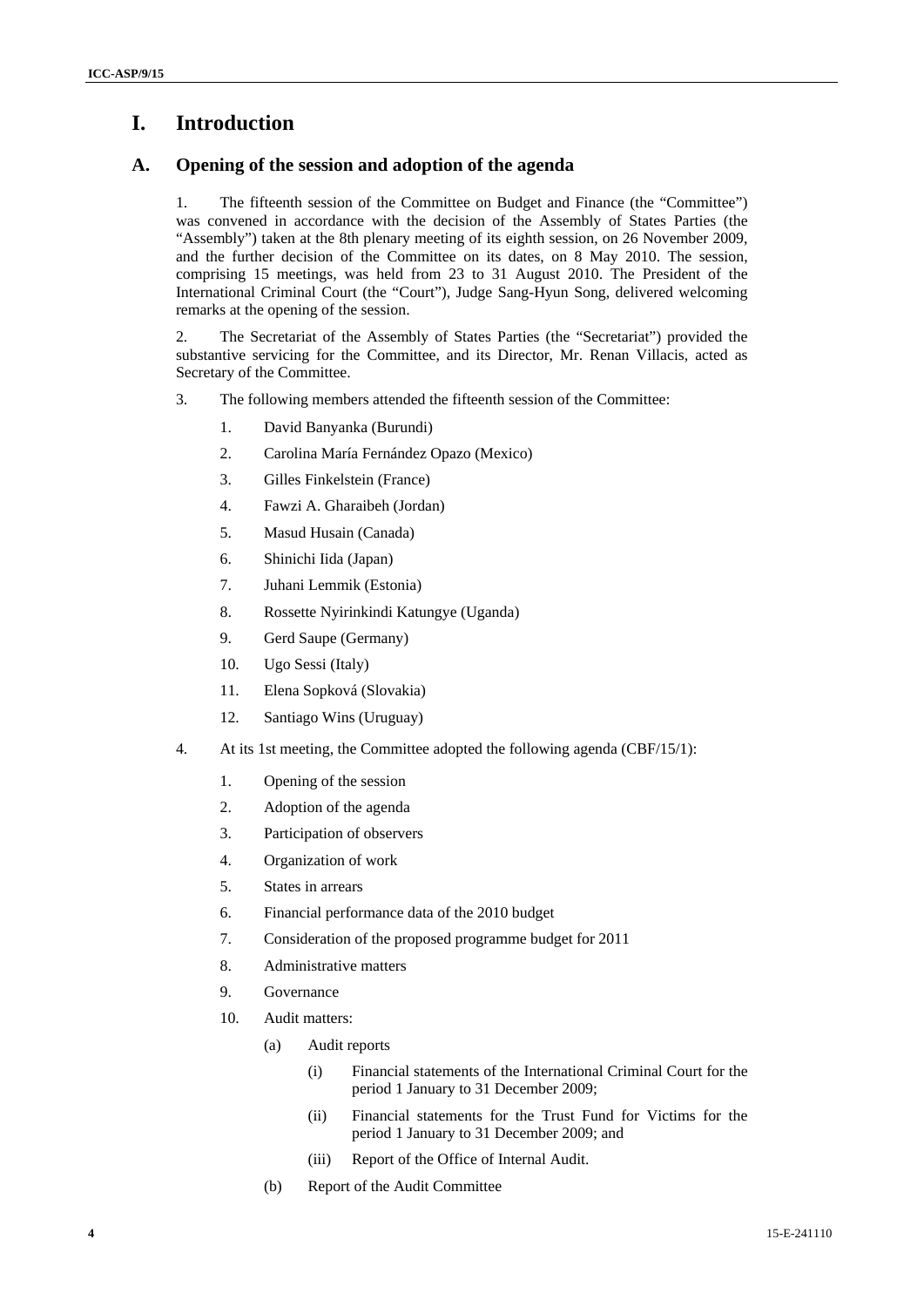# I. Introduction

## A. Opening of the session and adoption of the agenda

1. The fifteenth session of the Committee on Budget and Finance (the "Committee") was convened in accordance with the decision of the Assembly of States Parties (the "Assembly") taken at the 8th plenary meeting of its eighth session, on 26 November 2009, and the further decision of the Committee on its dates, on 8 May 2010. The session, comprising 15 meetings, was held from 23 to 31 August 2010. The President of the International Criminal Court (the "Court"), Judge Sang-Hyun Song, delivered welcoming remarks at the opening of the session.

2. The Secretariat of the Assembly of States Parties (the "Secretariat") provided the substantive servicing for the Committee, and its Director, Mr. Renan Villacis, acted as Secretary of the Committee.

3. The following members attended the fifteenth session of the Committee:

1. David Banyanka (Burundi)
2. Carolina María Fernández Opazo (Mexico)
3. Gilles Finkelstein (France)
4. Fawzi A. Gharaibeh (Jordan)
5. Masud Husain (Canada)
6. Shinichi Iida (Japan)
7. Juhani Lemmik (Estonia)
8. Rossette Nyirinkindi Katungye (Uganda)
9. Gerd Saupe (Germany)
10. Ugo Sessi (Italy)
11. Elena Sopková (Slovakia)
12. Santiago Wins (Uruguay)

4. At its 1st meeting, the Committee adopted the following agenda (CBF/15/1):

1. Opening of the session
2. Adoption of the agenda
3. Participation of observers
4. Organization of work
5. States in arrears
6. Financial performance data of the 2010 budget
7. Consideration of the proposed programme budget for 2011
8. Administrative matters
9. Governance
10. Audit matters:
    - (a) Audit reports
        - (i) Financial statements of the International Criminal Court for the period 1 January to 31 December 2009;
        - (ii) Financial statements for the Trust Fund for Victims for the period 1 January to 31 December 2009; and
        - (iii) Report of the Office of Internal Audit.
    - (b) Report of the Audit Committee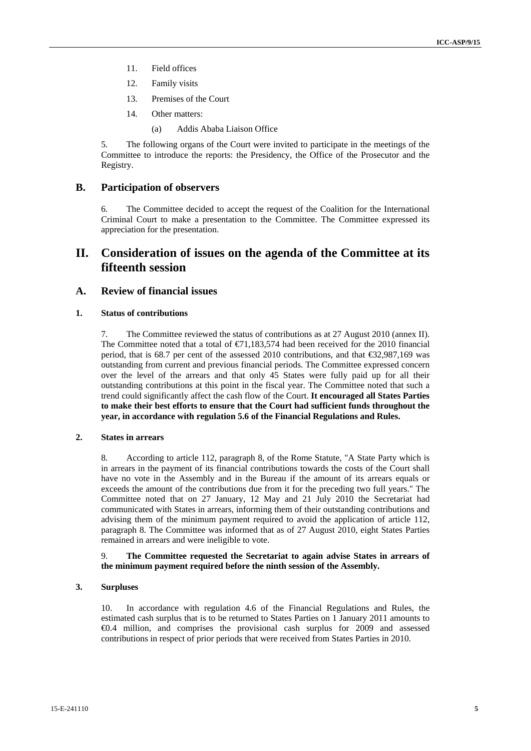11. Field offices
12. Family visits
13. Premises of the Court
14. Other matters:
    (a) Addis Ababa Liaison Office

5. The following organs of the Court were invited to participate in the meetings of the Committee to introduce the reports: the Presidency, the Office of the Prosecutor and the Registry.

## B. Participation of observers

6. The Committee decided to accept the request of the Coalition for the International Criminal Court to make a presentation to the Committee. The Committee expressed its appreciation for the presentation.

# II. Consideration of issues on the agenda of the Committee at its fifteenth session

## A. Review of financial issues

### 1. Status of contributions

7. The Committee reviewed the status of contributions as at 27 August 2010 (annex II). The Committee noted that a total of €71,183,574 had been received for the 2010 financial period, that is 68.7 per cent of the assessed 2010 contributions, and that €32,987,169 was outstanding from current and previous financial periods. The Committee expressed concern over the level of the arrears and that only 45 States were fully paid up for all their outstanding contributions at this point in the fiscal year. The Committee noted that such a trend could significantly affect the cash flow of the Court. **It encouraged all States Parties to make their best efforts to ensure that the Court had sufficient funds throughout the year, in accordance with regulation 5.6 of the Financial Regulations and Rules.**

### 2. States in arrears

8. According to article 112, paragraph 8, of the Rome Statute, "A State Party which is in arrears in the payment of its financial contributions towards the costs of the Court shall have no vote in the Assembly and in the Bureau if the amount of its arrears equals or exceeds the amount of the contributions due from it for the preceding two full years." The Committee noted that on 27 January, 12 May and 21 July 2010 the Secretariat had communicated with States in arrears, informing them of their outstanding contributions and advising them of the minimum payment required to avoid the application of article 112, paragraph 8. The Committee was informed that as of 27 August 2010, eight States Parties remained in arrears and were ineligible to vote.

9. **The Committee requested the Secretariat to again advise States in arrears of the minimum payment required before the ninth session of the Assembly.**

### 3. Surpluses

10. In accordance with regulation 4.6 of the Financial Regulations and Rules, the estimated cash surplus that is to be returned to States Parties on 1 January 2011 amounts to €0.4 million, and comprises the provisional cash surplus for 2009 and assessed contributions in respect of prior periods that were received from States Parties in 2010.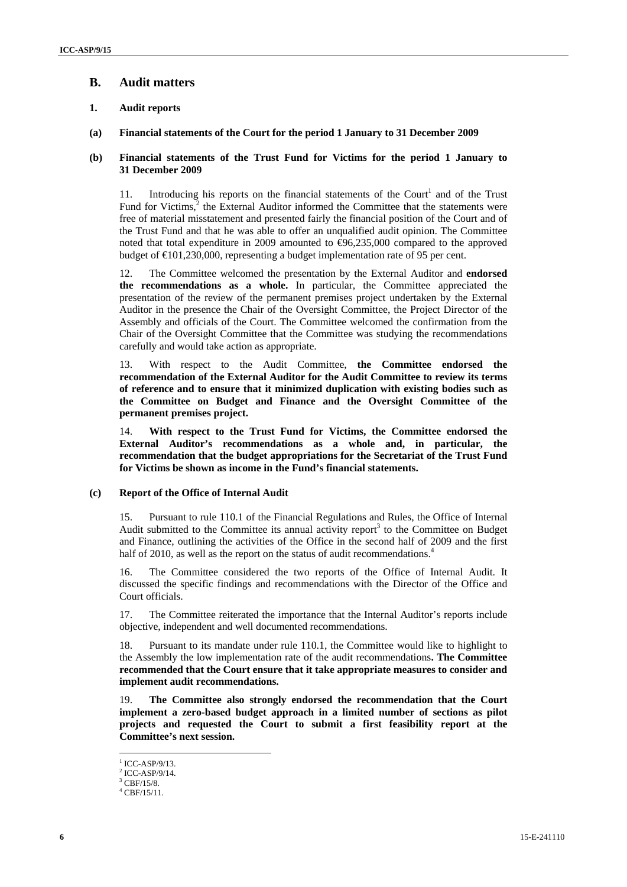## B. Audit matters

### 1. Audit reports

#### (a) Financial statements of the Court for the period 1 January to 31 December 2009

#### (b) Financial statements of the Trust Fund for Victims for the period 1 January to 31 December 2009

11. Introducing his reports on the financial statements of the Court[1] and of the Trust Fund for Victims,[2] the External Auditor informed the Committee that the statements were free of material misstatement and presented fairly the financial position of the Court and of the Trust Fund and that he was able to offer an unqualified audit opinion. The Committee noted that total expenditure in 2009 amounted to €96,235,000 compared to the approved budget of €101,230,000, representing a budget implementation rate of 95 per cent.

12. The Committee welcomed the presentation by the External Auditor and **endorsed the recommendations as a whole.** In particular, the Committee appreciated the presentation of the review of the permanent premises project undertaken by the External Auditor in the presence the Chair of the Oversight Committee, the Project Director of the Assembly and officials of the Court. The Committee welcomed the confirmation from the Chair of the Oversight Committee that the Committee was studying the recommendations carefully and would take action as appropriate.

13. With respect to the Audit Committee, **the Committee endorsed the recommendation of the External Auditor for the Audit Committee to review its terms of reference and to ensure that it minimized duplication with existing bodies such as the Committee on Budget and Finance and the Oversight Committee of the permanent premises project.**

14. **With respect to the Trust Fund for Victims, the Committee endorsed the External Auditor's recommendations as a whole and, in particular, the recommendation that the budget appropriations for the Secretariat of the Trust Fund for Victims be shown as income in the Fund's financial statements.**

#### (c) Report of the Office of Internal Audit

15. Pursuant to rule 110.1 of the Financial Regulations and Rules, the Office of Internal Audit submitted to the Committee its annual activity report[3] to the Committee on Budget and Finance, outlining the activities of the Office in the second half of 2009 and the first half of 2010, as well as the report on the status of audit recommendations.[4]

16. The Committee considered the two reports of the Office of Internal Audit. It discussed the specific findings and recommendations with the Director of the Office and Court officials.

17. The Committee reiterated the importance that the Internal Auditor's reports include objective, independent and well documented recommendations.

18. Pursuant to its mandate under rule 110.1, the Committee would like to highlight to the Assembly the low implementation rate of the audit recommendations**. The Committee recommended that the Court ensure that it take appropriate measures to consider and implement audit recommendations.**

19. **The Committee also strongly endorsed the recommendation that the Court implement a zero-based budget approach in a limited number of sections as pilot projects and requested the Court to submit a first feasibility report at the Committee's next session.**

---

[1] ICC-ASP/9/13.
[2] ICC-ASP/9/14.
[3] CBF/15/8.
[4] CBF/15/11.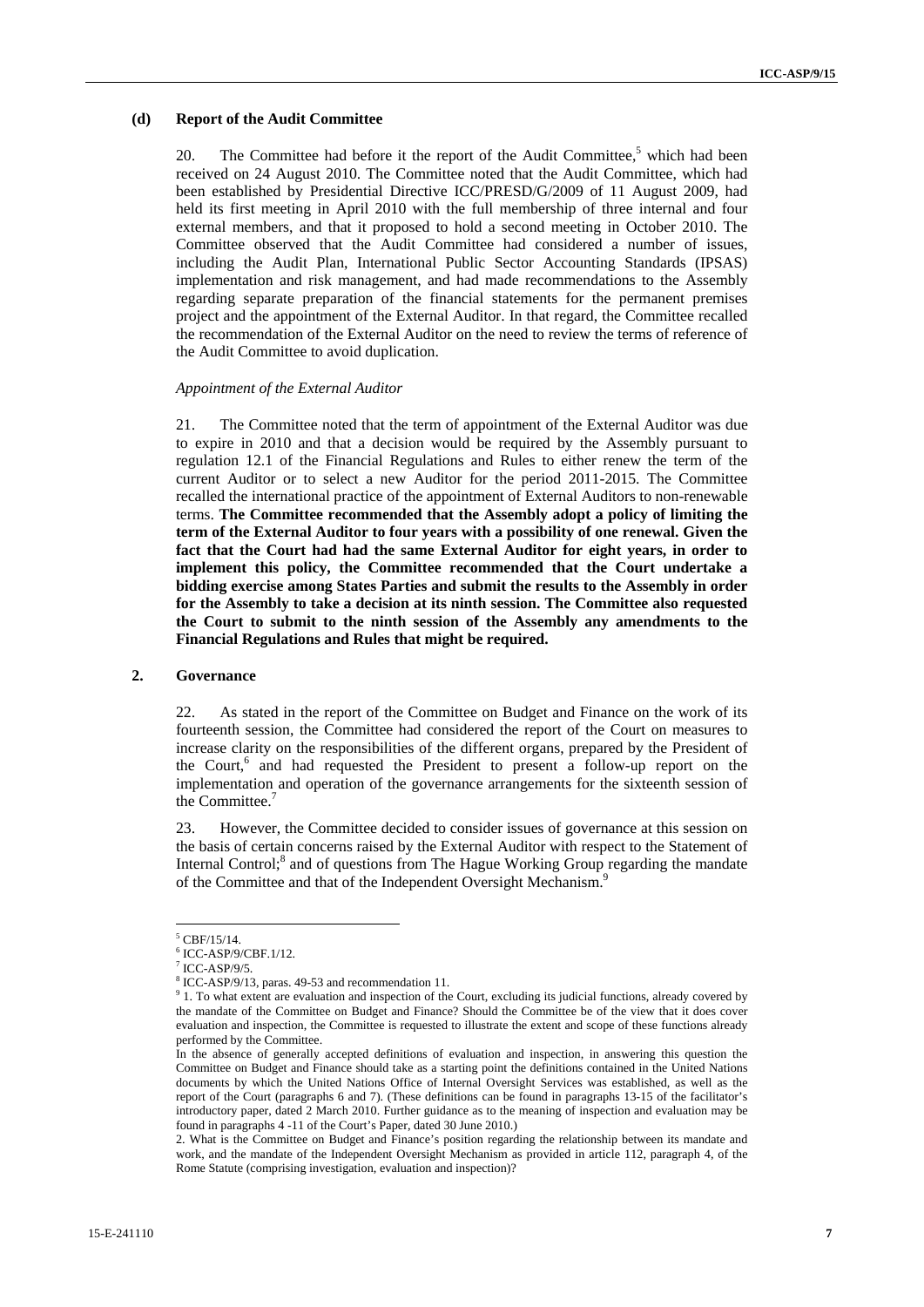### (d) Report of the Audit Committee

20. The Committee had before it the report of the Audit Committee,[5] which had been received on 24 August 2010. The Committee noted that the Audit Committee, which had been established by Presidential Directive ICC/PRESD/G/2009 of 11 August 2009, had held its first meeting in April 2010 with the full membership of three internal and four external members, and that it proposed to hold a second meeting in October 2010. The Committee observed that the Audit Committee had considered a number of issues, including the Audit Plan, International Public Sector Accounting Standards (IPSAS) implementation and risk management, and had made recommendations to the Assembly regarding separate preparation of the financial statements for the permanent premises project and the appointment of the External Auditor. In that regard, the Committee recalled the recommendation of the External Auditor on the need to review the terms of reference of the Audit Committee to avoid duplication.

*Appointment of the External Auditor*

21. The Committee noted that the term of appointment of the External Auditor was due to expire in 2010 and that a decision would be required by the Assembly pursuant to regulation 12.1 of the Financial Regulations and Rules to either renew the term of the current Auditor or to select a new Auditor for the period 2011-2015. The Committee recalled the international practice of the appointment of External Auditors to non-renewable terms. **The Committee recommended that the Assembly adopt a policy of limiting the term of the External Auditor to four years with a possibility of one renewal. Given the fact that the Court had had the same External Auditor for eight years, in order to implement this policy, the Committee recommended that the Court undertake a bidding exercise among States Parties and submit the results to the Assembly in order for the Assembly to take a decision at its ninth session. The Committee also requested the Court to submit to the ninth session of the Assembly any amendments to the Financial Regulations and Rules that might be required.**

## 2. Governance

22. As stated in the report of the Committee on Budget and Finance on the work of its fourteenth session, the Committee had considered the report of the Court on measures to increase clarity on the responsibilities of the different organs, prepared by the President of the Court,[6] and had requested the President to present a follow-up report on the implementation and operation of the governance arrangements for the sixteenth session of the Committee.[7]

23. However, the Committee decided to consider issues of governance at this session on the basis of certain concerns raised by the External Auditor with respect to the Statement of Internal Control;[8] and of questions from The Hague Working Group regarding the mandate of the Committee and that of the Independent Oversight Mechanism.[9]

---

[5] CBF/15/14.

[6] ICC-ASP/9/CBF.1/12.

[7] ICC-ASP/9/5.

[8] ICC-ASP/9/13, paras. 49-53 and recommendation 11.

[9] 1. To what extent are evaluation and inspection of the Court, excluding its judicial functions, already covered by the mandate of the Committee on Budget and Finance? Should the Committee be of the view that it does cover evaluation and inspection, the Committee is requested to illustrate the extent and scope of these functions already performed by the Committee.

In the absence of generally accepted definitions of evaluation and inspection, in answering this question the Committee on Budget and Finance should take as a starting point the definitions contained in the United Nations documents by which the United Nations Office of Internal Oversight Services was established, as well as the report of the Court (paragraphs 6 and 7). (These definitions can be found in paragraphs 13-15 of the facilitator's introductory paper, dated 2 March 2010. Further guidance as to the meaning of inspection and evaluation may be found in paragraphs 4 -11 of the Court's Paper, dated 30 June 2010.)

2. What is the Committee on Budget and Finance's position regarding the relationship between its mandate and work, and the mandate of the Independent Oversight Mechanism as provided in article 112, paragraph 4, of the Rome Statute (comprising investigation, evaluation and inspection)?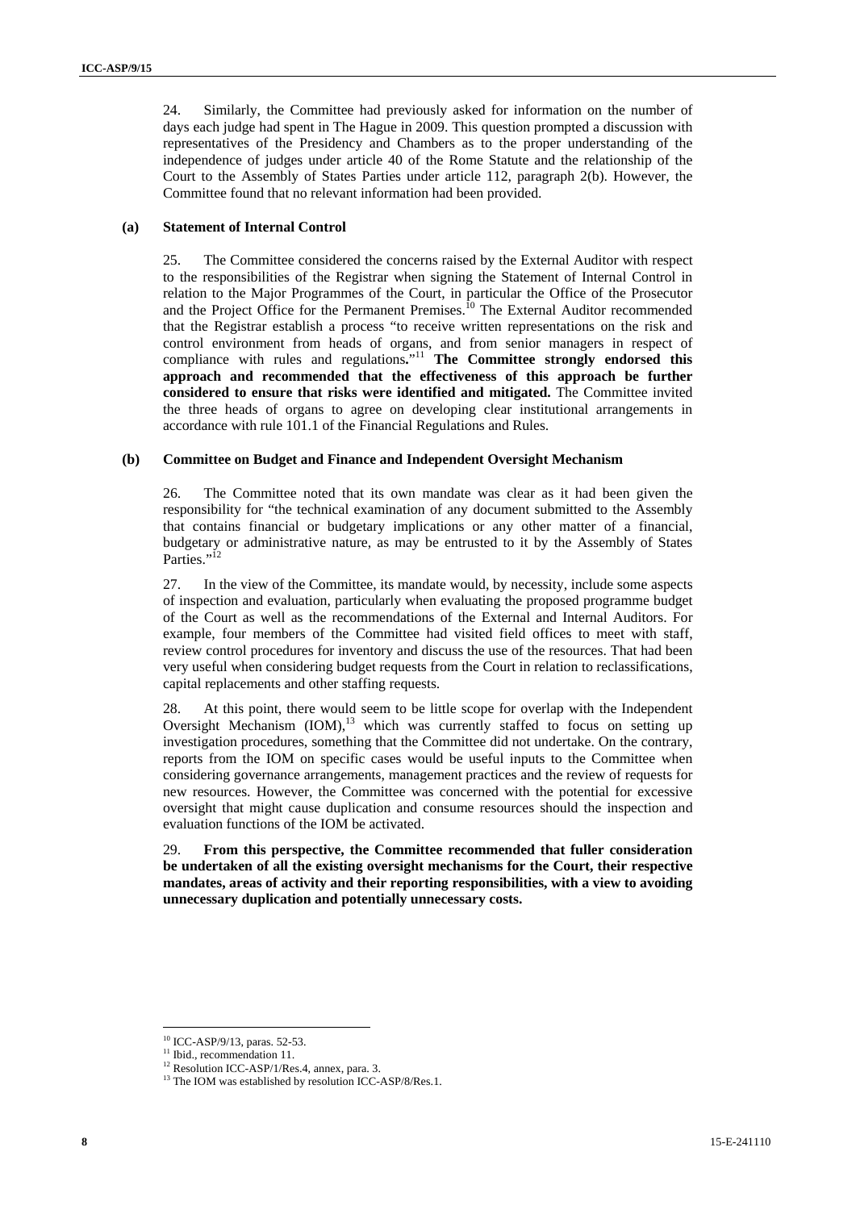24. Similarly, the Committee had previously asked for information on the number of days each judge had spent in The Hague in 2009. This question prompted a discussion with representatives of the Presidency and Chambers as to the proper understanding of the independence of judges under article 40 of the Rome Statute and the relationship of the Court to the Assembly of States Parties under article 112, paragraph 2(b). However, the Committee found that no relevant information had been provided.

### (a) Statement of Internal Control

25. The Committee considered the concerns raised by the External Auditor with respect to the responsibilities of the Registrar when signing the Statement of Internal Control in relation to the Major Programmes of the Court, in particular the Office of the Prosecutor and the Project Office for the Permanent Premises.[10] The External Auditor recommended that the Registrar establish a process "to receive written representations on the risk and control environment from heads of organs, and from senior managers in respect of compliance with rules and regulations."[11] **The Committee strongly endorsed this approach and recommended that the effectiveness of this approach be further considered to ensure that risks were identified and mitigated.** The Committee invited the three heads of organs to agree on developing clear institutional arrangements in accordance with rule 101.1 of the Financial Regulations and Rules.

### (b) Committee on Budget and Finance and Independent Oversight Mechanism

26. The Committee noted that its own mandate was clear as it had been given the responsibility for "the technical examination of any document submitted to the Assembly that contains financial or budgetary implications or any other matter of a financial, budgetary or administrative nature, as may be entrusted to it by the Assembly of States Parties."[12]

27. In the view of the Committee, its mandate would, by necessity, include some aspects of inspection and evaluation, particularly when evaluating the proposed programme budget of the Court as well as the recommendations of the External and Internal Auditors. For example, four members of the Committee had visited field offices to meet with staff, review control procedures for inventory and discuss the use of the resources. That had been very useful when considering budget requests from the Court in relation to reclassifications, capital replacements and other staffing requests.

28. At this point, there would seem to be little scope for overlap with the Independent Oversight Mechanism (IOM),[13] which was currently staffed to focus on setting up investigation procedures, something that the Committee did not undertake. On the contrary, reports from the IOM on specific cases would be useful inputs to the Committee when considering governance arrangements, management practices and the review of requests for new resources. However, the Committee was concerned with the potential for excessive oversight that might cause duplication and consume resources should the inspection and evaluation functions of the IOM be activated.

29. **From this perspective, the Committee recommended that fuller consideration be undertaken of all the existing oversight mechanisms for the Court, their respective mandates, areas of activity and their reporting responsibilities, with a view to avoiding unnecessary duplication and potentially unnecessary costs.**

---

[10] ICC-ASP/9/13, paras. 52-53.

[11] Ibid., recommendation 11.

[12] Resolution ICC-ASP/1/Res.4, annex, para. 3.

[13] The IOM was established by resolution ICC-ASP/8/Res.1.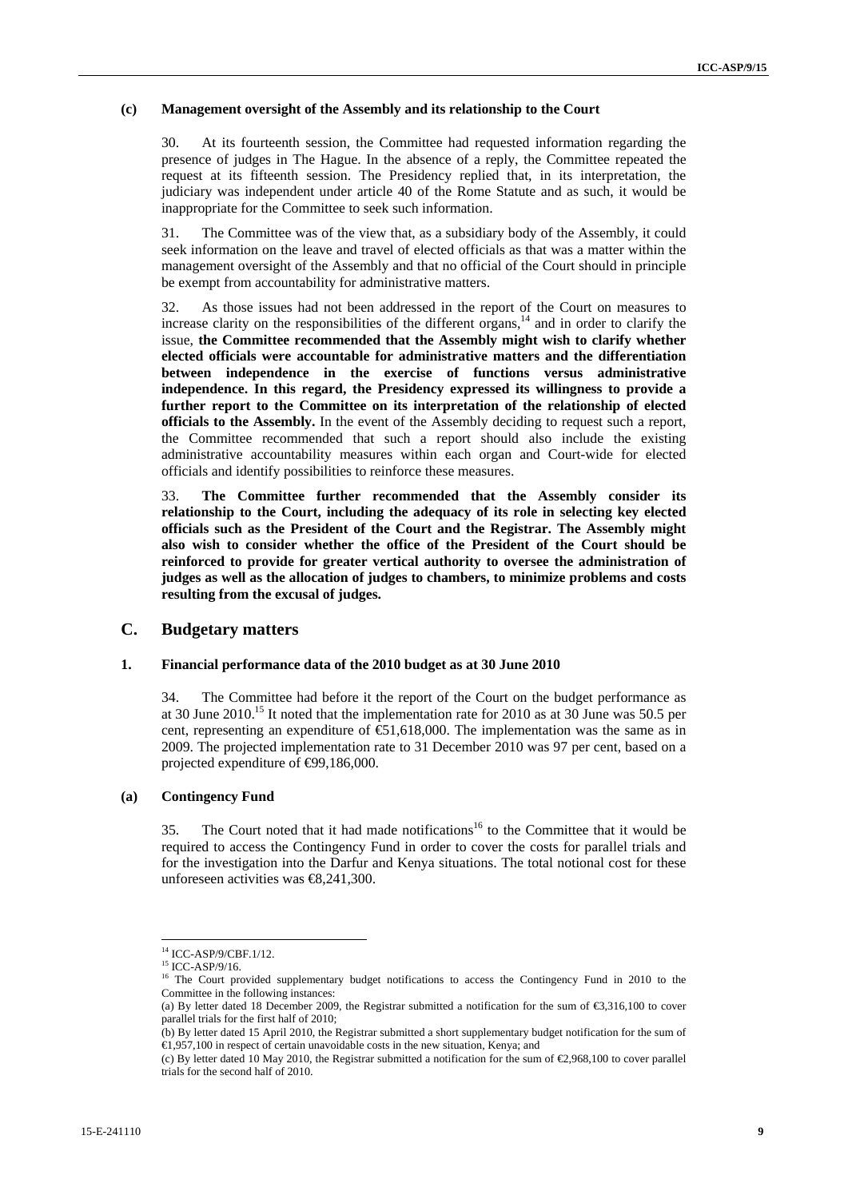#### (c) Management oversight of the Assembly and its relationship to the Court

30. At its fourteenth session, the Committee had requested information regarding the presence of judges in The Hague. In the absence of a reply, the Committee repeated the request at its fifteenth session. The Presidency replied that, in its interpretation, the judiciary was independent under article 40 of the Rome Statute and as such, it would be inappropriate for the Committee to seek such information.

31. The Committee was of the view that, as a subsidiary body of the Assembly, it could seek information on the leave and travel of elected officials as that was a matter within the management oversight of the Assembly and that no official of the Court should in principle be exempt from accountability for administrative matters.

32. As those issues had not been addressed in the report of the Court on measures to increase clarity on the responsibilities of the different organs,[14] and in order to clarify the issue, **the Committee recommended that the Assembly might wish to clarify whether elected officials were accountable for administrative matters and the differentiation between independence in the exercise of functions versus administrative independence. In this regard, the Presidency expressed its willingness to provide a further report to the Committee on its interpretation of the relationship of elected officials to the Assembly.** In the event of the Assembly deciding to request such a report, the Committee recommended that such a report should also include the existing administrative accountability measures within each organ and Court-wide for elected officials and identify possibilities to reinforce these measures.

33. **The Committee further recommended that the Assembly consider its relationship to the Court, including the adequacy of its role in selecting key elected officials such as the President of the Court and the Registrar. The Assembly might also wish to consider whether the office of the President of the Court should be reinforced to provide for greater vertical authority to oversee the administration of judges as well as the allocation of judges to chambers, to minimize problems and costs resulting from the excusal of judges.**

## C. Budgetary matters

### 1. Financial performance data of the 2010 budget as at 30 June 2010

34. The Committee had before it the report of the Court on the budget performance as at 30 June 2010.[15] It noted that the implementation rate for 2010 as at 30 June was 50.5 per cent, representing an expenditure of €51,618,000. The implementation was the same as in 2009. The projected implementation rate to 31 December 2010 was 97 per cent, based on a projected expenditure of €99,186,000.

#### (a) Contingency Fund

35. The Court noted that it had made notifications[16] to the Committee that it would be required to access the Contingency Fund in order to cover the costs for parallel trials and for the investigation into the Darfur and Kenya situations. The total notional cost for these unforeseen activities was €8,241,300.

---

[14] ICC-ASP/9/CBF.1/12.

[15] ICC-ASP/9/16.

[16] The Court provided supplementary budget notifications to access the Contingency Fund in 2010 to the Committee in the following instances:
(a) By letter dated 18 December 2009, the Registrar submitted a notification for the sum of €3,316,100 to cover parallel trials for the first half of 2010;
(b) By letter dated 15 April 2010, the Registrar submitted a short supplementary budget notification for the sum of €1,957,100 in respect of certain unavoidable costs in the new situation, Kenya; and
(c) By letter dated 10 May 2010, the Registrar submitted a notification for the sum of €2,968,100 to cover parallel trials for the second half of 2010.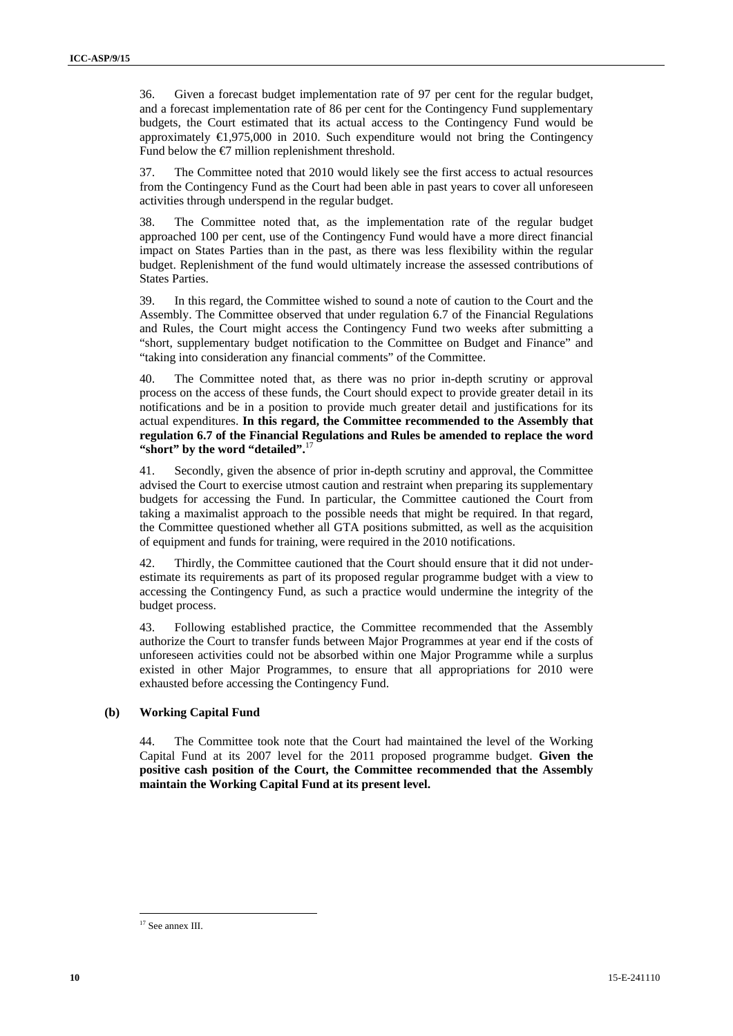36. Given a forecast budget implementation rate of 97 per cent for the regular budget, and a forecast implementation rate of 86 per cent for the Contingency Fund supplementary budgets, the Court estimated that its actual access to the Contingency Fund would be approximately €1,975,000 in 2010. Such expenditure would not bring the Contingency Fund below the €7 million replenishment threshold.

37. The Committee noted that 2010 would likely see the first access to actual resources from the Contingency Fund as the Court had been able in past years to cover all unforeseen activities through underspend in the regular budget.

38. The Committee noted that, as the implementation rate of the regular budget approached 100 per cent, use of the Contingency Fund would have a more direct financial impact on States Parties than in the past, as there was less flexibility within the regular budget. Replenishment of the fund would ultimately increase the assessed contributions of States Parties.

39. In this regard, the Committee wished to sound a note of caution to the Court and the Assembly. The Committee observed that under regulation 6.7 of the Financial Regulations and Rules, the Court might access the Contingency Fund two weeks after submitting a "short, supplementary budget notification to the Committee on Budget and Finance" and "taking into consideration any financial comments" of the Committee.

40. The Committee noted that, as there was no prior in-depth scrutiny or approval process on the access of these funds, the Court should expect to provide greater detail in its notifications and be in a position to provide much greater detail and justifications for its actual expenditures. **In this regard, the Committee recommended to the Assembly that regulation 6.7 of the Financial Regulations and Rules be amended to replace the word "short" by the word "detailed".**[17]

41. Secondly, given the absence of prior in-depth scrutiny and approval, the Committee advised the Court to exercise utmost caution and restraint when preparing its supplementary budgets for accessing the Fund. In particular, the Committee cautioned the Court from taking a maximalist approach to the possible needs that might be required. In that regard, the Committee questioned whether all GTA positions submitted, as well as the acquisition of equipment and funds for training, were required in the 2010 notifications.

42. Thirdly, the Committee cautioned that the Court should ensure that it did not under-estimate its requirements as part of its proposed regular programme budget with a view to accessing the Contingency Fund, as such a practice would undermine the integrity of the budget process.

43. Following established practice, the Committee recommended that the Assembly authorize the Court to transfer funds between Major Programmes at year end if the costs of unforeseen activities could not be absorbed within one Major Programme while a surplus existed in other Major Programmes, to ensure that all appropriations for 2010 were exhausted before accessing the Contingency Fund.

### (b) Working Capital Fund

44. The Committee took note that the Court had maintained the level of the Working Capital Fund at its 2007 level for the 2011 proposed programme budget. **Given the positive cash position of the Court, the Committee recommended that the Assembly maintain the Working Capital Fund at its present level.**

---

[17] See annex III.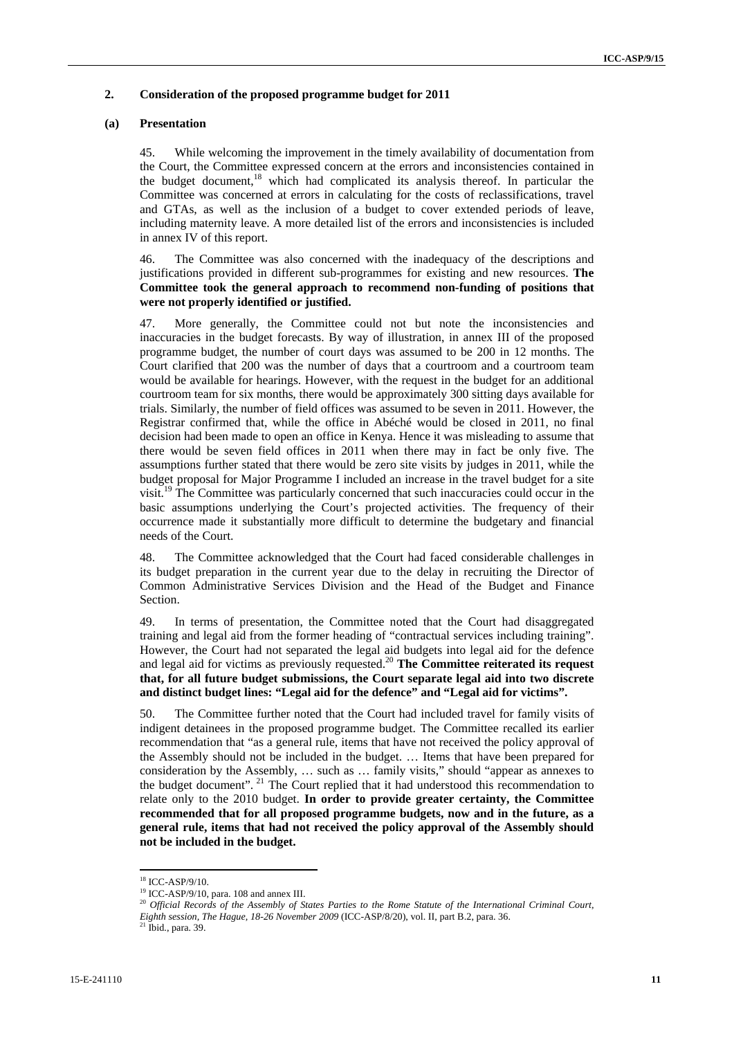## 2. Consideration of the proposed programme budget for 2011

### (a) Presentation

45. While welcoming the improvement in the timely availability of documentation from the Court, the Committee expressed concern at the errors and inconsistencies contained in the budget document,[18] which had complicated its analysis thereof. In particular the Committee was concerned at errors in calculating for the costs of reclassifications, travel and GTAs, as well as the inclusion of a budget to cover extended periods of leave, including maternity leave. A more detailed list of the errors and inconsistencies is included in annex IV of this report.

46. The Committee was also concerned with the inadequacy of the descriptions and justifications provided in different sub-programmes for existing and new resources. **The Committee took the general approach to recommend non-funding of positions that were not properly identified or justified.**

47. More generally, the Committee could not but note the inconsistencies and inaccuracies in the budget forecasts. By way of illustration, in annex III of the proposed programme budget, the number of court days was assumed to be 200 in 12 months. The Court clarified that 200 was the number of days that a courtroom and a courtroom team would be available for hearings. However, with the request in the budget for an additional courtroom team for six months, there would be approximately 300 sitting days available for trials. Similarly, the number of field offices was assumed to be seven in 2011. However, the Registrar confirmed that, while the office in Abéché would be closed in 2011, no final decision had been made to open an office in Kenya. Hence it was misleading to assume that there would be seven field offices in 2011 when there may in fact be only five. The assumptions further stated that there would be zero site visits by judges in 2011, while the budget proposal for Major Programme I included an increase in the travel budget for a site visit.[19] The Committee was particularly concerned that such inaccuracies could occur in the basic assumptions underlying the Court's projected activities. The frequency of their occurrence made it substantially more difficult to determine the budgetary and financial needs of the Court.

48. The Committee acknowledged that the Court had faced considerable challenges in its budget preparation in the current year due to the delay in recruiting the Director of Common Administrative Services Division and the Head of the Budget and Finance Section.

49. In terms of presentation, the Committee noted that the Court had disaggregated training and legal aid from the former heading of "contractual services including training". However, the Court had not separated the legal aid budgets into legal aid for the defence and legal aid for victims as previously requested.[20] **The Committee reiterated its request that, for all future budget submissions, the Court separate legal aid into two discrete and distinct budget lines: "Legal aid for the defence" and "Legal aid for victims".**

50. The Committee further noted that the Court had included travel for family visits of indigent detainees in the proposed programme budget. The Committee recalled its earlier recommendation that "as a general rule, items that have not received the policy approval of the Assembly should not be included in the budget. … Items that have been prepared for consideration by the Assembly, … such as … family visits," should "appear as annexes to the budget document".[21] The Court replied that it had understood this recommendation to relate only to the 2010 budget. **In order to provide greater certainty, the Committee recommended that for all proposed programme budgets, now and in the future, as a general rule, items that had not received the policy approval of the Assembly should not be included in the budget.**

---

[18] ICC-ASP/9/10.

[19] ICC-ASP/9/10, para. 108 and annex III.

[20] *Official Records of the Assembly of States Parties to the Rome Statute of the International Criminal Court, Eighth session, The Hague, 18-26 November 2009* (ICC-ASP/8/20), vol. II, part B.2, para. 36.

[21] Ibid., para. 39.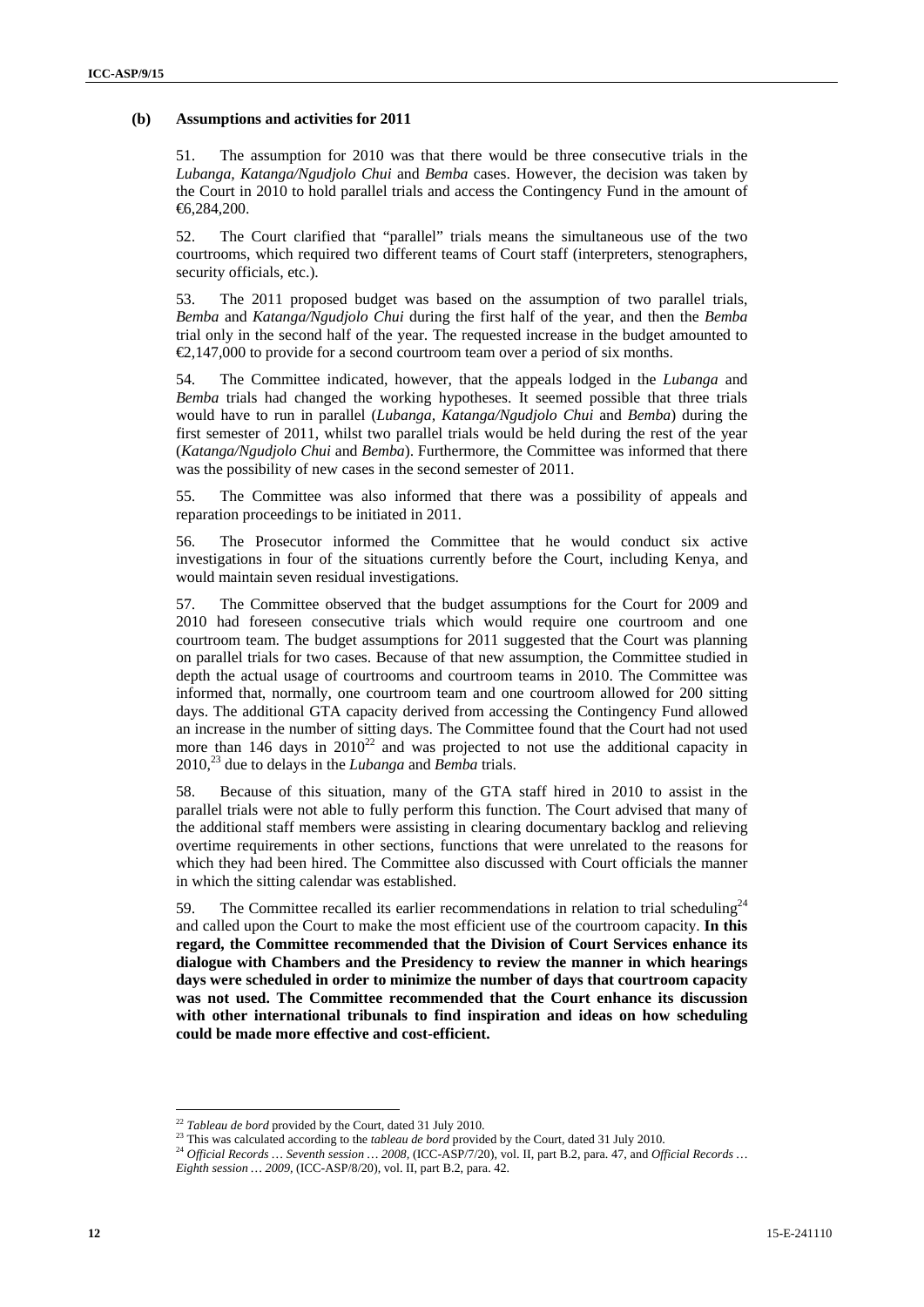### (b) Assumptions and activities for 2011

51. The assumption for 2010 was that there would be three consecutive trials in the *Lubanga, Katanga/Ngudjolo Chui* and *Bemba* cases. However, the decision was taken by the Court in 2010 to hold parallel trials and access the Contingency Fund in the amount of €6,284,200.

52. The Court clarified that "parallel" trials means the simultaneous use of the two courtrooms, which required two different teams of Court staff (interpreters, stenographers, security officials, etc.).

53. The 2011 proposed budget was based on the assumption of two parallel trials, *Bemba* and *Katanga/Ngudjolo Chui* during the first half of the year, and then the *Bemba* trial only in the second half of the year. The requested increase in the budget amounted to €2,147,000 to provide for a second courtroom team over a period of six months.

54. The Committee indicated, however, that the appeals lodged in the *Lubanga* and *Bemba* trials had changed the working hypotheses. It seemed possible that three trials would have to run in parallel (*Lubanga, Katanga/Ngudjolo Chui* and *Bemba*) during the first semester of 2011, whilst two parallel trials would be held during the rest of the year (*Katanga/Ngudjolo Chui* and *Bemba*). Furthermore, the Committee was informed that there was the possibility of new cases in the second semester of 2011.

55. The Committee was also informed that there was a possibility of appeals and reparation proceedings to be initiated in 2011.

56. The Prosecutor informed the Committee that he would conduct six active investigations in four of the situations currently before the Court, including Kenya, and would maintain seven residual investigations.

57. The Committee observed that the budget assumptions for the Court for 2009 and 2010 had foreseen consecutive trials which would require one courtroom and one courtroom team. The budget assumptions for 2011 suggested that the Court was planning on parallel trials for two cases. Because of that new assumption, the Committee studied in depth the actual usage of courtrooms and courtroom teams in 2010. The Committee was informed that, normally, one courtroom team and one courtroom allowed for 200 sitting days. The additional GTA capacity derived from accessing the Contingency Fund allowed an increase in the number of sitting days. The Committee found that the Court had not used more than 146 days in 2010[22] and was projected to not use the additional capacity in 2010,[23] due to delays in the *Lubanga* and *Bemba* trials.

58. Because of this situation, many of the GTA staff hired in 2010 to assist in the parallel trials were not able to fully perform this function. The Court advised that many of the additional staff members were assisting in clearing documentary backlog and relieving overtime requirements in other sections, functions that were unrelated to the reasons for which they had been hired. The Committee also discussed with Court officials the manner in which the sitting calendar was established.

59. The Committee recalled its earlier recommendations in relation to trial scheduling[24] and called upon the Court to make the most efficient use of the courtroom capacity. **In this regard, the Committee recommended that the Division of Court Services enhance its dialogue with Chambers and the Presidency to review the manner in which hearings days were scheduled in order to minimize the number of days that courtroom capacity was not used. The Committee recommended that the Court enhance its discussion with other international tribunals to find inspiration and ideas on how scheduling could be made more effective and cost-efficient.**

---

[22] *Tableau de bord* provided by the Court, dated 31 July 2010.

[23] This was calculated according to the *tableau de bord* provided by the Court, dated 31 July 2010.

[24] *Official Records … Seventh session … 2008*, (ICC-ASP/7/20), vol. II, part B.2, para. 47, and *Official Records … Eighth session … 2009*, (ICC-ASP/8/20), vol. II, part B.2, para. 42.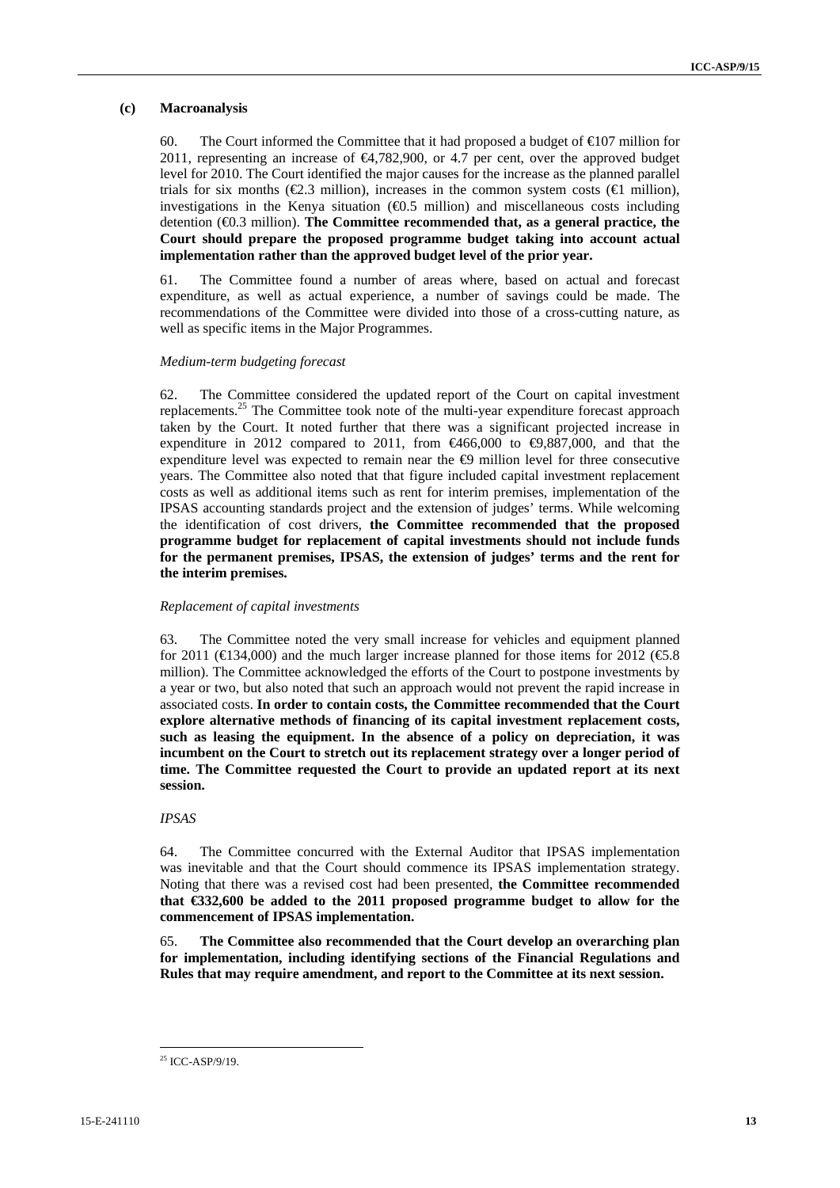### (c) Macroanalysis

60. The Court informed the Committee that it had proposed a budget of €107 million for 2011, representing an increase of €4,782,900, or 4.7 per cent, over the approved budget level for 2010. The Court identified the major causes for the increase as the planned parallel trials for six months (€2.3 million), increases in the common system costs (€1 million), investigations in the Kenya situation (€0.5 million) and miscellaneous costs including detention (€0.3 million). **The Committee recommended that, as a general practice, the Court should prepare the proposed programme budget taking into account actual implementation rather than the approved budget level of the prior year.**

61. The Committee found a number of areas where, based on actual and forecast expenditure, as well as actual experience, a number of savings could be made. The recommendations of the Committee were divided into those of a cross-cutting nature, as well as specific items in the Major Programmes.

*Medium-term budgeting forecast*

62. The Committee considered the updated report of the Court on capital investment replacements.[25] The Committee took note of the multi-year expenditure forecast approach taken by the Court. It noted further that there was a significant projected increase in expenditure in 2012 compared to 2011, from €466,000 to €9,887,000, and that the expenditure level was expected to remain near the €9 million level for three consecutive years. The Committee also noted that that figure included capital investment replacement costs as well as additional items such as rent for interim premises, implementation of the IPSAS accounting standards project and the extension of judges' terms. While welcoming the identification of cost drivers, **the Committee recommended that the proposed programme budget for replacement of capital investments should not include funds for the permanent premises, IPSAS, the extension of judges' terms and the rent for the interim premises.**

*Replacement of capital investments*

63. The Committee noted the very small increase for vehicles and equipment planned for 2011 (€134,000) and the much larger increase planned for those items for 2012 (€5.8 million). The Committee acknowledged the efforts of the Court to postpone investments by a year or two, but also noted that such an approach would not prevent the rapid increase in associated costs. **In order to contain costs, the Committee recommended that the Court explore alternative methods of financing of its capital investment replacement costs, such as leasing the equipment. In the absence of a policy on depreciation, it was incumbent on the Court to stretch out its replacement strategy over a longer period of time. The Committee requested the Court to provide an updated report at its next session.**

*IPSAS*

64. The Committee concurred with the External Auditor that IPSAS implementation was inevitable and that the Court should commence its IPSAS implementation strategy. Noting that there was a revised cost had been presented, **the Committee recommended that €332,600 be added to the 2011 proposed programme budget to allow for the commencement of IPSAS implementation.**

65. **The Committee also recommended that the Court develop an overarching plan for implementation, including identifying sections of the Financial Regulations and Rules that may require amendment, and report to the Committee at its next session.**

---

[25] ICC-ASP/9/19.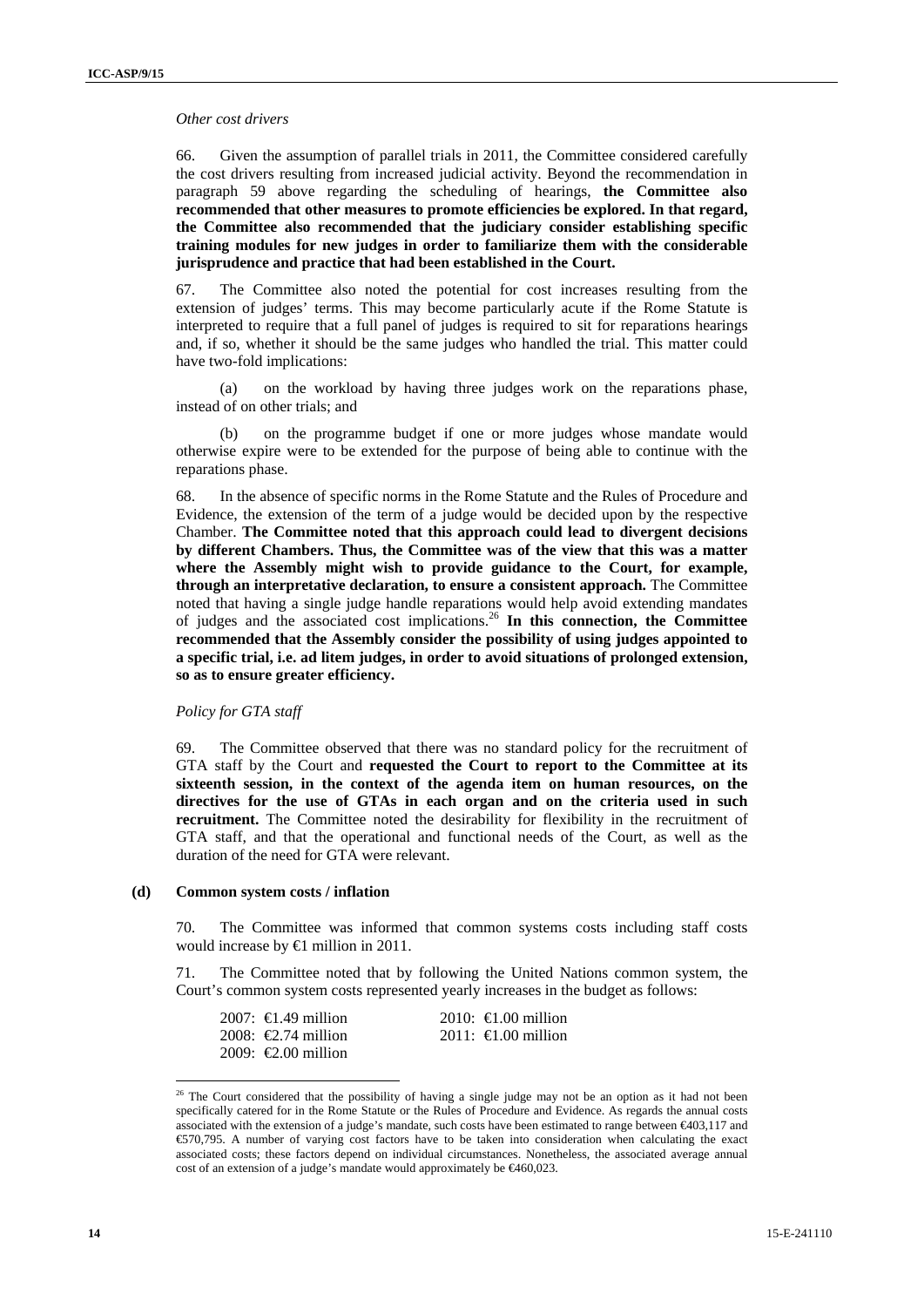*Other cost drivers*

66. Given the assumption of parallel trials in 2011, the Committee considered carefully the cost drivers resulting from increased judicial activity. Beyond the recommendation in paragraph 59 above regarding the scheduling of hearings, **the Committee also recommended that other measures to promote efficiencies be explored. In that regard, the Committee also recommended that the judiciary consider establishing specific training modules for new judges in order to familiarize them with the considerable jurisprudence and practice that had been established in the Court.**

67. The Committee also noted the potential for cost increases resulting from the extension of judges' terms. This may become particularly acute if the Rome Statute is interpreted to require that a full panel of judges is required to sit for reparations hearings and, if so, whether it should be the same judges who handled the trial. This matter could have two-fold implications:

(a) on the workload by having three judges work on the reparations phase, instead of on other trials; and

(b) on the programme budget if one or more judges whose mandate would otherwise expire were to be extended for the purpose of being able to continue with the reparations phase.

68. In the absence of specific norms in the Rome Statute and the Rules of Procedure and Evidence, the extension of the term of a judge would be decided upon by the respective Chamber. **The Committee noted that this approach could lead to divergent decisions by different Chambers. Thus, the Committee was of the view that this was a matter where the Assembly might wish to provide guidance to the Court, for example, through an interpretative declaration, to ensure a consistent approach.** The Committee noted that having a single judge handle reparations would help avoid extending mandates of judges and the associated cost implications.[26] **In this connection, the Committee recommended that the Assembly consider the possibility of using judges appointed to a specific trial, i.e. ad litem judges, in order to avoid situations of prolonged extension, so as to ensure greater efficiency.**

*Policy for GTA staff*

69. The Committee observed that there was no standard policy for the recruitment of GTA staff by the Court and **requested the Court to report to the Committee at its sixteenth session, in the context of the agenda item on human resources, on the directives for the use of GTAs in each organ and on the criteria used in such recruitment.** The Committee noted the desirability for flexibility in the recruitment of GTA staff, and that the operational and functional needs of the Court, as well as the duration of the need for GTA were relevant.

#### (d) Common system costs / inflation

70. The Committee was informed that common systems costs including staff costs would increase by €1 million in 2011.

71. The Committee noted that by following the United Nations common system, the Court's common system costs represented yearly increases in the budget as follows:

2007: €1.49 million
2008: €2.74 million
2009: €2.00 million
2010: €1.00 million
2011: €1.00 million

---

[26] The Court considered that the possibility of having a single judge may not be an option as it had not been specifically catered for in the Rome Statute or the Rules of Procedure and Evidence. As regards the annual costs associated with the extension of a judge's mandate, such costs have been estimated to range between €403,117 and €570,795. A number of varying cost factors have to be taken into consideration when calculating the exact associated costs; these factors depend on individual circumstances. Nonetheless, the associated average annual cost of an extension of a judge's mandate would approximately be €460,023.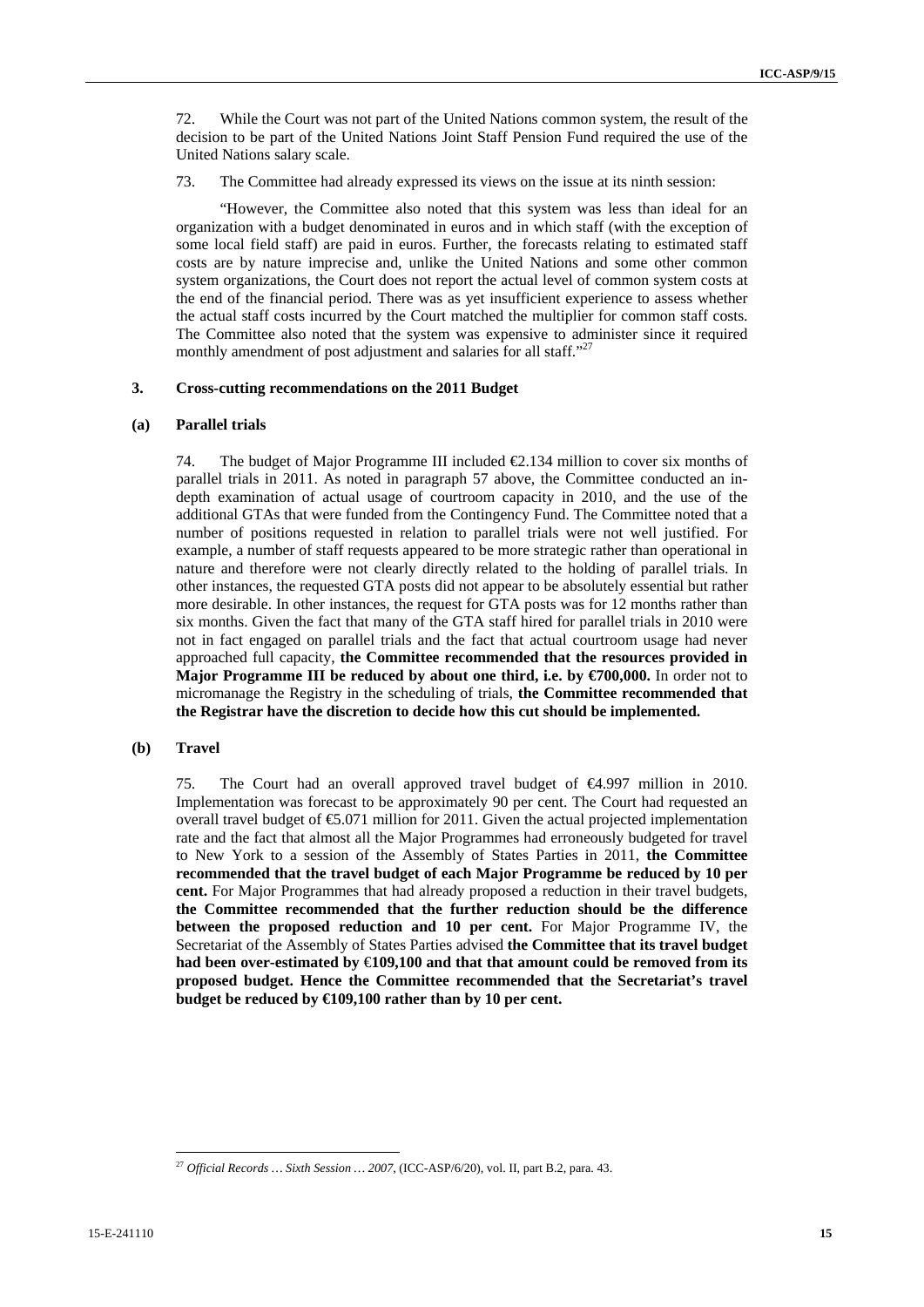72. While the Court was not part of the United Nations common system, the result of the decision to be part of the United Nations Joint Staff Pension Fund required the use of the United Nations salary scale.

73. The Committee had already expressed its views on the issue at its ninth session:

> "However, the Committee also noted that this system was less than ideal for an organization with a budget denominated in euros and in which staff (with the exception of some local field staff) are paid in euros. Further, the forecasts relating to estimated staff costs are by nature imprecise and, unlike the United Nations and some other common system organizations, the Court does not report the actual level of common system costs at the end of the financial period. There was as yet insufficient experience to assess whether the actual staff costs incurred by the Court matched the multiplier for common staff costs. The Committee also noted that the system was expensive to administer since it required monthly amendment of post adjustment and salaries for all staff."[27]

### 3. Cross-cutting recommendations on the 2011 Budget

#### (a) Parallel trials

74. The budget of Major Programme III included €2.134 million to cover six months of parallel trials in 2011. As noted in paragraph 57 above, the Committee conducted an in-depth examination of actual usage of courtroom capacity in 2010, and the use of the additional GTAs that were funded from the Contingency Fund. The Committee noted that a number of positions requested in relation to parallel trials were not well justified. For example, a number of staff requests appeared to be more strategic rather than operational in nature and therefore were not clearly directly related to the holding of parallel trials. In other instances, the requested GTA posts did not appear to be absolutely essential but rather more desirable. In other instances, the request for GTA posts was for 12 months rather than six months. Given the fact that many of the GTA staff hired for parallel trials in 2010 were not in fact engaged on parallel trials and the fact that actual courtroom usage had never approached full capacity, **the Committee recommended that the resources provided in Major Programme III be reduced by about one third, i.e. by €700,000.** In order not to micromanage the Registry in the scheduling of trials, **the Committee recommended that the Registrar have the discretion to decide how this cut should be implemented.**

#### (b) Travel

75. The Court had an overall approved travel budget of €4.997 million in 2010. Implementation was forecast to be approximately 90 per cent. The Court had requested an overall travel budget of €5.071 million for 2011. Given the actual projected implementation rate and the fact that almost all the Major Programmes had erroneously budgeted for travel to New York to a session of the Assembly of States Parties in 2011, **the Committee recommended that the travel budget of each Major Programme be reduced by 10 per cent.** For Major Programmes that had already proposed a reduction in their travel budgets, **the Committee recommended that the further reduction should be the difference between the proposed reduction and 10 per cent.** For Major Programme IV, the Secretariat of the Assembly of States Parties advised **the Committee that its travel budget had been over-estimated by €109,100 and that that amount could be removed from its proposed budget. Hence the Committee recommended that the Secretariat's travel budget be reduced by €109,100 rather than by 10 per cent.**

---

[27] *Official Records … Sixth Session … 2007*, (ICC-ASP/6/20), vol. II, part B.2, para. 43.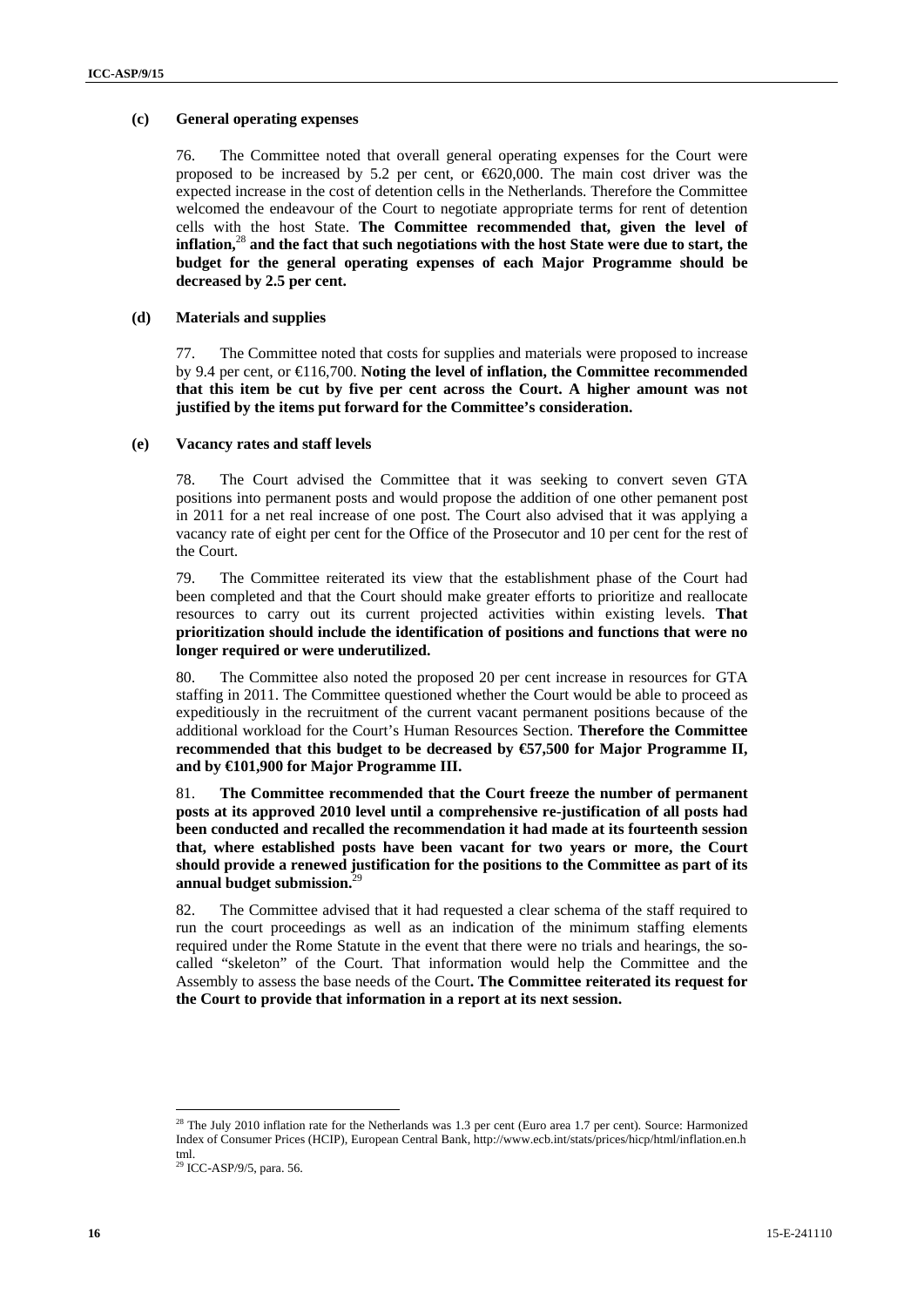### (c) General operating expenses

76. The Committee noted that overall general operating expenses for the Court were proposed to be increased by 5.2 per cent, or €620,000. The main cost driver was the expected increase in the cost of detention cells in the Netherlands. Therefore the Committee welcomed the endeavour of the Court to negotiate appropriate terms for rent of detention cells with the host State. **The Committee recommended that, given the level of inflation,[28] and the fact that such negotiations with the host State were due to start, the budget for the general operating expenses of each Major Programme should be decreased by 2.5 per cent.**

### (d) Materials and supplies

77. The Committee noted that costs for supplies and materials were proposed to increase by 9.4 per cent, or €116,700. **Noting the level of inflation, the Committee recommended that this item be cut by five per cent across the Court. A higher amount was not justified by the items put forward for the Committee's consideration.**

### (e) Vacancy rates and staff levels

78. The Court advised the Committee that it was seeking to convert seven GTA positions into permanent posts and would propose the addition of one other pemanent post in 2011 for a net real increase of one post. The Court also advised that it was applying a vacancy rate of eight per cent for the Office of the Prosecutor and 10 per cent for the rest of the Court.

79. The Committee reiterated its view that the establishment phase of the Court had been completed and that the Court should make greater efforts to prioritize and reallocate resources to carry out its current projected activities within existing levels. **That prioritization should include the identification of positions and functions that were no longer required or were underutilized.**

80. The Committee also noted the proposed 20 per cent increase in resources for GTA staffing in 2011. The Committee questioned whether the Court would be able to proceed as expeditiously in the recruitment of the current vacant permanent positions because of the additional workload for the Court's Human Resources Section. **Therefore the Committee recommended that this budget to be decreased by €57,500 for Major Programme II, and by €101,900 for Major Programme III.**

81. **The Committee recommended that the Court freeze the number of permanent posts at its approved 2010 level until a comprehensive re-justification of all posts had been conducted and recalled the recommendation it had made at its fourteenth session that, where established posts have been vacant for two years or more, the Court should provide a renewed justification for the positions to the Committee as part of its annual budget submission.**[29]

82. The Committee advised that it had requested a clear schema of the staff required to run the court proceedings as well as an indication of the minimum staffing elements required under the Rome Statute in the event that there were no trials and hearings, the so-called "skeleton" of the Court. That information would help the Committee and the Assembly to assess the base needs of the Court**. The Committee reiterated its request for the Court to provide that information in a report at its next session.**

---

[28] The July 2010 inflation rate for the Netherlands was 1.3 per cent (Euro area 1.7 per cent). Source: Harmonized Index of Consumer Prices (HCIP), European Central Bank, http://www.ecb.int/stats/prices/hicp/html/inflation.en.html.

[29] ICC-ASP/9/5, para. 56.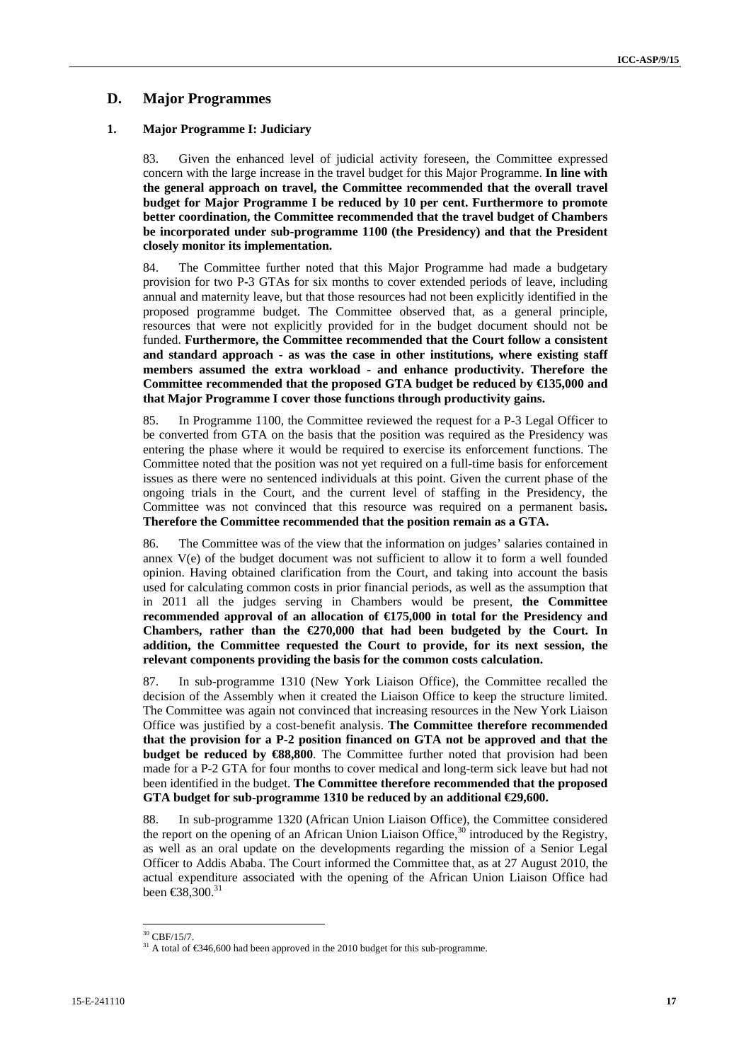## D. Major Programmes

### 1. Major Programme I: Judiciary

83. Given the enhanced level of judicial activity foreseen, the Committee expressed concern with the large increase in the travel budget for this Major Programme. **In line with the general approach on travel, the Committee recommended that the overall travel budget for Major Programme I be reduced by 10 per cent. Furthermore to promote better coordination, the Committee recommended that the travel budget of Chambers be incorporated under sub-programme 1100 (the Presidency) and that the President closely monitor its implementation.**

84. The Committee further noted that this Major Programme had made a budgetary provision for two P-3 GTAs for six months to cover extended periods of leave, including annual and maternity leave, but that those resources had not been explicitly identified in the proposed programme budget. The Committee observed that, as a general principle, resources that were not explicitly provided for in the budget document should not be funded. **Furthermore, the Committee recommended that the Court follow a consistent and standard approach - as was the case in other institutions, where existing staff members assumed the extra workload - and enhance productivity. Therefore the Committee recommended that the proposed GTA budget be reduced by €135,000 and that Major Programme I cover those functions through productivity gains.**

85. In Programme 1100, the Committee reviewed the request for a P-3 Legal Officer to be converted from GTA on the basis that the position was required as the Presidency was entering the phase where it would be required to exercise its enforcement functions. The Committee noted that the position was not yet required on a full-time basis for enforcement issues as there were no sentenced individuals at this point. Given the current phase of the ongoing trials in the Court, and the current level of staffing in the Presidency, the Committee was not convinced that this resource was required on a permanent basis**. Therefore the Committee recommended that the position remain as a GTA.**

86. The Committee was of the view that the information on judges' salaries contained in annex V(e) of the budget document was not sufficient to allow it to form a well founded opinion. Having obtained clarification from the Court, and taking into account the basis used for calculating common costs in prior financial periods, as well as the assumption that in 2011 all the judges serving in Chambers would be present, **the Committee recommended approval of an allocation of €175,000 in total for the Presidency and Chambers, rather than the €270,000 that had been budgeted by the Court. In addition, the Committee requested the Court to provide, for its next session, the relevant components providing the basis for the common costs calculation.**

87. In sub-programme 1310 (New York Liaison Office), the Committee recalled the decision of the Assembly when it created the Liaison Office to keep the structure limited. The Committee was again not convinced that increasing resources in the New York Liaison Office was justified by a cost-benefit analysis. **The Committee therefore recommended that the provision for a P-2 position financed on GTA not be approved and that the budget be reduced by €88,800**. The Committee further noted that provision had been made for a P-2 GTA for four months to cover medical and long-term sick leave but had not been identified in the budget. **The Committee therefore recommended that the proposed GTA budget for sub-programme 1310 be reduced by an additional €29,600.**

88. In sub-programme 1320 (African Union Liaison Office), the Committee considered the report on the opening of an African Union Liaison Office,[30] introduced by the Registry, as well as an oral update on the developments regarding the mission of a Senior Legal Officer to Addis Ababa. The Court informed the Committee that, as at 27 August 2010, the actual expenditure associated with the opening of the African Union Liaison Office had been €38,300.[31]

---

[30] CBF/15/7.

[31] A total of €346,600 had been approved in the 2010 budget for this sub-programme.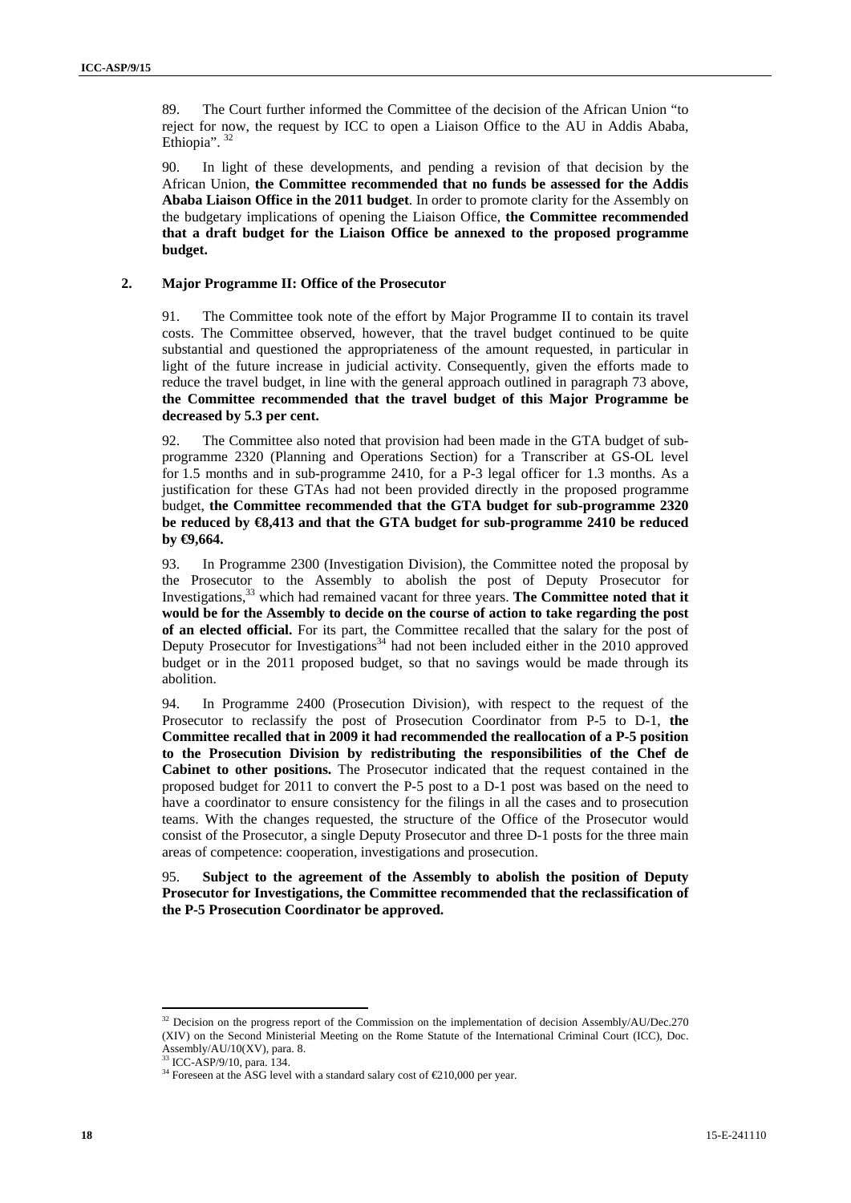89. The Court further informed the Committee of the decision of the African Union "to reject for now, the request by ICC to open a Liaison Office to the AU in Addis Ababa, Ethiopia". [32]

90. In light of these developments, and pending a revision of that decision by the African Union, **the Committee recommended that no funds be assessed for the Addis Ababa Liaison Office in the 2011 budget**. In order to promote clarity for the Assembly on the budgetary implications of opening the Liaison Office, **the Committee recommended that a draft budget for the Liaison Office be annexed to the proposed programme budget.**

### 2. Major Programme II: Office of the Prosecutor

91. The Committee took note of the effort by Major Programme II to contain its travel costs. The Committee observed, however, that the travel budget continued to be quite substantial and questioned the appropriateness of the amount requested, in particular in light of the future increase in judicial activity. Consequently, given the efforts made to reduce the travel budget, in line with the general approach outlined in paragraph 73 above, **the Committee recommended that the travel budget of this Major Programme be decreased by 5.3 per cent.**

92. The Committee also noted that provision had been made in the GTA budget of sub-programme 2320 (Planning and Operations Section) for a Transcriber at GS-OL level for 1.5 months and in sub-programme 2410, for a P-3 legal officer for 1.3 months. As a justification for these GTAs had not been provided directly in the proposed programme budget, **the Committee recommended that the GTA budget for sub-programme 2320 be reduced by €8,413 and that the GTA budget for sub-programme 2410 be reduced by €9,664.**

93. In Programme 2300 (Investigation Division), the Committee noted the proposal by the Prosecutor to the Assembly to abolish the post of Deputy Prosecutor for Investigations,[33] which had remained vacant for three years. **The Committee noted that it would be for the Assembly to decide on the course of action to take regarding the post of an elected official.** For its part, the Committee recalled that the salary for the post of Deputy Prosecutor for Investigations[34] had not been included either in the 2010 approved budget or in the 2011 proposed budget, so that no savings would be made through its abolition.

94. In Programme 2400 (Prosecution Division), with respect to the request of the Prosecutor to reclassify the post of Prosecution Coordinator from P-5 to D-1, **the Committee recalled that in 2009 it had recommended the reallocation of a P-5 position to the Prosecution Division by redistributing the responsibilities of the Chef de Cabinet to other positions.** The Prosecutor indicated that the request contained in the proposed budget for 2011 to convert the P-5 post to a D-1 post was based on the need to have a coordinator to ensure consistency for the filings in all the cases and to prosecution teams. With the changes requested, the structure of the Office of the Prosecutor would consist of the Prosecutor, a single Deputy Prosecutor and three D-1 posts for the three main areas of competence: cooperation, investigations and prosecution.

95. **Subject to the agreement of the Assembly to abolish the position of Deputy Prosecutor for Investigations, the Committee recommended that the reclassification of the P-5 Prosecution Coordinator be approved.**

---

[32] Decision on the progress report of the Commission on the implementation of decision Assembly/AU/Dec.270 (XIV) on the Second Ministerial Meeting on the Rome Statute of the International Criminal Court (ICC), Doc. Assembly/AU/10(XV), para. 8.

[33] ICC-ASP/9/10, para. 134.

[34] Foreseen at the ASG level with a standard salary cost of €210,000 per year.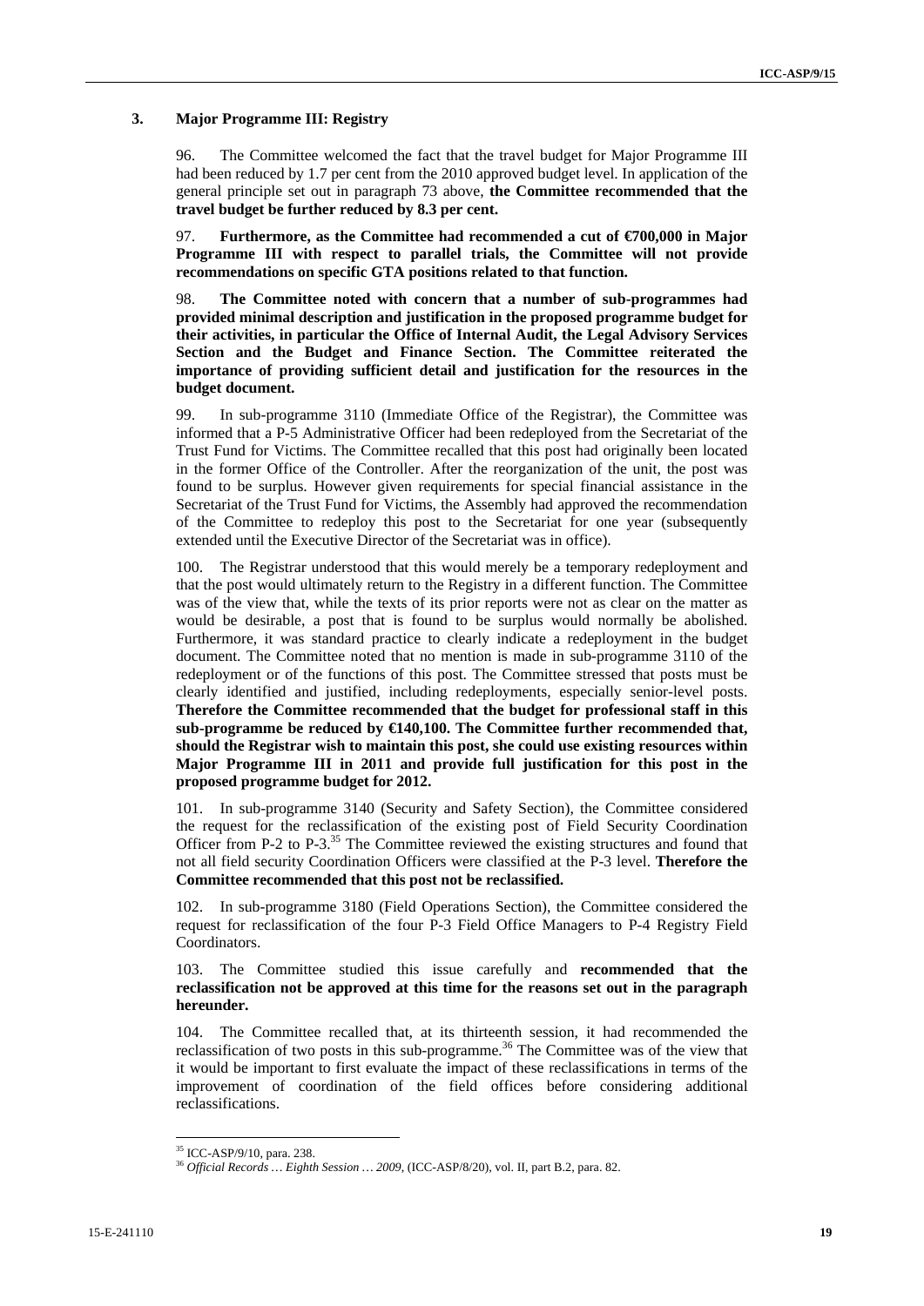### 3. Major Programme III: Registry

96. The Committee welcomed the fact that the travel budget for Major Programme III had been reduced by 1.7 per cent from the 2010 approved budget level. In application of the general principle set out in paragraph 73 above, **the Committee recommended that the travel budget be further reduced by 8.3 per cent.**

97. **Furthermore, as the Committee had recommended a cut of €700,000 in Major Programme III with respect to parallel trials, the Committee will not provide recommendations on specific GTA positions related to that function.**

98. **The Committee noted with concern that a number of sub-programmes had provided minimal description and justification in the proposed programme budget for their activities, in particular the Office of Internal Audit, the Legal Advisory Services Section and the Budget and Finance Section. The Committee reiterated the importance of providing sufficient detail and justification for the resources in the budget document.**

99. In sub-programme 3110 (Immediate Office of the Registrar), the Committee was informed that a P-5 Administrative Officer had been redeployed from the Secretariat of the Trust Fund for Victims. The Committee recalled that this post had originally been located in the former Office of the Controller. After the reorganization of the unit, the post was found to be surplus. However given requirements for special financial assistance in the Secretariat of the Trust Fund for Victims, the Assembly had approved the recommendation of the Committee to redeploy this post to the Secretariat for one year (subsequently extended until the Executive Director of the Secretariat was in office).

100. The Registrar understood that this would merely be a temporary redeployment and that the post would ultimately return to the Registry in a different function. The Committee was of the view that, while the texts of its prior reports were not as clear on the matter as would be desirable, a post that is found to be surplus would normally be abolished. Furthermore, it was standard practice to clearly indicate a redeployment in the budget document. The Committee noted that no mention is made in sub-programme 3110 of the redeployment or of the functions of this post. The Committee stressed that posts must be clearly identified and justified, including redeployments, especially senior-level posts. **Therefore the Committee recommended that the budget for professional staff in this sub-programme be reduced by €140,100. The Committee further recommended that, should the Registrar wish to maintain this post, she could use existing resources within Major Programme III in 2011 and provide full justification for this post in the proposed programme budget for 2012.**

101. In sub-programme 3140 (Security and Safety Section), the Committee considered the request for the reclassification of the existing post of Field Security Coordination Officer from P-2 to P-3.[35] The Committee reviewed the existing structures and found that not all field security Coordination Officers were classified at the P-3 level. **Therefore the Committee recommended that this post not be reclassified.**

102. In sub-programme 3180 (Field Operations Section), the Committee considered the request for reclassification of the four P-3 Field Office Managers to P-4 Registry Field Coordinators.

103. The Committee studied this issue carefully and **recommended that the reclassification not be approved at this time for the reasons set out in the paragraph hereunder.**

104. The Committee recalled that, at its thirteenth session, it had recommended the reclassification of two posts in this sub-programme.[36] The Committee was of the view that it would be important to first evaluate the impact of these reclassifications in terms of the improvement of coordination of the field offices before considering additional reclassifications.

---

[35] ICC-ASP/9/10, para. 238.

[36] *Official Records … Eighth Session … 2009*, (ICC-ASP/8/20), vol. II, part B.2, para. 82.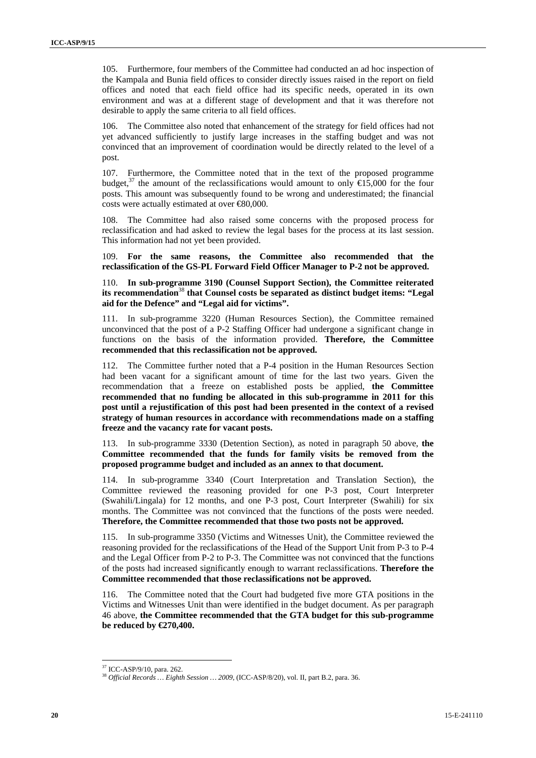105. Furthermore, four members of the Committee had conducted an ad hoc inspection of the Kampala and Bunia field offices to consider directly issues raised in the report on field offices and noted that each field office had its specific needs, operated in its own environment and was at a different stage of development and that it was therefore not desirable to apply the same criteria to all field offices.

106. The Committee also noted that enhancement of the strategy for field offices had not yet advanced sufficiently to justify large increases in the staffing budget and was not convinced that an improvement of coordination would be directly related to the level of a post.

107. Furthermore, the Committee noted that in the text of the proposed programme budget,[37] the amount of the reclassifications would amount to only €15,000 for the four posts. This amount was subsequently found to be wrong and underestimated; the financial costs were actually estimated at over €80,000.

108. The Committee had also raised some concerns with the proposed process for reclassification and had asked to review the legal bases for the process at its last session. This information had not yet been provided.

109. **For the same reasons, the Committee also recommended that the reclassification of the GS-PL Forward Field Officer Manager to P-2 not be approved.**

110. **In sub-programme 3190 (Counsel Support Section), the Committee reiterated its recommendation[38] that Counsel costs be separated as distinct budget items: "Legal aid for the Defence" and "Legal aid for victims".**

111. In sub-programme 3220 (Human Resources Section), the Committee remained unconvinced that the post of a P-2 Staffing Officer had undergone a significant change in functions on the basis of the information provided. **Therefore, the Committee recommended that this reclassification not be approved.**

112. The Committee further noted that a P-4 position in the Human Resources Section had been vacant for a significant amount of time for the last two years. Given the recommendation that a freeze on established posts be applied, **the Committee recommended that no funding be allocated in this sub-programme in 2011 for this post until a rejustification of this post had been presented in the context of a revised strategy of human resources in accordance with recommendations made on a staffing freeze and the vacancy rate for vacant posts.**

113. In sub-programme 3330 (Detention Section), as noted in paragraph 50 above, **the Committee recommended that the funds for family visits be removed from the proposed programme budget and included as an annex to that document.**

114. In sub-programme 3340 (Court Interpretation and Translation Section), the Committee reviewed the reasoning provided for one P-3 post, Court Interpreter (Swahili/Lingala) for 12 months, and one P-3 post, Court Interpreter (Swahili) for six months. The Committee was not convinced that the functions of the posts were needed. **Therefore, the Committee recommended that those two posts not be approved.**

115. In sub-programme 3350 (Victims and Witnesses Unit), the Committee reviewed the reasoning provided for the reclassifications of the Head of the Support Unit from P-3 to P-4 and the Legal Officer from P-2 to P-3. The Committee was not convinced that the functions of the posts had increased significantly enough to warrant reclassifications. **Therefore the Committee recommended that those reclassifications not be approved.**

116. The Committee noted that the Court had budgeted five more GTA positions in the Victims and Witnesses Unit than were identified in the budget document. As per paragraph 46 above, **the Committee recommended that the GTA budget for this sub-programme be reduced by €270,400.**

---

[37] ICC-ASP/9/10, para. 262.

[38] *Official Records … Eighth Session … 2009*, (ICC-ASP/8/20), vol. II, part B.2, para. 36.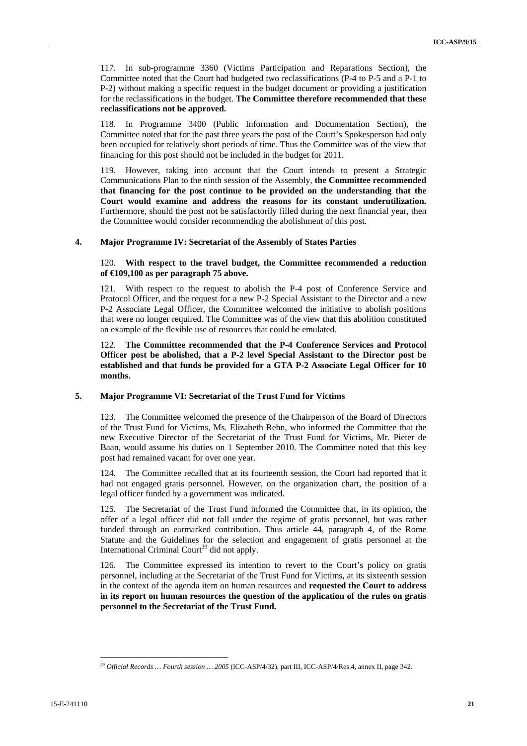117. In sub-programme 3360 (Victims Participation and Reparations Section), the Committee noted that the Court had budgeted two reclassifications (P-4 to P-5 and a P-1 to P-2) without making a specific request in the budget document or providing a justification for the reclassifications in the budget. **The Committee therefore recommended that these reclassifications not be approved.**

118. In Programme 3400 (Public Information and Documentation Section), the Committee noted that for the past three years the post of the Court's Spokesperson had only been occupied for relatively short periods of time. Thus the Committee was of the view that financing for this post should not be included in the budget for 2011.

119. However, taking into account that the Court intends to present a Strategic Communications Plan to the ninth session of the Assembly, **the Committee recommended that financing for the post continue to be provided on the understanding that the Court would examine and address the reasons for its constant underutilization.** Furthermore, should the post not be satisfactorily filled during the next financial year, then the Committee would consider recommending the abolishment of this post.

### 4. Major Programme IV: Secretariat of the Assembly of States Parties

120. **With respect to the travel budget, the Committee recommended a reduction of €109,100 as per paragraph 75 above.**

121. With respect to the request to abolish the P-4 post of Conference Service and Protocol Officer, and the request for a new P-2 Special Assistant to the Director and a new P-2 Associate Legal Officer, the Committee welcomed the initiative to abolish positions that were no longer required. The Committee was of the view that this abolition constituted an example of the flexible use of resources that could be emulated.

122. **The Committee recommended that the P-4 Conference Services and Protocol Officer post be abolished, that a P-2 level Special Assistant to the Director post be established and that funds be provided for a GTA P-2 Associate Legal Officer for 10 months.**

### 5. Major Programme VI: Secretariat of the Trust Fund for Victims

123. The Committee welcomed the presence of the Chairperson of the Board of Directors of the Trust Fund for Victims, Ms. Elizabeth Rehn, who informed the Committee that the new Executive Director of the Secretariat of the Trust Fund for Victims, Mr. Pieter de Baan, would assume his duties on 1 September 2010. The Committee noted that this key post had remained vacant for over one year.

124. The Committee recalled that at its fourteenth session, the Court had reported that it had not engaged gratis personnel. However, on the organization chart, the position of a legal officer funded by a government was indicated.

125. The Secretariat of the Trust Fund informed the Committee that, in its opinion, the offer of a legal officer did not fall under the regime of gratis personnel, but was rather funded through an earmarked contribution. Thus article 44, paragraph 4, of the Rome Statute and the Guidelines for the selection and engagement of gratis personnel at the International Criminal Court[39] did not apply.

126. The Committee expressed its intention to revert to the Court's policy on gratis personnel, including at the Secretariat of the Trust Fund for Victims, at its sixteenth session in the context of the agenda item on human resources and **requested the Court to address in its report on human resources the question of the application of the rules on gratis personnel to the Secretariat of the Trust Fund.**

---

[39] *Official Records … Fourth session … 2005* (ICC-ASP/4/32), part III, ICC-ASP/4/Res.4, annex II, page 342.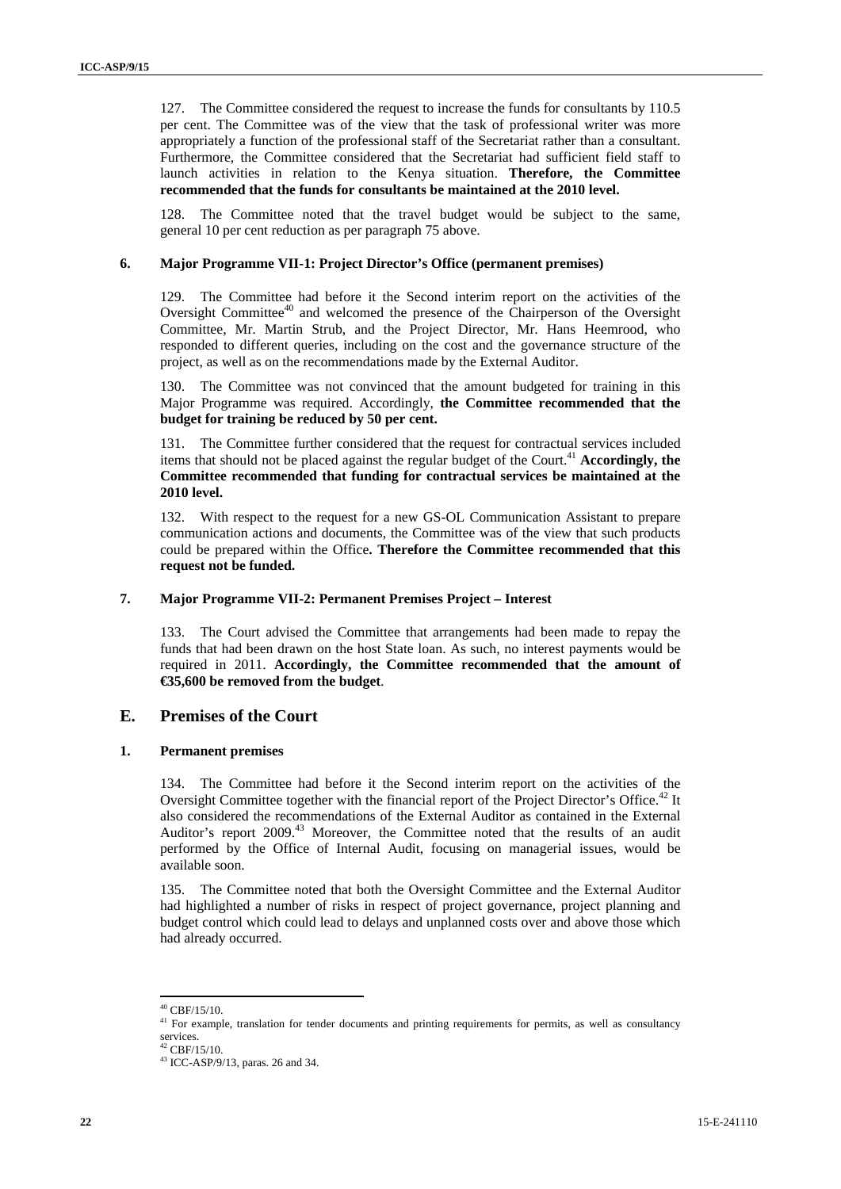127. The Committee considered the request to increase the funds for consultants by 110.5 per cent. The Committee was of the view that the task of professional writer was more appropriately a function of the professional staff of the Secretariat rather than a consultant. Furthermore, the Committee considered that the Secretariat had sufficient field staff to launch activities in relation to the Kenya situation. **Therefore, the Committee recommended that the funds for consultants be maintained at the 2010 level.**

128. The Committee noted that the travel budget would be subject to the same, general 10 per cent reduction as per paragraph 75 above.

### 6. Major Programme VII-1: Project Director's Office (permanent premises)

129. The Committee had before it the Second interim report on the activities of the Oversight Committee[40] and welcomed the presence of the Chairperson of the Oversight Committee, Mr. Martin Strub, and the Project Director, Mr. Hans Heemrood, who responded to different queries, including on the cost and the governance structure of the project, as well as on the recommendations made by the External Auditor.

130. The Committee was not convinced that the amount budgeted for training in this Major Programme was required. Accordingly, **the Committee recommended that the budget for training be reduced by 50 per cent.**

131. The Committee further considered that the request for contractual services included items that should not be placed against the regular budget of the Court.[41] **Accordingly, the Committee recommended that funding for contractual services be maintained at the 2010 level.**

132. With respect to the request for a new GS-OL Communication Assistant to prepare communication actions and documents, the Committee was of the view that such products could be prepared within the Office**. Therefore the Committee recommended that this request not be funded.**

### 7. Major Programme VII-2: Permanent Premises Project – Interest

133. The Court advised the Committee that arrangements had been made to repay the funds that had been drawn on the host State loan. As such, no interest payments would be required in 2011. **Accordingly, the Committee recommended that the amount of €35,600 be removed from the budget**.

## E. Premises of the Court

### 1. Permanent premises

134. The Committee had before it the Second interim report on the activities of the Oversight Committee together with the financial report of the Project Director's Office.[42] It also considered the recommendations of the External Auditor as contained in the External Auditor's report 2009.[43] Moreover, the Committee noted that the results of an audit performed by the Office of Internal Audit, focusing on managerial issues, would be available soon.

135. The Committee noted that both the Oversight Committee and the External Auditor had highlighted a number of risks in respect of project governance, project planning and budget control which could lead to delays and unplanned costs over and above those which had already occurred.

---

[40] CBF/15/10.

[41] For example, translation for tender documents and printing requirements for permits, as well as consultancy services.

[42] CBF/15/10.

[43] ICC-ASP/9/13, paras. 26 and 34.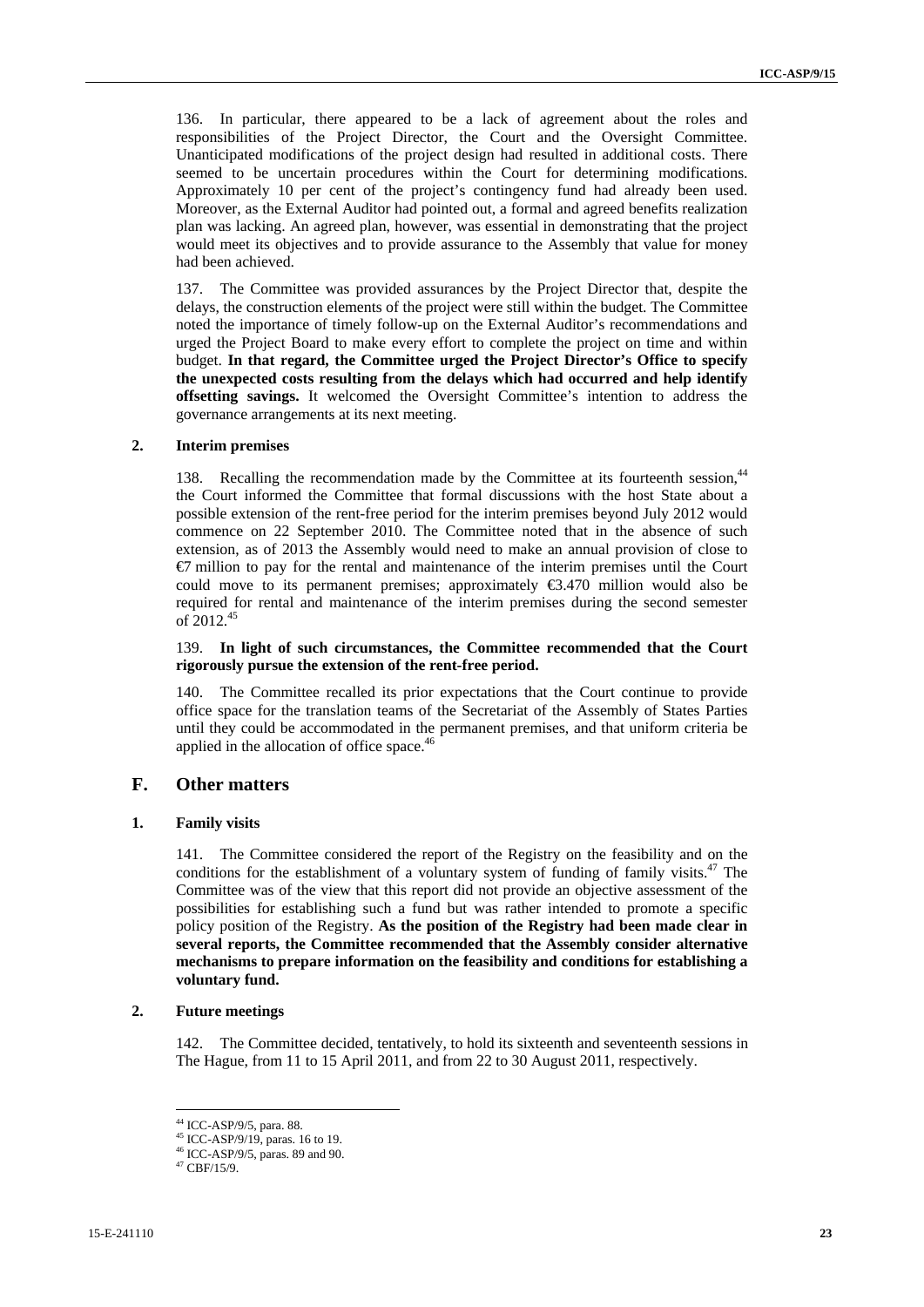136. In particular, there appeared to be a lack of agreement about the roles and responsibilities of the Project Director, the Court and the Oversight Committee. Unanticipated modifications of the project design had resulted in additional costs. There seemed to be uncertain procedures within the Court for determining modifications. Approximately 10 per cent of the project's contingency fund had already been used. Moreover, as the External Auditor had pointed out, a formal and agreed benefits realization plan was lacking. An agreed plan, however, was essential in demonstrating that the project would meet its objectives and to provide assurance to the Assembly that value for money had been achieved.

137. The Committee was provided assurances by the Project Director that, despite the delays, the construction elements of the project were still within the budget. The Committee noted the importance of timely follow-up on the External Auditor's recommendations and urged the Project Board to make every effort to complete the project on time and within budget. **In that regard, the Committee urged the Project Director's Office to specify the unexpected costs resulting from the delays which had occurred and help identify offsetting savings.** It welcomed the Oversight Committee's intention to address the governance arrangements at its next meeting.

### 2. Interim premises

138. Recalling the recommendation made by the Committee at its fourteenth session,[44] the Court informed the Committee that formal discussions with the host State about a possible extension of the rent-free period for the interim premises beyond July 2012 would commence on 22 September 2010. The Committee noted that in the absence of such extension, as of 2013 the Assembly would need to make an annual provision of close to €7 million to pay for the rental and maintenance of the interim premises until the Court could move to its permanent premises; approximately €3.470 million would also be required for rental and maintenance of the interim premises during the second semester of 2012.[45]

139. **In light of such circumstances, the Committee recommended that the Court rigorously pursue the extension of the rent-free period.**

140. The Committee recalled its prior expectations that the Court continue to provide office space for the translation teams of the Secretariat of the Assembly of States Parties until they could be accommodated in the permanent premises, and that uniform criteria be applied in the allocation of office space.[46]

## F. Other matters

### 1. Family visits

141. The Committee considered the report of the Registry on the feasibility and on the conditions for the establishment of a voluntary system of funding of family visits.[47] The Committee was of the view that this report did not provide an objective assessment of the possibilities for establishing such a fund but was rather intended to promote a specific policy position of the Registry. **As the position of the Registry had been made clear in several reports, the Committee recommended that the Assembly consider alternative mechanisms to prepare information on the feasibility and conditions for establishing a voluntary fund.**

### 2. Future meetings

142. The Committee decided, tentatively, to hold its sixteenth and seventeenth sessions in The Hague, from 11 to 15 April 2011, and from 22 to 30 August 2011, respectively.

---

[44] ICC-ASP/9/5, para. 88.

[45] ICC-ASP/9/19, paras. 16 to 19.

[46] ICC-ASP/9/5, paras. 89 and 90.

[47] CBF/15/9.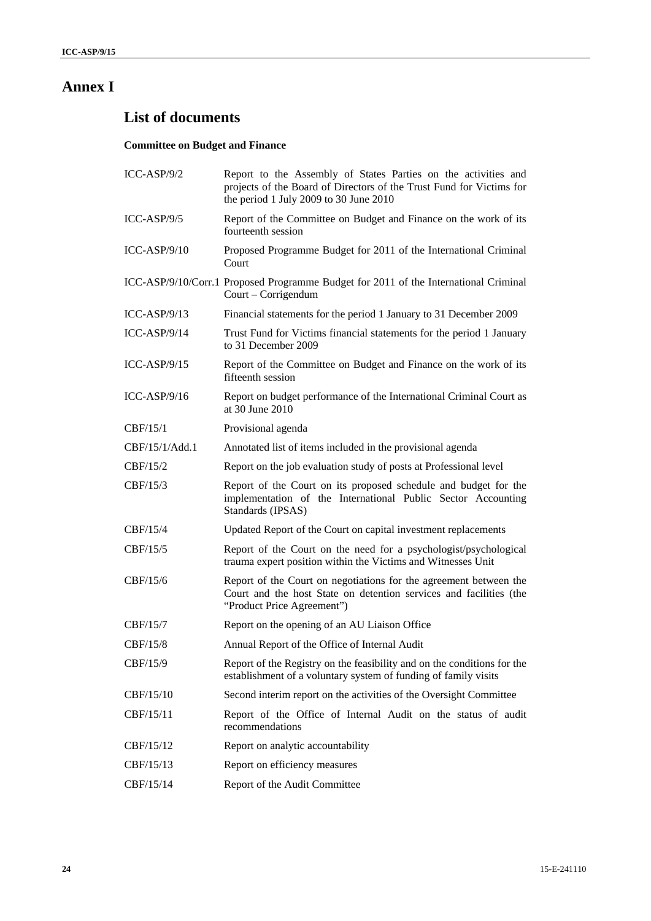# Annex I

## List of documents

### Committee on Budget and Finance

| | |
|---|---|
| ICC-ASP/9/2 | Report to the Assembly of States Parties on the activities and projects of the Board of Directors of the Trust Fund for Victims for the period 1 July 2009 to 30 June 2010 |
| ICC-ASP/9/5 | Report of the Committee on Budget and Finance on the work of its fourteenth session |
| ICC-ASP/9/10 | Proposed Programme Budget for 2011 of the International Criminal Court |
| ICC-ASP/9/10/Corr.1 | Proposed Programme Budget for 2011 of the International Criminal Court – Corrigendum |
| ICC-ASP/9/13 | Financial statements for the period 1 January to 31 December 2009 |
| ICC-ASP/9/14 | Trust Fund for Victims financial statements for the period 1 January to 31 December 2009 |
| ICC-ASP/9/15 | Report of the Committee on Budget and Finance on the work of its fifteenth session |
| ICC-ASP/9/16 | Report on budget performance of the International Criminal Court as at 30 June 2010 |
| CBF/15/1 | Provisional agenda |
| CBF/15/1/Add.1 | Annotated list of items included in the provisional agenda |
| CBF/15/2 | Report on the job evaluation study of posts at Professional level |
| CBF/15/3 | Report of the Court on its proposed schedule and budget for the implementation of the International Public Sector Accounting Standards (IPSAS) |
| CBF/15/4 | Updated Report of the Court on capital investment replacements |
| CBF/15/5 | Report of the Court on the need for a psychologist/psychological trauma expert position within the Victims and Witnesses Unit |
| CBF/15/6 | Report of the Court on negotiations for the agreement between the Court and the host State on detention services and facilities (the "Product Price Agreement") |
| CBF/15/7 | Report on the opening of an AU Liaison Office |
| CBF/15/8 | Annual Report of the Office of Internal Audit |
| CBF/15/9 | Report of the Registry on the feasibility and on the conditions for the establishment of a voluntary system of funding of family visits |
| CBF/15/10 | Second interim report on the activities of the Oversight Committee |
| CBF/15/11 | Report of the Office of Internal Audit on the status of audit recommendations |
| CBF/15/12 | Report on analytic accountability |
| CBF/15/13 | Report on efficiency measures |
| CBF/15/14 | Report of the Audit Committee |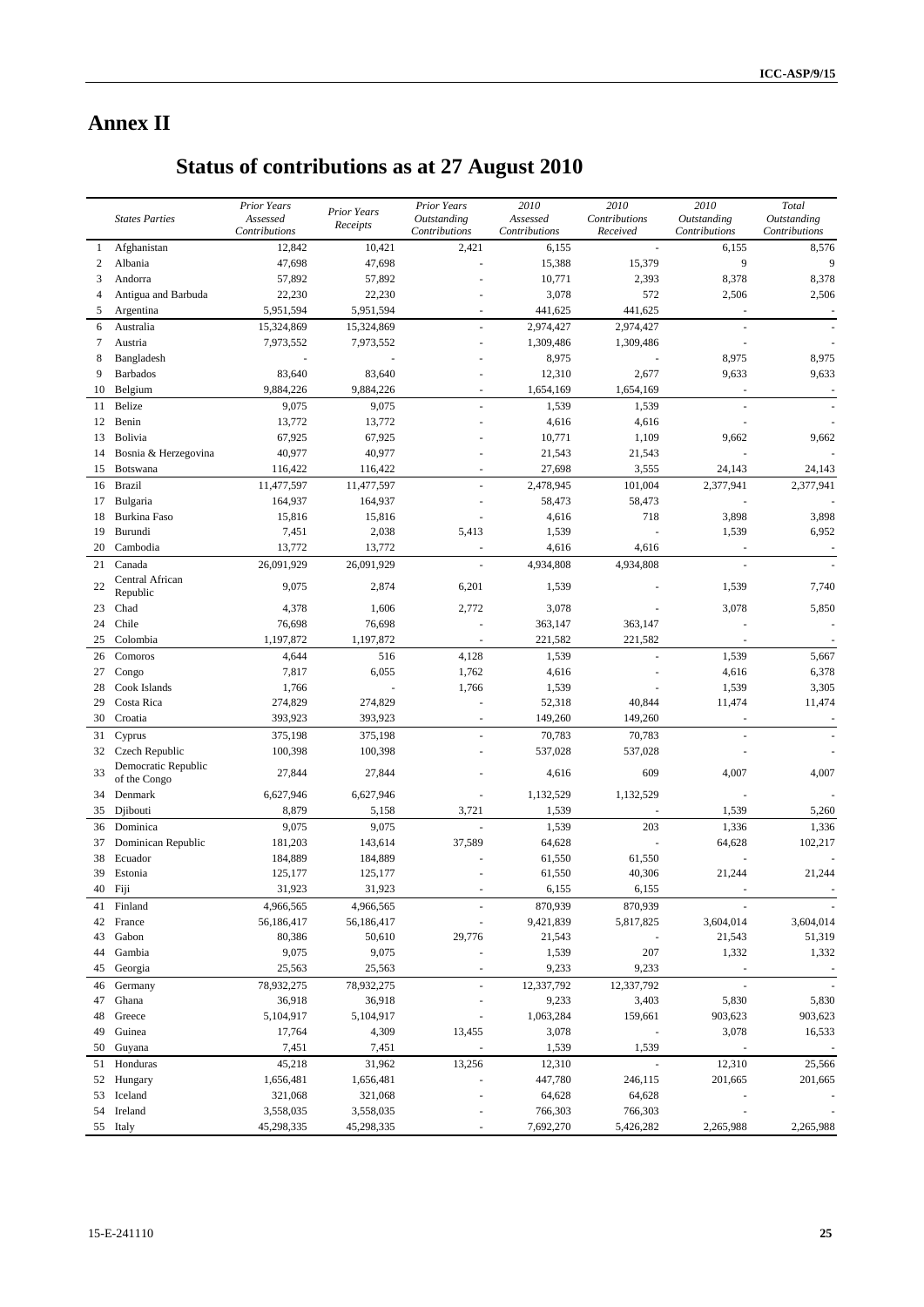# Annex II

## Status of contributions as at 27 August 2010

| | States Parties | *Prior Years Assessed Contributions* | *Prior Years Receipts* | *Prior Years Outstanding Contributions* | *2010 Assessed Contributions* | *2010 Contributions Received* | *2010 Outstanding Contributions* | *Total Outstanding Contributions* |
|---|---|---|---|---|---|---|---|---|
| 1 | Afghanistan | 12,842 | 10,421 | 2,421 | 6,155 | - | 6,155 | 8,576 |
| 2 | Albania | 47,698 | 47,698 | - | 15,388 | 15,379 | 9 | 9 |
| 3 | Andorra | 57,892 | 57,892 | - | 10,771 | 2,393 | 8,378 | 8,378 |
| 4 | Antigua and Barbuda | 22,230 | 22,230 | - | 3,078 | 572 | 2,506 | 2,506 |
| 5 | Argentina | 5,951,594 | 5,951,594 | - | 441,625 | 441,625 | - | - |
| 6 | Australia | 15,324,869 | 15,324,869 | - | 2,974,427 | 2,974,427 | - | - |
| 7 | Austria | 7,973,552 | 7,973,552 | - | 1,309,486 | 1,309,486 | - | - |
| 8 | Bangladesh | - | - | - | 8,975 | - | 8,975 | 8,975 |
| 9 | Barbados | 83,640 | 83,640 | - | 12,310 | 2,677 | 9,633 | 9,633 |
| 10 | Belgium | 9,884,226 | 9,884,226 | - | 1,654,169 | 1,654,169 | - | - |
| 11 | Belize | 9,075 | 9,075 | - | 1,539 | 1,539 | - | - |
| 12 | Benin | 13,772 | 13,772 | - | 4,616 | 4,616 | - | - |
| 13 | Bolivia | 67,925 | 67,925 | - | 10,771 | 1,109 | 9,662 | 9,662 |
| 14 | Bosnia & Herzegovina | 40,977 | 40,977 | - | 21,543 | 21,543 | - | - |
| 15 | Botswana | 116,422 | 116,422 | - | 27,698 | 3,555 | 24,143 | 24,143 |
| 16 | Brazil | 11,477,597 | 11,477,597 | - | 2,478,945 | 101,004 | 2,377,941 | 2,377,941 |
| 17 | Bulgaria | 164,937 | 164,937 | - | 58,473 | 58,473 | - | - |
| 18 | Burkina Faso | 15,816 | 15,816 | - | 4,616 | 718 | 3,898 | 3,898 |
| 19 | Burundi | 7,451 | 2,038 | 5,413 | 1,539 | - | 1,539 | 6,952 |
| 20 | Cambodia | 13,772 | 13,772 | - | 4,616 | 4,616 | - | - |
| 21 | Canada | 26,091,929 | 26,091,929 | - | 4,934,808 | 4,934,808 | - | - |
| 22 | Central African Republic | 9,075 | 2,874 | 6,201 | 1,539 | - | 1,539 | 7,740 |
| 23 | Chad | 4,378 | 1,606 | 2,772 | 3,078 | - | 3,078 | 5,850 |
| 24 | Chile | 76,698 | 76,698 | - | 363,147 | 363,147 | - | - |
| 25 | Colombia | 1,197,872 | 1,197,872 | - | 221,582 | 221,582 | - | - |
| 26 | Comoros | 4,644 | 516 | 4,128 | 1,539 | - | 1,539 | 5,667 |
| 27 | Congo | 7,817 | 6,055 | 1,762 | 4,616 | - | 4,616 | 6,378 |
| 28 | Cook Islands | 1,766 | - | 1,766 | 1,539 | - | 1,539 | 3,305 |
| 29 | Costa Rica | 274,829 | 274,829 | - | 52,318 | 40,844 | 11,474 | 11,474 |
| 30 | Croatia | 393,923 | 393,923 | - | 149,260 | 149,260 | - | - |
| 31 | Cyprus | 375,198 | 375,198 | - | 70,783 | 70,783 | - | - |
| 32 | Czech Republic | 100,398 | 100,398 | - | 537,028 | 537,028 | - | - |
| 33 | Democratic Republic of the Congo | 27,844 | 27,844 | - | 4,616 | 609 | 4,007 | 4,007 |
| 34 | Denmark | 6,627,946 | 6,627,946 | - | 1,132,529 | 1,132,529 | - | - |
| 35 | Djibouti | 8,879 | 5,158 | 3,721 | 1,539 | - | 1,539 | 5,260 |
| 36 | Dominica | 9,075 | 9,075 | - | 1,539 | 203 | 1,336 | 1,336 |
| 37 | Dominican Republic | 181,203 | 143,614 | 37,589 | 64,628 | - | 64,628 | 102,217 |
| 38 | Ecuador | 184,889 | 184,889 | - | 61,550 | 61,550 | - | - |
| 39 | Estonia | 125,177 | 125,177 | - | 61,550 | 40,306 | 21,244 | 21,244 |
| 40 | Fiji | 31,923 | 31,923 | - | 6,155 | 6,155 | - | - |
| 41 | Finland | 4,966,565 | 4,966,565 | - | 870,939 | 870,939 | - | - |
| 42 | France | 56,186,417 | 56,186,417 | - | 9,421,839 | 5,817,825 | 3,604,014 | 3,604,014 |
| 43 | Gabon | 80,386 | 50,610 | 29,776 | 21,543 | - | 21,543 | 51,319 |
| 44 | Gambia | 9,075 | 9,075 | - | 1,539 | 207 | 1,332 | 1,332 |
| 45 | Georgia | 25,563 | 25,563 | - | 9,233 | 9,233 | - | - |
| 46 | Germany | 78,932,275 | 78,932,275 | - | 12,337,792 | 12,337,792 | - | - |
| 47 | Ghana | 36,918 | 36,918 | - | 9,233 | 3,403 | 5,830 | 5,830 |
| 48 | Greece | 5,104,917 | 5,104,917 | - | 1,063,284 | 159,661 | 903,623 | 903,623 |
| 49 | Guinea | 17,764 | 4,309 | 13,455 | 3,078 | - | 3,078 | 16,533 |
| 50 | Guyana | 7,451 | 7,451 | - | 1,539 | 1,539 | - | - |
| 51 | Honduras | 45,218 | 31,962 | 13,256 | 12,310 | - | 12,310 | 25,566 |
| 52 | Hungary | 1,656,481 | 1,656,481 | - | 447,780 | 246,115 | 201,665 | 201,665 |
| 53 | Iceland | 321,068 | 321,068 | - | 64,628 | 64,628 | - | - |
| 54 | Ireland | 3,558,035 | 3,558,035 | - | 766,303 | 766,303 | - | - |
| 55 | Italy | 45,298,335 | 45,298,335 | - | 7,692,270 | 5,426,282 | 2,265,988 | 2,265,988 |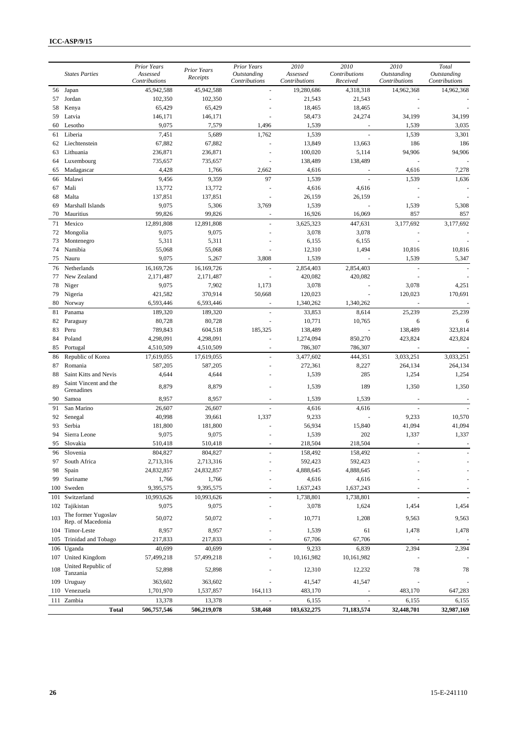| | States Parties | Prior Years Assessed Contributions | Prior Years Receipts | Prior Years Outstanding Contributions | 2010 Assessed Contributions | 2010 Contributions Received | 2010 Outstanding Contributions | Total Outstanding Contributions |
|---|---|---|---|---|---|---|---|---|
| 56 | Japan | 45,942,588 | 45,942,588 | - | 19,280,686 | 4,318,318 | 14,962,368 | 14,962,368 |
| 57 | Jordan | 102,350 | 102,350 | - | 21,543 | 21,543 | - | - |
| 58 | Kenya | 65,429 | 65,429 | - | 18,465 | 18,465 | - | - |
| 59 | Latvia | 146,171 | 146,171 | - | 58,473 | 24,274 | 34,199 | 34,199 |
| 60 | Lesotho | 9,075 | 7,579 | 1,496 | 1,539 | - | 1,539 | 3,035 |
| 61 | Liberia | 7,451 | 5,689 | 1,762 | 1,539 | - | 1,539 | 3,301 |
| 62 | Liechtenstein | 67,882 | 67,882 | - | 13,849 | 13,663 | 186 | 186 |
| 63 | Lithuania | 236,871 | 236,871 | - | 100,020 | 5,114 | 94,906 | 94,906 |
| 64 | Luxembourg | 735,657 | 735,657 | - | 138,489 | 138,489 | - | - |
| 65 | Madagascar | 4,428 | 1,766 | 2,662 | 4,616 | - | 4,616 | 7,278 |
| 66 | Malawi | 9,456 | 9,359 | 97 | 1,539 | - | 1,539 | 1,636 |
| 67 | Mali | 13,772 | 13,772 | - | 4,616 | 4,616 | - | - |
| 68 | Malta | 137,851 | 137,851 | - | 26,159 | 26,159 | - | - |
| 69 | Marshall Islands | 9,075 | 5,306 | 3,769 | 1,539 | - | 1,539 | 5,308 |
| 70 | Mauritius | 99,826 | 99,826 | - | 16,926 | 16,069 | 857 | 857 |
| 71 | Mexico | 12,891,808 | 12,891,808 | - | 3,625,323 | 447,631 | 3,177,692 | 3,177,692 |
| 72 | Mongolia | 9,075 | 9,075 | - | 3,078 | 3,078 | - | - |
| 73 | Montenegro | 5,311 | 5,311 | - | 6,155 | 6,155 | - | - |
| 74 | Namibia | 55,068 | 55,068 | - | 12,310 | 1,494 | 10,816 | 10,816 |
| 75 | Nauru | 9,075 | 5,267 | 3,808 | 1,539 | - | 1,539 | 5,347 |
| 76 | Netherlands | 16,169,726 | 16,169,726 | - | 2,854,403 | 2,854,403 | - | - |
| 77 | New Zealand | 2,171,487 | 2,171,487 | - | 420,082 | 420,082 | - | - |
| 78 | Niger | 9,075 | 7,902 | 1,173 | 3,078 | - | 3,078 | 4,251 |
| 79 | Nigeria | 421,582 | 370,914 | 50,668 | 120,023 | - | 120,023 | 170,691 |
| 80 | Norway | 6,593,446 | 6,593,446 | - | 1,340,262 | 1,340,262 | - | - |
| 81 | Panama | 189,320 | 189,320 | - | 33,853 | 8,614 | 25,239 | 25,239 |
| 82 | Paraguay | 80,728 | 80,728 | - | 10,771 | 10,765 | 6 | 6 |
| 83 | Peru | 789,843 | 604,518 | 185,325 | 138,489 | - | 138,489 | 323,814 |
| 84 | Poland | 4,298,091 | 4,298,091 | - | 1,274,094 | 850,270 | 423,824 | 423,824 |
| 85 | Portugal | 4,510,509 | 4,510,509 | - | 786,307 | 786,307 | - | - |
| 86 | Republic of Korea | 17,619,055 | 17,619,055 | - | 3,477,602 | 444,351 | 3,033,251 | 3,033,251 |
| 87 | Romania | 587,205 | 587,205 | - | 272,361 | 8,227 | 264,134 | 264,134 |
| 88 | Saint Kitts and Nevis | 4,644 | 4,644 | - | 1,539 | 285 | 1,254 | 1,254 |
| 89 | Saint Vincent and the Grenadines | 8,879 | 8,879 | - | 1,539 | 189 | 1,350 | 1,350 |
| 90 | Samoa | 8,957 | 8,957 | - | 1,539 | 1,539 | - | - |
| 91 | San Marino | 26,607 | 26,607 | - | 4,616 | 4,616 | - | - |
| 92 | Senegal | 40,998 | 39,661 | 1,337 | 9,233 | - | 9,233 | 10,570 |
| 93 | Serbia | 181,800 | 181,800 | - | 56,934 | 15,840 | 41,094 | 41,094 |
| 94 | Sierra Leone | 9,075 | 9,075 | - | 1,539 | 202 | 1,337 | 1,337 |
| 95 | Slovakia | 510,418 | 510,418 | - | 218,504 | 218,504 | - | - |
| 96 | Slovenia | 804,827 | 804,827 | - | 158,492 | 158,492 | - | - |
| 97 | South Africa | 2,713,316 | 2,713,316 | - | 592,423 | 592,423 | - | - |
| 98 | Spain | 24,832,857 | 24,832,857 | - | 4,888,645 | 4,888,645 | - | - |
| 99 | Suriname | 1,766 | 1,766 | - | 4,616 | 4,616 | - | - |
| 100 | Sweden | 9,395,575 | 9,395,575 | - | 1,637,243 | 1,637,243 | - | - |
| 101 | Switzerland | 10,993,626 | 10,993,626 | - | 1,738,801 | 1,738,801 | - | - |
| 102 | Tajikistan | 9,075 | 9,075 | - | 3,078 | 1,624 | 1,454 | 1,454 |
| 103 | The former Yugoslav Rep. of Macedonia | 50,072 | 50,072 | - | 10,771 | 1,208 | 9,563 | 9,563 |
| 104 | Timor-Leste | 8,957 | 8,957 | - | 1,539 | 61 | 1,478 | 1,478 |
| 105 | Trinidad and Tobago | 217,833 | 217,833 | - | 67,706 | 67,706 | - | - |
| 106 | Uganda | 40,699 | 40,699 | - | 9,233 | 6,839 | 2,394 | 2,394 |
| 107 | United Kingdom | 57,499,218 | 57,499,218 | - | 10,161,982 | 10,161,982 | - | - |
| 108 | United Republic of Tanzania | 52,898 | 52,898 | - | 12,310 | 12,232 | 78 | 78 |
| 109 | Uruguay | 363,602 | 363,602 | - | 41,547 | 41,547 | - | - |
| 110 | Venezuela | 1,701,970 | 1,537,857 | 164,113 | 483,170 | - | 483,170 | 647,283 |
| 111 | Zambia | 13,378 | 13,378 | - | 6,155 | - | 6,155 | 6,155 |
| | **Total** | **506,757,546** | **506,219,078** | **538,468** | **103,632,275** | **71,183,574** | **32,448,701** | **32,987,169** |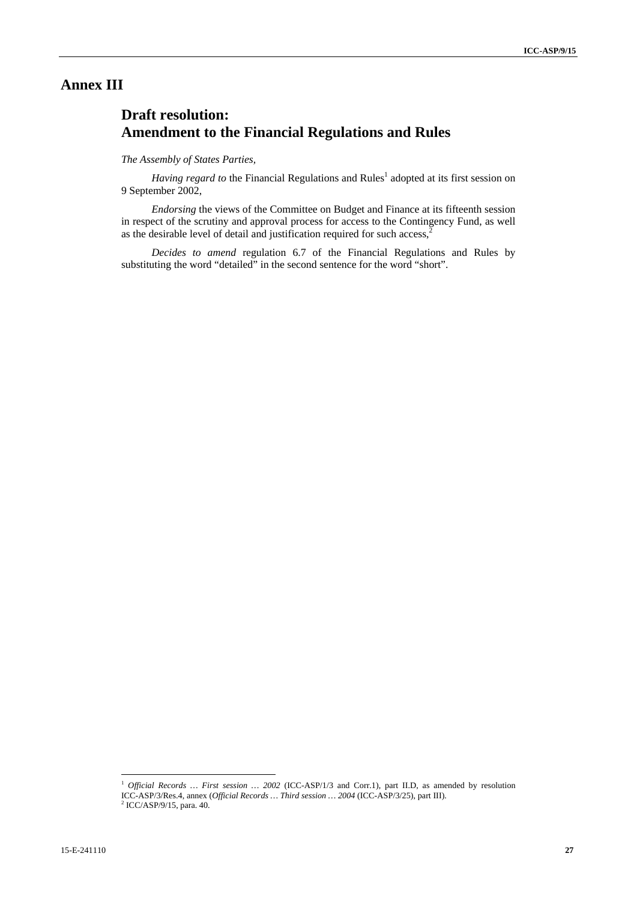# Annex III

## Draft resolution: Amendment to the Financial Regulations and Rules

*The Assembly of States Parties,*

*Having regard to* the Financial Regulations and Rules[1] adopted at its first session on 9 September 2002,

*Endorsing* the views of the Committee on Budget and Finance at its fifteenth session in respect of the scrutiny and approval process for access to the Contingency Fund, as well as the desirable level of detail and justification required for such access,[2]

*Decides to amend* regulation 6.7 of the Financial Regulations and Rules by substituting the word "detailed" in the second sentence for the word "short".

---

[1] *Official Records … First session … 2002* (ICC-ASP/1/3 and Corr.1), part II.D, as amended by resolution ICC-ASP/3/Res.4, annex (*Official Records … Third session … 2004* (ICC-ASP/3/25), part III).

[2] ICC/ASP/9/15, para. 40.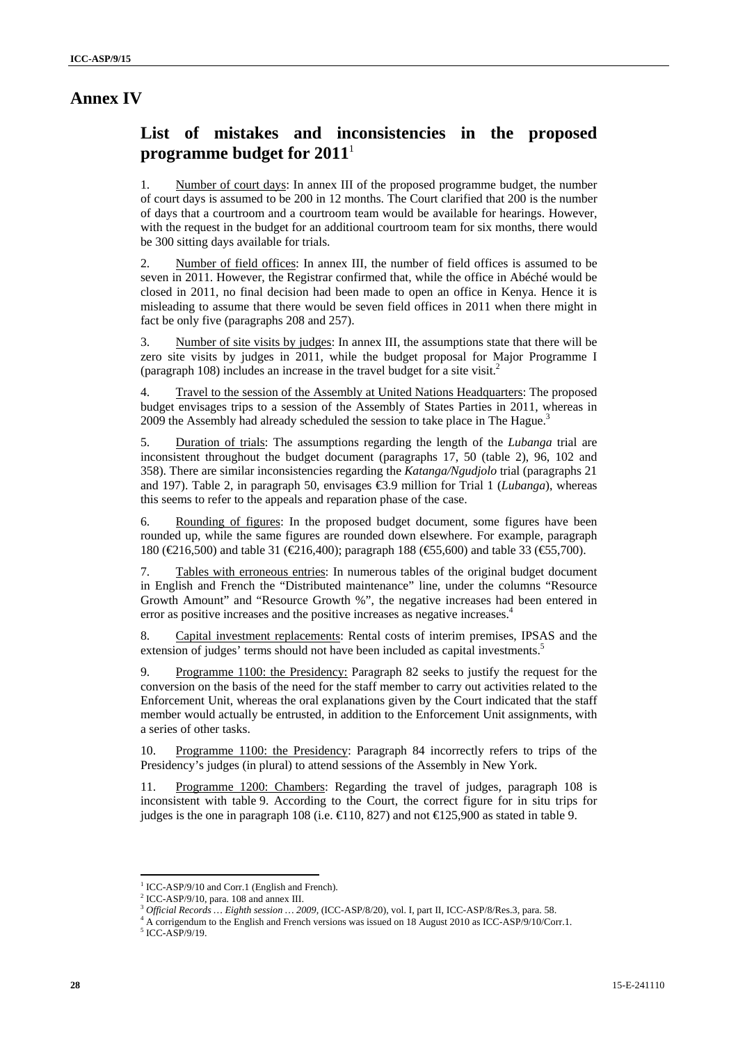# Annex IV

## List of mistakes and inconsistencies in the proposed programme budget for 2011[1]

1. Number of court days: In annex III of the proposed programme budget, the number of court days is assumed to be 200 in 12 months. The Court clarified that 200 is the number of days that a courtroom and a courtroom team would be available for hearings. However, with the request in the budget for an additional courtroom team for six months, there would be 300 sitting days available for trials.

2. Number of field offices: In annex III, the number of field offices is assumed to be seven in 2011. However, the Registrar confirmed that, while the office in Abéché would be closed in 2011, no final decision had been made to open an office in Kenya. Hence it is misleading to assume that there would be seven field offices in 2011 when there might in fact be only five (paragraphs 208 and 257).

3. Number of site visits by judges: In annex III, the assumptions state that there will be zero site visits by judges in 2011, while the budget proposal for Major Programme I (paragraph 108) includes an increase in the travel budget for a site visit.[2]

4. Travel to the session of the Assembly at United Nations Headquarters: The proposed budget envisages trips to a session of the Assembly of States Parties in 2011, whereas in 2009 the Assembly had already scheduled the session to take place in The Hague.[3]

5. Duration of trials: The assumptions regarding the length of the *Lubanga* trial are inconsistent throughout the budget document (paragraphs 17, 50 (table 2), 96, 102 and 358). There are similar inconsistencies regarding the *Katanga/Ngudjolo* trial (paragraphs 21 and 197). Table 2, in paragraph 50, envisages €3.9 million for Trial 1 (*Lubanga*), whereas this seems to refer to the appeals and reparation phase of the case.

6. Rounding of figures: In the proposed budget document, some figures have been rounded up, while the same figures are rounded down elsewhere. For example, paragraph 180 (€216,500) and table 31 (€216,400); paragraph 188 (€55,600) and table 33 (€55,700).

7. Tables with erroneous entries: In numerous tables of the original budget document in English and French the "Distributed maintenance" line, under the columns "Resource Growth Amount" and "Resource Growth %", the negative increases had been entered in error as positive increases and the positive increases as negative increases.[4]

8. Capital investment replacements: Rental costs of interim premises, IPSAS and the extension of judges' terms should not have been included as capital investments.[5]

9. Programme 1100: the Presidency: Paragraph 82 seeks to justify the request for the conversion on the basis of the need for the staff member to carry out activities related to the Enforcement Unit, whereas the oral explanations given by the Court indicated that the staff member would actually be entrusted, in addition to the Enforcement Unit assignments, with a series of other tasks.

10. Programme 1100: the Presidency: Paragraph 84 incorrectly refers to trips of the Presidency's judges (in plural) to attend sessions of the Assembly in New York.

11. Programme 1200: Chambers: Regarding the travel of judges, paragraph 108 is inconsistent with table 9. According to the Court, the correct figure for in situ trips for judges is the one in paragraph 108 (i.e. €110, 827) and not €125,900 as stated in table 9.

---

[1] ICC-ASP/9/10 and Corr.1 (English and French).

[2] ICC-ASP/9/10, para. 108 and annex III.

[3] *Official Records … Eighth session … 2009*, (ICC-ASP/8/20), vol. I, part II, ICC-ASP/8/Res.3, para. 58.

[4] A corrigendum to the English and French versions was issued on 18 August 2010 as ICC-ASP/9/10/Corr.1.

[5] ICC-ASP/9/19.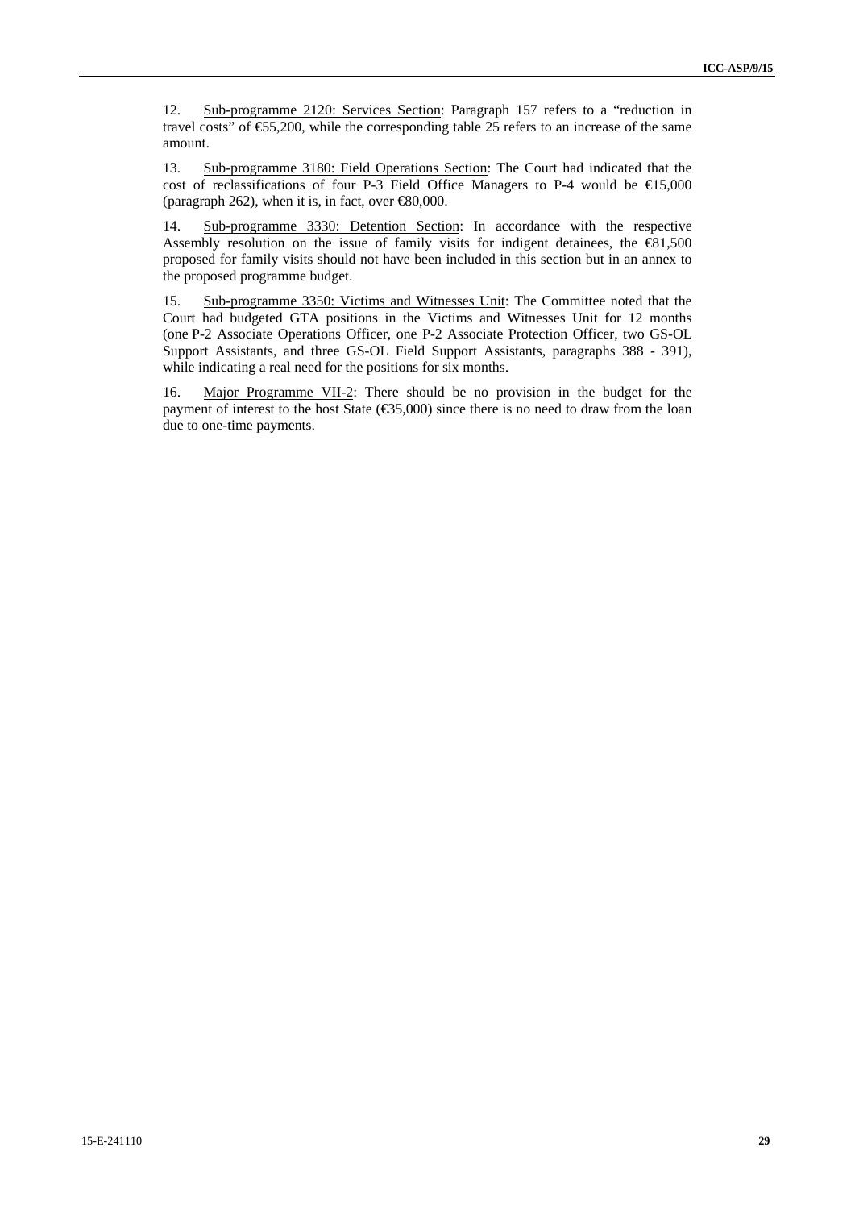12. Sub-programme 2120: Services Section: Paragraph 157 refers to a "reduction in travel costs" of €55,200, while the corresponding table 25 refers to an increase of the same amount.

13. Sub-programme 3180: Field Operations Section: The Court had indicated that the cost of reclassifications of four P-3 Field Office Managers to P-4 would be €15,000 (paragraph 262), when it is, in fact, over €80,000.

14. Sub-programme 3330: Detention Section: In accordance with the respective Assembly resolution on the issue of family visits for indigent detainees, the €81,500 proposed for family visits should not have been included in this section but in an annex to the proposed programme budget.

15. Sub-programme 3350: Victims and Witnesses Unit: The Committee noted that the Court had budgeted GTA positions in the Victims and Witnesses Unit for 12 months (one P-2 Associate Operations Officer, one P-2 Associate Protection Officer, two GS-OL Support Assistants, and three GS-OL Field Support Assistants, paragraphs 388 - 391), while indicating a real need for the positions for six months.

16. Major Programme VII-2: There should be no provision in the budget for the payment of interest to the host State (€35,000) since there is no need to draw from the loan due to one-time payments.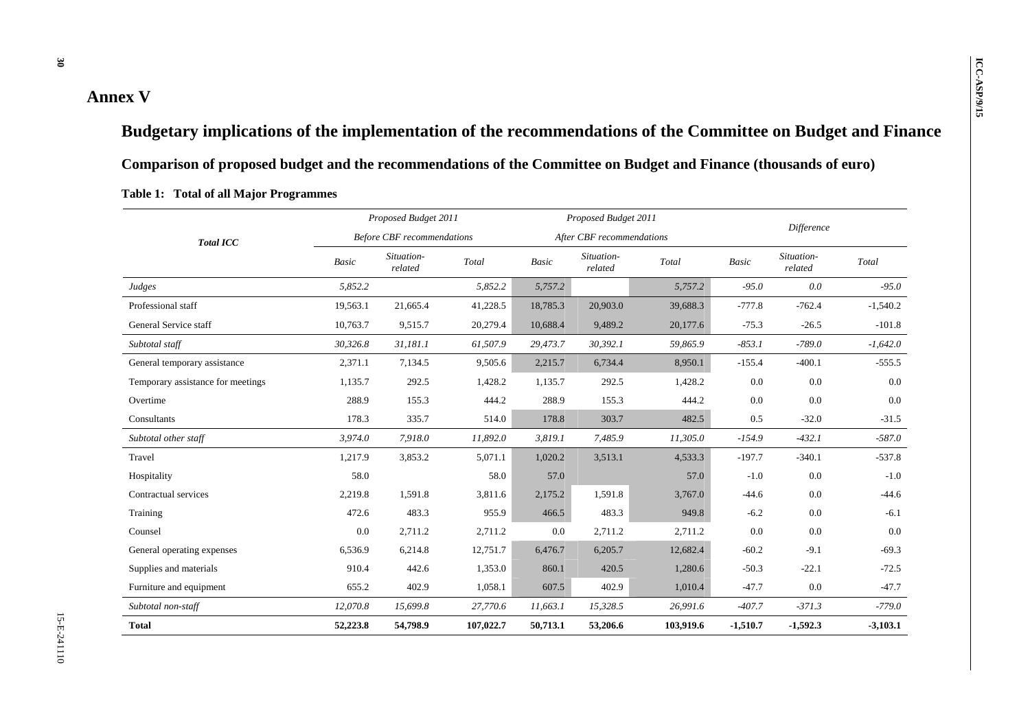# Annex V

## Budgetary implications of the implementation of the recommendations of the Committee on Budget and Finance

### Comparison of proposed budget and the recommendations of the Committee on Budget and Finance (thousands of euro)

**Table 1: Total of all Major Programmes**

| *Total ICC* | *Proposed Budget 2011 Before CBF recommendations* | | | *Proposed Budget 2011 After CBF recommendations* | | | *Difference* | | |
|---|---|---|---|---|---|---|---|---|---|
| | *Basic* | *Situation-related* | *Total* | *Basic* | *Situation-related* | *Total* | *Basic* | *Situation-related* | *Total* |
| *Judges* | *5,852.2* | | *5,852.2* | *5,757.2* | | *5,757.2* | *-95.0* | *0.0* | *-95.0* |
| Professional staff | 19,563.1 | 21,665.4 | 41,228.5 | 18,785.3 | 20,903.0 | 39,688.3 | -777.8 | -762.4 | -1,540.2 |
| General Service staff | 10,763.7 | 9,515.7 | 20,279.4 | 10,688.4 | 9,489.2 | 20,177.6 | -75.3 | -26.5 | -101.8 |
| *Subtotal staff* | *30,326.8* | *31,181.1* | *61,507.9* | *29,473.7* | *30,392.1* | *59,865.9* | *-853.1* | *-789.0* | *-1,642.0* |
| General temporary assistance | 2,371.1 | 7,134.5 | 9,505.6 | 2,215.7 | 6,734.4 | 8,950.1 | -155.4 | -400.1 | -555.5 |
| Temporary assistance for meetings | 1,135.7 | 292.5 | 1,428.2 | 1,135.7 | 292.5 | 1,428.2 | 0.0 | 0.0 | 0.0 |
| Overtime | 288.9 | 155.3 | 444.2 | 288.9 | 155.3 | 444.2 | 0.0 | 0.0 | 0.0 |
| Consultants | 178.3 | 335.7 | 514.0 | 178.8 | 303.7 | 482.5 | 0.5 | -32.0 | -31.5 |
| *Subtotal other staff* | *3,974.0* | *7,918.0* | *11,892.0* | *3,819.1* | *7,485.9* | *11,305.0* | *-154.9* | *-432.1* | *-587.0* |
| Travel | 1,217.9 | 3,853.2 | 5,071.1 | 1,020.2 | 3,513.1 | 4,533.3 | -197.7 | -340.1 | -537.8 |
| Hospitality | 58.0 | | 58.0 | 57.0 | | 57.0 | -1.0 | 0.0 | -1.0 |
| Contractual services | 2,219.8 | 1,591.8 | 3,811.6 | 2,175.2 | 1,591.8 | 3,767.0 | -44.6 | 0.0 | -44.6 |
| Training | 472.6 | 483.3 | 955.9 | 466.5 | 483.3 | 949.8 | -6.2 | 0.0 | -6.1 |
| Counsel | 0.0 | 2,711.2 | 2,711.2 | 0.0 | 2,711.2 | 2,711.2 | 0.0 | 0.0 | 0.0 |
| General operating expenses | 6,536.9 | 6,214.8 | 12,751.7 | 6,476.7 | 6,205.7 | 12,682.4 | -60.2 | -9.1 | -69.3 |
| Supplies and materials | 910.4 | 442.6 | 1,353.0 | 860.1 | 420.5 | 1,280.6 | -50.3 | -22.1 | -72.5 |
| Furniture and equipment | 655.2 | 402.9 | 1,058.1 | 607.5 | 402.9 | 1,010.4 | -47.7 | 0.0 | -47.7 |
| *Subtotal non-staff* | *12,070.8* | *15,699.8* | *27,770.6* | *11,663.1* | *15,328.5* | *26,991.6* | *-407.7* | *-371.3* | *-779.0* |
| **Total** | **52,223.8** | **54,798.9** | **107,022.7** | **50,713.1** | **53,206.6** | **103,919.6** | **-1,510.7** | **-1,592.3** | **-3,103.1** |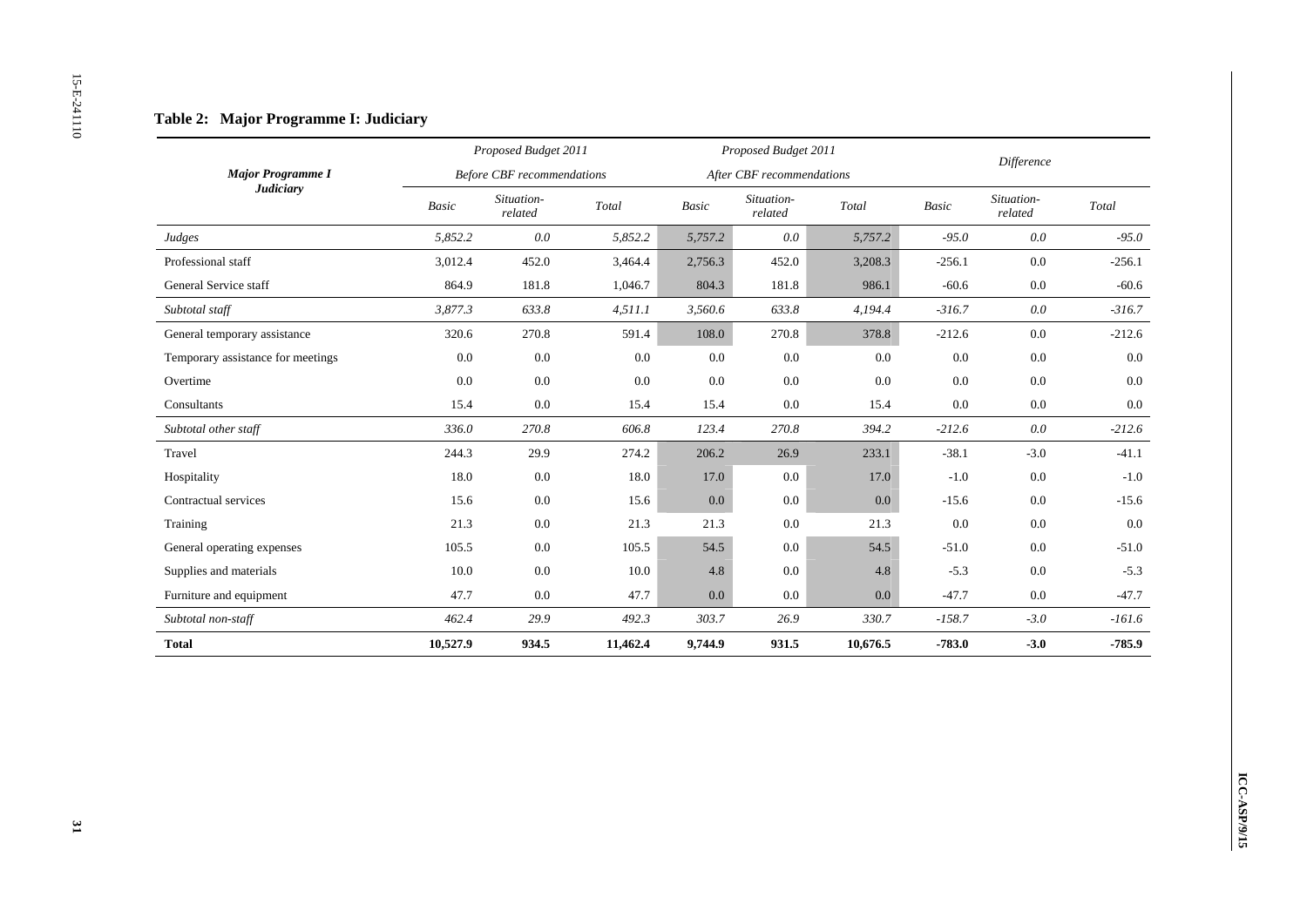## Table 2: Major Programme I: Judiciary

| *Major Programme I Judiciary* | *Proposed Budget 2011 Before CBF recommendations* | | | *Proposed Budget 2011 After CBF recommendations* | | | *Difference* | | |
|---|---|---|---|---|---|---|---|---|---|
| | *Basic* | *Situation-related* | *Total* | *Basic* | *Situation-related* | *Total* | *Basic* | *Situation-related* | *Total* |
| *Judges* | *5,852.2* | *0.0* | *5,852.2* | *5,757.2* | *0.0* | *5,757.2* | *-95.0* | *0.0* | *-95.0* |
| Professional staff | 3,012.4 | 452.0 | 3,464.4 | 2,756.3 | 452.0 | 3,208.3 | -256.1 | 0.0 | -256.1 |
| General Service staff | 864.9 | 181.8 | 1,046.7 | 804.3 | 181.8 | 986.1 | -60.6 | 0.0 | -60.6 |
| *Subtotal staff* | *3,877.3* | *633.8* | *4,511.1* | *3,560.6* | *633.8* | *4,194.4* | *-316.7* | *0.0* | *-316.7* |
| General temporary assistance | 320.6 | 270.8 | 591.4 | 108.0 | 270.8 | 378.8 | -212.6 | 0.0 | -212.6 |
| Temporary assistance for meetings | 0.0 | 0.0 | 0.0 | 0.0 | 0.0 | 0.0 | 0.0 | 0.0 | 0.0 |
| Overtime | 0.0 | 0.0 | 0.0 | 0.0 | 0.0 | 0.0 | 0.0 | 0.0 | 0.0 |
| Consultants | 15.4 | 0.0 | 15.4 | 15.4 | 0.0 | 15.4 | 0.0 | 0.0 | 0.0 |
| *Subtotal other staff* | *336.0* | *270.8* | *606.8* | *123.4* | *270.8* | *394.2* | *-212.6* | *0.0* | *-212.6* |
| Travel | 244.3 | 29.9 | 274.2 | 206.2 | 26.9 | 233.1 | -38.1 | -3.0 | -41.1 |
| Hospitality | 18.0 | 0.0 | 18.0 | 17.0 | 0.0 | 17.0 | -1.0 | 0.0 | -1.0 |
| Contractual services | 15.6 | 0.0 | 15.6 | 0.0 | 0.0 | 0.0 | -15.6 | 0.0 | -15.6 |
| Training | 21.3 | 0.0 | 21.3 | 21.3 | 0.0 | 21.3 | 0.0 | 0.0 | 0.0 |
| General operating expenses | 105.5 | 0.0 | 105.5 | 54.5 | 0.0 | 54.5 | -51.0 | 0.0 | -51.0 |
| Supplies and materials | 10.0 | 0.0 | 10.0 | 4.8 | 0.0 | 4.8 | -5.3 | 0.0 | -5.3 |
| Furniture and equipment | 47.7 | 0.0 | 47.7 | 0.0 | 0.0 | 0.0 | -47.7 | 0.0 | -47.7 |
| *Subtotal non-staff* | *462.4* | *29.9* | *492.3* | *303.7* | *26.9* | *330.7* | *-158.7* | *-3.0* | *-161.6* |
| **Total** | **10,527.9** | **934.5** | **11,462.4** | **9,744.9** | **931.5** | **10,676.5** | **-783.0** | **-3.0** | **-785.9** |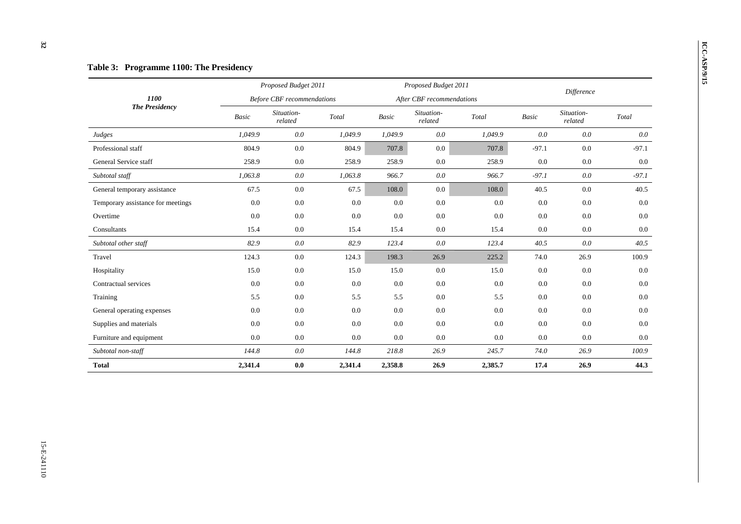## Table 3: Programme 1100: The Presidency

| 1100 *The Presidency* | *Proposed Budget 2011* *Before CBF recommendations* | | | *Proposed Budget 2011* *After CBF recommendations* | | | *Difference* | | |
|---|---|---|---|---|---|---|---|---|---|
| | *Basic* | *Situation-related* | *Total* | *Basic* | *Situation-related* | *Total* | *Basic* | *Situation-related* | *Total* |
| *Judges* | *1,049.9* | *0.0* | *1,049.9* | *1,049.9* | *0.0* | *1,049.9* | *0.0* | *0.0* | *0.0* |
| Professional staff | 804.9 | 0.0 | 804.9 | 707.8 | 0.0 | 707.8 | -97.1 | 0.0 | -97.1 |
| General Service staff | 258.9 | 0.0 | 258.9 | 258.9 | 0.0 | 258.9 | 0.0 | 0.0 | 0.0 |
| *Subtotal staff* | *1,063.8* | *0.0* | *1,063.8* | *966.7* | *0.0* | *966.7* | *-97.1* | *0.0* | *-97.1* |
| General temporary assistance | 67.5 | 0.0 | 67.5 | 108.0 | 0.0 | 108.0 | 40.5 | 0.0 | 40.5 |
| Temporary assistance for meetings | 0.0 | 0.0 | 0.0 | 0.0 | 0.0 | 0.0 | 0.0 | 0.0 | 0.0 |
| Overtime | 0.0 | 0.0 | 0.0 | 0.0 | 0.0 | 0.0 | 0.0 | 0.0 | 0.0 |
| Consultants | 15.4 | 0.0 | 15.4 | 15.4 | 0.0 | 15.4 | 0.0 | 0.0 | 0.0 |
| *Subtotal other staff* | *82.9* | *0.0* | *82.9* | *123.4* | *0.0* | *123.4* | *40.5* | *0.0* | *40.5* |
| Travel | 124.3 | 0.0 | 124.3 | 198.3 | 26.9 | 225.2 | 74.0 | 26.9 | 100.9 |
| Hospitality | 15.0 | 0.0 | 15.0 | 15.0 | 0.0 | 15.0 | 0.0 | 0.0 | 0.0 |
| Contractual services | 0.0 | 0.0 | 0.0 | 0.0 | 0.0 | 0.0 | 0.0 | 0.0 | 0.0 |
| Training | 5.5 | 0.0 | 5.5 | 5.5 | 0.0 | 5.5 | 0.0 | 0.0 | 0.0 |
| General operating expenses | 0.0 | 0.0 | 0.0 | 0.0 | 0.0 | 0.0 | 0.0 | 0.0 | 0.0 |
| Supplies and materials | 0.0 | 0.0 | 0.0 | 0.0 | 0.0 | 0.0 | 0.0 | 0.0 | 0.0 |
| Furniture and equipment | 0.0 | 0.0 | 0.0 | 0.0 | 0.0 | 0.0 | 0.0 | 0.0 | 0.0 |
| *Subtotal non-staff* | *144.8* | *0.0* | *144.8* | *218.8* | *26.9* | *245.7* | *74.0* | *26.9* | *100.9* |
| **Total** | **2,341.4** | **0.0** | **2,341.4** | **2,358.8** | **26.9** | **2,385.7** | **17.4** | **26.9** | **44.3** |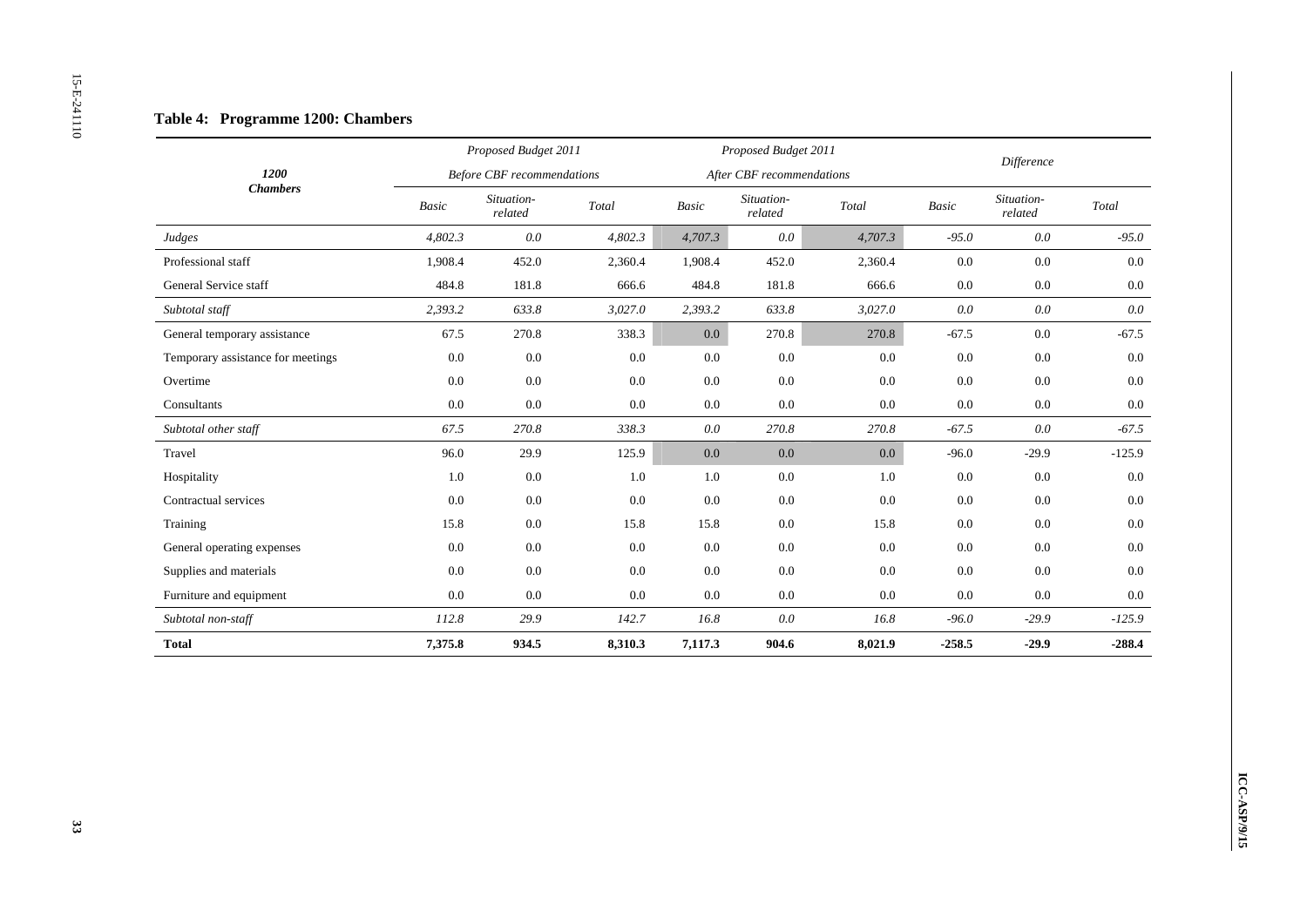## Table 4: Programme 1200: Chambers

| 1200 Chambers | Proposed Budget 2011 Before CBF recommendations | | | Proposed Budget 2011 After CBF recommendations | | | Difference | | |
|---|---|---|---|---|---|---|---|---|---|
| | *Basic* | *Situation-related* | *Total* | *Basic* | *Situation-related* | *Total* | *Basic* | *Situation-related* | *Total* |
| *Judges* | *4,802.3* | *0.0* | *4,802.3* | *4,707.3* | *0.0* | *4,707.3* | *-95.0* | *0.0* | *-95.0* |
| Professional staff | 1,908.4 | 452.0 | 2,360.4 | 1,908.4 | 452.0 | 2,360.4 | 0.0 | 0.0 | 0.0 |
| General Service staff | 484.8 | 181.8 | 666.6 | 484.8 | 181.8 | 666.6 | 0.0 | 0.0 | 0.0 |
| *Subtotal staff* | *2,393.2* | *633.8* | *3,027.0* | *2,393.2* | *633.8* | *3,027.0* | *0.0* | *0.0* | *0.0* |
| General temporary assistance | 67.5 | 270.8 | 338.3 | 0.0 | 270.8 | 270.8 | -67.5 | 0.0 | -67.5 |
| Temporary assistance for meetings | 0.0 | 0.0 | 0.0 | 0.0 | 0.0 | 0.0 | 0.0 | 0.0 | 0.0 |
| Overtime | 0.0 | 0.0 | 0.0 | 0.0 | 0.0 | 0.0 | 0.0 | 0.0 | 0.0 |
| Consultants | 0.0 | 0.0 | 0.0 | 0.0 | 0.0 | 0.0 | 0.0 | 0.0 | 0.0 |
| *Subtotal other staff* | *67.5* | *270.8* | *338.3* | *0.0* | *270.8* | *270.8* | *-67.5* | *0.0* | *-67.5* |
| Travel | 96.0 | 29.9 | 125.9 | 0.0 | 0.0 | 0.0 | -96.0 | -29.9 | -125.9 |
| Hospitality | 1.0 | 0.0 | 1.0 | 1.0 | 0.0 | 1.0 | 0.0 | 0.0 | 0.0 |
| Contractual services | 0.0 | 0.0 | 0.0 | 0.0 | 0.0 | 0.0 | 0.0 | 0.0 | 0.0 |
| Training | 15.8 | 0.0 | 15.8 | 15.8 | 0.0 | 15.8 | 0.0 | 0.0 | 0.0 |
| General operating expenses | 0.0 | 0.0 | 0.0 | 0.0 | 0.0 | 0.0 | 0.0 | 0.0 | 0.0 |
| Supplies and materials | 0.0 | 0.0 | 0.0 | 0.0 | 0.0 | 0.0 | 0.0 | 0.0 | 0.0 |
| Furniture and equipment | 0.0 | 0.0 | 0.0 | 0.0 | 0.0 | 0.0 | 0.0 | 0.0 | 0.0 |
| *Subtotal non-staff* | *112.8* | *29.9* | *142.7* | *16.8* | *0.0* | *16.8* | *-96.0* | *-29.9* | *-125.9* |
| **Total** | **7,375.8** | **934.5** | **8,310.3** | **7,117.3** | **904.6** | **8,021.9** | **-258.5** | **-29.9** | **-288.4** |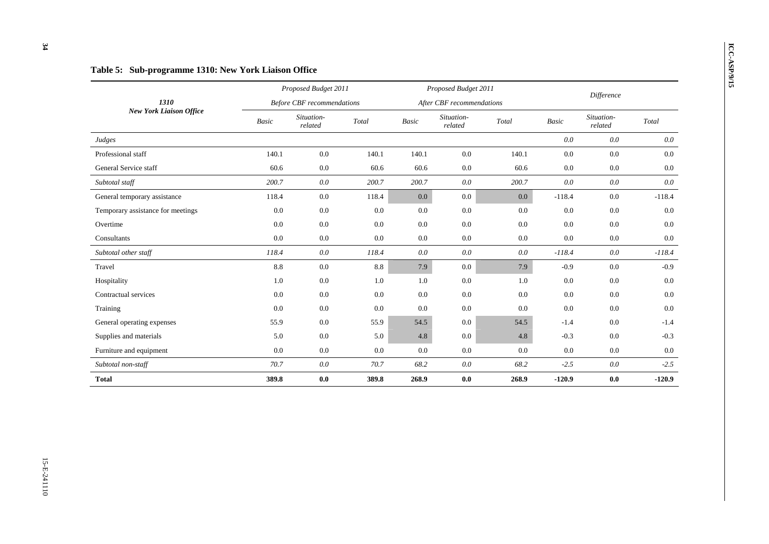### Table 5: Sub-programme 1310: New York Liaison Office

| 1310 New York Liaison Office | Proposed Budget 2011 Before CBF recommendations | | | Proposed Budget 2011 After CBF recommendations | | | Difference | | |
|---|---|---|---|---|---|---|---|---|---|
| | *Basic* | *Situation-related* | *Total* | *Basic* | *Situation-related* | *Total* | *Basic* | *Situation-related* | *Total* |
| *Judges* | | | | | | | *0.0* | *0.0* | *0.0* |
| Professional staff | 140.1 | 0.0 | 140.1 | 140.1 | 0.0 | 140.1 | 0.0 | 0.0 | 0.0 |
| General Service staff | 60.6 | 0.0 | 60.6 | 60.6 | 0.0 | 60.6 | 0.0 | 0.0 | 0.0 |
| *Subtotal staff* | *200.7* | *0.0* | *200.7* | *200.7* | *0.0* | *200.7* | *0.0* | *0.0* | *0.0* |
| General temporary assistance | 118.4 | 0.0 | 118.4 | 0.0 | 0.0 | 0.0 | -118.4 | 0.0 | -118.4 |
| Temporary assistance for meetings | 0.0 | 0.0 | 0.0 | 0.0 | 0.0 | 0.0 | 0.0 | 0.0 | 0.0 |
| Overtime | 0.0 | 0.0 | 0.0 | 0.0 | 0.0 | 0.0 | 0.0 | 0.0 | 0.0 |
| Consultants | 0.0 | 0.0 | 0.0 | 0.0 | 0.0 | 0.0 | 0.0 | 0.0 | 0.0 |
| *Subtotal other staff* | *118.4* | *0.0* | *118.4* | *0.0* | *0.0* | *0.0* | *-118.4* | *0.0* | *-118.4* |
| Travel | 8.8 | 0.0 | 8.8 | 7.9 | 0.0 | 7.9 | -0.9 | 0.0 | -0.9 |
| Hospitality | 1.0 | 0.0 | 1.0 | 1.0 | 0.0 | 1.0 | 0.0 | 0.0 | 0.0 |
| Contractual services | 0.0 | 0.0 | 0.0 | 0.0 | 0.0 | 0.0 | 0.0 | 0.0 | 0.0 |
| Training | 0.0 | 0.0 | 0.0 | 0.0 | 0.0 | 0.0 | 0.0 | 0.0 | 0.0 |
| General operating expenses | 55.9 | 0.0 | 55.9 | 54.5 | 0.0 | 54.5 | -1.4 | 0.0 | -1.4 |
| Supplies and materials | 5.0 | 0.0 | 5.0 | 4.8 | 0.0 | 4.8 | -0.3 | 0.0 | -0.3 |
| Furniture and equipment | 0.0 | 0.0 | 0.0 | 0.0 | 0.0 | 0.0 | 0.0 | 0.0 | 0.0 |
| *Subtotal non-staff* | *70.7* | *0.0* | *70.7* | *68.2* | *0.0* | *68.2* | *-2.5* | *0.0* | *-2.5* |
| **Total** | **389.8** | **0.0** | **389.8** | **268.9** | **0.0** | **268.9** | **-120.9** | **0.0** | **-120.9** |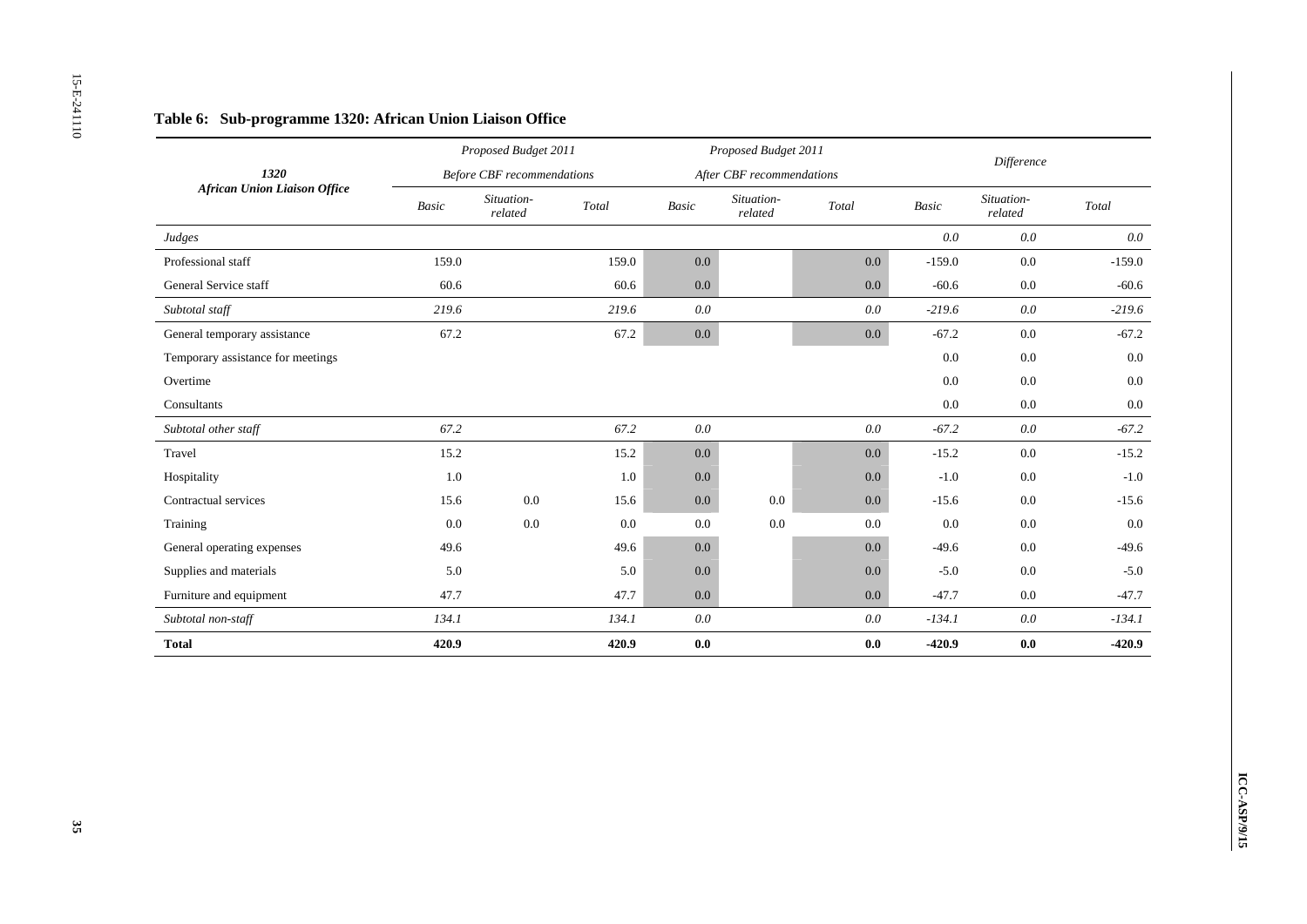**Table 6: Sub-programme 1320: African Union Liaison Office**

| 1320 African Union Liaison Office | Proposed Budget 2011 Before CBF recommendations | | | Proposed Budget 2011 After CBF recommendations | | | Difference | | |
|---|---|---|---|---|---|---|---|---|---|
| | *Basic* | *Situation-related* | *Total* | *Basic* | *Situation-related* | *Total* | *Basic* | *Situation-related* | *Total* |
| *Judges* | | | | | | | *0.0* | *0.0* | *0.0* |
| Professional staff | 159.0 | | 159.0 | 0.0 | | 0.0 | -159.0 | 0.0 | -159.0 |
| General Service staff | 60.6 | | 60.6 | 0.0 | | 0.0 | -60.6 | 0.0 | -60.6 |
| *Subtotal staff* | *219.6* | | *219.6* | *0.0* | | *0.0* | *-219.6* | *0.0* | *-219.6* |
| General temporary assistance | 67.2 | | 67.2 | 0.0 | | 0.0 | -67.2 | 0.0 | -67.2 |
| Temporary assistance for meetings | | | | | | | 0.0 | 0.0 | 0.0 |
| Overtime | | | | | | | 0.0 | 0.0 | 0.0 |
| Consultants | | | | | | | 0.0 | 0.0 | 0.0 |
| *Subtotal other staff* | *67.2* | | *67.2* | *0.0* | | *0.0* | *-67.2* | *0.0* | *-67.2* |
| Travel | 15.2 | | 15.2 | 0.0 | | 0.0 | -15.2 | 0.0 | -15.2 |
| Hospitality | 1.0 | | 1.0 | 0.0 | | 0.0 | -1.0 | 0.0 | -1.0 |
| Contractual services | 15.6 | 0.0 | 15.6 | 0.0 | 0.0 | 0.0 | -15.6 | 0.0 | -15.6 |
| Training | 0.0 | 0.0 | 0.0 | 0.0 | 0.0 | 0.0 | 0.0 | 0.0 | 0.0 |
| General operating expenses | 49.6 | | 49.6 | 0.0 | | 0.0 | -49.6 | 0.0 | -49.6 |
| Supplies and materials | 5.0 | | 5.0 | 0.0 | | 0.0 | -5.0 | 0.0 | -5.0 |
| Furniture and equipment | 47.7 | | 47.7 | 0.0 | | 0.0 | -47.7 | 0.0 | -47.7 |
| *Subtotal non-staff* | *134.1* | | *134.1* | *0.0* | | *0.0* | *-134.1* | *0.0* | *-134.1* |
| **Total** | **420.9** | | **420.9** | **0.0** | | **0.0** | **-420.9** | **0.0** | **-420.9** |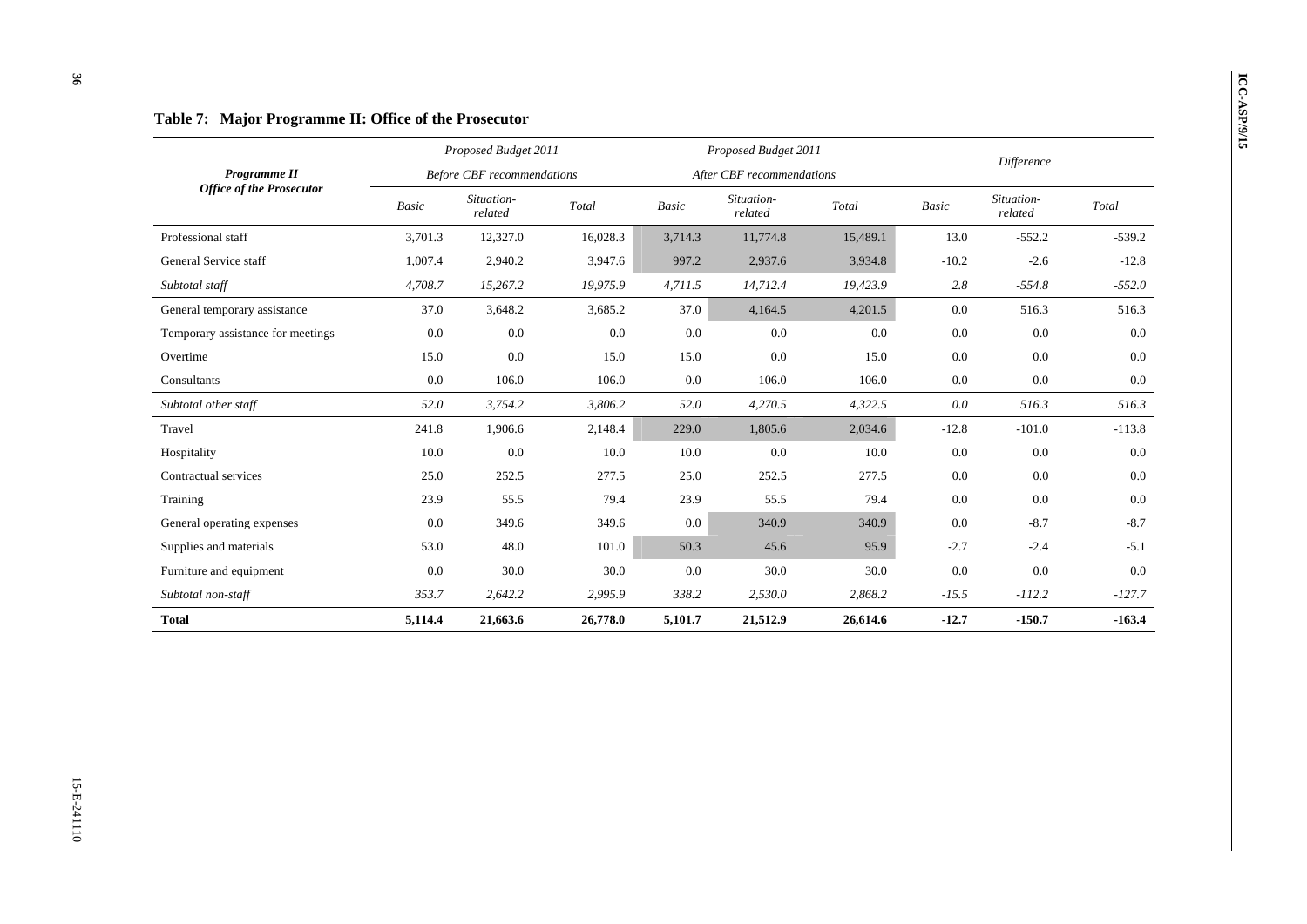**Table 7: Major Programme II: Office of the Prosecutor**

| *Programme II* *Office of the Prosecutor* | *Proposed Budget 2011* *Before CBF recommendations* | | | *Proposed Budget 2011* *After CBF recommendations* | | | *Difference* | | |
|---|---|---|---|---|---|---|---|---|---|
| | *Basic* | *Situation-related* | *Total* | *Basic* | *Situation-related* | *Total* | *Basic* | *Situation-related* | *Total* |
| Professional staff | 3,701.3 | 12,327.0 | 16,028.3 | 3,714.3 | 11,774.8 | 15,489.1 | 13.0 | -552.2 | -539.2 |
| General Service staff | 1,007.4 | 2,940.2 | 3,947.6 | 997.2 | 2,937.6 | 3,934.8 | -10.2 | -2.6 | -12.8 |
| *Subtotal staff* | *4,708.7* | *15,267.2* | *19,975.9* | *4,711.5* | *14,712.4* | *19,423.9* | *2.8* | *-554.8* | *-552.0* |
| General temporary assistance | 37.0 | 3,648.2 | 3,685.2 | 37.0 | 4,164.5 | 4,201.5 | 0.0 | 516.3 | 516.3 |
| Temporary assistance for meetings | 0.0 | 0.0 | 0.0 | 0.0 | 0.0 | 0.0 | 0.0 | 0.0 | 0.0 |
| Overtime | 15.0 | 0.0 | 15.0 | 15.0 | 0.0 | 15.0 | 0.0 | 0.0 | 0.0 |
| Consultants | 0.0 | 106.0 | 106.0 | 0.0 | 106.0 | 106.0 | 0.0 | 0.0 | 0.0 |
| *Subtotal other staff* | *52.0* | *3,754.2* | *3,806.2* | *52.0* | *4,270.5* | *4,322.5* | *0.0* | *516.3* | *516.3* |
| Travel | 241.8 | 1,906.6 | 2,148.4 | 229.0 | 1,805.6 | 2,034.6 | -12.8 | -101.0 | -113.8 |
| Hospitality | 10.0 | 0.0 | 10.0 | 10.0 | 0.0 | 10.0 | 0.0 | 0.0 | 0.0 |
| Contractual services | 25.0 | 252.5 | 277.5 | 25.0 | 252.5 | 277.5 | 0.0 | 0.0 | 0.0 |
| Training | 23.9 | 55.5 | 79.4 | 23.9 | 55.5 | 79.4 | 0.0 | 0.0 | 0.0 |
| General operating expenses | 0.0 | 349.6 | 349.6 | 0.0 | 340.9 | 340.9 | 0.0 | -8.7 | -8.7 |
| Supplies and materials | 53.0 | 48.0 | 101.0 | 50.3 | 45.6 | 95.9 | -2.7 | -2.4 | -5.1 |
| Furniture and equipment | 0.0 | 30.0 | 30.0 | 0.0 | 30.0 | 30.0 | 0.0 | 0.0 | 0.0 |
| *Subtotal non-staff* | *353.7* | *2,642.2* | *2,995.9* | *338.2* | *2,530.0* | *2,868.2* | *-15.5* | *-112.2* | *-127.7* |
| **Total** | **5,114.4** | **21,663.6** | **26,778.0** | **5,101.7** | **21,512.9** | **26,614.6** | **-12.7** | **-150.7** | **-163.4** |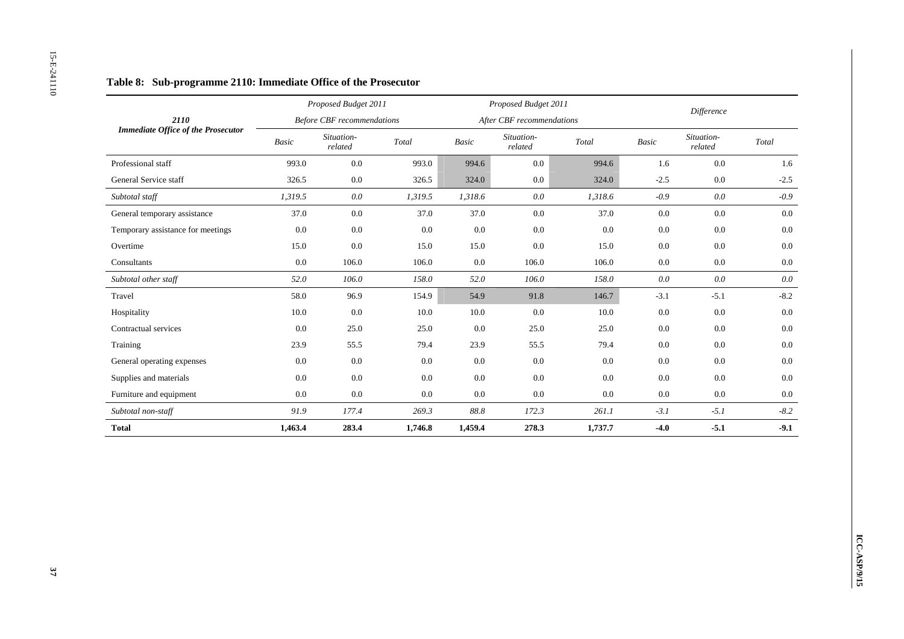### Table 8: Sub-programme 2110: Immediate Office of the Prosecutor

| 2110 *Immediate Office of the Prosecutor* | *Proposed Budget 2011* *Before CBF recommendations* | | | *Proposed Budget 2011* *After CBF recommendations* | | | *Difference* | | |
|---|---|---|---|---|---|---|---|---|---|
| | *Basic* | *Situation-related* | *Total* | *Basic* | *Situation-related* | *Total* | *Basic* | *Situation-related* | *Total* |
| Professional staff | 993.0 | 0.0 | 993.0 | 994.6 | 0.0 | 994.6 | 1.6 | 0.0 | 1.6 |
| General Service staff | 326.5 | 0.0 | 326.5 | 324.0 | 0.0 | 324.0 | -2.5 | 0.0 | -2.5 |
| *Subtotal staff* | *1,319.5* | *0.0* | *1,319.5* | *1,318.6* | *0.0* | *1,318.6* | *-0.9* | *0.0* | *-0.9* |
| General temporary assistance | 37.0 | 0.0 | 37.0 | 37.0 | 0.0 | 37.0 | 0.0 | 0.0 | 0.0 |
| Temporary assistance for meetings | 0.0 | 0.0 | 0.0 | 0.0 | 0.0 | 0.0 | 0.0 | 0.0 | 0.0 |
| Overtime | 15.0 | 0.0 | 15.0 | 15.0 | 0.0 | 15.0 | 0.0 | 0.0 | 0.0 |
| Consultants | 0.0 | 106.0 | 106.0 | 0.0 | 106.0 | 106.0 | 0.0 | 0.0 | 0.0 |
| *Subtotal other staff* | *52.0* | *106.0* | *158.0* | *52.0* | *106.0* | *158.0* | *0.0* | *0.0* | *0.0* |
| Travel | 58.0 | 96.9 | 154.9 | 54.9 | 91.8 | 146.7 | -3.1 | -5.1 | -8.2 |
| Hospitality | 10.0 | 0.0 | 10.0 | 10.0 | 0.0 | 10.0 | 0.0 | 0.0 | 0.0 |
| Contractual services | 0.0 | 25.0 | 25.0 | 0.0 | 25.0 | 25.0 | 0.0 | 0.0 | 0.0 |
| Training | 23.9 | 55.5 | 79.4 | 23.9 | 55.5 | 79.4 | 0.0 | 0.0 | 0.0 |
| General operating expenses | 0.0 | 0.0 | 0.0 | 0.0 | 0.0 | 0.0 | 0.0 | 0.0 | 0.0 |
| Supplies and materials | 0.0 | 0.0 | 0.0 | 0.0 | 0.0 | 0.0 | 0.0 | 0.0 | 0.0 |
| Furniture and equipment | 0.0 | 0.0 | 0.0 | 0.0 | 0.0 | 0.0 | 0.0 | 0.0 | 0.0 |
| *Subtotal non-staff* | *91.9* | *177.4* | *269.3* | *88.8* | *172.3* | *261.1* | *-3.1* | *-5.1* | *-8.2* |
| **Total** | **1,463.4** | **283.4** | **1,746.8** | **1,459.4** | **278.3** | **1,737.7** | **-4.0** | **-5.1** | **-9.1** |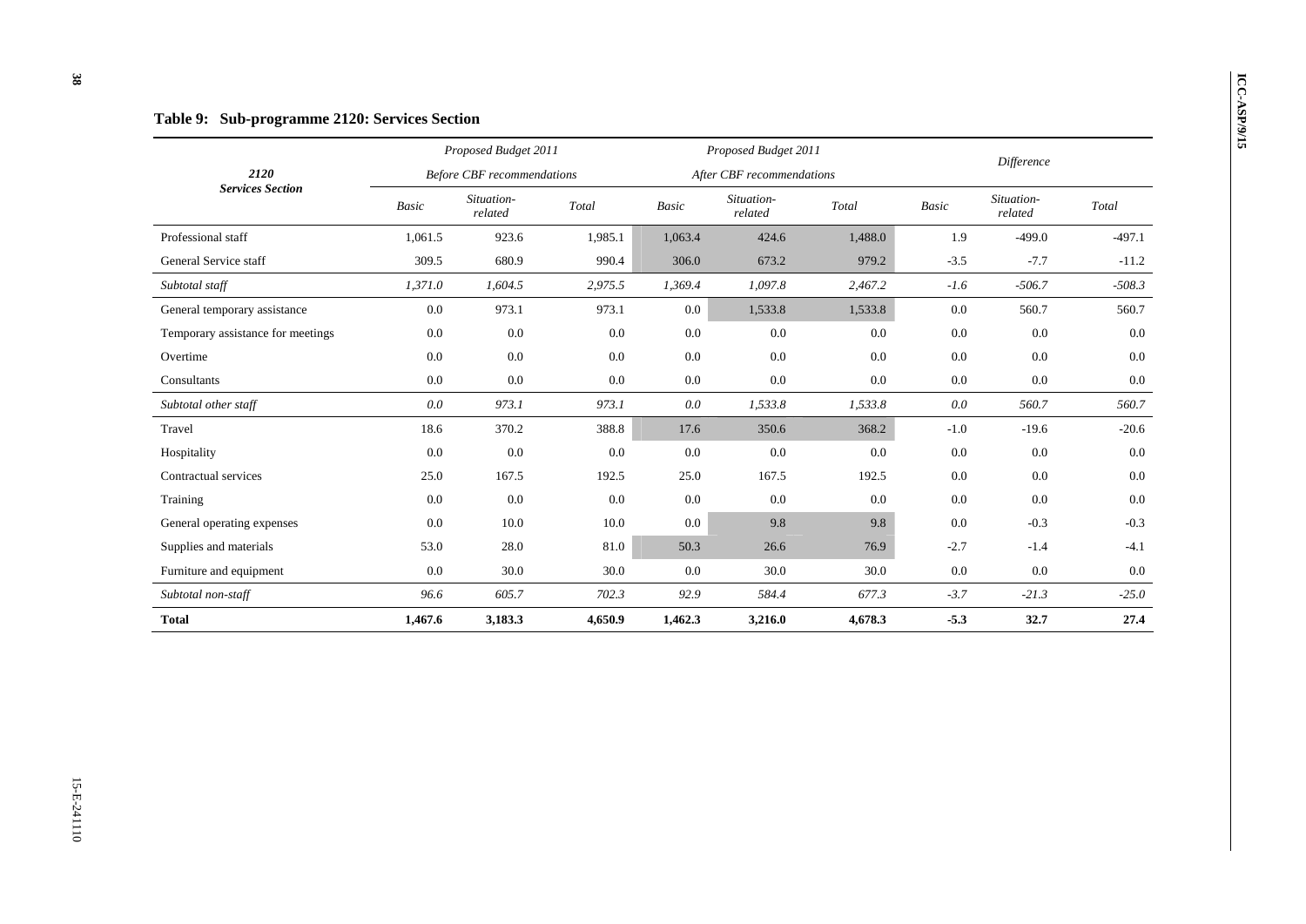### Table 9: Sub-programme 2120: Services Section

| 2120 Services Section | Proposed Budget 2011 Before CBF recommendations | | | Proposed Budget 2011 After CBF recommendations | | | Difference | | |
|---|---|---|---|---|---|---|---|---|---|
| | *Basic* | *Situation-related* | *Total* | *Basic* | *Situation-related* | *Total* | *Basic* | *Situation-related* | *Total* |
| Professional staff | 1,061.5 | 923.6 | 1,985.1 | 1,063.4 | 424.6 | 1,488.0 | 1.9 | -499.0 | -497.1 |
| General Service staff | 309.5 | 680.9 | 990.4 | 306.0 | 673.2 | 979.2 | -3.5 | -7.7 | -11.2 |
| *Subtotal staff* | *1,371.0* | *1,604.5* | *2,975.5* | *1,369.4* | *1,097.8* | *2,467.2* | *-1.6* | *-506.7* | *-508.3* |
| General temporary assistance | 0.0 | 973.1 | 973.1 | 0.0 | 1,533.8 | 1,533.8 | 0.0 | 560.7 | 560.7 |
| Temporary assistance for meetings | 0.0 | 0.0 | 0.0 | 0.0 | 0.0 | 0.0 | 0.0 | 0.0 | 0.0 |
| Overtime | 0.0 | 0.0 | 0.0 | 0.0 | 0.0 | 0.0 | 0.0 | 0.0 | 0.0 |
| Consultants | 0.0 | 0.0 | 0.0 | 0.0 | 0.0 | 0.0 | 0.0 | 0.0 | 0.0 |
| *Subtotal other staff* | *0.0* | *973.1* | *973.1* | *0.0* | *1,533.8* | *1,533.8* | *0.0* | *560.7* | *560.7* |
| Travel | 18.6 | 370.2 | 388.8 | 17.6 | 350.6 | 368.2 | -1.0 | -19.6 | -20.6 |
| Hospitality | 0.0 | 0.0 | 0.0 | 0.0 | 0.0 | 0.0 | 0.0 | 0.0 | 0.0 |
| Contractual services | 25.0 | 167.5 | 192.5 | 25.0 | 167.5 | 192.5 | 0.0 | 0.0 | 0.0 |
| Training | 0.0 | 0.0 | 0.0 | 0.0 | 0.0 | 0.0 | 0.0 | 0.0 | 0.0 |
| General operating expenses | 0.0 | 10.0 | 10.0 | 0.0 | 9.8 | 9.8 | 0.0 | -0.3 | -0.3 |
| Supplies and materials | 53.0 | 28.0 | 81.0 | 50.3 | 26.6 | 76.9 | -2.7 | -1.4 | -4.1 |
| Furniture and equipment | 0.0 | 30.0 | 30.0 | 0.0 | 30.0 | 30.0 | 0.0 | 0.0 | 0.0 |
| *Subtotal non-staff* | *96.6* | *605.7* | *702.3* | *92.9* | *584.4* | *677.3* | *-3.7* | *-21.3* | *-25.0* |
| **Total** | **1,467.6** | **3,183.3** | **4,650.9** | **1,462.3** | **3,216.0** | **4,678.3** | **-5.3** | **32.7** | **27.4** |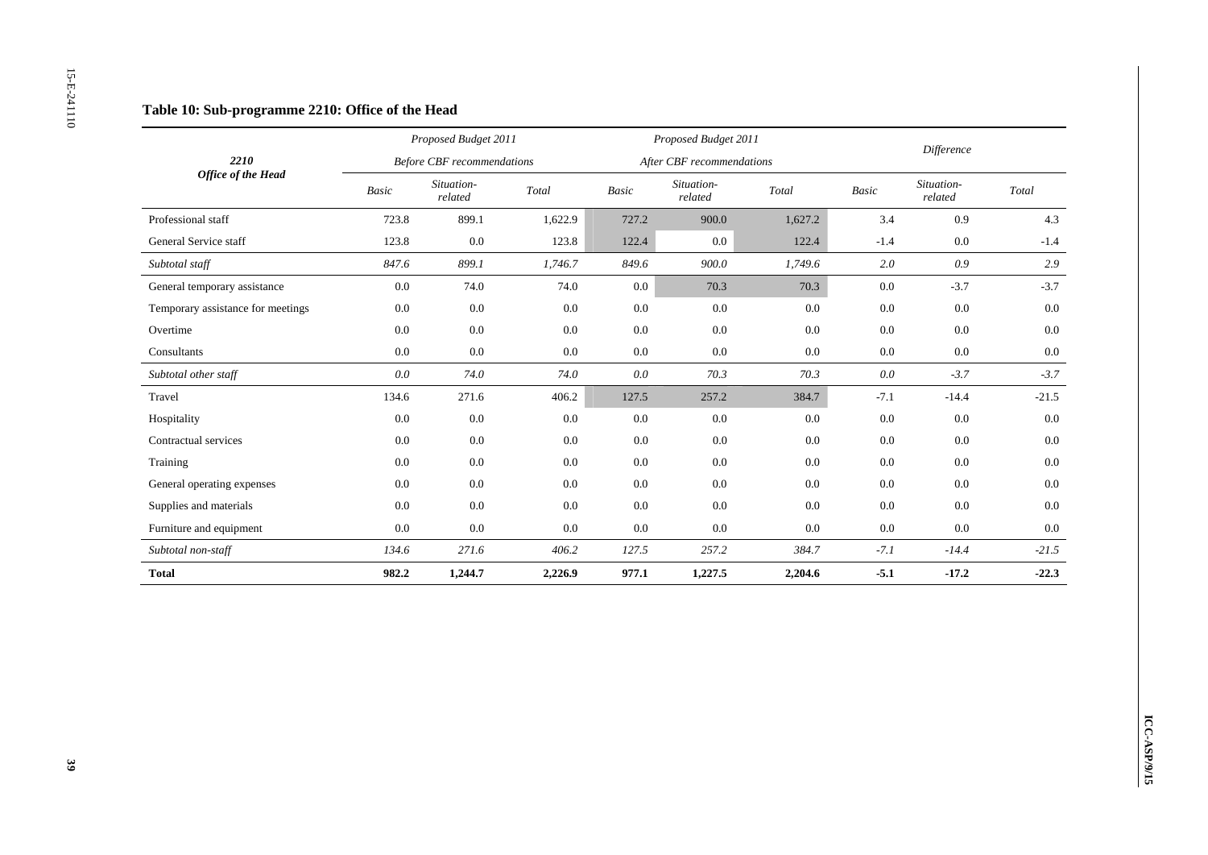### Table 10: Sub-programme 2210: Office of the Head

| 2210 *Office of the Head* | *Proposed Budget 2011 Before CBF recommendations* | | | *Proposed Budget 2011 After CBF recommendations* | | | *Difference* | | |
|---|---|---|---|---|---|---|---|---|---|
| | *Basic* | *Situation-related* | *Total* | *Basic* | *Situation-related* | *Total* | *Basic* | *Situation-related* | *Total* |
| Professional staff | 723.8 | 899.1 | 1,622.9 | 727.2 | 900.0 | 1,627.2 | 3.4 | 0.9 | 4.3 |
| General Service staff | 123.8 | 0.0 | 123.8 | 122.4 | 0.0 | 122.4 | -1.4 | 0.0 | -1.4 |
| *Subtotal staff* | *847.6* | *899.1* | *1,746.7* | *849.6* | *900.0* | *1,749.6* | *2.0* | *0.9* | *2.9* |
| General temporary assistance | 0.0 | 74.0 | 74.0 | 0.0 | 70.3 | 70.3 | 0.0 | -3.7 | -3.7 |
| Temporary assistance for meetings | 0.0 | 0.0 | 0.0 | 0.0 | 0.0 | 0.0 | 0.0 | 0.0 | 0.0 |
| Overtime | 0.0 | 0.0 | 0.0 | 0.0 | 0.0 | 0.0 | 0.0 | 0.0 | 0.0 |
| Consultants | 0.0 | 0.0 | 0.0 | 0.0 | 0.0 | 0.0 | 0.0 | 0.0 | 0.0 |
| *Subtotal other staff* | *0.0* | *74.0* | *74.0* | *0.0* | *70.3* | *70.3* | *0.0* | *-3.7* | *-3.7* |
| Travel | 134.6 | 271.6 | 406.2 | 127.5 | 257.2 | 384.7 | -7.1 | -14.4 | -21.5 |
| Hospitality | 0.0 | 0.0 | 0.0 | 0.0 | 0.0 | 0.0 | 0.0 | 0.0 | 0.0 |
| Contractual services | 0.0 | 0.0 | 0.0 | 0.0 | 0.0 | 0.0 | 0.0 | 0.0 | 0.0 |
| Training | 0.0 | 0.0 | 0.0 | 0.0 | 0.0 | 0.0 | 0.0 | 0.0 | 0.0 |
| General operating expenses | 0.0 | 0.0 | 0.0 | 0.0 | 0.0 | 0.0 | 0.0 | 0.0 | 0.0 |
| Supplies and materials | 0.0 | 0.0 | 0.0 | 0.0 | 0.0 | 0.0 | 0.0 | 0.0 | 0.0 |
| Furniture and equipment | 0.0 | 0.0 | 0.0 | 0.0 | 0.0 | 0.0 | 0.0 | 0.0 | 0.0 |
| *Subtotal non-staff* | *134.6* | *271.6* | *406.2* | *127.5* | *257.2* | *384.7* | *-7.1* | *-14.4* | *-21.5* |
| **Total** | **982.2** | **1,244.7** | **2,226.9** | **977.1** | **1,227.5** | **2,204.6** | **-5.1** | **-17.2** | **-22.3** |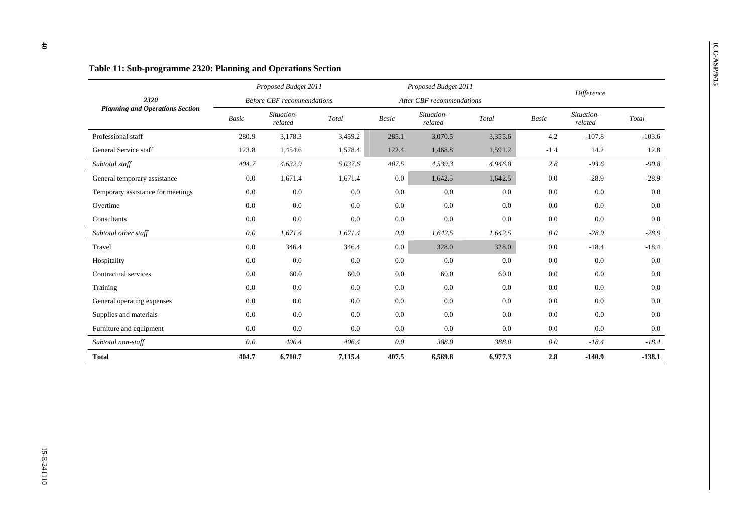**Table 11: Sub-programme 2320: Planning and Operations Section**

| 2320<br>Planning and Operations Section | Proposed Budget 2011<br>Before CBF recommendations | | | Proposed Budget 2011<br>After CBF recommendations | | | Difference | | |
|---|---|---|---|---|---|---|---|---|---|
| | Basic | Situation-related | Total | Basic | Situation-related | Total | Basic | Situation-related | Total |
| Professional staff | 280.9 | 3,178.3 | 3,459.2 | 285.1 | 3,070.5 | 3,355.6 | 4.2 | -107.8 | -103.6 |
| General Service staff | 123.8 | 1,454.6 | 1,578.4 | 122.4 | 1,468.8 | 1,591.2 | -1.4 | 14.2 | 12.8 |
| *Subtotal staff* | *404.7* | *4,632.9* | *5,037.6* | *407.5* | *4,539.3* | *4,946.8* | *2.8* | *-93.6* | *-90.8* |
| General temporary assistance | 0.0 | 1,671.4 | 1,671.4 | 0.0 | 1,642.5 | 1,642.5 | 0.0 | -28.9 | -28.9 |
| Temporary assistance for meetings | 0.0 | 0.0 | 0.0 | 0.0 | 0.0 | 0.0 | 0.0 | 0.0 | 0.0 |
| Overtime | 0.0 | 0.0 | 0.0 | 0.0 | 0.0 | 0.0 | 0.0 | 0.0 | 0.0 |
| Consultants | 0.0 | 0.0 | 0.0 | 0.0 | 0.0 | 0.0 | 0.0 | 0.0 | 0.0 |
| *Subtotal other staff* | *0.0* | *1,671.4* | *1,671.4* | *0.0* | *1,642.5* | *1,642.5* | *0.0* | *-28.9* | *-28.9* |
| Travel | 0.0 | 346.4 | 346.4 | 0.0 | 328.0 | 328.0 | 0.0 | -18.4 | -18.4 |
| Hospitality | 0.0 | 0.0 | 0.0 | 0.0 | 0.0 | 0.0 | 0.0 | 0.0 | 0.0 |
| Contractual services | 0.0 | 60.0 | 60.0 | 0.0 | 60.0 | 60.0 | 0.0 | 0.0 | 0.0 |
| Training | 0.0 | 0.0 | 0.0 | 0.0 | 0.0 | 0.0 | 0.0 | 0.0 | 0.0 |
| General operating expenses | 0.0 | 0.0 | 0.0 | 0.0 | 0.0 | 0.0 | 0.0 | 0.0 | 0.0 |
| Supplies and materials | 0.0 | 0.0 | 0.0 | 0.0 | 0.0 | 0.0 | 0.0 | 0.0 | 0.0 |
| Furniture and equipment | 0.0 | 0.0 | 0.0 | 0.0 | 0.0 | 0.0 | 0.0 | 0.0 | 0.0 |
| *Subtotal non-staff* | *0.0* | *406.4* | *406.4* | *0.0* | *388.0* | *388.0* | *0.0* | *-18.4* | *-18.4* |
| **Total** | **404.7** | **6,710.7** | **7,115.4** | **407.5** | **6,569.8** | **6,977.3** | **2.8** | **-140.9** | **-138.1** |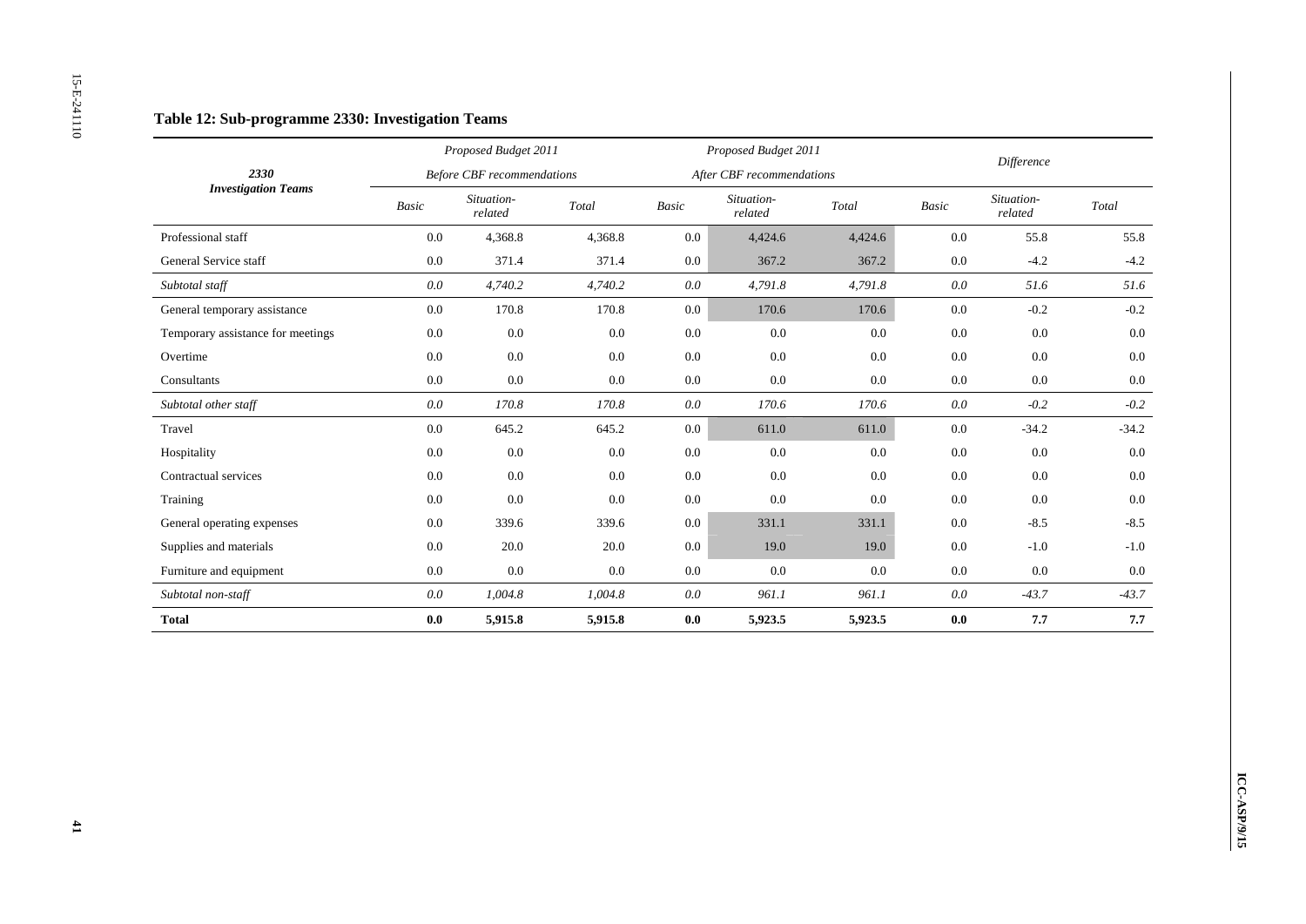### Table 12: Sub-programme 2330: Investigation Teams

| *2330* **Investigation Teams** | *Proposed Budget 2011* *Before CBF recommendations* | | | *Proposed Budget 2011* *After CBF recommendations* | | | *Difference* | | |
|---|---|---|---|---|---|---|---|---|---|
| | *Basic* | *Situation-related* | *Total* | *Basic* | *Situation-related* | *Total* | *Basic* | *Situation-related* | *Total* |
| Professional staff | 0.0 | 4,368.8 | 4,368.8 | 0.0 | 4,424.6 | 4,424.6 | 0.0 | 55.8 | 55.8 |
| General Service staff | 0.0 | 371.4 | 371.4 | 0.0 | 367.2 | 367.2 | 0.0 | -4.2 | -4.2 |
| *Subtotal staff* | *0.0* | *4,740.2* | *4,740.2* | *0.0* | *4,791.8* | *4,791.8* | *0.0* | *51.6* | *51.6* |
| General temporary assistance | 0.0 | 170.8 | 170.8 | 0.0 | 170.6 | 170.6 | 0.0 | -0.2 | -0.2 |
| Temporary assistance for meetings | 0.0 | 0.0 | 0.0 | 0.0 | 0.0 | 0.0 | 0.0 | 0.0 | 0.0 |
| Overtime | 0.0 | 0.0 | 0.0 | 0.0 | 0.0 | 0.0 | 0.0 | 0.0 | 0.0 |
| Consultants | 0.0 | 0.0 | 0.0 | 0.0 | 0.0 | 0.0 | 0.0 | 0.0 | 0.0 |
| *Subtotal other staff* | *0.0* | *170.8* | *170.8* | *0.0* | *170.6* | *170.6* | *0.0* | *-0.2* | *-0.2* |
| Travel | 0.0 | 645.2 | 645.2 | 0.0 | 611.0 | 611.0 | 0.0 | -34.2 | -34.2 |
| Hospitality | 0.0 | 0.0 | 0.0 | 0.0 | 0.0 | 0.0 | 0.0 | 0.0 | 0.0 |
| Contractual services | 0.0 | 0.0 | 0.0 | 0.0 | 0.0 | 0.0 | 0.0 | 0.0 | 0.0 |
| Training | 0.0 | 0.0 | 0.0 | 0.0 | 0.0 | 0.0 | 0.0 | 0.0 | 0.0 |
| General operating expenses | 0.0 | 339.6 | 339.6 | 0.0 | 331.1 | 331.1 | 0.0 | -8.5 | -8.5 |
| Supplies and materials | 0.0 | 20.0 | 20.0 | 0.0 | 19.0 | 19.0 | 0.0 | -1.0 | -1.0 |
| Furniture and equipment | 0.0 | 0.0 | 0.0 | 0.0 | 0.0 | 0.0 | 0.0 | 0.0 | 0.0 |
| *Subtotal non-staff* | *0.0* | *1,004.8* | *1,004.8* | *0.0* | *961.1* | *961.1* | *0.0* | *-43.7* | *-43.7* |
| **Total** | **0.0** | **5,915.8** | **5,915.8** | **0.0** | **5,923.5** | **5,923.5** | **0.0** | **7.7** | **7.7** |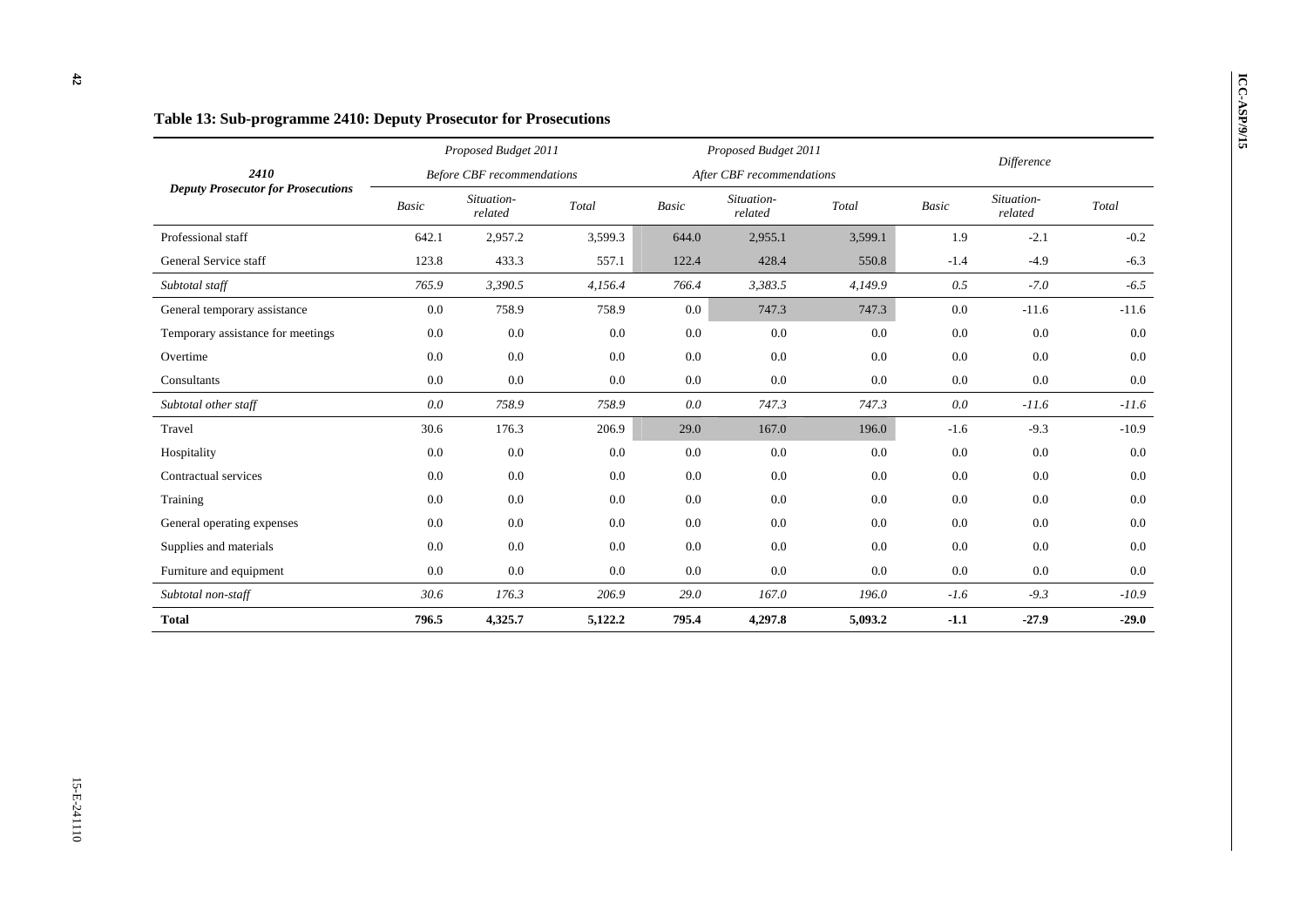### Table 13: Sub-programme 2410: Deputy Prosecutor for Prosecutions

| 2410 Deputy Prosecutor for Prosecutions | Proposed Budget 2011 Before CBF recommendations | | | Proposed Budget 2011 After CBF recommendations | | | Difference | | |
|---|---|---|---|---|---|---|---|---|---|
| | *Basic* | *Situation-related* | *Total* | *Basic* | *Situation-related* | *Total* | *Basic* | *Situation-related* | *Total* |
| Professional staff | 642.1 | 2,957.2 | 3,599.3 | 644.0 | 2,955.1 | 3,599.1 | 1.9 | -2.1 | -0.2 |
| General Service staff | 123.8 | 433.3 | 557.1 | 122.4 | 428.4 | 550.8 | -1.4 | -4.9 | -6.3 |
| *Subtotal staff* | *765.9* | *3,390.5* | *4,156.4* | *766.4* | *3,383.5* | *4,149.9* | *0.5* | *-7.0* | *-6.5* |
| General temporary assistance | 0.0 | 758.9 | 758.9 | 0.0 | 747.3 | 747.3 | 0.0 | -11.6 | -11.6 |
| Temporary assistance for meetings | 0.0 | 0.0 | 0.0 | 0.0 | 0.0 | 0.0 | 0.0 | 0.0 | 0.0 |
| Overtime | 0.0 | 0.0 | 0.0 | 0.0 | 0.0 | 0.0 | 0.0 | 0.0 | 0.0 |
| Consultants | 0.0 | 0.0 | 0.0 | 0.0 | 0.0 | 0.0 | 0.0 | 0.0 | 0.0 |
| *Subtotal other staff* | *0.0* | *758.9* | *758.9* | *0.0* | *747.3* | *747.3* | *0.0* | *-11.6* | *-11.6* |
| Travel | 30.6 | 176.3 | 206.9 | 29.0 | 167.0 | 196.0 | -1.6 | -9.3 | -10.9 |
| Hospitality | 0.0 | 0.0 | 0.0 | 0.0 | 0.0 | 0.0 | 0.0 | 0.0 | 0.0 |
| Contractual services | 0.0 | 0.0 | 0.0 | 0.0 | 0.0 | 0.0 | 0.0 | 0.0 | 0.0 |
| Training | 0.0 | 0.0 | 0.0 | 0.0 | 0.0 | 0.0 | 0.0 | 0.0 | 0.0 |
| General operating expenses | 0.0 | 0.0 | 0.0 | 0.0 | 0.0 | 0.0 | 0.0 | 0.0 | 0.0 |
| Supplies and materials | 0.0 | 0.0 | 0.0 | 0.0 | 0.0 | 0.0 | 0.0 | 0.0 | 0.0 |
| Furniture and equipment | 0.0 | 0.0 | 0.0 | 0.0 | 0.0 | 0.0 | 0.0 | 0.0 | 0.0 |
| *Subtotal non-staff* | *30.6* | *176.3* | *206.9* | *29.0* | *167.0* | *196.0* | *-1.6* | *-9.3* | *-10.9* |
| **Total** | **796.5** | **4,325.7** | **5,122.2** | **795.4** | **4,297.8** | **5,093.2** | **-1.1** | **-27.9** | **-29.0** |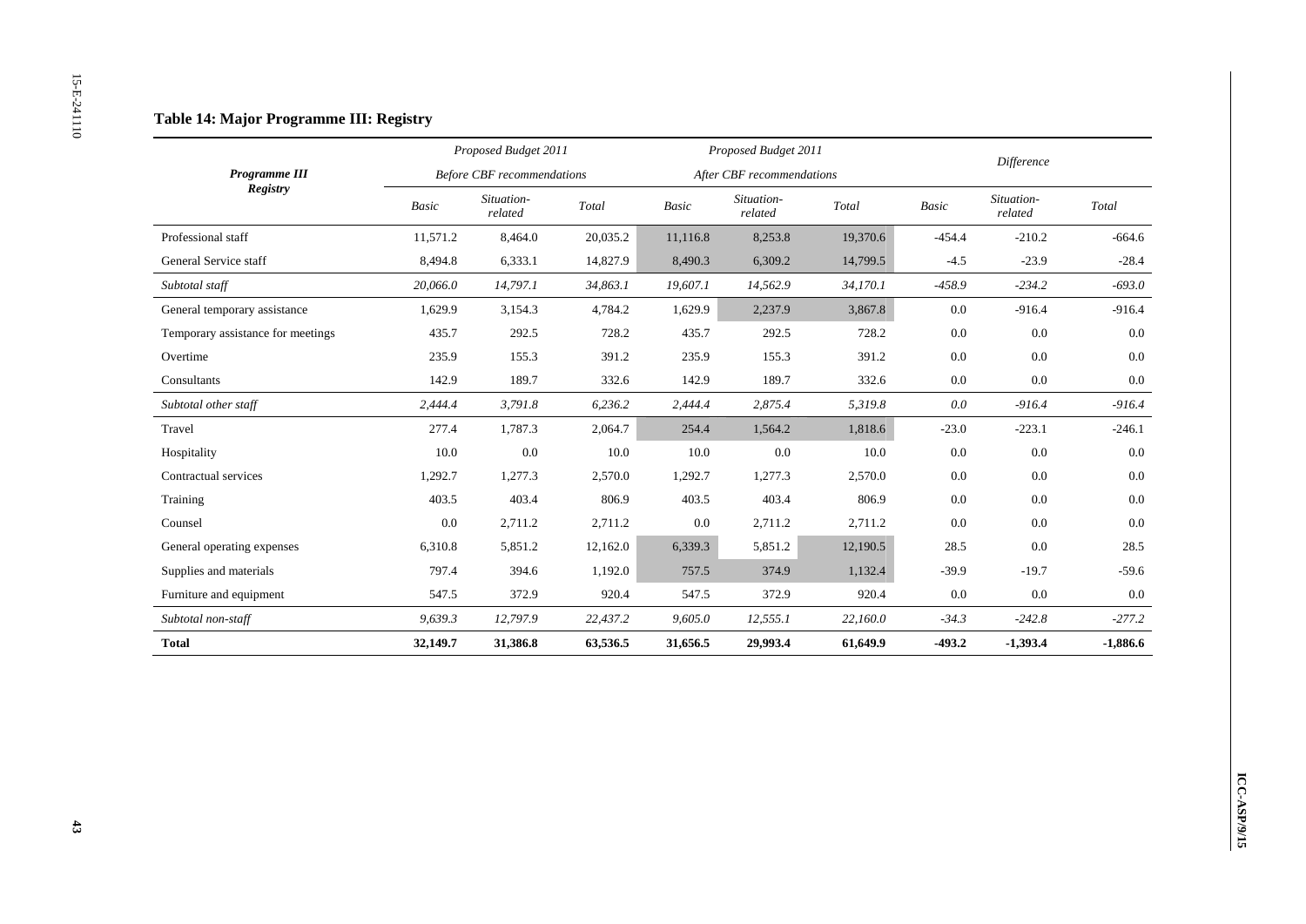## Table 14: Major Programme III: Registry

| *Programme III* *Registry* | *Proposed Budget 2011* *Before CBF recommendations* | | | *Proposed Budget 2011* *After CBF recommendations* | | | *Difference* | | |
|---|---|---|---|---|---|---|---|---|---|
| | *Basic* | *Situation-related* | *Total* | *Basic* | *Situation-related* | *Total* | *Basic* | *Situation-related* | *Total* |
| Professional staff | 11,571.2 | 8,464.0 | 20,035.2 | 11,116.8 | 8,253.8 | 19,370.6 | -454.4 | -210.2 | -664.6 |
| General Service staff | 8,494.8 | 6,333.1 | 14,827.9 | 8,490.3 | 6,309.2 | 14,799.5 | -4.5 | -23.9 | -28.4 |
| *Subtotal staff* | *20,066.0* | *14,797.1* | *34,863.1* | *19,607.1* | *14,562.9* | *34,170.1* | *-458.9* | *-234.2* | *-693.0* |
| General temporary assistance | 1,629.9 | 3,154.3 | 4,784.2 | 1,629.9 | 2,237.9 | 3,867.8 | 0.0 | -916.4 | -916.4 |
| Temporary assistance for meetings | 435.7 | 292.5 | 728.2 | 435.7 | 292.5 | 728.2 | 0.0 | 0.0 | 0.0 |
| Overtime | 235.9 | 155.3 | 391.2 | 235.9 | 155.3 | 391.2 | 0.0 | 0.0 | 0.0 |
| Consultants | 142.9 | 189.7 | 332.6 | 142.9 | 189.7 | 332.6 | 0.0 | 0.0 | 0.0 |
| *Subtotal other staff* | *2,444.4* | *3,791.8* | *6,236.2* | *2,444.4* | *2,875.4* | *5,319.8* | *0.0* | *-916.4* | *-916.4* |
| Travel | 277.4 | 1,787.3 | 2,064.7 | 254.4 | 1,564.2 | 1,818.6 | -23.0 | -223.1 | -246.1 |
| Hospitality | 10.0 | 0.0 | 10.0 | 10.0 | 0.0 | 10.0 | 0.0 | 0.0 | 0.0 |
| Contractual services | 1,292.7 | 1,277.3 | 2,570.0 | 1,292.7 | 1,277.3 | 2,570.0 | 0.0 | 0.0 | 0.0 |
| Training | 403.5 | 403.4 | 806.9 | 403.5 | 403.4 | 806.9 | 0.0 | 0.0 | 0.0 |
| Counsel | 0.0 | 2,711.2 | 2,711.2 | 0.0 | 2,711.2 | 2,711.2 | 0.0 | 0.0 | 0.0 |
| General operating expenses | 6,310.8 | 5,851.2 | 12,162.0 | 6,339.3 | 5,851.2 | 12,190.5 | 28.5 | 0.0 | 28.5 |
| Supplies and materials | 797.4 | 394.6 | 1,192.0 | 757.5 | 374.9 | 1,132.4 | -39.9 | -19.7 | -59.6 |
| Furniture and equipment | 547.5 | 372.9 | 920.4 | 547.5 | 372.9 | 920.4 | 0.0 | 0.0 | 0.0 |
| *Subtotal non-staff* | *9,639.3* | *12,797.9* | *22,437.2* | *9,605.0* | *12,555.1* | *22,160.0* | *-34.3* | *-242.8* | *-277.2* |
| **Total** | **32,149.7** | **31,386.8** | **63,536.5** | **31,656.5** | **29,993.4** | **61,649.9** | **-493.2** | **-1,393.4** | **-1,886.6** |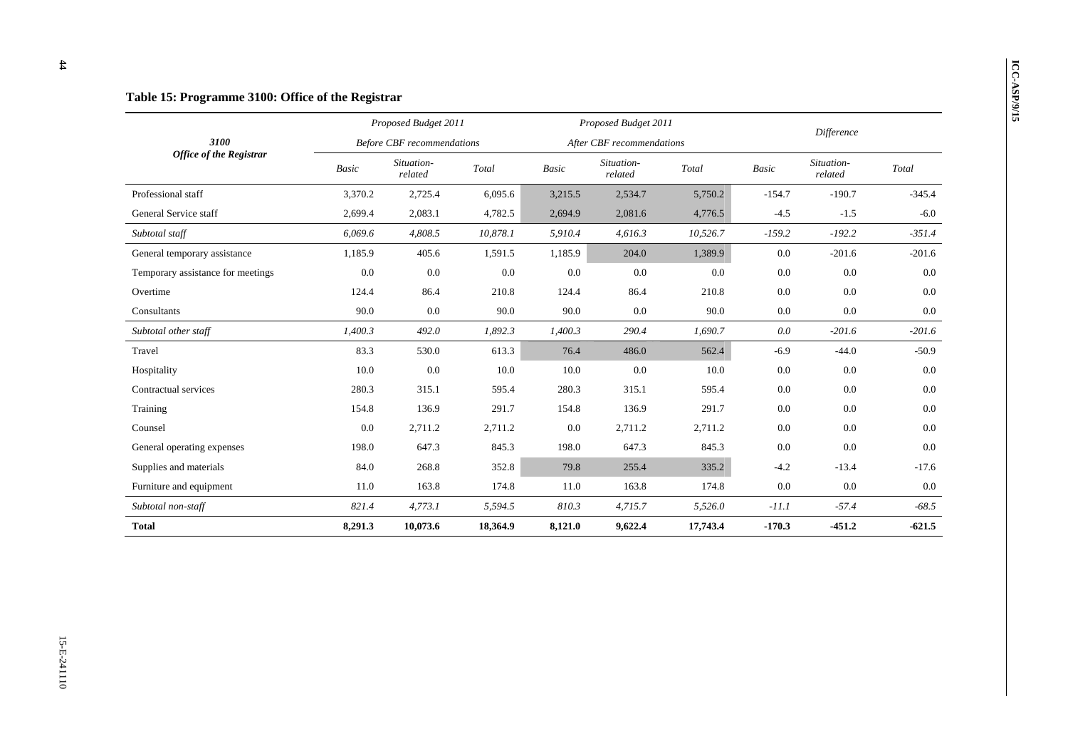## Table 15: Programme 3100: Office of the Registrar

| *3100* *Office of the Registrar* | *Proposed Budget 2011* *Before CBF recommendations* | | | *Proposed Budget 2011* *After CBF recommendations* | | | *Difference* | | |
|---|---|---|---|---|---|---|---|---|---|
| | *Basic* | *Situation-related* | *Total* | *Basic* | *Situation-related* | *Total* | *Basic* | *Situation-related* | *Total* |
| Professional staff | 3,370.2 | 2,725.4 | 6,095.6 | 3,215.5 | 2,534.7 | 5,750.2 | -154.7 | -190.7 | -345.4 |
| General Service staff | 2,699.4 | 2,083.1 | 4,782.5 | 2,694.9 | 2,081.6 | 4,776.5 | -4.5 | -1.5 | -6.0 |
| *Subtotal staff* | *6,069.6* | *4,808.5* | *10,878.1* | *5,910.4* | *4,616.3* | *10,526.7* | *-159.2* | *-192.2* | *-351.4* |
| General temporary assistance | 1,185.9 | 405.6 | 1,591.5 | 1,185.9 | 204.0 | 1,389.9 | 0.0 | -201.6 | -201.6 |
| Temporary assistance for meetings | 0.0 | 0.0 | 0.0 | 0.0 | 0.0 | 0.0 | 0.0 | 0.0 | 0.0 |
| Overtime | 124.4 | 86.4 | 210.8 | 124.4 | 86.4 | 210.8 | 0.0 | 0.0 | 0.0 |
| Consultants | 90.0 | 0.0 | 90.0 | 90.0 | 0.0 | 90.0 | 0.0 | 0.0 | 0.0 |
| *Subtotal other staff* | *1,400.3* | *492.0* | *1,892.3* | *1,400.3* | *290.4* | *1,690.7* | *0.0* | *-201.6* | *-201.6* |
| Travel | 83.3 | 530.0 | 613.3 | 76.4 | 486.0 | 562.4 | -6.9 | -44.0 | -50.9 |
| Hospitality | 10.0 | 0.0 | 10.0 | 10.0 | 0.0 | 10.0 | 0.0 | 0.0 | 0.0 |
| Contractual services | 280.3 | 315.1 | 595.4 | 280.3 | 315.1 | 595.4 | 0.0 | 0.0 | 0.0 |
| Training | 154.8 | 136.9 | 291.7 | 154.8 | 136.9 | 291.7 | 0.0 | 0.0 | 0.0 |
| Counsel | 0.0 | 2,711.2 | 2,711.2 | 0.0 | 2,711.2 | 2,711.2 | 0.0 | 0.0 | 0.0 |
| General operating expenses | 198.0 | 647.3 | 845.3 | 198.0 | 647.3 | 845.3 | 0.0 | 0.0 | 0.0 |
| Supplies and materials | 84.0 | 268.8 | 352.8 | 79.8 | 255.4 | 335.2 | -4.2 | -13.4 | -17.6 |
| Furniture and equipment | 11.0 | 163.8 | 174.8 | 11.0 | 163.8 | 174.8 | 0.0 | 0.0 | 0.0 |
| *Subtotal non-staff* | *821.4* | *4,773.1* | *5,594.5* | *810.3* | *4,715.7* | *5,526.0* | *-11.1* | *-57.4* | *-68.5* |
| **Total** | **8,291.3** | **10,073.6** | **18,364.9** | **8,121.0** | **9,622.4** | **17,743.4** | **-170.3** | **-451.2** | **-621.5** |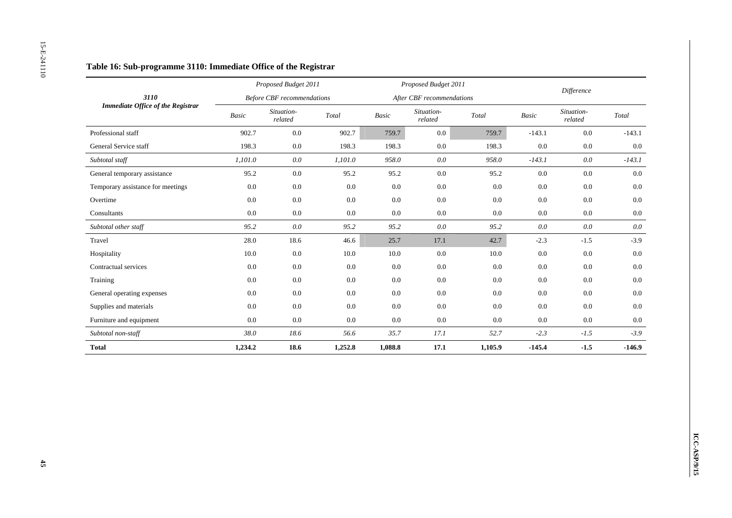### Table 16: Sub-programme 3110: Immediate Office of the Registrar

| *3110* *Immediate Office of the Registrar* | *Proposed Budget 2011* *Before CBF recommendations* | | | *Proposed Budget 2011* *After CBF recommendations* | | | *Difference* | | |
|---|---|---|---|---|---|---|---|---|---|
| | *Basic* | *Situation-related* | *Total* | *Basic* | *Situation-related* | *Total* | *Basic* | *Situation-related* | *Total* |
| Professional staff | 902.7 | 0.0 | 902.7 | 759.7 | 0.0 | 759.7 | -143.1 | 0.0 | -143.1 |
| General Service staff | 198.3 | 0.0 | 198.3 | 198.3 | 0.0 | 198.3 | 0.0 | 0.0 | 0.0 |
| *Subtotal staff* | *1,101.0* | *0.0* | *1,101.0* | *958.0* | *0.0* | *958.0* | *-143.1* | *0.0* | *-143.1* |
| General temporary assistance | 95.2 | 0.0 | 95.2 | 95.2 | 0.0 | 95.2 | 0.0 | 0.0 | 0.0 |
| Temporary assistance for meetings | 0.0 | 0.0 | 0.0 | 0.0 | 0.0 | 0.0 | 0.0 | 0.0 | 0.0 |
| Overtime | 0.0 | 0.0 | 0.0 | 0.0 | 0.0 | 0.0 | 0.0 | 0.0 | 0.0 |
| Consultants | 0.0 | 0.0 | 0.0 | 0.0 | 0.0 | 0.0 | 0.0 | 0.0 | 0.0 |
| *Subtotal other staff* | *95.2* | *0.0* | *95.2* | *95.2* | *0.0* | *95.2* | *0.0* | *0.0* | *0.0* |
| Travel | 28.0 | 18.6 | 46.6 | 25.7 | 17.1 | 42.7 | -2.3 | -1.5 | -3.9 |
| Hospitality | 10.0 | 0.0 | 10.0 | 10.0 | 0.0 | 10.0 | 0.0 | 0.0 | 0.0 |
| Contractual services | 0.0 | 0.0 | 0.0 | 0.0 | 0.0 | 0.0 | 0.0 | 0.0 | 0.0 |
| Training | 0.0 | 0.0 | 0.0 | 0.0 | 0.0 | 0.0 | 0.0 | 0.0 | 0.0 |
| General operating expenses | 0.0 | 0.0 | 0.0 | 0.0 | 0.0 | 0.0 | 0.0 | 0.0 | 0.0 |
| Supplies and materials | 0.0 | 0.0 | 0.0 | 0.0 | 0.0 | 0.0 | 0.0 | 0.0 | 0.0 |
| Furniture and equipment | 0.0 | 0.0 | 0.0 | 0.0 | 0.0 | 0.0 | 0.0 | 0.0 | 0.0 |
| *Subtotal non-staff* | *38.0* | *18.6* | *56.6* | *35.7* | *17.1* | *52.7* | *-2.3* | *-1.5* | *-3.9* |
| **Total** | **1,234.2** | **18.6** | **1,252.8** | **1,088.8** | **17.1** | **1,105.9** | **-145.4** | **-1.5** | **-146.9** |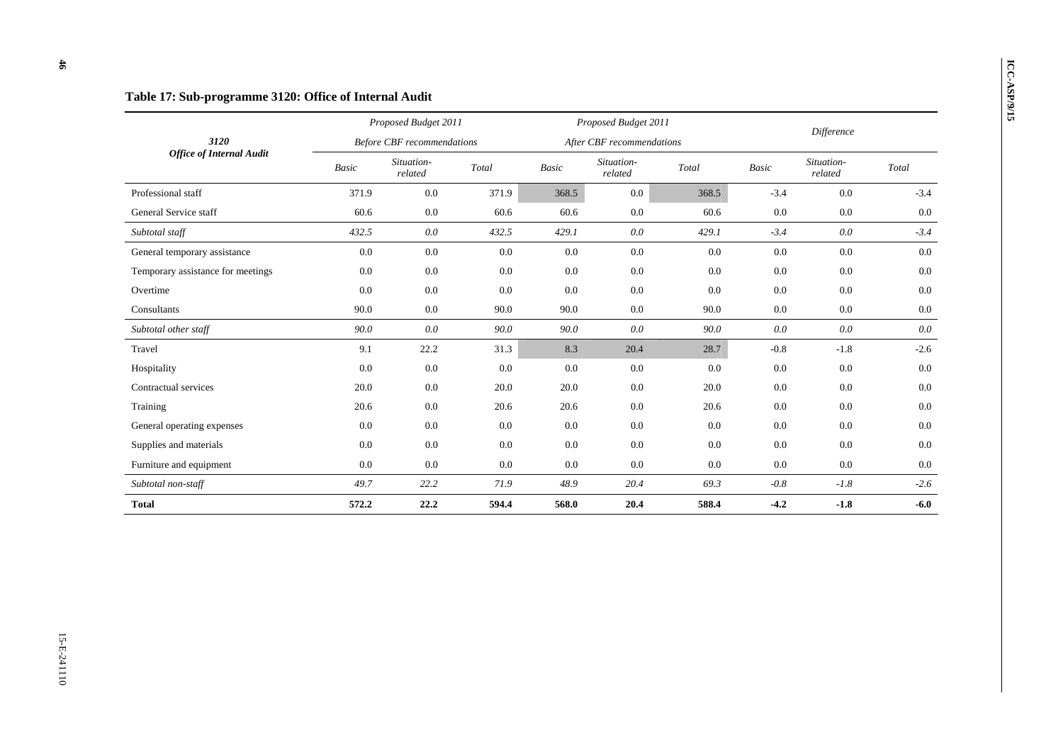### Table 17: Sub-programme 3120: Office of Internal Audit

| 3120 *Office of Internal Audit* | *Proposed Budget 2011 Before CBF recommendations* | | | *Proposed Budget 2011 After CBF recommendations* | | | *Difference* | | |
|---|---|---|---|---|---|---|---|---|---|
| | *Basic* | *Situation-related* | *Total* | *Basic* | *Situation-related* | *Total* | *Basic* | *Situation-related* | *Total* |
| Professional staff | 371.9 | 0.0 | 371.9 | 368.5 | 0.0 | 368.5 | -3.4 | 0.0 | -3.4 |
| General Service staff | 60.6 | 0.0 | 60.6 | 60.6 | 0.0 | 60.6 | 0.0 | 0.0 | 0.0 |
| *Subtotal staff* | *432.5* | *0.0* | *432.5* | *429.1* | *0.0* | *429.1* | *-3.4* | *0.0* | *-3.4* |
| General temporary assistance | 0.0 | 0.0 | 0.0 | 0.0 | 0.0 | 0.0 | 0.0 | 0.0 | 0.0 |
| Temporary assistance for meetings | 0.0 | 0.0 | 0.0 | 0.0 | 0.0 | 0.0 | 0.0 | 0.0 | 0.0 |
| Overtime | 0.0 | 0.0 | 0.0 | 0.0 | 0.0 | 0.0 | 0.0 | 0.0 | 0.0 |
| Consultants | 90.0 | 0.0 | 90.0 | 90.0 | 0.0 | 90.0 | 0.0 | 0.0 | 0.0 |
| *Subtotal other staff* | *90.0* | *0.0* | *90.0* | *90.0* | *0.0* | *90.0* | *0.0* | *0.0* | *0.0* |
| Travel | 9.1 | 22.2 | 31.3 | 8.3 | 20.4 | 28.7 | -0.8 | -1.8 | -2.6 |
| Hospitality | 0.0 | 0.0 | 0.0 | 0.0 | 0.0 | 0.0 | 0.0 | 0.0 | 0.0 |
| Contractual services | 20.0 | 0.0 | 20.0 | 20.0 | 0.0 | 20.0 | 0.0 | 0.0 | 0.0 |
| Training | 20.6 | 0.0 | 20.6 | 20.6 | 0.0 | 20.6 | 0.0 | 0.0 | 0.0 |
| General operating expenses | 0.0 | 0.0 | 0.0 | 0.0 | 0.0 | 0.0 | 0.0 | 0.0 | 0.0 |
| Supplies and materials | 0.0 | 0.0 | 0.0 | 0.0 | 0.0 | 0.0 | 0.0 | 0.0 | 0.0 |
| Furniture and equipment | 0.0 | 0.0 | 0.0 | 0.0 | 0.0 | 0.0 | 0.0 | 0.0 | 0.0 |
| *Subtotal non-staff* | *49.7* | *22.2* | *71.9* | *48.9* | *20.4* | *69.3* | *-0.8* | *-1.8* | *-2.6* |
| **Total** | **572.2** | **22.2** | **594.4** | **568.0** | **20.4** | **588.4** | **-4.2** | **-1.8** | **-6.0** |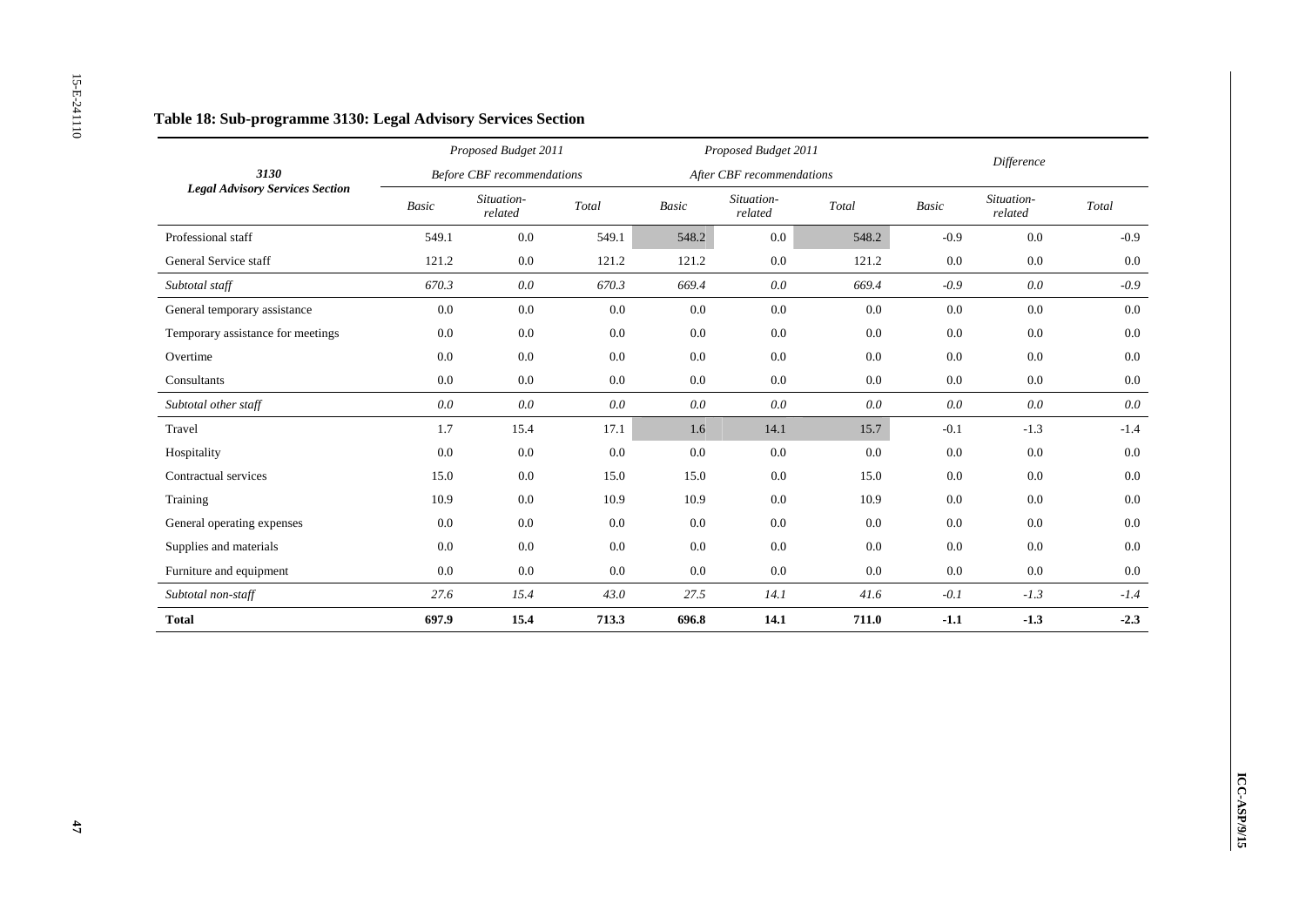### Table 18: Sub-programme 3130: Legal Advisory Services Section

| 3130 Legal Advisory Services Section | Proposed Budget 2011 Before CBF recommendations | | | Proposed Budget 2011 After CBF recommendations | | | Difference | | |
|---|---|---|---|---|---|---|---|---|---|
| | *Basic* | *Situation-related* | *Total* | *Basic* | *Situation-related* | *Total* | *Basic* | *Situation-related* | *Total* |
| Professional staff | 549.1 | 0.0 | 549.1 | 548.2 | 0.0 | 548.2 | -0.9 | 0.0 | -0.9 |
| General Service staff | 121.2 | 0.0 | 121.2 | 121.2 | 0.0 | 121.2 | 0.0 | 0.0 | 0.0 |
| *Subtotal staff* | *670.3* | *0.0* | *670.3* | *669.4* | *0.0* | *669.4* | *-0.9* | *0.0* | *-0.9* |
| General temporary assistance | 0.0 | 0.0 | 0.0 | 0.0 | 0.0 | 0.0 | 0.0 | 0.0 | 0.0 |
| Temporary assistance for meetings | 0.0 | 0.0 | 0.0 | 0.0 | 0.0 | 0.0 | 0.0 | 0.0 | 0.0 |
| Overtime | 0.0 | 0.0 | 0.0 | 0.0 | 0.0 | 0.0 | 0.0 | 0.0 | 0.0 |
| Consultants | 0.0 | 0.0 | 0.0 | 0.0 | 0.0 | 0.0 | 0.0 | 0.0 | 0.0 |
| *Subtotal other staff* | *0.0* | *0.0* | *0.0* | *0.0* | *0.0* | *0.0* | *0.0* | *0.0* | *0.0* |
| Travel | 1.7 | 15.4 | 17.1 | 1.6 | 14.1 | 15.7 | -0.1 | -1.3 | -1.4 |
| Hospitality | 0.0 | 0.0 | 0.0 | 0.0 | 0.0 | 0.0 | 0.0 | 0.0 | 0.0 |
| Contractual services | 15.0 | 0.0 | 15.0 | 15.0 | 0.0 | 15.0 | 0.0 | 0.0 | 0.0 |
| Training | 10.9 | 0.0 | 10.9 | 10.9 | 0.0 | 10.9 | 0.0 | 0.0 | 0.0 |
| General operating expenses | 0.0 | 0.0 | 0.0 | 0.0 | 0.0 | 0.0 | 0.0 | 0.0 | 0.0 |
| Supplies and materials | 0.0 | 0.0 | 0.0 | 0.0 | 0.0 | 0.0 | 0.0 | 0.0 | 0.0 |
| Furniture and equipment | 0.0 | 0.0 | 0.0 | 0.0 | 0.0 | 0.0 | 0.0 | 0.0 | 0.0 |
| *Subtotal non-staff* | *27.6* | *15.4* | *43.0* | *27.5* | *14.1* | *41.6* | *-0.1* | *-1.3* | *-1.4* |
| **Total** | **697.9** | **15.4** | **713.3** | **696.8** | **14.1** | **711.0** | **-1.1** | **-1.3** | **-2.3** |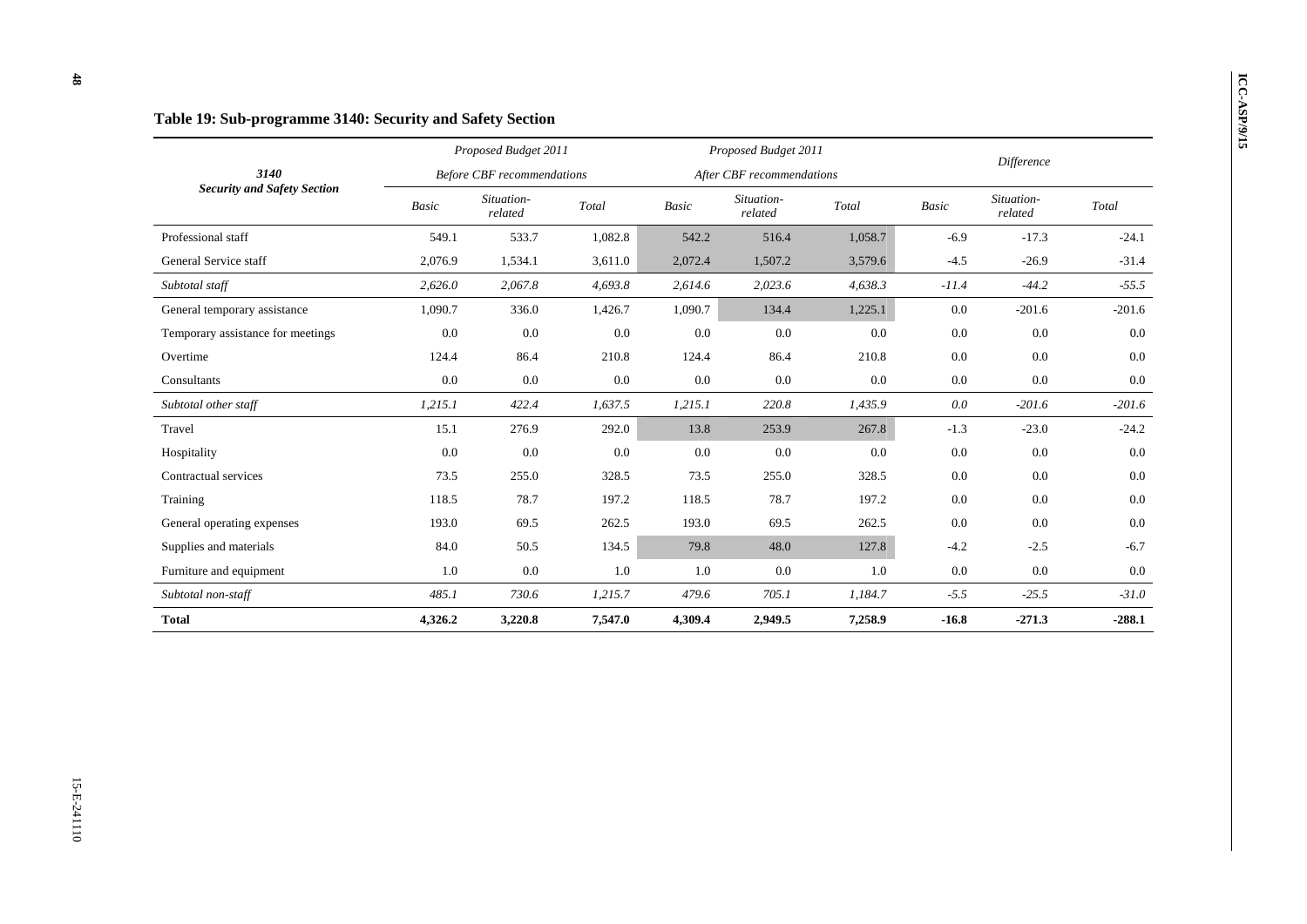### Table 19: Sub-programme 3140: Security and Safety Section

| 3140 Security and Safety Section | Proposed Budget 2011 Before CBF recommendations | | | Proposed Budget 2011 After CBF recommendations | | | Difference | | |
|---|---|---|---|---|---|---|---|---|---|
| | *Basic* | *Situation-related* | *Total* | *Basic* | *Situation-related* | *Total* | *Basic* | *Situation-related* | *Total* |
| Professional staff | 549.1 | 533.7 | 1,082.8 | 542.2 | 516.4 | 1,058.7 | -6.9 | -17.3 | -24.1 |
| General Service staff | 2,076.9 | 1,534.1 | 3,611.0 | 2,072.4 | 1,507.2 | 3,579.6 | -4.5 | -26.9 | -31.4 |
| *Subtotal staff* | *2,626.0* | *2,067.8* | *4,693.8* | *2,614.6* | *2,023.6* | *4,638.3* | *-11.4* | *-44.2* | *-55.5* |
| General temporary assistance | 1,090.7 | 336.0 | 1,426.7 | 1,090.7 | 134.4 | 1,225.1 | 0.0 | -201.6 | -201.6 |
| Temporary assistance for meetings | 0.0 | 0.0 | 0.0 | 0.0 | 0.0 | 0.0 | 0.0 | 0.0 | 0.0 |
| Overtime | 124.4 | 86.4 | 210.8 | 124.4 | 86.4 | 210.8 | 0.0 | 0.0 | 0.0 |
| Consultants | 0.0 | 0.0 | 0.0 | 0.0 | 0.0 | 0.0 | 0.0 | 0.0 | 0.0 |
| *Subtotal other staff* | *1,215.1* | *422.4* | *1,637.5* | *1,215.1* | *220.8* | *1,435.9* | *0.0* | *-201.6* | *-201.6* |
| Travel | 15.1 | 276.9 | 292.0 | 13.8 | 253.9 | 267.8 | -1.3 | -23.0 | -24.2 |
| Hospitality | 0.0 | 0.0 | 0.0 | 0.0 | 0.0 | 0.0 | 0.0 | 0.0 | 0.0 |
| Contractual services | 73.5 | 255.0 | 328.5 | 73.5 | 255.0 | 328.5 | 0.0 | 0.0 | 0.0 |
| Training | 118.5 | 78.7 | 197.2 | 118.5 | 78.7 | 197.2 | 0.0 | 0.0 | 0.0 |
| General operating expenses | 193.0 | 69.5 | 262.5 | 193.0 | 69.5 | 262.5 | 0.0 | 0.0 | 0.0 |
| Supplies and materials | 84.0 | 50.5 | 134.5 | 79.8 | 48.0 | 127.8 | -4.2 | -2.5 | -6.7 |
| Furniture and equipment | 1.0 | 0.0 | 1.0 | 1.0 | 0.0 | 1.0 | 0.0 | 0.0 | 0.0 |
| *Subtotal non-staff* | *485.1* | *730.6* | *1,215.7* | *479.6* | *705.1* | *1,184.7* | *-5.5* | *-25.5* | *-31.0* |
| **Total** | **4,326.2** | **3,220.8** | **7,547.0** | **4,309.4** | **2,949.5** | **7,258.9** | **-16.8** | **-271.3** | **-288.1** |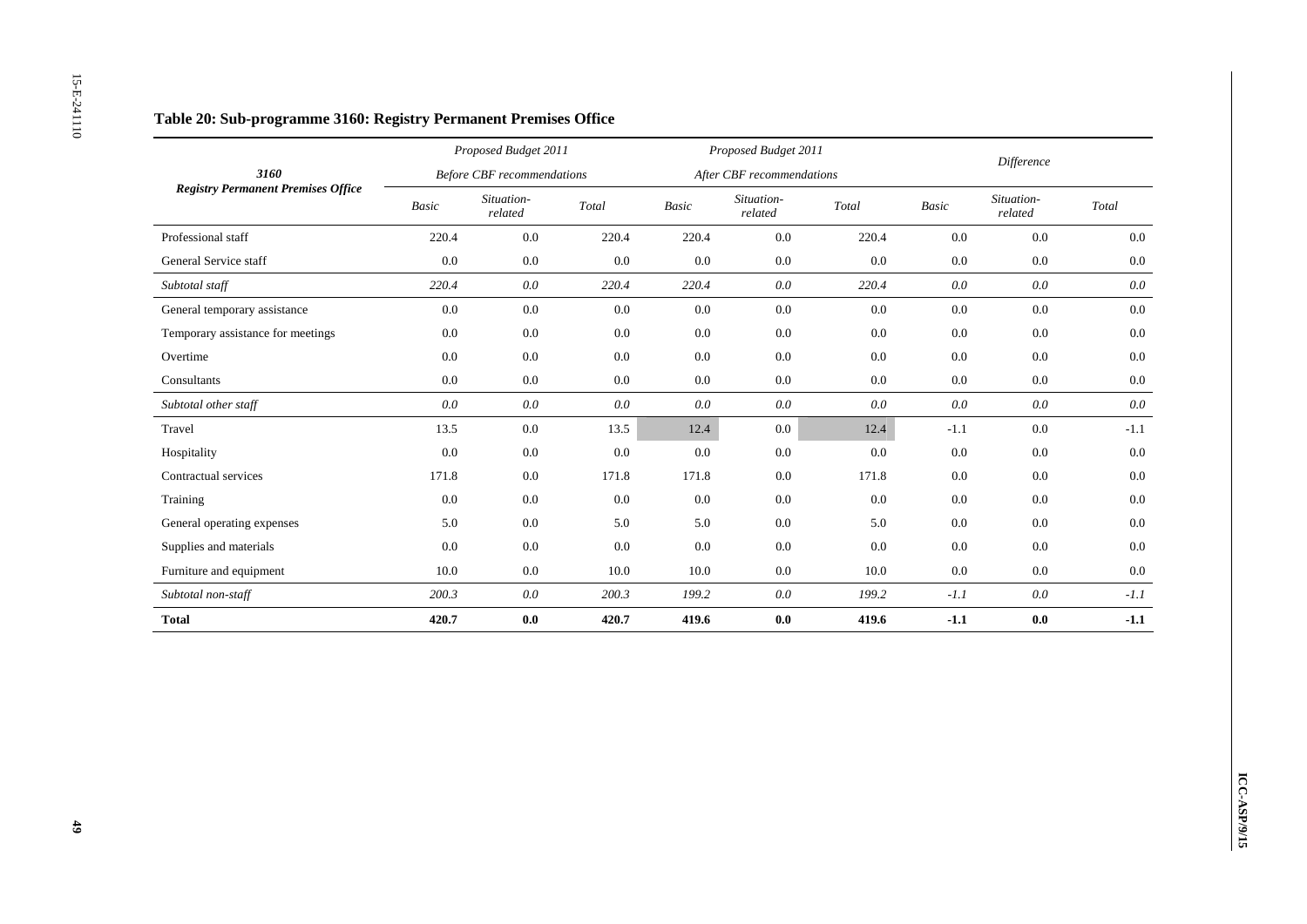**Table 20: Sub-programme 3160: Registry Permanent Premises Office**

| 3160<br>Registry Permanent Premises Office | Proposed Budget 2011<br>Before CBF recommendations | | | Proposed Budget 2011<br>After CBF recommendations | | | Difference | | |
|---|---|---|---|---|---|---|---|---|---|
| | Basic | Situation-related | Total | Basic | Situation-related | Total | Basic | Situation-related | Total |
| Professional staff | 220.4 | 0.0 | 220.4 | 220.4 | 0.0 | 220.4 | 0.0 | 0.0 | 0.0 |
| General Service staff | 0.0 | 0.0 | 0.0 | 0.0 | 0.0 | 0.0 | 0.0 | 0.0 | 0.0 |
| *Subtotal staff* | *220.4* | *0.0* | *220.4* | *220.4* | *0.0* | *220.4* | *0.0* | *0.0* | *0.0* |
| General temporary assistance | 0.0 | 0.0 | 0.0 | 0.0 | 0.0 | 0.0 | 0.0 | 0.0 | 0.0 |
| Temporary assistance for meetings | 0.0 | 0.0 | 0.0 | 0.0 | 0.0 | 0.0 | 0.0 | 0.0 | 0.0 |
| Overtime | 0.0 | 0.0 | 0.0 | 0.0 | 0.0 | 0.0 | 0.0 | 0.0 | 0.0 |
| Consultants | 0.0 | 0.0 | 0.0 | 0.0 | 0.0 | 0.0 | 0.0 | 0.0 | 0.0 |
| *Subtotal other staff* | *0.0* | *0.0* | *0.0* | *0.0* | *0.0* | *0.0* | *0.0* | *0.0* | *0.0* |
| Travel | 13.5 | 0.0 | 13.5 | 12.4 | 0.0 | 12.4 | -1.1 | 0.0 | -1.1 |
| Hospitality | 0.0 | 0.0 | 0.0 | 0.0 | 0.0 | 0.0 | 0.0 | 0.0 | 0.0 |
| Contractual services | 171.8 | 0.0 | 171.8 | 171.8 | 0.0 | 171.8 | 0.0 | 0.0 | 0.0 |
| Training | 0.0 | 0.0 | 0.0 | 0.0 | 0.0 | 0.0 | 0.0 | 0.0 | 0.0 |
| General operating expenses | 5.0 | 0.0 | 5.0 | 5.0 | 0.0 | 5.0 | 0.0 | 0.0 | 0.0 |
| Supplies and materials | 0.0 | 0.0 | 0.0 | 0.0 | 0.0 | 0.0 | 0.0 | 0.0 | 0.0 |
| Furniture and equipment | 10.0 | 0.0 | 10.0 | 10.0 | 0.0 | 10.0 | 0.0 | 0.0 | 0.0 |
| *Subtotal non-staff* | *200.3* | *0.0* | *200.3* | *199.2* | *0.0* | *199.2* | *-1.1* | *0.0* | *-1.1* |
| **Total** | **420.7** | **0.0** | **420.7** | **419.6** | **0.0** | **419.6** | **-1.1** | **0.0** | **-1.1** |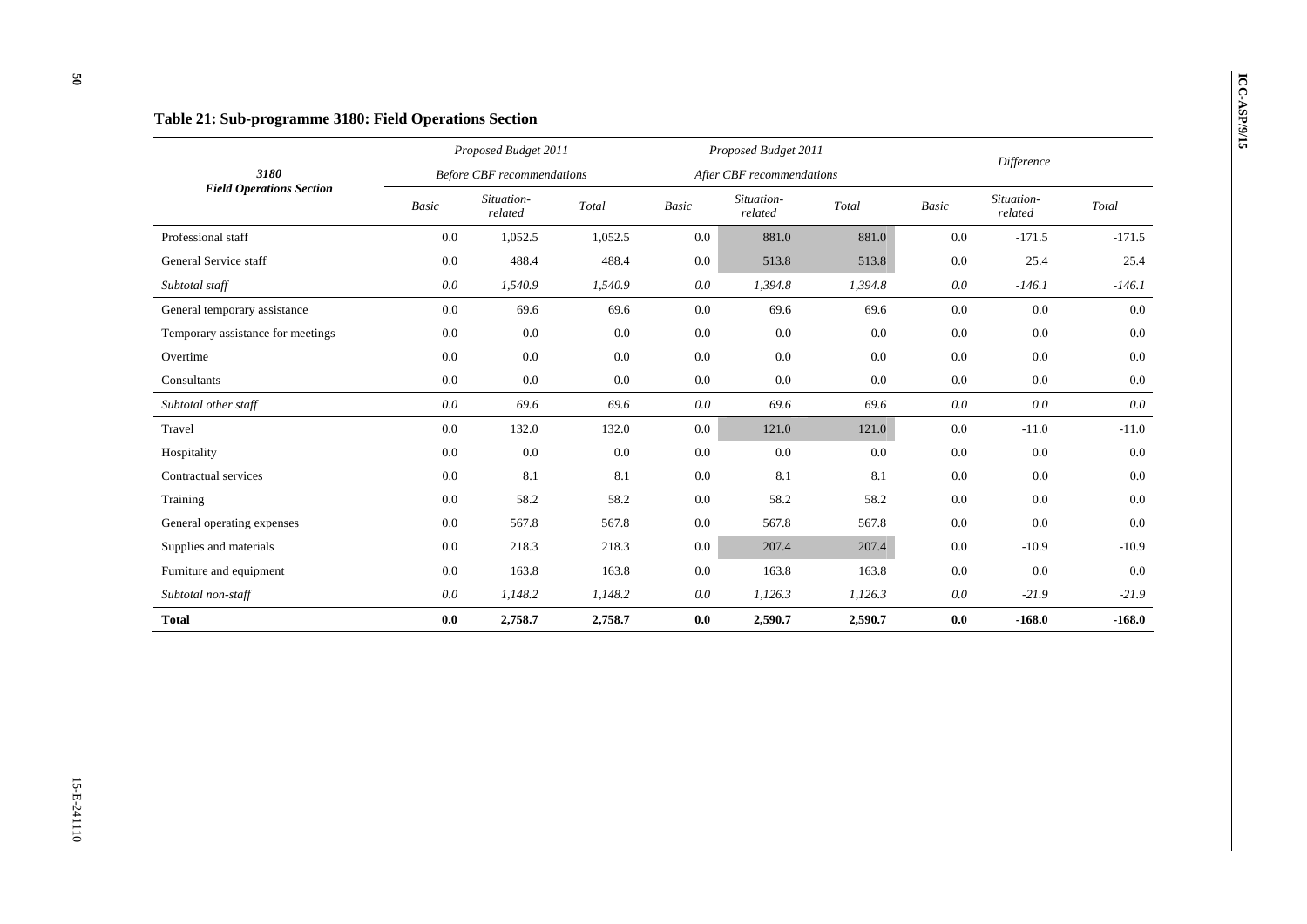### Table 21: Sub-programme 3180: Field Operations Section

| 3180 Field Operations Section | Proposed Budget 2011 Before CBF recommendations | | | Proposed Budget 2011 After CBF recommendations | | | Difference | | |
|---|---|---|---|---|---|---|---|---|---|
| | *Basic* | *Situation-related* | *Total* | *Basic* | *Situation-related* | *Total* | *Basic* | *Situation-related* | *Total* |
| Professional staff | 0.0 | 1,052.5 | 1,052.5 | 0.0 | 881.0 | 881.0 | 0.0 | -171.5 | -171.5 |
| General Service staff | 0.0 | 488.4 | 488.4 | 0.0 | 513.8 | 513.8 | 0.0 | 25.4 | 25.4 |
| *Subtotal staff* | *0.0* | *1,540.9* | *1,540.9* | *0.0* | *1,394.8* | *1,394.8* | *0.0* | *-146.1* | *-146.1* |
| General temporary assistance | 0.0 | 69.6 | 69.6 | 0.0 | 69.6 | 69.6 | 0.0 | 0.0 | 0.0 |
| Temporary assistance for meetings | 0.0 | 0.0 | 0.0 | 0.0 | 0.0 | 0.0 | 0.0 | 0.0 | 0.0 |
| Overtime | 0.0 | 0.0 | 0.0 | 0.0 | 0.0 | 0.0 | 0.0 | 0.0 | 0.0 |
| Consultants | 0.0 | 0.0 | 0.0 | 0.0 | 0.0 | 0.0 | 0.0 | 0.0 | 0.0 |
| *Subtotal other staff* | *0.0* | *69.6* | *69.6* | *0.0* | *69.6* | *69.6* | *0.0* | *0.0* | *0.0* |
| Travel | 0.0 | 132.0 | 132.0 | 0.0 | 121.0 | 121.0 | 0.0 | -11.0 | -11.0 |
| Hospitality | 0.0 | 0.0 | 0.0 | 0.0 | 0.0 | 0.0 | 0.0 | 0.0 | 0.0 |
| Contractual services | 0.0 | 8.1 | 8.1 | 0.0 | 8.1 | 8.1 | 0.0 | 0.0 | 0.0 |
| Training | 0.0 | 58.2 | 58.2 | 0.0 | 58.2 | 58.2 | 0.0 | 0.0 | 0.0 |
| General operating expenses | 0.0 | 567.8 | 567.8 | 0.0 | 567.8 | 567.8 | 0.0 | 0.0 | 0.0 |
| Supplies and materials | 0.0 | 218.3 | 218.3 | 0.0 | 207.4 | 207.4 | 0.0 | -10.9 | -10.9 |
| Furniture and equipment | 0.0 | 163.8 | 163.8 | 0.0 | 163.8 | 163.8 | 0.0 | 0.0 | 0.0 |
| *Subtotal non-staff* | *0.0* | *1,148.2* | *1,148.2* | *0.0* | *1,126.3* | *1,126.3* | *0.0* | *-21.9* | *-21.9* |
| **Total** | **0.0** | **2,758.7** | **2,758.7** | **0.0** | **2,590.7** | **2,590.7** | **0.0** | **-168.0** | **-168.0** |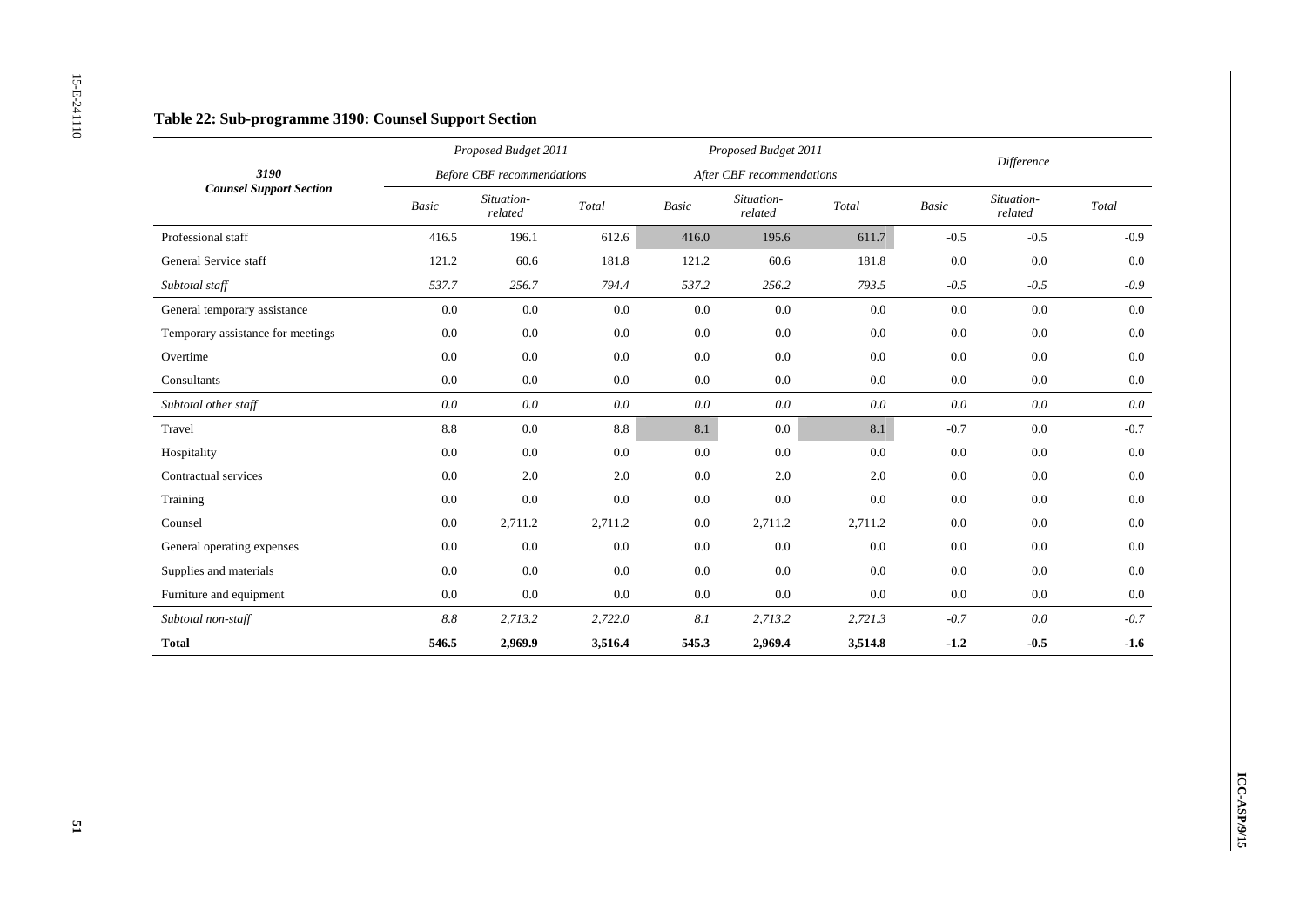### Table 22: Sub-programme 3190: Counsel Support Section

| 3190 Counsel Support Section | Proposed Budget 2011 Before CBF recommendations | | | Proposed Budget 2011 After CBF recommendations | | | Difference | | |
|---|---|---|---|---|---|---|---|---|---|
| | *Basic* | *Situation-related* | *Total* | *Basic* | *Situation-related* | *Total* | *Basic* | *Situation-related* | *Total* |
| Professional staff | 416.5 | 196.1 | 612.6 | 416.0 | 195.6 | 611.7 | -0.5 | -0.5 | -0.9 |
| General Service staff | 121.2 | 60.6 | 181.8 | 121.2 | 60.6 | 181.8 | 0.0 | 0.0 | 0.0 |
| *Subtotal staff* | *537.7* | *256.7* | *794.4* | *537.2* | *256.2* | *793.5* | *-0.5* | *-0.5* | *-0.9* |
| General temporary assistance | 0.0 | 0.0 | 0.0 | 0.0 | 0.0 | 0.0 | 0.0 | 0.0 | 0.0 |
| Temporary assistance for meetings | 0.0 | 0.0 | 0.0 | 0.0 | 0.0 | 0.0 | 0.0 | 0.0 | 0.0 |
| Overtime | 0.0 | 0.0 | 0.0 | 0.0 | 0.0 | 0.0 | 0.0 | 0.0 | 0.0 |
| Consultants | 0.0 | 0.0 | 0.0 | 0.0 | 0.0 | 0.0 | 0.0 | 0.0 | 0.0 |
| *Subtotal other staff* | *0.0* | *0.0* | *0.0* | *0.0* | *0.0* | *0.0* | *0.0* | *0.0* | *0.0* |
| Travel | 8.8 | 0.0 | 8.8 | 8.1 | 0.0 | 8.1 | -0.7 | 0.0 | -0.7 |
| Hospitality | 0.0 | 0.0 | 0.0 | 0.0 | 0.0 | 0.0 | 0.0 | 0.0 | 0.0 |
| Contractual services | 0.0 | 2.0 | 2.0 | 0.0 | 2.0 | 2.0 | 0.0 | 0.0 | 0.0 |
| Training | 0.0 | 0.0 | 0.0 | 0.0 | 0.0 | 0.0 | 0.0 | 0.0 | 0.0 |
| Counsel | 0.0 | 2,711.2 | 2,711.2 | 0.0 | 2,711.2 | 2,711.2 | 0.0 | 0.0 | 0.0 |
| General operating expenses | 0.0 | 0.0 | 0.0 | 0.0 | 0.0 | 0.0 | 0.0 | 0.0 | 0.0 |
| Supplies and materials | 0.0 | 0.0 | 0.0 | 0.0 | 0.0 | 0.0 | 0.0 | 0.0 | 0.0 |
| Furniture and equipment | 0.0 | 0.0 | 0.0 | 0.0 | 0.0 | 0.0 | 0.0 | 0.0 | 0.0 |
| *Subtotal non-staff* | *8.8* | *2,713.2* | *2,722.0* | *8.1* | *2,713.2* | *2,721.3* | *-0.7* | *0.0* | *-0.7* |
| **Total** | **546.5** | **2,969.9** | **3,516.4** | **545.3** | **2,969.4** | **3,514.8** | **-1.2** | **-0.5** | **-1.6** |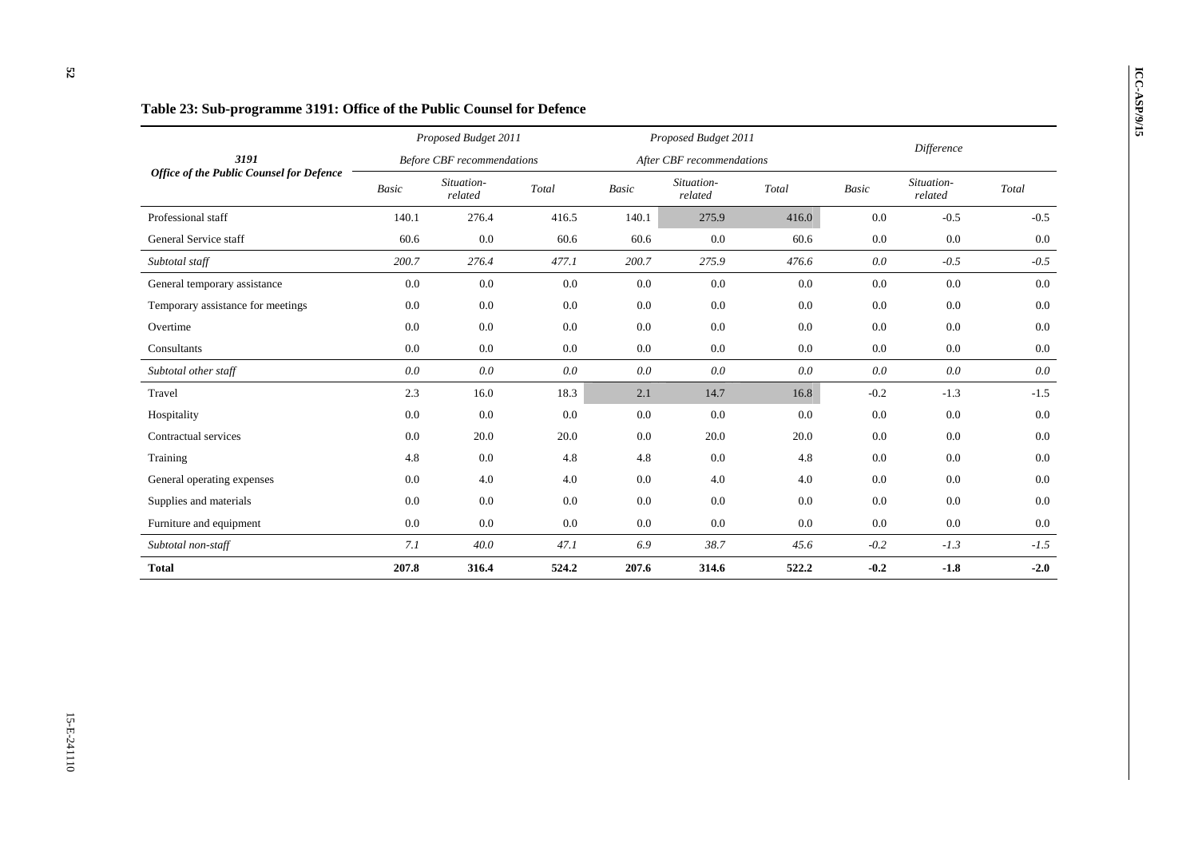### Table 23: Sub-programme 3191: Office of the Public Counsel for Defence

| 3191 Office of the Public Counsel for Defence | Proposed Budget 2011 Before CBF recommendations | | | Proposed Budget 2011 After CBF recommendations | | | Difference | | |
|---|---|---|---|---|---|---|---|---|---|
| | *Basic* | *Situation-related* | *Total* | *Basic* | *Situation-related* | *Total* | *Basic* | *Situation-related* | *Total* |
| Professional staff | 140.1 | 276.4 | 416.5 | 140.1 | 275.9 | 416.0 | 0.0 | -0.5 | -0.5 |
| General Service staff | 60.6 | 0.0 | 60.6 | 60.6 | 0.0 | 60.6 | 0.0 | 0.0 | 0.0 |
| *Subtotal staff* | *200.7* | *276.4* | *477.1* | *200.7* | *275.9* | *476.6* | *0.0* | *-0.5* | *-0.5* |
| General temporary assistance | 0.0 | 0.0 | 0.0 | 0.0 | 0.0 | 0.0 | 0.0 | 0.0 | 0.0 |
| Temporary assistance for meetings | 0.0 | 0.0 | 0.0 | 0.0 | 0.0 | 0.0 | 0.0 | 0.0 | 0.0 |
| Overtime | 0.0 | 0.0 | 0.0 | 0.0 | 0.0 | 0.0 | 0.0 | 0.0 | 0.0 |
| Consultants | 0.0 | 0.0 | 0.0 | 0.0 | 0.0 | 0.0 | 0.0 | 0.0 | 0.0 |
| *Subtotal other staff* | *0.0* | *0.0* | *0.0* | *0.0* | *0.0* | *0.0* | *0.0* | *0.0* | *0.0* |
| Travel | 2.3 | 16.0 | 18.3 | 2.1 | 14.7 | 16.8 | -0.2 | -1.3 | -1.5 |
| Hospitality | 0.0 | 0.0 | 0.0 | 0.0 | 0.0 | 0.0 | 0.0 | 0.0 | 0.0 |
| Contractual services | 0.0 | 20.0 | 20.0 | 0.0 | 20.0 | 20.0 | 0.0 | 0.0 | 0.0 |
| Training | 4.8 | 0.0 | 4.8 | 4.8 | 0.0 | 4.8 | 0.0 | 0.0 | 0.0 |
| General operating expenses | 0.0 | 4.0 | 4.0 | 0.0 | 4.0 | 4.0 | 0.0 | 0.0 | 0.0 |
| Supplies and materials | 0.0 | 0.0 | 0.0 | 0.0 | 0.0 | 0.0 | 0.0 | 0.0 | 0.0 |
| Furniture and equipment | 0.0 | 0.0 | 0.0 | 0.0 | 0.0 | 0.0 | 0.0 | 0.0 | 0.0 |
| *Subtotal non-staff* | *7.1* | *40.0* | *47.1* | *6.9* | *38.7* | *45.6* | *-0.2* | *-1.3* | *-1.5* |
| **Total** | **207.8** | **316.4** | **524.2** | **207.6** | **314.6** | **522.2** | **-0.2** | **-1.8** | **-2.0** |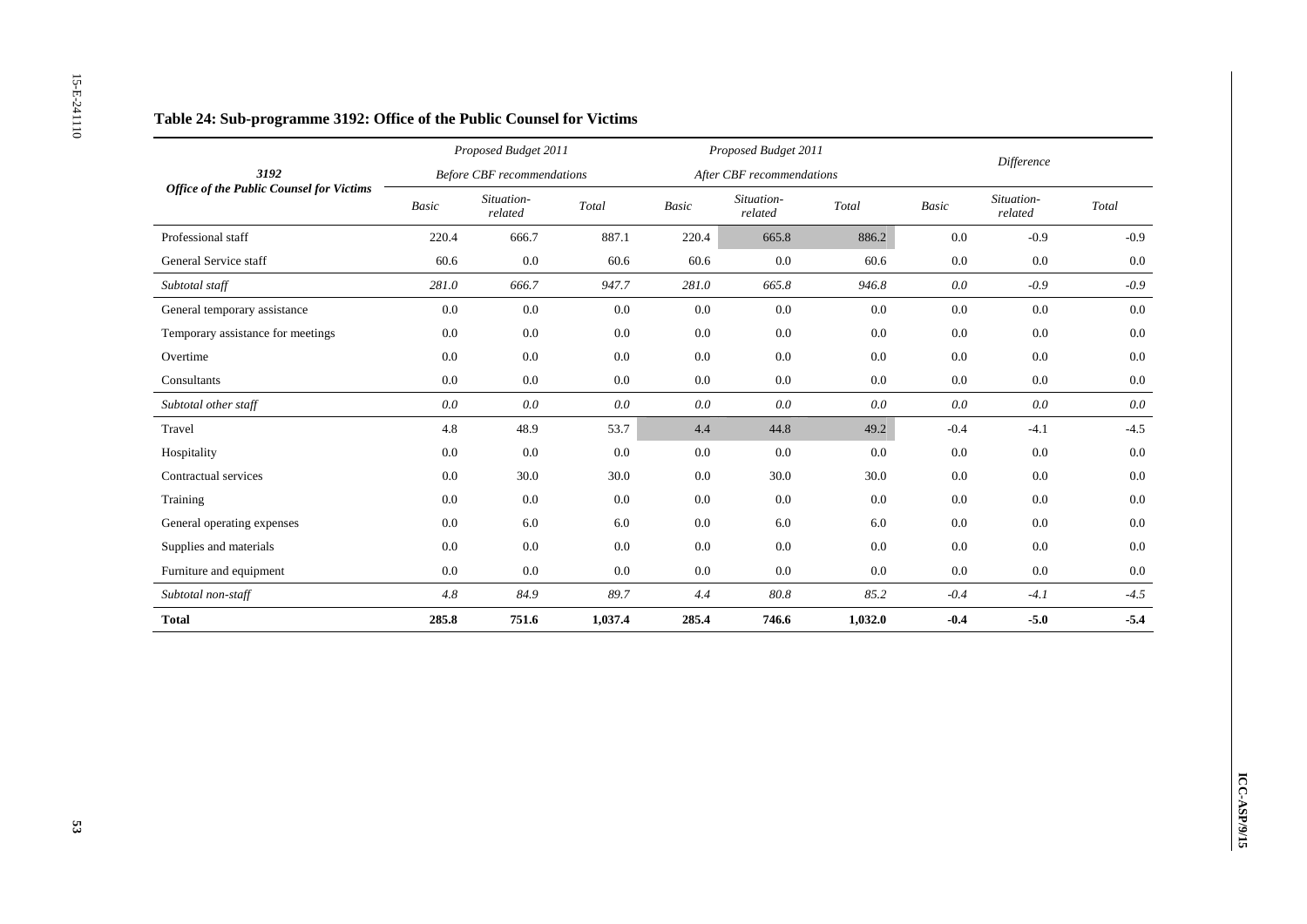## Table 24: Sub-programme 3192: Office of the Public Counsel for Victims

| 3192<br>Office of the Public Counsel for Victims | Proposed Budget 2011<br>Before CBF recommendations | | | Proposed Budget 2011<br>After CBF recommendations | | | Difference | | |
|---|---|---|---|---|---|---|---|---|---|
| | Basic | Situation-related | Total | Basic | Situation-related | Total | Basic | Situation-related | Total |
| Professional staff | 220.4 | 666.7 | 887.1 | 220.4 | 665.8 | 886.2 | 0.0 | -0.9 | -0.9 |
| General Service staff | 60.6 | 0.0 | 60.6 | 60.6 | 0.0 | 60.6 | 0.0 | 0.0 | 0.0 |
| *Subtotal staff* | *281.0* | *666.7* | *947.7* | *281.0* | *665.8* | *946.8* | *0.0* | *-0.9* | *-0.9* |
| General temporary assistance | 0.0 | 0.0 | 0.0 | 0.0 | 0.0 | 0.0 | 0.0 | 0.0 | 0.0 |
| Temporary assistance for meetings | 0.0 | 0.0 | 0.0 | 0.0 | 0.0 | 0.0 | 0.0 | 0.0 | 0.0 |
| Overtime | 0.0 | 0.0 | 0.0 | 0.0 | 0.0 | 0.0 | 0.0 | 0.0 | 0.0 |
| Consultants | 0.0 | 0.0 | 0.0 | 0.0 | 0.0 | 0.0 | 0.0 | 0.0 | 0.0 |
| *Subtotal other staff* | *0.0* | *0.0* | *0.0* | *0.0* | *0.0* | *0.0* | *0.0* | *0.0* | *0.0* |
| Travel | 4.8 | 48.9 | 53.7 | 4.4 | 44.8 | 49.2 | -0.4 | -4.1 | -4.5 |
| Hospitality | 0.0 | 0.0 | 0.0 | 0.0 | 0.0 | 0.0 | 0.0 | 0.0 | 0.0 |
| Contractual services | 0.0 | 30.0 | 30.0 | 0.0 | 30.0 | 30.0 | 0.0 | 0.0 | 0.0 |
| Training | 0.0 | 0.0 | 0.0 | 0.0 | 0.0 | 0.0 | 0.0 | 0.0 | 0.0 |
| General operating expenses | 0.0 | 6.0 | 6.0 | 0.0 | 6.0 | 6.0 | 0.0 | 0.0 | 0.0 |
| Supplies and materials | 0.0 | 0.0 | 0.0 | 0.0 | 0.0 | 0.0 | 0.0 | 0.0 | 0.0 |
| Furniture and equipment | 0.0 | 0.0 | 0.0 | 0.0 | 0.0 | 0.0 | 0.0 | 0.0 | 0.0 |
| *Subtotal non-staff* | *4.8* | *84.9* | *89.7* | *4.4* | *80.8* | *85.2* | *-0.4* | *-4.1* | *-4.5* |
| **Total** | **285.8** | **751.6** | **1,037.4** | **285.4** | **746.6** | **1,032.0** | **-0.4** | **-5.0** | **-5.4** |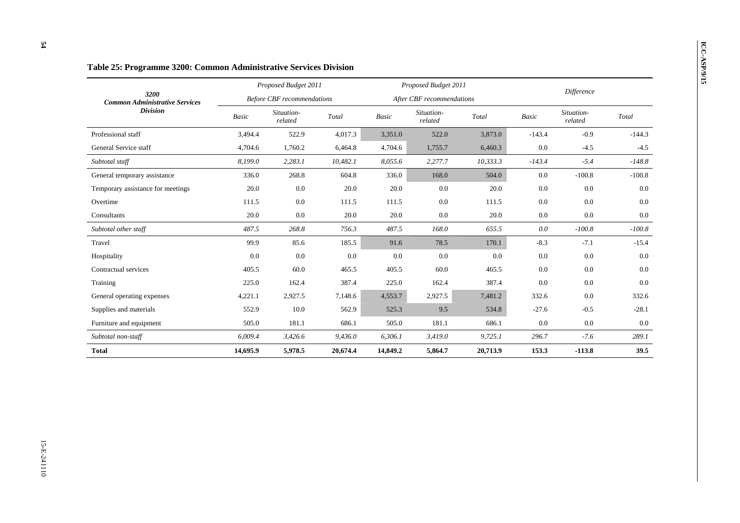**Table 25: Programme 3200: Common Administrative Services Division**

| 3200 Common Administrative Services Division | Proposed Budget 2011 Before CBF recommendations | | | Proposed Budget 2011 After CBF recommendations | | | Difference | | |
|---|---|---|---|---|---|---|---|---|---|
| | *Basic* | *Situation-related* | *Total* | *Basic* | *Situation-related* | *Total* | *Basic* | *Situation-related* | *Total* |
| Professional staff | 3,494.4 | 522.9 | 4,017.3 | 3,351.0 | 522.0 | 3,873.0 | -143.4 | -0.9 | -144.3 |
| General Service staff | 4,704.6 | 1,760.2 | 6,464.8 | 4,704.6 | 1,755.7 | 6,460.3 | 0.0 | -4.5 | -4.5 |
| *Subtotal staff* | *8,199.0* | *2,283.1* | *10,482.1* | *8,055.6* | *2,277.7* | *10,333.3* | *-143.4* | *-5.4* | *-148.8* |
| General temporary assistance | 336.0 | 268.8 | 604.8 | 336.0 | 168.0 | 504.0 | 0.0 | -100.8 | -100.8 |
| Temporary assistance for meetings | 20.0 | 0.0 | 20.0 | 20.0 | 0.0 | 20.0 | 0.0 | 0.0 | 0.0 |
| Overtime | 111.5 | 0.0 | 111.5 | 111.5 | 0.0 | 111.5 | 0.0 | 0.0 | 0.0 |
| Consultants | 20.0 | 0.0 | 20.0 | 20.0 | 0.0 | 20.0 | 0.0 | 0.0 | 0.0 |
| *Subtotal other staff* | *487.5* | *268.8* | *756.3* | *487.5* | *168.0* | *655.5* | *0.0* | *-100.8* | *-100.8* |
| Travel | 99.9 | 85.6 | 185.5 | 91.6 | 78.5 | 170.1 | -8.3 | -7.1 | -15.4 |
| Hospitality | 0.0 | 0.0 | 0.0 | 0.0 | 0.0 | 0.0 | 0.0 | 0.0 | 0.0 |
| Contractual services | 405.5 | 60.0 | 465.5 | 405.5 | 60.0 | 465.5 | 0.0 | 0.0 | 0.0 |
| Training | 225.0 | 162.4 | 387.4 | 225.0 | 162.4 | 387.4 | 0.0 | 0.0 | 0.0 |
| General operating expenses | 4,221.1 | 2,927.5 | 7,148.6 | 4,553.7 | 2,927.5 | 7,481.2 | 332.6 | 0.0 | 332.6 |
| Supplies and materials | 552.9 | 10.0 | 562.9 | 525.3 | 9.5 | 534.8 | -27.6 | -0.5 | -28.1 |
| Furniture and equipment | 505.0 | 181.1 | 686.1 | 505.0 | 181.1 | 686.1 | 0.0 | 0.0 | 0.0 |
| *Subtotal non-staff* | *6,009.4* | *3,426.6* | *9,436.0* | *6,306.1* | *3,419.0* | *9,725.1* | *296.7* | *-7.6* | *289.1* |
| **Total** | **14,695.9** | **5,978.5** | **20,674.4** | **14,849.2** | **5,864.7** | **20,713.9** | **153.3** | **-113.8** | **39.5** |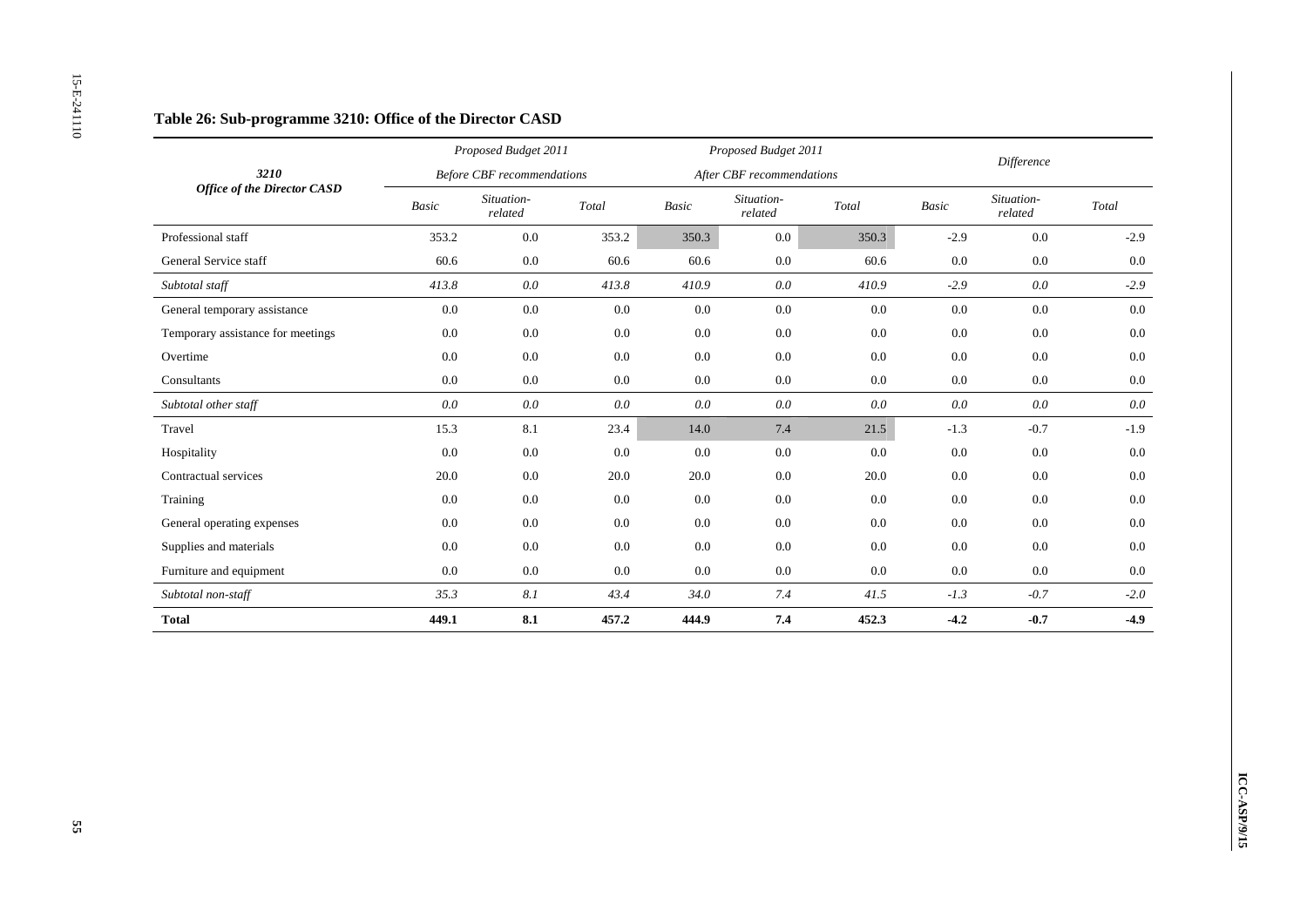## Table 26: Sub-programme 3210: Office of the Director CASD

| 3210 *Office of the Director CASD* | *Proposed Budget 2011* *Before CBF recommendations* | | | *Proposed Budget 2011* *After CBF recommendations* | | | *Difference* | | |
|---|---|---|---|---|---|---|---|---|---|
| | *Basic* | *Situation-related* | *Total* | *Basic* | *Situation-related* | *Total* | *Basic* | *Situation-related* | *Total* |
| Professional staff | 353.2 | 0.0 | 353.2 | 350.3 | 0.0 | 350.3 | -2.9 | 0.0 | -2.9 |
| General Service staff | 60.6 | 0.0 | 60.6 | 60.6 | 0.0 | 60.6 | 0.0 | 0.0 | 0.0 |
| *Subtotal staff* | *413.8* | *0.0* | *413.8* | *410.9* | *0.0* | *410.9* | *-2.9* | *0.0* | *-2.9* |
| General temporary assistance | 0.0 | 0.0 | 0.0 | 0.0 | 0.0 | 0.0 | 0.0 | 0.0 | 0.0 |
| Temporary assistance for meetings | 0.0 | 0.0 | 0.0 | 0.0 | 0.0 | 0.0 | 0.0 | 0.0 | 0.0 |
| Overtime | 0.0 | 0.0 | 0.0 | 0.0 | 0.0 | 0.0 | 0.0 | 0.0 | 0.0 |
| Consultants | 0.0 | 0.0 | 0.0 | 0.0 | 0.0 | 0.0 | 0.0 | 0.0 | 0.0 |
| *Subtotal other staff* | *0.0* | *0.0* | *0.0* | *0.0* | *0.0* | *0.0* | *0.0* | *0.0* | *0.0* |
| Travel | 15.3 | 8.1 | 23.4 | 14.0 | 7.4 | 21.5 | -1.3 | -0.7 | -1.9 |
| Hospitality | 0.0 | 0.0 | 0.0 | 0.0 | 0.0 | 0.0 | 0.0 | 0.0 | 0.0 |
| Contractual services | 20.0 | 0.0 | 20.0 | 20.0 | 0.0 | 20.0 | 0.0 | 0.0 | 0.0 |
| Training | 0.0 | 0.0 | 0.0 | 0.0 | 0.0 | 0.0 | 0.0 | 0.0 | 0.0 |
| General operating expenses | 0.0 | 0.0 | 0.0 | 0.0 | 0.0 | 0.0 | 0.0 | 0.0 | 0.0 |
| Supplies and materials | 0.0 | 0.0 | 0.0 | 0.0 | 0.0 | 0.0 | 0.0 | 0.0 | 0.0 |
| Furniture and equipment | 0.0 | 0.0 | 0.0 | 0.0 | 0.0 | 0.0 | 0.0 | 0.0 | 0.0 |
| *Subtotal non-staff* | *35.3* | *8.1* | *43.4* | *34.0* | *7.4* | *41.5* | *-1.3* | *-0.7* | *-2.0* |
| **Total** | **449.1** | **8.1** | **457.2** | **444.9** | **7.4** | **452.3** | **-4.2** | **-0.7** | **-4.9** |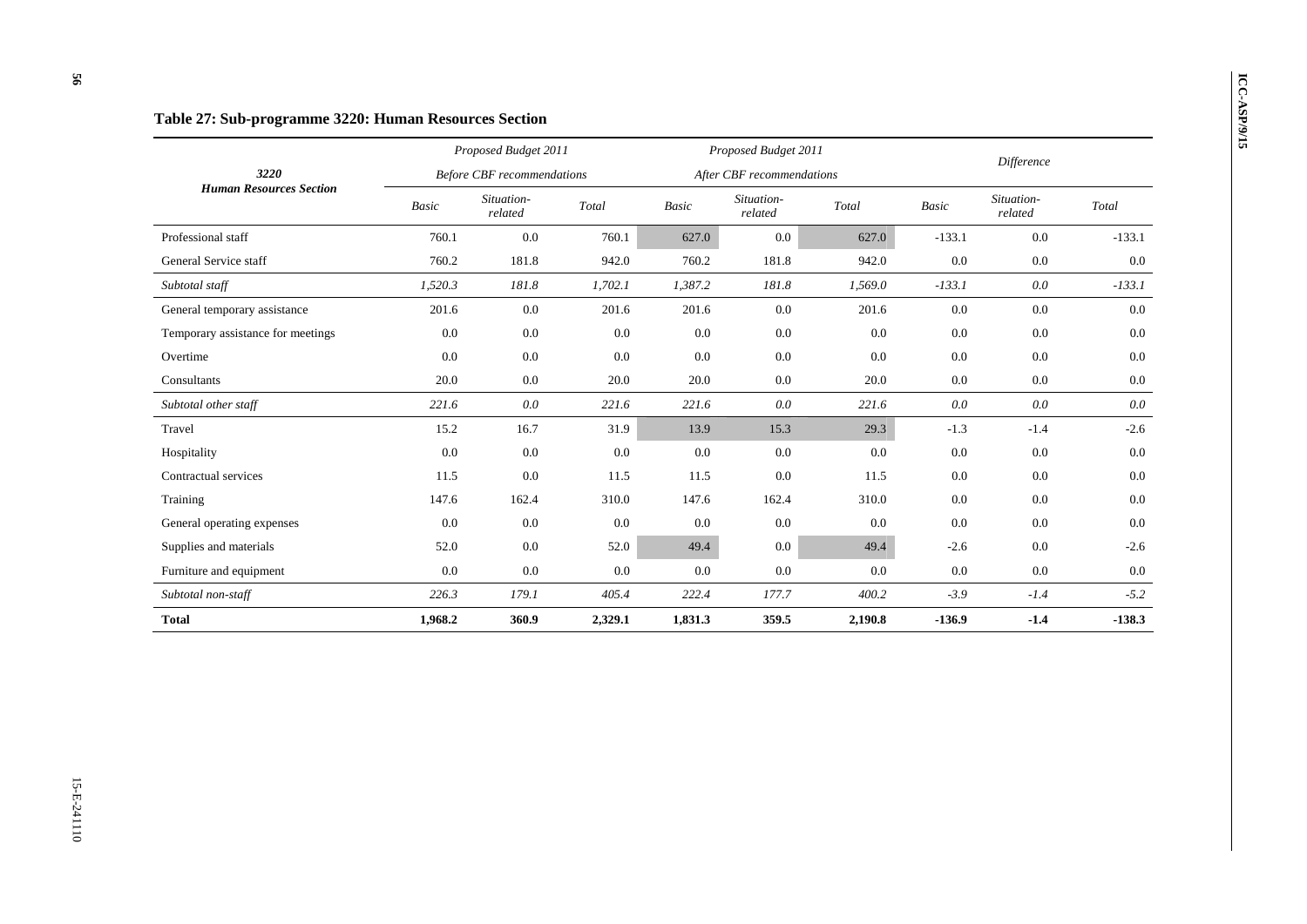### Table 27: Sub-programme 3220: Human Resources Section

| 3220 Human Resources Section | *Proposed Budget 2011 Before CBF recommendations* | | | *Proposed Budget 2011 After CBF recommendations* | | | *Difference* | | |
|---|---|---|---|---|---|---|---|---|---|
| | *Basic* | *Situation-related* | *Total* | *Basic* | *Situation-related* | *Total* | *Basic* | *Situation-related* | *Total* |
| Professional staff | 760.1 | 0.0 | 760.1 | 627.0 | 0.0 | 627.0 | -133.1 | 0.0 | -133.1 |
| General Service staff | 760.2 | 181.8 | 942.0 | 760.2 | 181.8 | 942.0 | 0.0 | 0.0 | 0.0 |
| *Subtotal staff* | *1,520.3* | *181.8* | *1,702.1* | *1,387.2* | *181.8* | *1,569.0* | *-133.1* | *0.0* | *-133.1* |
| General temporary assistance | 201.6 | 0.0 | 201.6 | 201.6 | 0.0 | 201.6 | 0.0 | 0.0 | 0.0 |
| Temporary assistance for meetings | 0.0 | 0.0 | 0.0 | 0.0 | 0.0 | 0.0 | 0.0 | 0.0 | 0.0 |
| Overtime | 0.0 | 0.0 | 0.0 | 0.0 | 0.0 | 0.0 | 0.0 | 0.0 | 0.0 |
| Consultants | 20.0 | 0.0 | 20.0 | 20.0 | 0.0 | 20.0 | 0.0 | 0.0 | 0.0 |
| *Subtotal other staff* | *221.6* | *0.0* | *221.6* | *221.6* | *0.0* | *221.6* | *0.0* | *0.0* | *0.0* |
| Travel | 15.2 | 16.7 | 31.9 | 13.9 | 15.3 | 29.3 | -1.3 | -1.4 | -2.6 |
| Hospitality | 0.0 | 0.0 | 0.0 | 0.0 | 0.0 | 0.0 | 0.0 | 0.0 | 0.0 |
| Contractual services | 11.5 | 0.0 | 11.5 | 11.5 | 0.0 | 11.5 | 0.0 | 0.0 | 0.0 |
| Training | 147.6 | 162.4 | 310.0 | 147.6 | 162.4 | 310.0 | 0.0 | 0.0 | 0.0 |
| General operating expenses | 0.0 | 0.0 | 0.0 | 0.0 | 0.0 | 0.0 | 0.0 | 0.0 | 0.0 |
| Supplies and materials | 52.0 | 0.0 | 52.0 | 49.4 | 0.0 | 49.4 | -2.6 | 0.0 | -2.6 |
| Furniture and equipment | 0.0 | 0.0 | 0.0 | 0.0 | 0.0 | 0.0 | 0.0 | 0.0 | 0.0 |
| *Subtotal non-staff* | *226.3* | *179.1* | *405.4* | *222.4* | *177.7* | *400.2* | *-3.9* | *-1.4* | *-5.2* |
| **Total** | **1,968.2** | **360.9** | **2,329.1** | **1,831.3** | **359.5** | **2,190.8** | **-136.9** | **-1.4** | **-138.3** |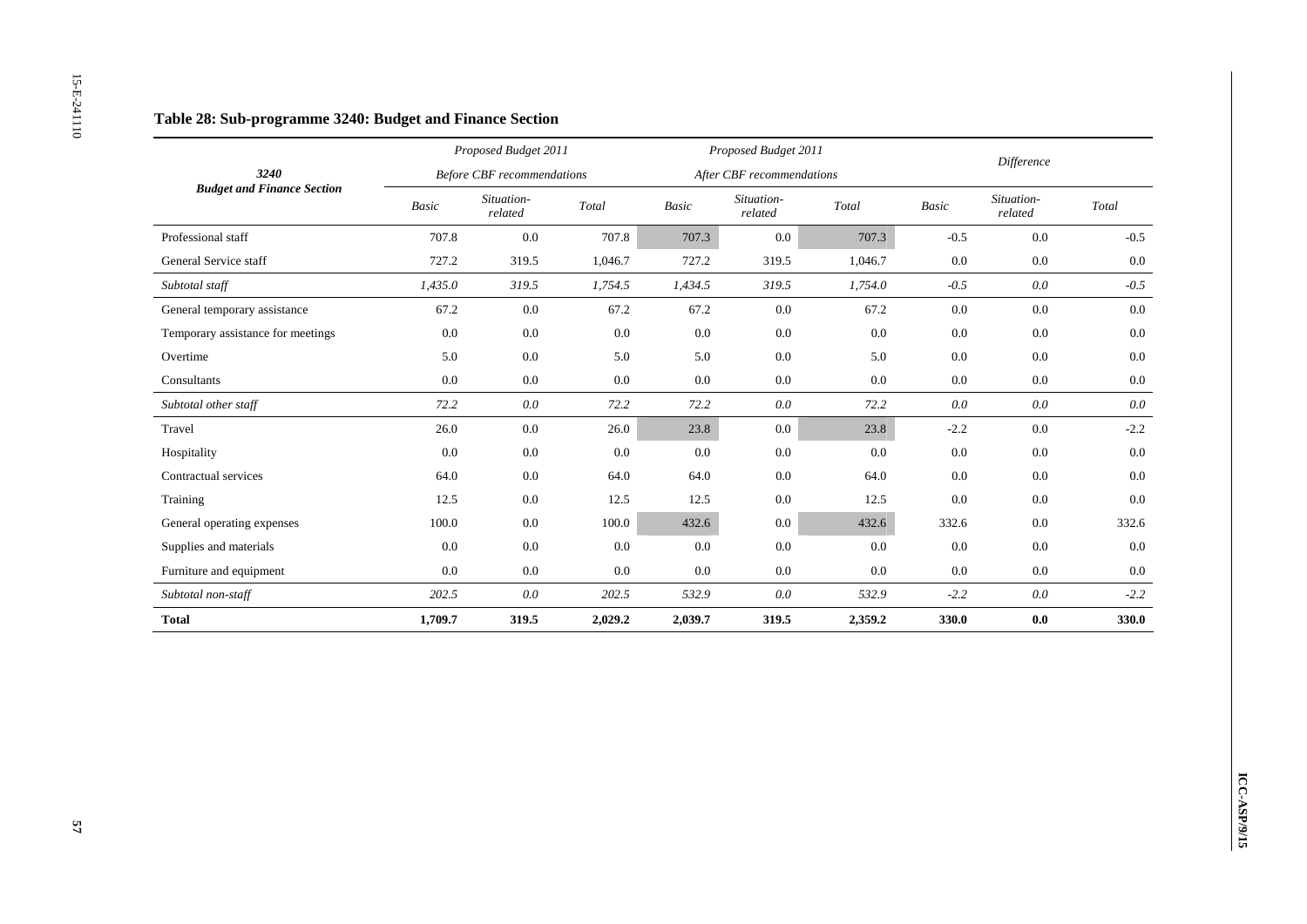## Table 28: Sub-programme 3240: Budget and Finance Section

| 3240 Budget and Finance Section | Proposed Budget 2011 Before CBF recommendations | | | Proposed Budget 2011 After CBF recommendations | | | Difference | | |
|---|---|---|---|---|---|---|---|---|---|
| | *Basic* | *Situation-related* | *Total* | *Basic* | *Situation-related* | *Total* | *Basic* | *Situation-related* | *Total* |
| Professional staff | 707.8 | 0.0 | 707.8 | 707.3 | 0.0 | 707.3 | -0.5 | 0.0 | -0.5 |
| General Service staff | 727.2 | 319.5 | 1,046.7 | 727.2 | 319.5 | 1,046.7 | 0.0 | 0.0 | 0.0 |
| *Subtotal staff* | *1,435.0* | *319.5* | *1,754.5* | *1,434.5* | *319.5* | *1,754.0* | *-0.5* | *0.0* | *-0.5* |
| General temporary assistance | 67.2 | 0.0 | 67.2 | 67.2 | 0.0 | 67.2 | 0.0 | 0.0 | 0.0 |
| Temporary assistance for meetings | 0.0 | 0.0 | 0.0 | 0.0 | 0.0 | 0.0 | 0.0 | 0.0 | 0.0 |
| Overtime | 5.0 | 0.0 | 5.0 | 5.0 | 0.0 | 5.0 | 0.0 | 0.0 | 0.0 |
| Consultants | 0.0 | 0.0 | 0.0 | 0.0 | 0.0 | 0.0 | 0.0 | 0.0 | 0.0 |
| *Subtotal other staff* | *72.2* | *0.0* | *72.2* | *72.2* | *0.0* | *72.2* | *0.0* | *0.0* | *0.0* |
| Travel | 26.0 | 0.0 | 26.0 | 23.8 | 0.0 | 23.8 | -2.2 | 0.0 | -2.2 |
| Hospitality | 0.0 | 0.0 | 0.0 | 0.0 | 0.0 | 0.0 | 0.0 | 0.0 | 0.0 |
| Contractual services | 64.0 | 0.0 | 64.0 | 64.0 | 0.0 | 64.0 | 0.0 | 0.0 | 0.0 |
| Training | 12.5 | 0.0 | 12.5 | 12.5 | 0.0 | 12.5 | 0.0 | 0.0 | 0.0 |
| General operating expenses | 100.0 | 0.0 | 100.0 | 432.6 | 0.0 | 432.6 | 332.6 | 0.0 | 332.6 |
| Supplies and materials | 0.0 | 0.0 | 0.0 | 0.0 | 0.0 | 0.0 | 0.0 | 0.0 | 0.0 |
| Furniture and equipment | 0.0 | 0.0 | 0.0 | 0.0 | 0.0 | 0.0 | 0.0 | 0.0 | 0.0 |
| *Subtotal non-staff* | *202.5* | *0.0* | *202.5* | *532.9* | *0.0* | *532.9* | *-2.2* | *0.0* | *-2.2* |
| **Total** | **1,709.7** | **319.5** | **2,029.2** | **2,039.7** | **319.5** | **2,359.2** | **330.0** | **0.0** | **330.0** |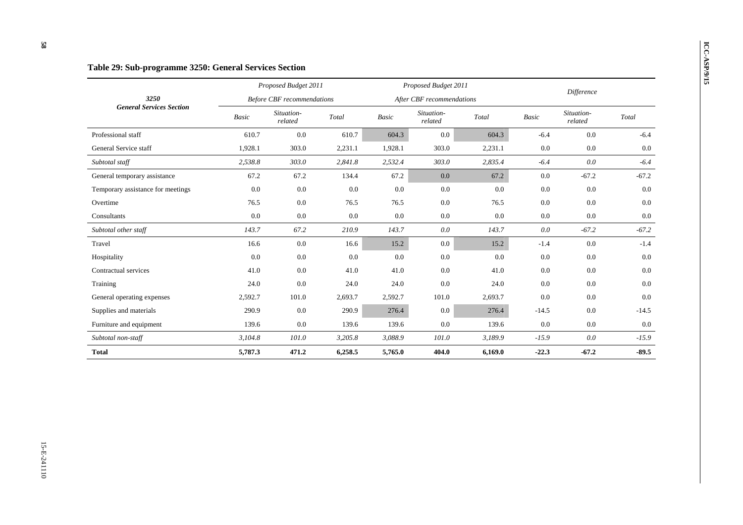### Table 29: Sub-programme 3250: General Services Section

| 3250 General Services Section | Proposed Budget 2011 Before CBF recommendations | | | Proposed Budget 2011 After CBF recommendations | | | Difference | | |
|---|---|---|---|---|---|---|---|---|---|
| | *Basic* | *Situation-related* | *Total* | *Basic* | *Situation-related* | *Total* | *Basic* | *Situation-related* | *Total* |
| Professional staff | 610.7 | 0.0 | 610.7 | 604.3 | 0.0 | 604.3 | -6.4 | 0.0 | -6.4 |
| General Service staff | 1,928.1 | 303.0 | 2,231.1 | 1,928.1 | 303.0 | 2,231.1 | 0.0 | 0.0 | 0.0 |
| *Subtotal staff* | *2,538.8* | *303.0* | *2,841.8* | *2,532.4* | *303.0* | *2,835.4* | *-6.4* | *0.0* | *-6.4* |
| General temporary assistance | 67.2 | 67.2 | 134.4 | 67.2 | 0.0 | 67.2 | 0.0 | -67.2 | -67.2 |
| Temporary assistance for meetings | 0.0 | 0.0 | 0.0 | 0.0 | 0.0 | 0.0 | 0.0 | 0.0 | 0.0 |
| Overtime | 76.5 | 0.0 | 76.5 | 76.5 | 0.0 | 76.5 | 0.0 | 0.0 | 0.0 |
| Consultants | 0.0 | 0.0 | 0.0 | 0.0 | 0.0 | 0.0 | 0.0 | 0.0 | 0.0 |
| *Subtotal other staff* | *143.7* | *67.2* | *210.9* | *143.7* | *0.0* | *143.7* | *0.0* | *-67.2* | *-67.2* |
| Travel | 16.6 | 0.0 | 16.6 | 15.2 | 0.0 | 15.2 | -1.4 | 0.0 | -1.4 |
| Hospitality | 0.0 | 0.0 | 0.0 | 0.0 | 0.0 | 0.0 | 0.0 | 0.0 | 0.0 |
| Contractual services | 41.0 | 0.0 | 41.0 | 41.0 | 0.0 | 41.0 | 0.0 | 0.0 | 0.0 |
| Training | 24.0 | 0.0 | 24.0 | 24.0 | 0.0 | 24.0 | 0.0 | 0.0 | 0.0 |
| General operating expenses | 2,592.7 | 101.0 | 2,693.7 | 2,592.7 | 101.0 | 2,693.7 | 0.0 | 0.0 | 0.0 |
| Supplies and materials | 290.9 | 0.0 | 290.9 | 276.4 | 0.0 | 276.4 | -14.5 | 0.0 | -14.5 |
| Furniture and equipment | 139.6 | 0.0 | 139.6 | 139.6 | 0.0 | 139.6 | 0.0 | 0.0 | 0.0 |
| *Subtotal non-staff* | *3,104.8* | *101.0* | *3,205.8* | *3,088.9* | *101.0* | *3,189.9* | *-15.9* | *0.0* | *-15.9* |
| **Total** | **5,787.3** | **471.2** | **6,258.5** | **5,765.0** | **404.0** | **6,169.0** | **-22.3** | **-67.2** | **-89.5** |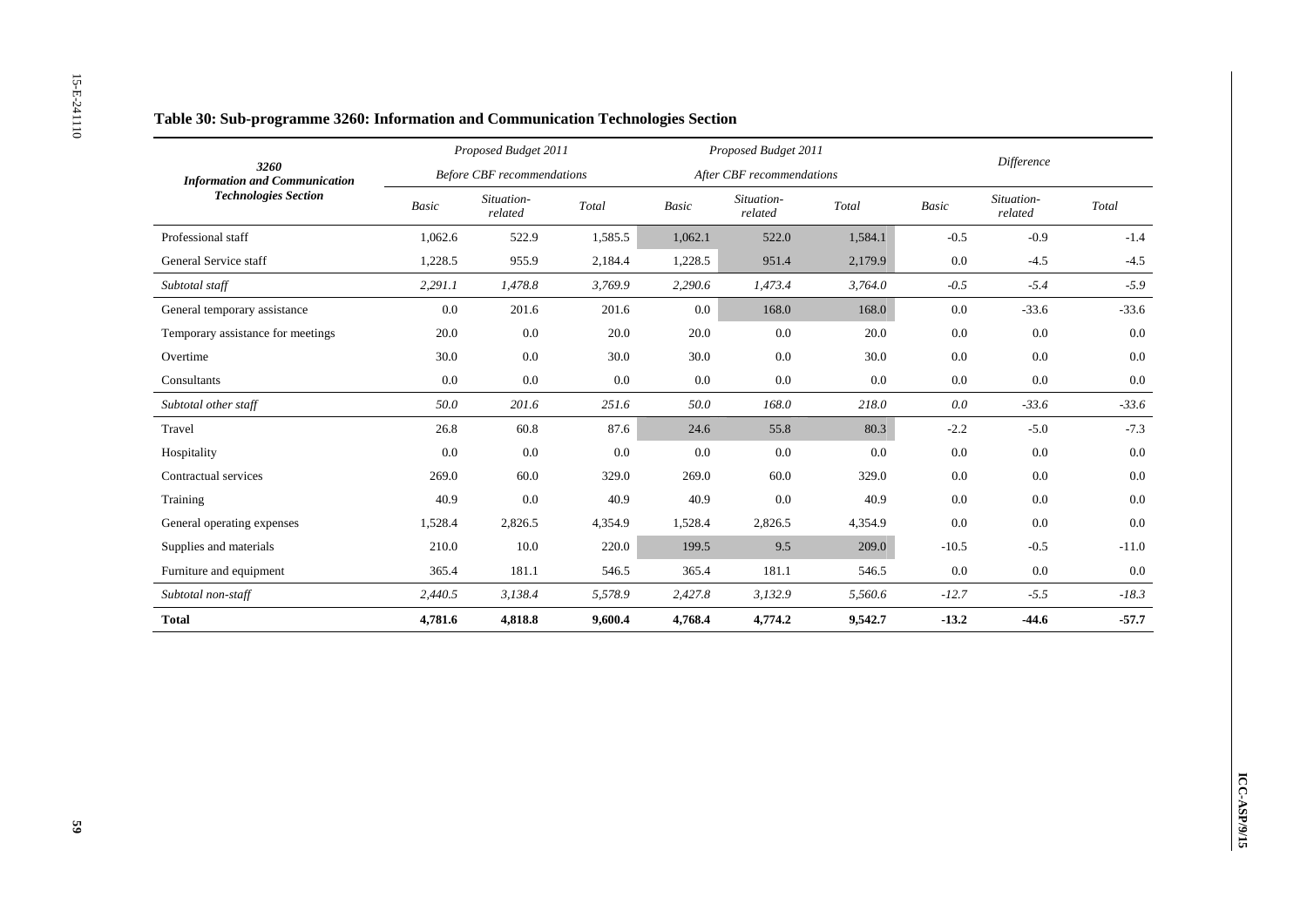### Table 30: Sub-programme 3260: Information and Communication Technologies Section

| 3260 Information and Communication Technologies Section | Proposed Budget 2011 Before CBF recommendations | | | Proposed Budget 2011 After CBF recommendations | | | Difference | | |
|---|---|---|---|---|---|---|---|---|---|
| | *Basic* | *Situation-related* | *Total* | *Basic* | *Situation-related* | *Total* | *Basic* | *Situation-related* | *Total* |
| Professional staff | 1,062.6 | 522.9 | 1,585.5 | 1,062.1 | 522.0 | 1,584.1 | -0.5 | -0.9 | -1.4 |
| General Service staff | 1,228.5 | 955.9 | 2,184.4 | 1,228.5 | 951.4 | 2,179.9 | 0.0 | -4.5 | -4.5 |
| *Subtotal staff* | *2,291.1* | *1,478.8* | *3,769.9* | *2,290.6* | *1,473.4* | *3,764.0* | *-0.5* | *-5.4* | *-5.9* |
| General temporary assistance | 0.0 | 201.6 | 201.6 | 0.0 | 168.0 | 168.0 | 0.0 | -33.6 | -33.6 |
| Temporary assistance for meetings | 20.0 | 0.0 | 20.0 | 20.0 | 0.0 | 20.0 | 0.0 | 0.0 | 0.0 |
| Overtime | 30.0 | 0.0 | 30.0 | 30.0 | 0.0 | 30.0 | 0.0 | 0.0 | 0.0 |
| Consultants | 0.0 | 0.0 | 0.0 | 0.0 | 0.0 | 0.0 | 0.0 | 0.0 | 0.0 |
| *Subtotal other staff* | *50.0* | *201.6* | *251.6* | *50.0* | *168.0* | *218.0* | *0.0* | *-33.6* | *-33.6* |
| Travel | 26.8 | 60.8 | 87.6 | 24.6 | 55.8 | 80.3 | -2.2 | -5.0 | -7.3 |
| Hospitality | 0.0 | 0.0 | 0.0 | 0.0 | 0.0 | 0.0 | 0.0 | 0.0 | 0.0 |
| Contractual services | 269.0 | 60.0 | 329.0 | 269.0 | 60.0 | 329.0 | 0.0 | 0.0 | 0.0 |
| Training | 40.9 | 0.0 | 40.9 | 40.9 | 0.0 | 40.9 | 0.0 | 0.0 | 0.0 |
| General operating expenses | 1,528.4 | 2,826.5 | 4,354.9 | 1,528.4 | 2,826.5 | 4,354.9 | 0.0 | 0.0 | 0.0 |
| Supplies and materials | 210.0 | 10.0 | 220.0 | 199.5 | 9.5 | 209.0 | -10.5 | -0.5 | -11.0 |
| Furniture and equipment | 365.4 | 181.1 | 546.5 | 365.4 | 181.1 | 546.5 | 0.0 | 0.0 | 0.0 |
| *Subtotal non-staff* | *2,440.5* | *3,138.4* | *5,578.9* | *2,427.8* | *3,132.9* | *5,560.6* | *-12.7* | *-5.5* | *-18.3* |
| **Total** | **4,781.6** | **4,818.8** | **9,600.4** | **4,768.4** | **4,774.2** | **9,542.7** | **-13.2** | **-44.6** | **-57.7** |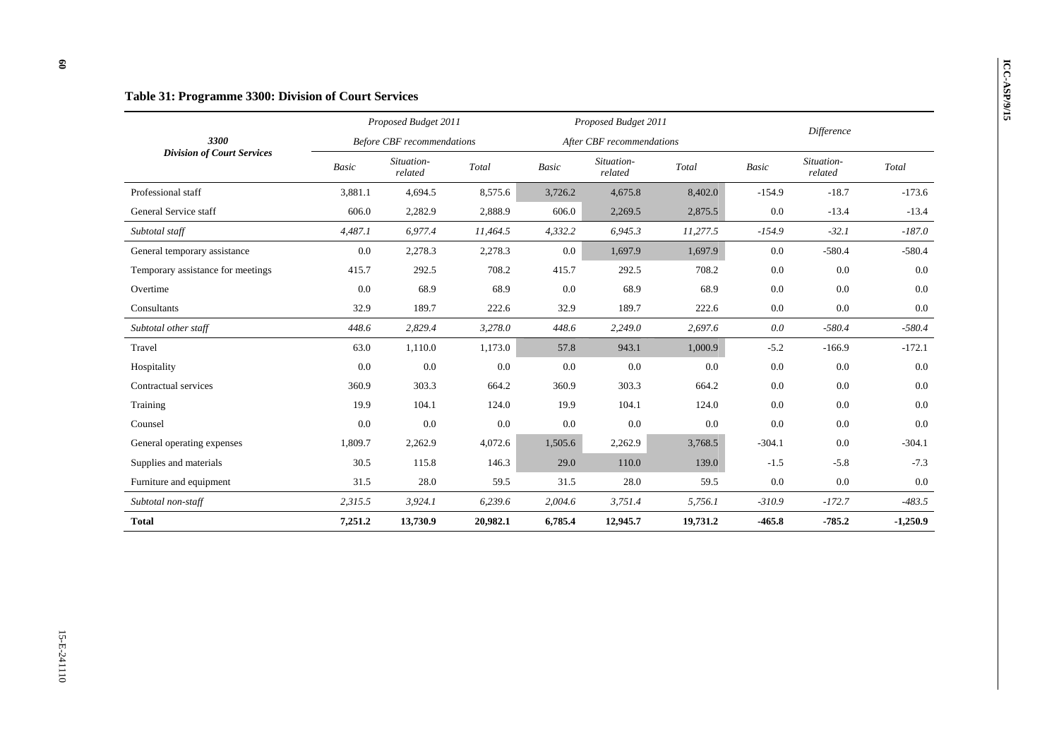**Table 31: Programme 3300: Division of Court Services**

| 3300 Division of Court Services | Proposed Budget 2011 Before CBF recommendations | | | Proposed Budget 2011 After CBF recommendations | | | Difference | | |
|---|---|---|---|---|---|---|---|---|---|
| | *Basic* | *Situation-related* | *Total* | *Basic* | *Situation-related* | *Total* | *Basic* | *Situation-related* | *Total* |
| Professional staff | 3,881.1 | 4,694.5 | 8,575.6 | 3,726.2 | 4,675.8 | 8,402.0 | -154.9 | -18.7 | -173.6 |
| General Service staff | 606.0 | 2,282.9 | 2,888.9 | 606.0 | 2,269.5 | 2,875.5 | 0.0 | -13.4 | -13.4 |
| *Subtotal staff* | *4,487.1* | *6,977.4* | *11,464.5* | *4,332.2* | *6,945.3* | *11,277.5* | *-154.9* | *-32.1* | *-187.0* |
| General temporary assistance | 0.0 | 2,278.3 | 2,278.3 | 0.0 | 1,697.9 | 1,697.9 | 0.0 | -580.4 | -580.4 |
| Temporary assistance for meetings | 415.7 | 292.5 | 708.2 | 415.7 | 292.5 | 708.2 | 0.0 | 0.0 | 0.0 |
| Overtime | 0.0 | 68.9 | 68.9 | 0.0 | 68.9 | 68.9 | 0.0 | 0.0 | 0.0 |
| Consultants | 32.9 | 189.7 | 222.6 | 32.9 | 189.7 | 222.6 | 0.0 | 0.0 | 0.0 |
| *Subtotal other staff* | *448.6* | *2,829.4* | *3,278.0* | *448.6* | *2,249.0* | *2,697.6* | *0.0* | *-580.4* | *-580.4* |
| Travel | 63.0 | 1,110.0 | 1,173.0 | 57.8 | 943.1 | 1,000.9 | -5.2 | -166.9 | -172.1 |
| Hospitality | 0.0 | 0.0 | 0.0 | 0.0 | 0.0 | 0.0 | 0.0 | 0.0 | 0.0 |
| Contractual services | 360.9 | 303.3 | 664.2 | 360.9 | 303.3 | 664.2 | 0.0 | 0.0 | 0.0 |
| Training | 19.9 | 104.1 | 124.0 | 19.9 | 104.1 | 124.0 | 0.0 | 0.0 | 0.0 |
| Counsel | 0.0 | 0.0 | 0.0 | 0.0 | 0.0 | 0.0 | 0.0 | 0.0 | 0.0 |
| General operating expenses | 1,809.7 | 2,262.9 | 4,072.6 | 1,505.6 | 2,262.9 | 3,768.5 | -304.1 | 0.0 | -304.1 |
| Supplies and materials | 30.5 | 115.8 | 146.3 | 29.0 | 110.0 | 139.0 | -1.5 | -5.8 | -7.3 |
| Furniture and equipment | 31.5 | 28.0 | 59.5 | 31.5 | 28.0 | 59.5 | 0.0 | 0.0 | 0.0 |
| *Subtotal non-staff* | *2,315.5* | *3,924.1* | *6,239.6* | *2,004.6* | *3,751.4* | *5,756.1* | *-310.9* | *-172.7* | *-483.5* |
| **Total** | **7,251.2** | **13,730.9** | **20,982.1** | **6,785.4** | **12,945.7** | **19,731.2** | **-465.8** | **-785.2** | **-1,250.9** |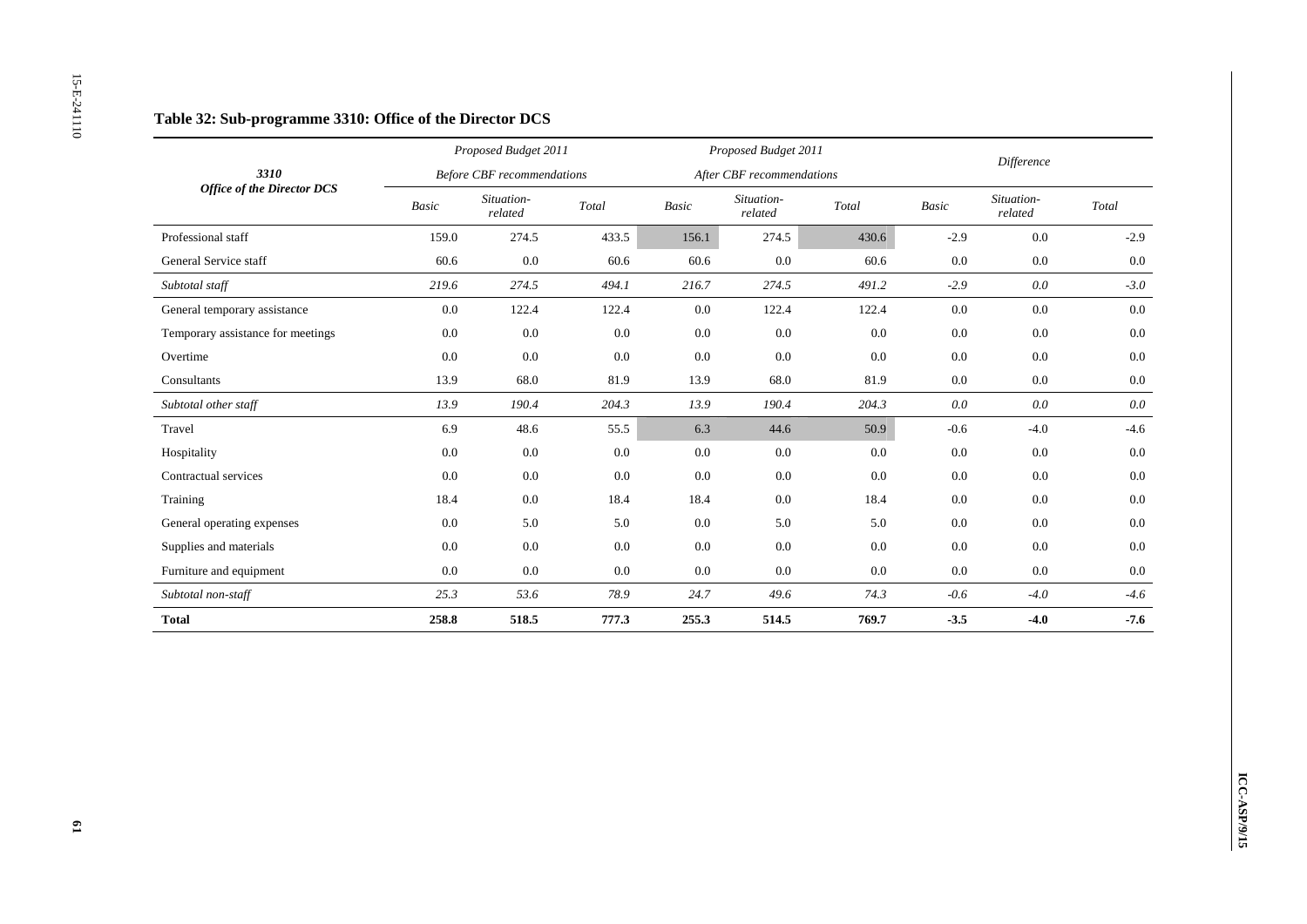### Table 32: Sub-programme 3310: Office of the Director DCS

| 3310 Office of the Director DCS | Proposed Budget 2011 Before CBF recommendations | | | Proposed Budget 2011 After CBF recommendations | | | Difference | | |
|---|---|---|---|---|---|---|---|---|---|
| | Basic | Situation-related | Total | Basic | Situation-related | Total | Basic | Situation-related | Total |
| Professional staff | 159.0 | 274.5 | 433.5 | 156.1 | 274.5 | 430.6 | -2.9 | 0.0 | -2.9 |
| General Service staff | 60.6 | 0.0 | 60.6 | 60.6 | 0.0 | 60.6 | 0.0 | 0.0 | 0.0 |
| *Subtotal staff* | *219.6* | *274.5* | *494.1* | *216.7* | *274.5* | *491.2* | *-2.9* | *0.0* | *-3.0* |
| General temporary assistance | 0.0 | 122.4 | 122.4 | 0.0 | 122.4 | 122.4 | 0.0 | 0.0 | 0.0 |
| Temporary assistance for meetings | 0.0 | 0.0 | 0.0 | 0.0 | 0.0 | 0.0 | 0.0 | 0.0 | 0.0 |
| Overtime | 0.0 | 0.0 | 0.0 | 0.0 | 0.0 | 0.0 | 0.0 | 0.0 | 0.0 |
| Consultants | 13.9 | 68.0 | 81.9 | 13.9 | 68.0 | 81.9 | 0.0 | 0.0 | 0.0 |
| *Subtotal other staff* | *13.9* | *190.4* | *204.3* | *13.9* | *190.4* | *204.3* | *0.0* | *0.0* | *0.0* |
| Travel | 6.9 | 48.6 | 55.5 | 6.3 | 44.6 | 50.9 | -0.6 | -4.0 | -4.6 |
| Hospitality | 0.0 | 0.0 | 0.0 | 0.0 | 0.0 | 0.0 | 0.0 | 0.0 | 0.0 |
| Contractual services | 0.0 | 0.0 | 0.0 | 0.0 | 0.0 | 0.0 | 0.0 | 0.0 | 0.0 |
| Training | 18.4 | 0.0 | 18.4 | 18.4 | 0.0 | 18.4 | 0.0 | 0.0 | 0.0 |
| General operating expenses | 0.0 | 5.0 | 5.0 | 0.0 | 5.0 | 5.0 | 0.0 | 0.0 | 0.0 |
| Supplies and materials | 0.0 | 0.0 | 0.0 | 0.0 | 0.0 | 0.0 | 0.0 | 0.0 | 0.0 |
| Furniture and equipment | 0.0 | 0.0 | 0.0 | 0.0 | 0.0 | 0.0 | 0.0 | 0.0 | 0.0 |
| *Subtotal non-staff* | *25.3* | *53.6* | *78.9* | *24.7* | *49.6* | *74.3* | *-0.6* | *-4.0* | *-4.6* |
| **Total** | **258.8** | **518.5** | **777.3** | **255.3** | **514.5** | **769.7** | **-3.5** | **-4.0** | **-7.6** |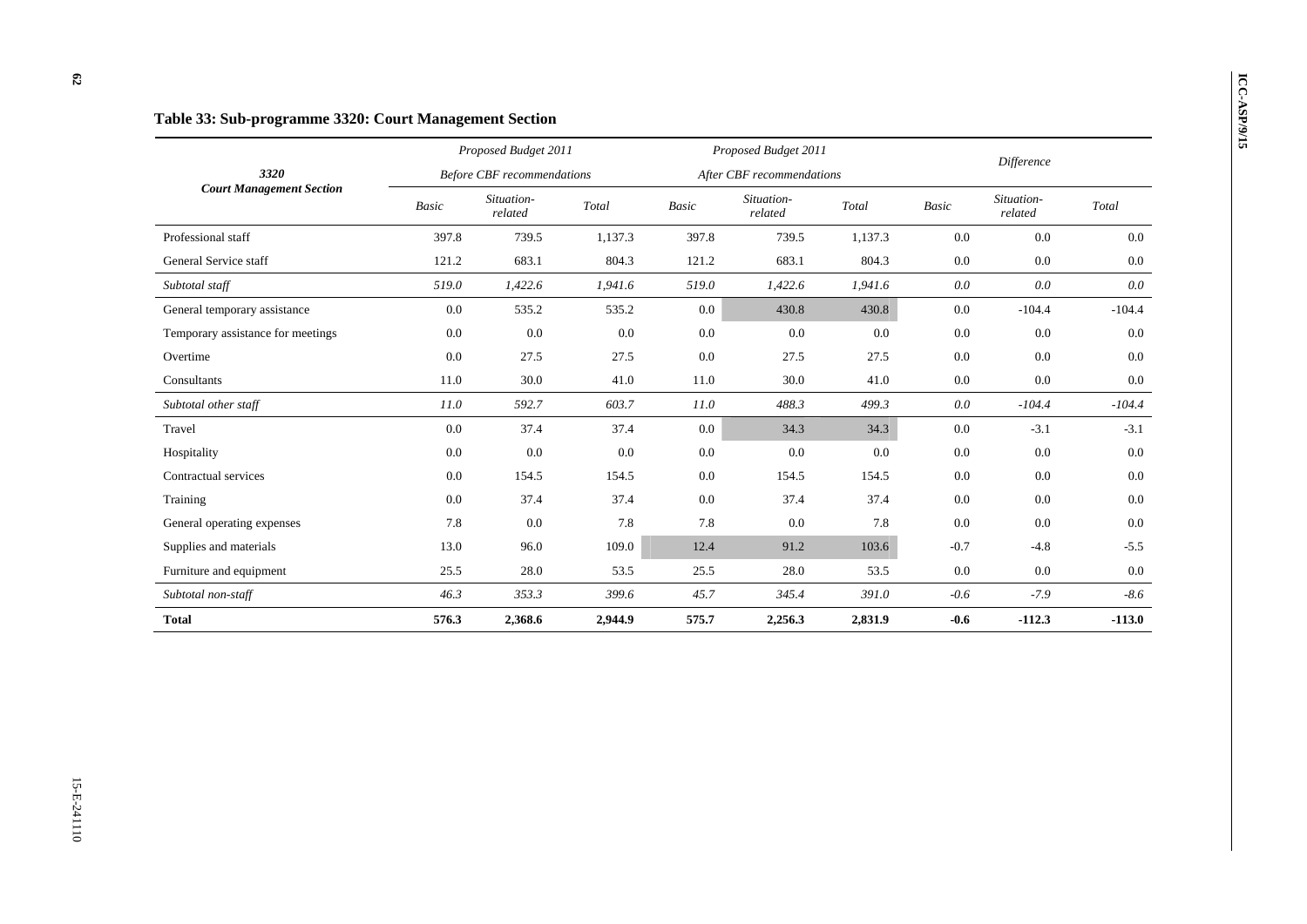### Table 33: Sub-programme 3320: Court Management Section

| 3320 Court Management Section | Proposed Budget 2011 Before CBF recommendations | | | Proposed Budget 2011 After CBF recommendations | | | Difference | | |
|---|---|---|---|---|---|---|---|---|---|
| | *Basic* | *Situation-related* | *Total* | *Basic* | *Situation-related* | *Total* | *Basic* | *Situation-related* | *Total* |
| Professional staff | 397.8 | 739.5 | 1,137.3 | 397.8 | 739.5 | 1,137.3 | 0.0 | 0.0 | 0.0 |
| General Service staff | 121.2 | 683.1 | 804.3 | 121.2 | 683.1 | 804.3 | 0.0 | 0.0 | 0.0 |
| *Subtotal staff* | *519.0* | *1,422.6* | *1,941.6* | *519.0* | *1,422.6* | *1,941.6* | *0.0* | *0.0* | *0.0* |
| General temporary assistance | 0.0 | 535.2 | 535.2 | 0.0 | 430.8 | 430.8 | 0.0 | -104.4 | -104.4 |
| Temporary assistance for meetings | 0.0 | 0.0 | 0.0 | 0.0 | 0.0 | 0.0 | 0.0 | 0.0 | 0.0 |
| Overtime | 0.0 | 27.5 | 27.5 | 0.0 | 27.5 | 27.5 | 0.0 | 0.0 | 0.0 |
| Consultants | 11.0 | 30.0 | 41.0 | 11.0 | 30.0 | 41.0 | 0.0 | 0.0 | 0.0 |
| *Subtotal other staff* | *11.0* | *592.7* | *603.7* | *11.0* | *488.3* | *499.3* | *0.0* | *-104.4* | *-104.4* |
| Travel | 0.0 | 37.4 | 37.4 | 0.0 | 34.3 | 34.3 | 0.0 | -3.1 | -3.1 |
| Hospitality | 0.0 | 0.0 | 0.0 | 0.0 | 0.0 | 0.0 | 0.0 | 0.0 | 0.0 |
| Contractual services | 0.0 | 154.5 | 154.5 | 0.0 | 154.5 | 154.5 | 0.0 | 0.0 | 0.0 |
| Training | 0.0 | 37.4 | 37.4 | 0.0 | 37.4 | 37.4 | 0.0 | 0.0 | 0.0 |
| General operating expenses | 7.8 | 0.0 | 7.8 | 7.8 | 0.0 | 7.8 | 0.0 | 0.0 | 0.0 |
| Supplies and materials | 13.0 | 96.0 | 109.0 | 12.4 | 91.2 | 103.6 | -0.7 | -4.8 | -5.5 |
| Furniture and equipment | 25.5 | 28.0 | 53.5 | 25.5 | 28.0 | 53.5 | 0.0 | 0.0 | 0.0 |
| *Subtotal non-staff* | *46.3* | *353.3* | *399.6* | *45.7* | *345.4* | *391.0* | *-0.6* | *-7.9* | *-8.6* |
| **Total** | **576.3** | **2,368.6** | **2,944.9** | **575.7** | **2,256.3** | **2,831.9** | **-0.6** | **-112.3** | **-113.0** |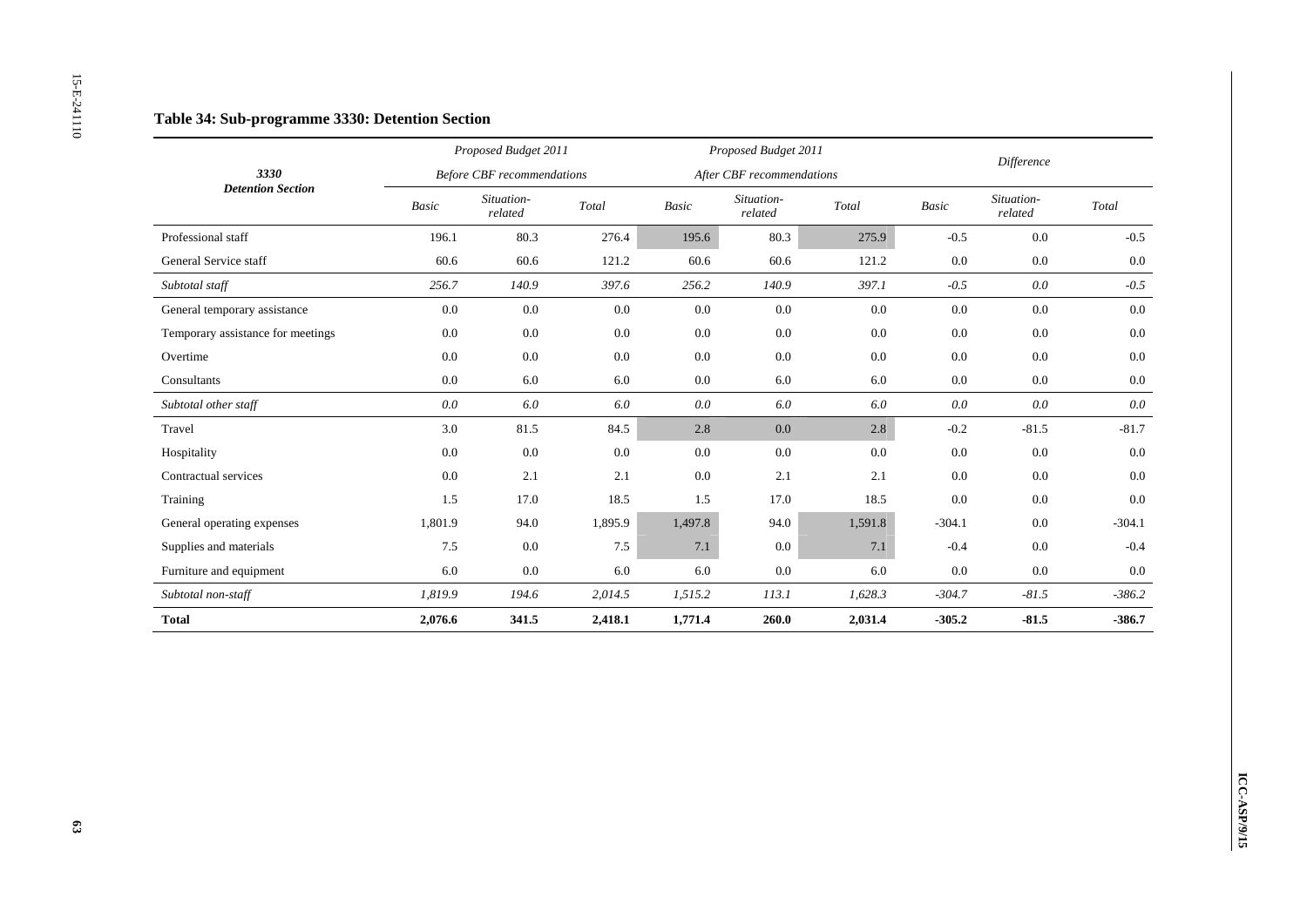### Table 34: Sub-programme 3330: Detention Section

| 3330 Detention Section | Proposed Budget 2011 Before CBF recommendations | | | Proposed Budget 2011 After CBF recommendations | | | Difference | | |
|---|---|---|---|---|---|---|---|---|---|
| | *Basic* | *Situation-related* | *Total* | *Basic* | *Situation-related* | *Total* | *Basic* | *Situation-related* | *Total* |
| Professional staff | 196.1 | 80.3 | 276.4 | 195.6 | 80.3 | 275.9 | -0.5 | 0.0 | -0.5 |
| General Service staff | 60.6 | 60.6 | 121.2 | 60.6 | 60.6 | 121.2 | 0.0 | 0.0 | 0.0 |
| *Subtotal staff* | *256.7* | *140.9* | *397.6* | *256.2* | *140.9* | *397.1* | *-0.5* | *0.0* | *-0.5* |
| General temporary assistance | 0.0 | 0.0 | 0.0 | 0.0 | 0.0 | 0.0 | 0.0 | 0.0 | 0.0 |
| Temporary assistance for meetings | 0.0 | 0.0 | 0.0 | 0.0 | 0.0 | 0.0 | 0.0 | 0.0 | 0.0 |
| Overtime | 0.0 | 0.0 | 0.0 | 0.0 | 0.0 | 0.0 | 0.0 | 0.0 | 0.0 |
| Consultants | 0.0 | 6.0 | 6.0 | 0.0 | 6.0 | 6.0 | 0.0 | 0.0 | 0.0 |
| *Subtotal other staff* | *0.0* | *6.0* | *6.0* | *0.0* | *6.0* | *6.0* | *0.0* | *0.0* | *0.0* |
| Travel | 3.0 | 81.5 | 84.5 | 2.8 | 0.0 | 2.8 | -0.2 | -81.5 | -81.7 |
| Hospitality | 0.0 | 0.0 | 0.0 | 0.0 | 0.0 | 0.0 | 0.0 | 0.0 | 0.0 |
| Contractual services | 0.0 | 2.1 | 2.1 | 0.0 | 2.1 | 2.1 | 0.0 | 0.0 | 0.0 |
| Training | 1.5 | 17.0 | 18.5 | 1.5 | 17.0 | 18.5 | 0.0 | 0.0 | 0.0 |
| General operating expenses | 1,801.9 | 94.0 | 1,895.9 | 1,497.8 | 94.0 | 1,591.8 | -304.1 | 0.0 | -304.1 |
| Supplies and materials | 7.5 | 0.0 | 7.5 | 7.1 | 0.0 | 7.1 | -0.4 | 0.0 | -0.4 |
| Furniture and equipment | 6.0 | 0.0 | 6.0 | 6.0 | 0.0 | 6.0 | 0.0 | 0.0 | 0.0 |
| *Subtotal non-staff* | *1,819.9* | *194.6* | *2,014.5* | *1,515.2* | *113.1* | *1,628.3* | *-304.7* | *-81.5* | *-386.2* |
| **Total** | **2,076.6** | **341.5** | **2,418.1** | **1,771.4** | **260.0** | **2,031.4** | **-305.2** | **-81.5** | **-386.7** |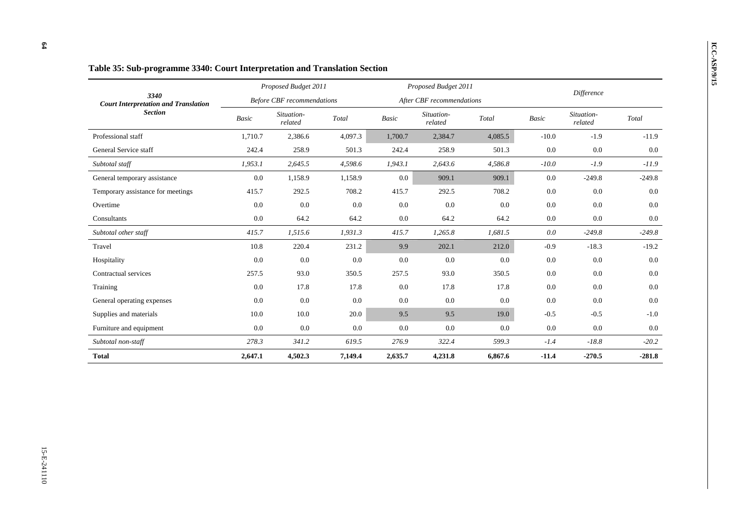### Table 35: Sub-programme 3340: Court Interpretation and Translation Section

| 3340 Court Interpretation and Translation Section | Proposed Budget 2011 Before CBF recommendations | | | Proposed Budget 2011 After CBF recommendations | | | Difference | | |
|---|---|---|---|---|---|---|---|---|---|
| | *Basic* | *Situation-related* | *Total* | *Basic* | *Situation-related* | *Total* | *Basic* | *Situation-related* | *Total* |
| Professional staff | 1,710.7 | 2,386.6 | 4,097.3 | 1,700.7 | 2,384.7 | 4,085.5 | -10.0 | -1.9 | -11.9 |
| General Service staff | 242.4 | 258.9 | 501.3 | 242.4 | 258.9 | 501.3 | 0.0 | 0.0 | 0.0 |
| *Subtotal staff* | *1,953.1* | *2,645.5* | *4,598.6* | *1,943.1* | *2,643.6* | *4,586.8* | *-10.0* | *-1.9* | *-11.9* |
| General temporary assistance | 0.0 | 1,158.9 | 1,158.9 | 0.0 | 909.1 | 909.1 | 0.0 | -249.8 | -249.8 |
| Temporary assistance for meetings | 415.7 | 292.5 | 708.2 | 415.7 | 292.5 | 708.2 | 0.0 | 0.0 | 0.0 |
| Overtime | 0.0 | 0.0 | 0.0 | 0.0 | 0.0 | 0.0 | 0.0 | 0.0 | 0.0 |
| Consultants | 0.0 | 64.2 | 64.2 | 0.0 | 64.2 | 64.2 | 0.0 | 0.0 | 0.0 |
| *Subtotal other staff* | *415.7* | *1,515.6* | *1,931.3* | *415.7* | *1,265.8* | *1,681.5* | *0.0* | *-249.8* | *-249.8* |
| Travel | 10.8 | 220.4 | 231.2 | 9.9 | 202.1 | 212.0 | -0.9 | -18.3 | -19.2 |
| Hospitality | 0.0 | 0.0 | 0.0 | 0.0 | 0.0 | 0.0 | 0.0 | 0.0 | 0.0 |
| Contractual services | 257.5 | 93.0 | 350.5 | 257.5 | 93.0 | 350.5 | 0.0 | 0.0 | 0.0 |
| Training | 0.0 | 17.8 | 17.8 | 0.0 | 17.8 | 17.8 | 0.0 | 0.0 | 0.0 |
| General operating expenses | 0.0 | 0.0 | 0.0 | 0.0 | 0.0 | 0.0 | 0.0 | 0.0 | 0.0 |
| Supplies and materials | 10.0 | 10.0 | 20.0 | 9.5 | 9.5 | 19.0 | -0.5 | -0.5 | -1.0 |
| Furniture and equipment | 0.0 | 0.0 | 0.0 | 0.0 | 0.0 | 0.0 | 0.0 | 0.0 | 0.0 |
| *Subtotal non-staff* | *278.3* | *341.2* | *619.5* | *276.9* | *322.4* | *599.3* | *-1.4* | *-18.8* | *-20.2* |
| **Total** | **2,647.1** | **4,502.3** | **7,149.4** | **2,635.7** | **4,231.8** | **6,867.6** | **-11.4** | **-270.5** | **-281.8** |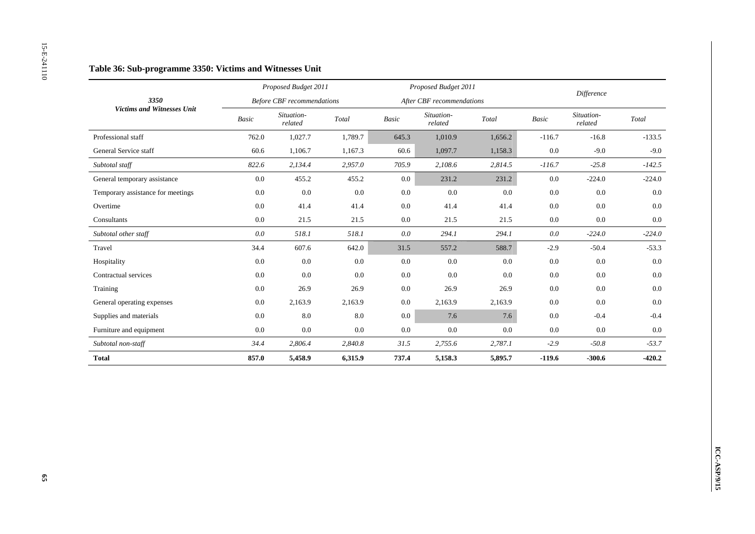### Table 36: Sub-programme 3350: Victims and Witnesses Unit

| 3350 Victims and Witnesses Unit | *Proposed Budget 2011 Before CBF recommendations* | | | *Proposed Budget 2011 After CBF recommendations* | | | *Difference* | | |
|---|---|---|---|---|---|---|---|---|---|
| | *Basic* | *Situation-related* | *Total* | *Basic* | *Situation-related* | *Total* | *Basic* | *Situation-related* | *Total* |
| Professional staff | 762.0 | 1,027.7 | 1,789.7 | 645.3 | 1,010.9 | 1,656.2 | -116.7 | -16.8 | -133.5 |
| General Service staff | 60.6 | 1,106.7 | 1,167.3 | 60.6 | 1,097.7 | 1,158.3 | 0.0 | -9.0 | -9.0 |
| *Subtotal staff* | *822.6* | *2,134.4* | *2,957.0* | *705.9* | *2,108.6* | *2,814.5* | *-116.7* | *-25.8* | *-142.5* |
| General temporary assistance | 0.0 | 455.2 | 455.2 | 0.0 | 231.2 | 231.2 | 0.0 | -224.0 | -224.0 |
| Temporary assistance for meetings | 0.0 | 0.0 | 0.0 | 0.0 | 0.0 | 0.0 | 0.0 | 0.0 | 0.0 |
| Overtime | 0.0 | 41.4 | 41.4 | 0.0 | 41.4 | 41.4 | 0.0 | 0.0 | 0.0 |
| Consultants | 0.0 | 21.5 | 21.5 | 0.0 | 21.5 | 21.5 | 0.0 | 0.0 | 0.0 |
| *Subtotal other staff* | *0.0* | *518.1* | *518.1* | *0.0* | *294.1* | *294.1* | *0.0* | *-224.0* | *-224.0* |
| Travel | 34.4 | 607.6 | 642.0 | 31.5 | 557.2 | 588.7 | -2.9 | -50.4 | -53.3 |
| Hospitality | 0.0 | 0.0 | 0.0 | 0.0 | 0.0 | 0.0 | 0.0 | 0.0 | 0.0 |
| Contractual services | 0.0 | 0.0 | 0.0 | 0.0 | 0.0 | 0.0 | 0.0 | 0.0 | 0.0 |
| Training | 0.0 | 26.9 | 26.9 | 0.0 | 26.9 | 26.9 | 0.0 | 0.0 | 0.0 |
| General operating expenses | 0.0 | 2,163.9 | 2,163.9 | 0.0 | 2,163.9 | 2,163.9 | 0.0 | 0.0 | 0.0 |
| Supplies and materials | 0.0 | 8.0 | 8.0 | 0.0 | 7.6 | 7.6 | 0.0 | -0.4 | -0.4 |
| Furniture and equipment | 0.0 | 0.0 | 0.0 | 0.0 | 0.0 | 0.0 | 0.0 | 0.0 | 0.0 |
| *Subtotal non-staff* | *34.4* | *2,806.4* | *2,840.8* | *31.5* | *2,755.6* | *2,787.1* | *-2.9* | *-50.8* | *-53.7* |
| **Total** | **857.0** | **5,458.9** | **6,315.9** | **737.4** | **5,158.3** | **5,895.7** | **-119.6** | **-300.6** | **-420.2** |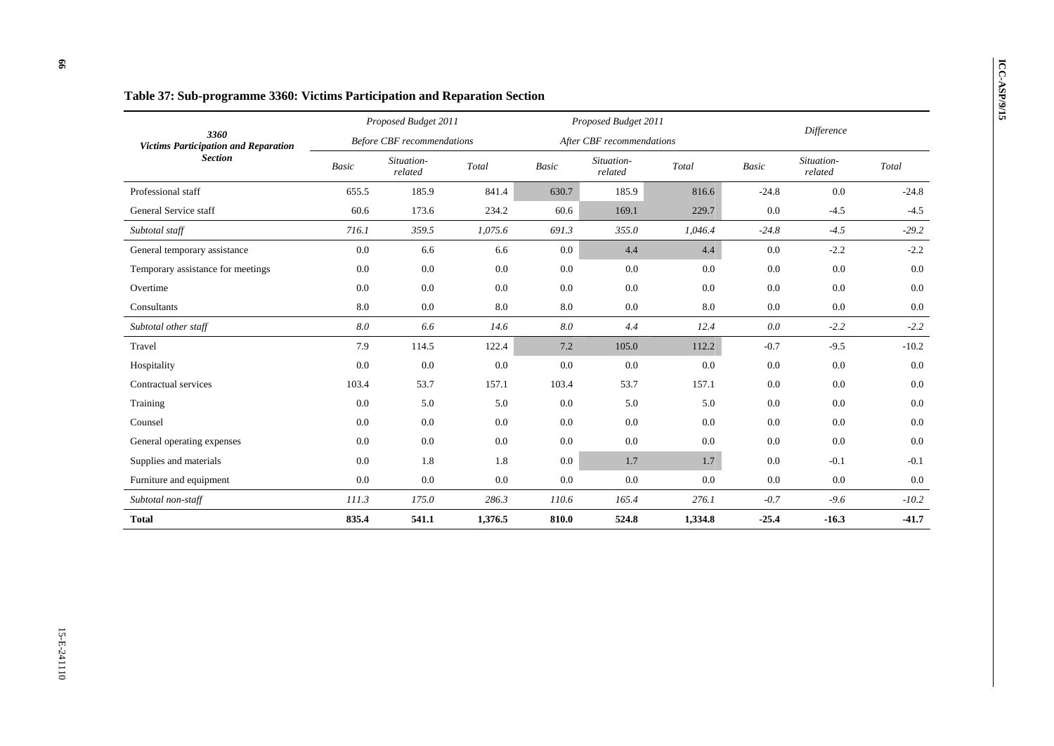## Table 37: Sub-programme 3360: Victims Participation and Reparation Section

| 3360 Victims Participation and Reparation Section | Proposed Budget 2011 Before CBF recommendations | | | Proposed Budget 2011 After CBF recommendations | | | Difference | | |
|---|---|---|---|---|---|---|---|---|---|
| | Basic | Situation-related | Total | Basic | Situation-related | Total | Basic | Situation-related | Total |
| Professional staff | 655.5 | 185.9 | 841.4 | 630.7 | 185.9 | 816.6 | -24.8 | 0.0 | -24.8 |
| General Service staff | 60.6 | 173.6 | 234.2 | 60.6 | 169.1 | 229.7 | 0.0 | -4.5 | -4.5 |
| *Subtotal staff* | *716.1* | *359.5* | *1,075.6* | *691.3* | *355.0* | *1,046.4* | *-24.8* | *-4.5* | *-29.2* |
| General temporary assistance | 0.0 | 6.6 | 6.6 | 0.0 | 4.4 | 4.4 | 0.0 | -2.2 | -2.2 |
| Temporary assistance for meetings | 0.0 | 0.0 | 0.0 | 0.0 | 0.0 | 0.0 | 0.0 | 0.0 | 0.0 |
| Overtime | 0.0 | 0.0 | 0.0 | 0.0 | 0.0 | 0.0 | 0.0 | 0.0 | 0.0 |
| Consultants | 8.0 | 0.0 | 8.0 | 8.0 | 0.0 | 8.0 | 0.0 | 0.0 | 0.0 |
| *Subtotal other staff* | *8.0* | *6.6* | *14.6* | *8.0* | *4.4* | *12.4* | *0.0* | *-2.2* | *-2.2* |
| Travel | 7.9 | 114.5 | 122.4 | 7.2 | 105.0 | 112.2 | -0.7 | -9.5 | -10.2 |
| Hospitality | 0.0 | 0.0 | 0.0 | 0.0 | 0.0 | 0.0 | 0.0 | 0.0 | 0.0 |
| Contractual services | 103.4 | 53.7 | 157.1 | 103.4 | 53.7 | 157.1 | 0.0 | 0.0 | 0.0 |
| Training | 0.0 | 5.0 | 5.0 | 0.0 | 5.0 | 5.0 | 0.0 | 0.0 | 0.0 |
| Counsel | 0.0 | 0.0 | 0.0 | 0.0 | 0.0 | 0.0 | 0.0 | 0.0 | 0.0 |
| General operating expenses | 0.0 | 0.0 | 0.0 | 0.0 | 0.0 | 0.0 | 0.0 | 0.0 | 0.0 |
| Supplies and materials | 0.0 | 1.8 | 1.8 | 0.0 | 1.7 | 1.7 | 0.0 | -0.1 | -0.1 |
| Furniture and equipment | 0.0 | 0.0 | 0.0 | 0.0 | 0.0 | 0.0 | 0.0 | 0.0 | 0.0 |
| *Subtotal non-staff* | *111.3* | *175.0* | *286.3* | *110.6* | *165.4* | *276.1* | *-0.7* | *-9.6* | *-10.2* |
| **Total** | **835.4** | **541.1** | **1,376.5** | **810.0** | **524.8** | **1,334.8** | **-25.4** | **-16.3** | **-41.7** |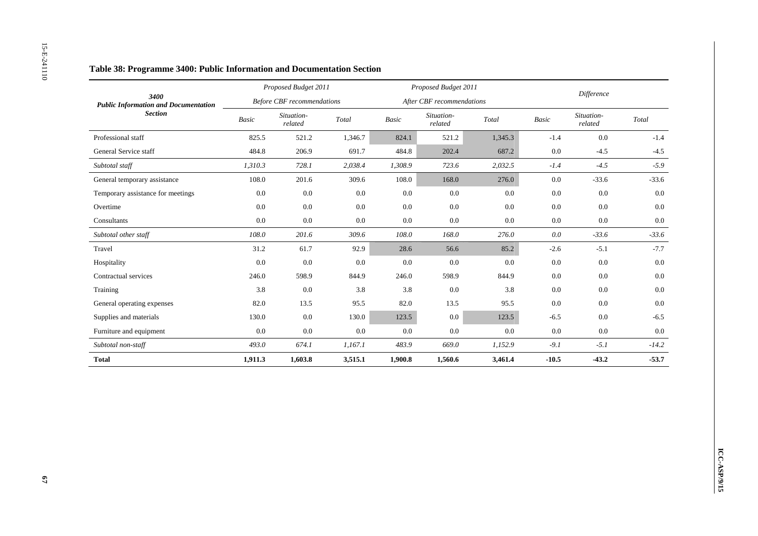### Table 38: Programme 3400: Public Information and Documentation Section

| 3400 Public Information and Documentation Section | Proposed Budget 2011 Before CBF recommendations | | | Proposed Budget 2011 After CBF recommendations | | | Difference | | |
|---|---|---|---|---|---|---|---|---|---|
| | *Basic* | *Situation-related* | *Total* | *Basic* | *Situation-related* | *Total* | *Basic* | *Situation-related* | *Total* |
| Professional staff | 825.5 | 521.2 | 1,346.7 | 824.1 | 521.2 | 1,345.3 | -1.4 | 0.0 | -1.4 |
| General Service staff | 484.8 | 206.9 | 691.7 | 484.8 | 202.4 | 687.2 | 0.0 | -4.5 | -4.5 |
| *Subtotal staff* | *1,310.3* | *728.1* | *2,038.4* | *1,308.9* | *723.6* | *2,032.5* | *-1.4* | *-4.5* | *-5.9* |
| General temporary assistance | 108.0 | 201.6 | 309.6 | 108.0 | 168.0 | 276.0 | 0.0 | -33.6 | -33.6 |
| Temporary assistance for meetings | 0.0 | 0.0 | 0.0 | 0.0 | 0.0 | 0.0 | 0.0 | 0.0 | 0.0 |
| Overtime | 0.0 | 0.0 | 0.0 | 0.0 | 0.0 | 0.0 | 0.0 | 0.0 | 0.0 |
| Consultants | 0.0 | 0.0 | 0.0 | 0.0 | 0.0 | 0.0 | 0.0 | 0.0 | 0.0 |
| *Subtotal other staff* | *108.0* | *201.6* | *309.6* | *108.0* | *168.0* | *276.0* | *0.0* | *-33.6* | *-33.6* |
| Travel | 31.2 | 61.7 | 92.9 | 28.6 | 56.6 | 85.2 | -2.6 | -5.1 | -7.7 |
| Hospitality | 0.0 | 0.0 | 0.0 | 0.0 | 0.0 | 0.0 | 0.0 | 0.0 | 0.0 |
| Contractual services | 246.0 | 598.9 | 844.9 | 246.0 | 598.9 | 844.9 | 0.0 | 0.0 | 0.0 |
| Training | 3.8 | 0.0 | 3.8 | 3.8 | 0.0 | 3.8 | 0.0 | 0.0 | 0.0 |
| General operating expenses | 82.0 | 13.5 | 95.5 | 82.0 | 13.5 | 95.5 | 0.0 | 0.0 | 0.0 |
| Supplies and materials | 130.0 | 0.0 | 130.0 | 123.5 | 0.0 | 123.5 | -6.5 | 0.0 | -6.5 |
| Furniture and equipment | 0.0 | 0.0 | 0.0 | 0.0 | 0.0 | 0.0 | 0.0 | 0.0 | 0.0 |
| *Subtotal non-staff* | *493.0* | *674.1* | *1,167.1* | *483.9* | *669.0* | *1,152.9* | *-9.1* | *-5.1* | *-14.2* |
| **Total** | **1,911.3** | **1,603.8** | **3,515.1** | **1,900.8** | **1,560.6** | **3,461.4** | **-10.5** | **-43.2** | **-53.7** |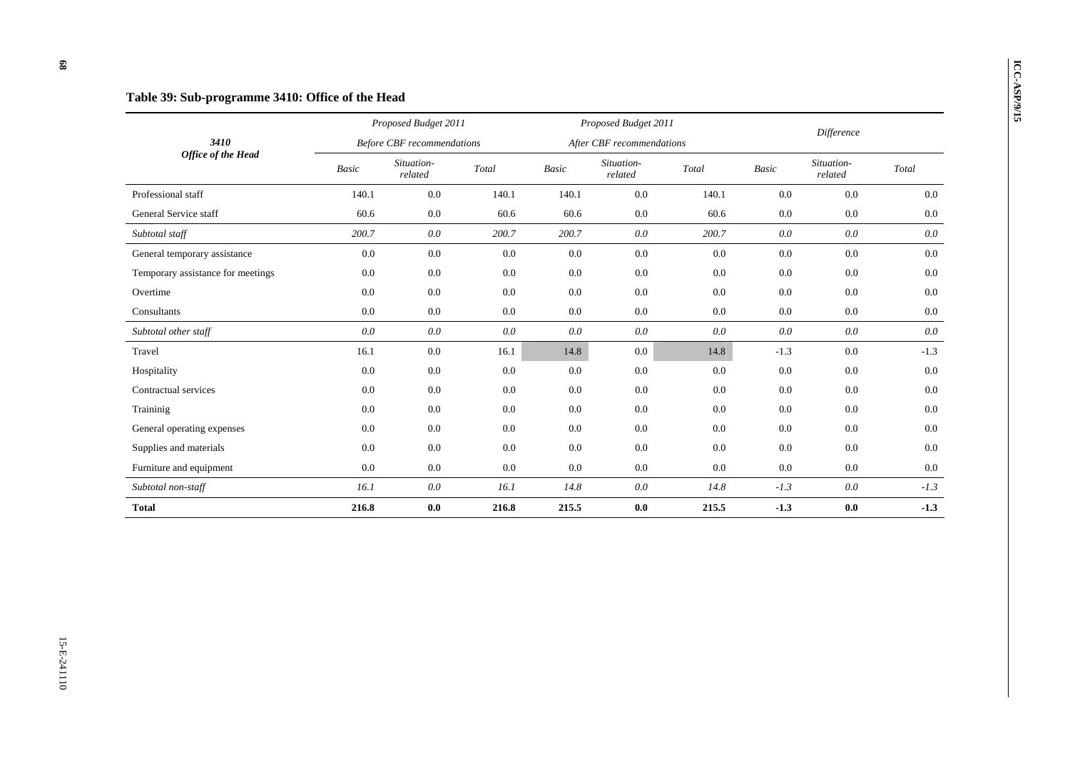### Table 39: Sub-programme 3410: Office of the Head

| 3410 *Office of the Head* | *Proposed Budget 2011* *Before CBF recommendations* | | | *Proposed Budget 2011* *After CBF recommendations* | | | *Difference* | | |
|---|---|---|---|---|---|---|---|---|---|
| | *Basic* | *Situation-related* | *Total* | *Basic* | *Situation-related* | *Total* | *Basic* | *Situation-related* | *Total* |
| Professional staff | 140.1 | 0.0 | 140.1 | 140.1 | 0.0 | 140.1 | 0.0 | 0.0 | 0.0 |
| General Service staff | 60.6 | 0.0 | 60.6 | 60.6 | 0.0 | 60.6 | 0.0 | 0.0 | 0.0 |
| *Subtotal staff* | *200.7* | *0.0* | *200.7* | *200.7* | *0.0* | *200.7* | *0.0* | *0.0* | *0.0* |
| General temporary assistance | 0.0 | 0.0 | 0.0 | 0.0 | 0.0 | 0.0 | 0.0 | 0.0 | 0.0 |
| Temporary assistance for meetings | 0.0 | 0.0 | 0.0 | 0.0 | 0.0 | 0.0 | 0.0 | 0.0 | 0.0 |
| Overtime | 0.0 | 0.0 | 0.0 | 0.0 | 0.0 | 0.0 | 0.0 | 0.0 | 0.0 |
| Consultants | 0.0 | 0.0 | 0.0 | 0.0 | 0.0 | 0.0 | 0.0 | 0.0 | 0.0 |
| *Subtotal other staff* | *0.0* | *0.0* | *0.0* | *0.0* | *0.0* | *0.0* | *0.0* | *0.0* | *0.0* |
| Travel | 16.1 | 0.0 | 16.1 | 14.8 | 0.0 | 14.8 | -1.3 | 0.0 | -1.3 |
| Hospitality | 0.0 | 0.0 | 0.0 | 0.0 | 0.0 | 0.0 | 0.0 | 0.0 | 0.0 |
| Contractual services | 0.0 | 0.0 | 0.0 | 0.0 | 0.0 | 0.0 | 0.0 | 0.0 | 0.0 |
| Traininig | 0.0 | 0.0 | 0.0 | 0.0 | 0.0 | 0.0 | 0.0 | 0.0 | 0.0 |
| General operating expenses | 0.0 | 0.0 | 0.0 | 0.0 | 0.0 | 0.0 | 0.0 | 0.0 | 0.0 |
| Supplies and materials | 0.0 | 0.0 | 0.0 | 0.0 | 0.0 | 0.0 | 0.0 | 0.0 | 0.0 |
| Furniture and equipment | 0.0 | 0.0 | 0.0 | 0.0 | 0.0 | 0.0 | 0.0 | 0.0 | 0.0 |
| *Subtotal non-staff* | *16.1* | *0.0* | *16.1* | *14.8* | *0.0* | *14.8* | *-1.3* | *0.0* | *-1.3* |
| **Total** | **216.8** | **0.0** | **216.8** | **215.5** | **0.0** | **215.5** | **-1.3** | **0.0** | **-1.3** |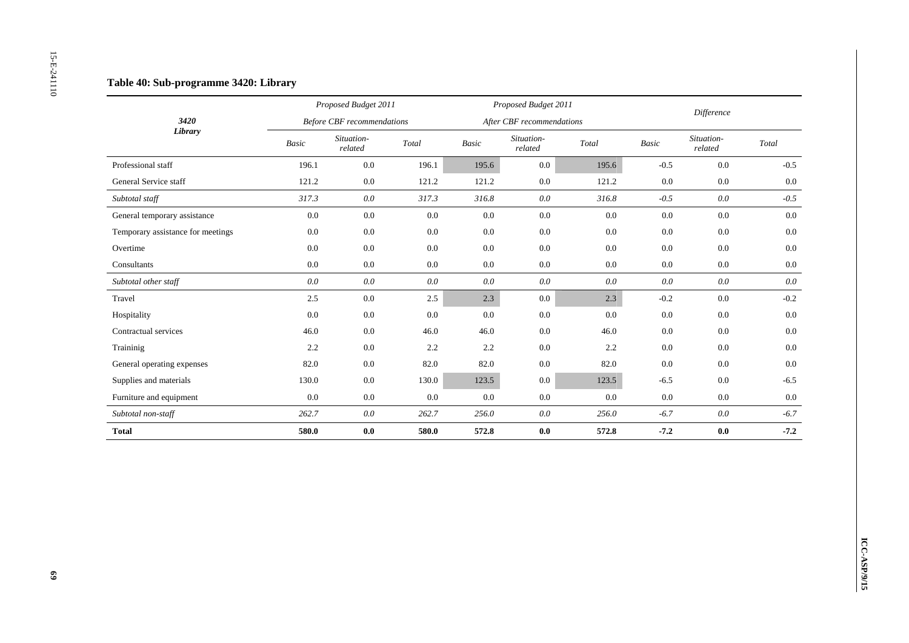## Table 40: Sub-programme 3420: Library

| 3420 Library | Proposed Budget 2011 Before CBF recommendations | | | Proposed Budget 2011 After CBF recommendations | | | Difference | | |
|---|---|---|---|---|---|---|---|---|---|
| | *Basic* | *Situation-related* | *Total* | *Basic* | *Situation-related* | *Total* | *Basic* | *Situation-related* | *Total* |
| Professional staff | 196.1 | 0.0 | 196.1 | 195.6 | 0.0 | 195.6 | -0.5 | 0.0 | -0.5 |
| General Service staff | 121.2 | 0.0 | 121.2 | 121.2 | 0.0 | 121.2 | 0.0 | 0.0 | 0.0 |
| *Subtotal staff* | *317.3* | *0.0* | *317.3* | *316.8* | *0.0* | *316.8* | *-0.5* | *0.0* | *-0.5* |
| General temporary assistance | 0.0 | 0.0 | 0.0 | 0.0 | 0.0 | 0.0 | 0.0 | 0.0 | 0.0 |
| Temporary assistance for meetings | 0.0 | 0.0 | 0.0 | 0.0 | 0.0 | 0.0 | 0.0 | 0.0 | 0.0 |
| Overtime | 0.0 | 0.0 | 0.0 | 0.0 | 0.0 | 0.0 | 0.0 | 0.0 | 0.0 |
| Consultants | 0.0 | 0.0 | 0.0 | 0.0 | 0.0 | 0.0 | 0.0 | 0.0 | 0.0 |
| *Subtotal other staff* | *0.0* | *0.0* | *0.0* | *0.0* | *0.0* | *0.0* | *0.0* | *0.0* | *0.0* |
| Travel | 2.5 | 0.0 | 2.5 | 2.3 | 0.0 | 2.3 | -0.2 | 0.0 | -0.2 |
| Hospitality | 0.0 | 0.0 | 0.0 | 0.0 | 0.0 | 0.0 | 0.0 | 0.0 | 0.0 |
| Contractual services | 46.0 | 0.0 | 46.0 | 46.0 | 0.0 | 46.0 | 0.0 | 0.0 | 0.0 |
| Traininig | 2.2 | 0.0 | 2.2 | 2.2 | 0.0 | 2.2 | 0.0 | 0.0 | 0.0 |
| General operating expenses | 82.0 | 0.0 | 82.0 | 82.0 | 0.0 | 82.0 | 0.0 | 0.0 | 0.0 |
| Supplies and materials | 130.0 | 0.0 | 130.0 | 123.5 | 0.0 | 123.5 | -6.5 | 0.0 | -6.5 |
| Furniture and equipment | 0.0 | 0.0 | 0.0 | 0.0 | 0.0 | 0.0 | 0.0 | 0.0 | 0.0 |
| *Subtotal non-staff* | *262.7* | *0.0* | *262.7* | *256.0* | *0.0* | *256.0* | *-6.7* | *0.0* | *-6.7* |
| **Total** | **580.0** | **0.0** | **580.0** | **572.8** | **0.0** | **572.8** | **-7.2** | **0.0** | **-7.2** |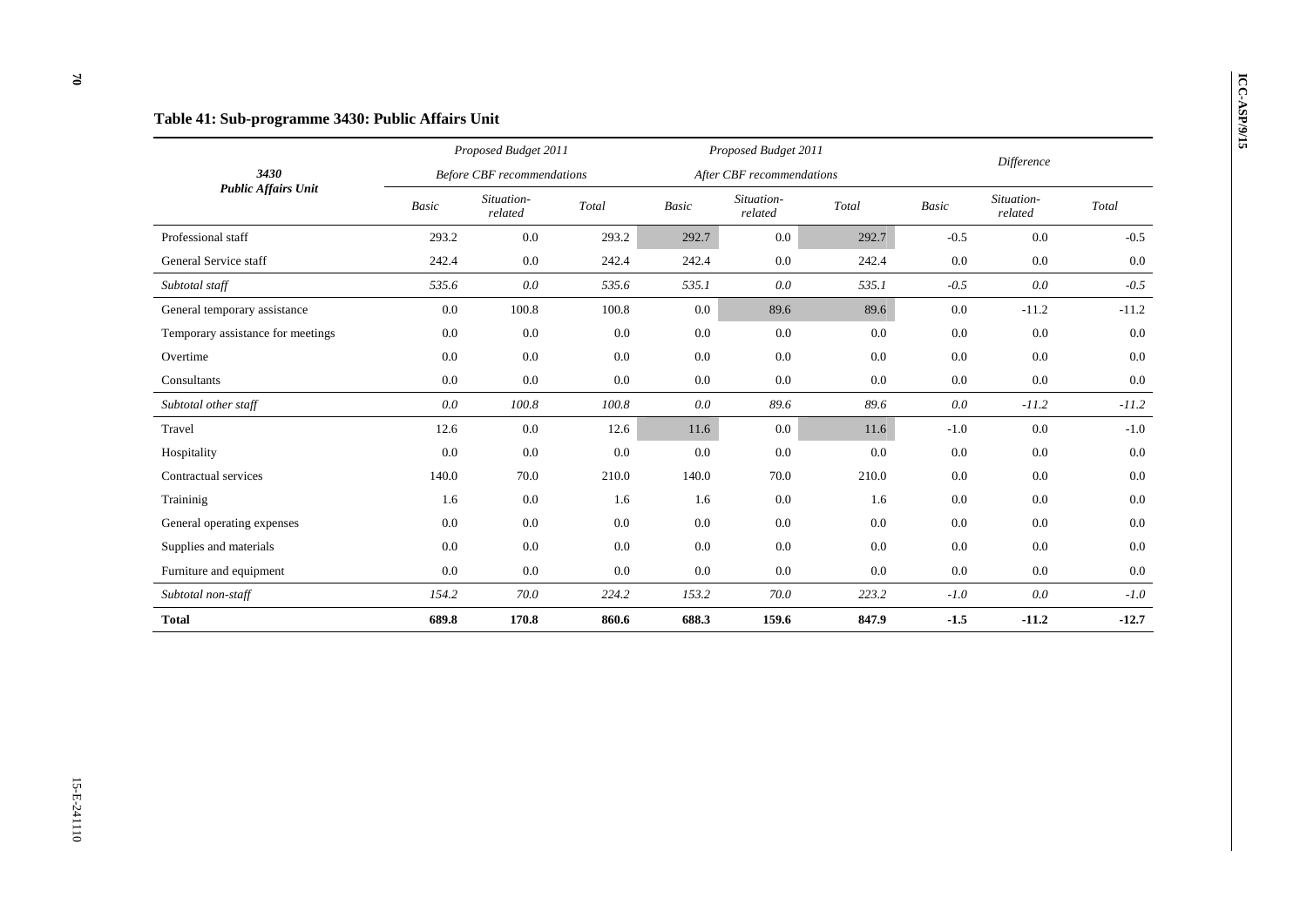### Table 41: Sub-programme 3430: Public Affairs Unit

| 3430 Public Affairs Unit | Proposed Budget 2011 Before CBF recommendations | | | Proposed Budget 2011 After CBF recommendations | | | Difference | | |
|---|---|---|---|---|---|---|---|---|---|
| | *Basic* | *Situation-related* | *Total* | *Basic* | *Situation-related* | *Total* | *Basic* | *Situation-related* | *Total* |
| Professional staff | 293.2 | 0.0 | 293.2 | 292.7 | 0.0 | 292.7 | -0.5 | 0.0 | -0.5 |
| General Service staff | 242.4 | 0.0 | 242.4 | 242.4 | 0.0 | 242.4 | 0.0 | 0.0 | 0.0 |
| *Subtotal staff* | *535.6* | *0.0* | *535.6* | *535.1* | *0.0* | *535.1* | *-0.5* | *0.0* | *-0.5* |
| General temporary assistance | 0.0 | 100.8 | 100.8 | 0.0 | 89.6 | 89.6 | 0.0 | -11.2 | -11.2 |
| Temporary assistance for meetings | 0.0 | 0.0 | 0.0 | 0.0 | 0.0 | 0.0 | 0.0 | 0.0 | 0.0 |
| Overtime | 0.0 | 0.0 | 0.0 | 0.0 | 0.0 | 0.0 | 0.0 | 0.0 | 0.0 |
| Consultants | 0.0 | 0.0 | 0.0 | 0.0 | 0.0 | 0.0 | 0.0 | 0.0 | 0.0 |
| *Subtotal other staff* | *0.0* | *100.8* | *100.8* | *0.0* | *89.6* | *89.6* | *0.0* | *-11.2* | *-11.2* |
| Travel | 12.6 | 0.0 | 12.6 | 11.6 | 0.0 | 11.6 | -1.0 | 0.0 | -1.0 |
| Hospitality | 0.0 | 0.0 | 0.0 | 0.0 | 0.0 | 0.0 | 0.0 | 0.0 | 0.0 |
| Contractual services | 140.0 | 70.0 | 210.0 | 140.0 | 70.0 | 210.0 | 0.0 | 0.0 | 0.0 |
| Traininig | 1.6 | 0.0 | 1.6 | 1.6 | 0.0 | 1.6 | 0.0 | 0.0 | 0.0 |
| General operating expenses | 0.0 | 0.0 | 0.0 | 0.0 | 0.0 | 0.0 | 0.0 | 0.0 | 0.0 |
| Supplies and materials | 0.0 | 0.0 | 0.0 | 0.0 | 0.0 | 0.0 | 0.0 | 0.0 | 0.0 |
| Furniture and equipment | 0.0 | 0.0 | 0.0 | 0.0 | 0.0 | 0.0 | 0.0 | 0.0 | 0.0 |
| *Subtotal non-staff* | *154.2* | *70.0* | *224.2* | *153.2* | *70.0* | *223.2* | *-1.0* | *0.0* | *-1.0* |
| **Total** | **689.8** | **170.8** | **860.6** | **688.3** | **159.6** | **847.9** | **-1.5** | **-11.2** | **-12.7** |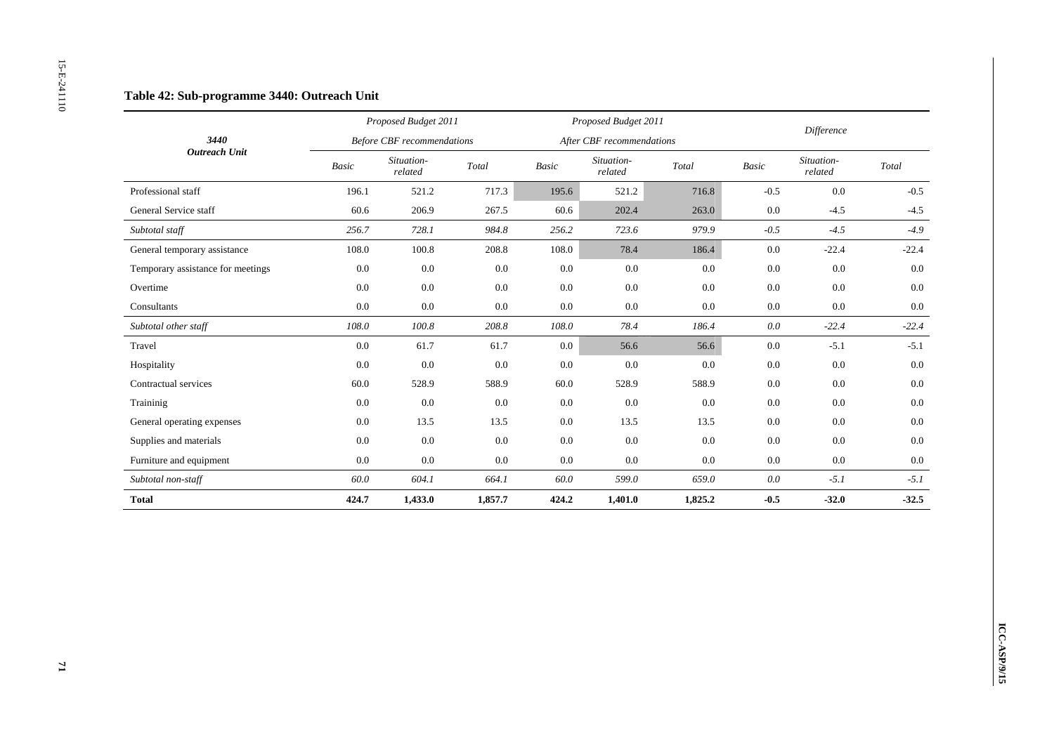### Table 42: Sub-programme 3440: Outreach Unit

| 3440 Outreach Unit | Proposed Budget 2011 Before CBF recommendations | | | Proposed Budget 2011 After CBF recommendations | | | Difference | | |
|---|---|---|---|---|---|---|---|---|---|
| | *Basic* | *Situation-related* | *Total* | *Basic* | *Situation-related* | *Total* | *Basic* | *Situation-related* | *Total* |
| Professional staff | 196.1 | 521.2 | 717.3 | 195.6 | 521.2 | 716.8 | -0.5 | 0.0 | -0.5 |
| General Service staff | 60.6 | 206.9 | 267.5 | 60.6 | 202.4 | 263.0 | 0.0 | -4.5 | -4.5 |
| *Subtotal staff* | *256.7* | *728.1* | *984.8* | *256.2* | *723.6* | *979.9* | *-0.5* | *-4.5* | *-4.9* |
| General temporary assistance | 108.0 | 100.8 | 208.8 | 108.0 | 78.4 | 186.4 | 0.0 | -22.4 | -22.4 |
| Temporary assistance for meetings | 0.0 | 0.0 | 0.0 | 0.0 | 0.0 | 0.0 | 0.0 | 0.0 | 0.0 |
| Overtime | 0.0 | 0.0 | 0.0 | 0.0 | 0.0 | 0.0 | 0.0 | 0.0 | 0.0 |
| Consultants | 0.0 | 0.0 | 0.0 | 0.0 | 0.0 | 0.0 | 0.0 | 0.0 | 0.0 |
| *Subtotal other staff* | *108.0* | *100.8* | *208.8* | *108.0* | *78.4* | *186.4* | *0.0* | *-22.4* | *-22.4* |
| Travel | 0.0 | 61.7 | 61.7 | 0.0 | 56.6 | 56.6 | 0.0 | -5.1 | -5.1 |
| Hospitality | 0.0 | 0.0 | 0.0 | 0.0 | 0.0 | 0.0 | 0.0 | 0.0 | 0.0 |
| Contractual services | 60.0 | 528.9 | 588.9 | 60.0 | 528.9 | 588.9 | 0.0 | 0.0 | 0.0 |
| Traininig | 0.0 | 0.0 | 0.0 | 0.0 | 0.0 | 0.0 | 0.0 | 0.0 | 0.0 |
| General operating expenses | 0.0 | 13.5 | 13.5 | 0.0 | 13.5 | 13.5 | 0.0 | 0.0 | 0.0 |
| Supplies and materials | 0.0 | 0.0 | 0.0 | 0.0 | 0.0 | 0.0 | 0.0 | 0.0 | 0.0 |
| Furniture and equipment | 0.0 | 0.0 | 0.0 | 0.0 | 0.0 | 0.0 | 0.0 | 0.0 | 0.0 |
| *Subtotal non-staff* | *60.0* | *604.1* | *664.1* | *60.0* | *599.0* | *659.0* | *0.0* | *-5.1* | *-5.1* |
| **Total** | **424.7** | **1,433.0** | **1,857.7** | **424.2** | **1,401.0** | **1,825.2** | **-0.5** | **-32.0** | **-32.5** |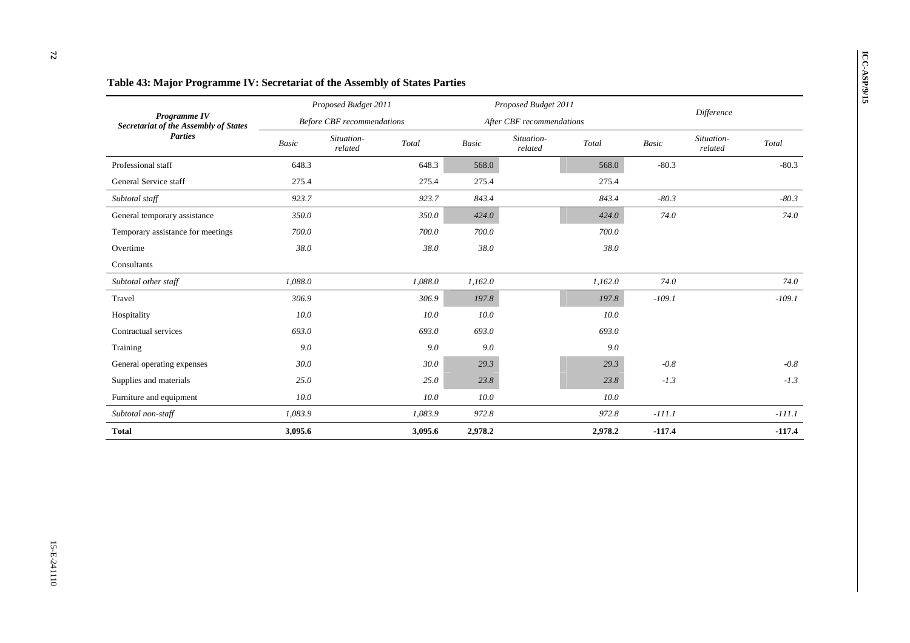**Table 43: Major Programme IV: Secretariat of the Assembly of States Parties**

| *Programme IV Secretariat of the Assembly of States Parties* | *Proposed Budget 2011 Before CBF recommendations* | | | *Proposed Budget 2011 After CBF recommendations* | | | *Difference* | | |
|---|---|---|---|---|---|---|---|---|---|
| | *Basic* | *Situation-related* | *Total* | *Basic* | *Situation-related* | *Total* | *Basic* | *Situation-related* | *Total* |
| Professional staff | 648.3 | | 648.3 | 568.0 | | 568.0 | -80.3 | | -80.3 |
| General Service staff | 275.4 | | 275.4 | 275.4 | | 275.4 | | | |
| *Subtotal staff* | *923.7* | | *923.7* | *843.4* | | *843.4* | *-80.3* | | *-80.3* |
| General temporary assistance | *350.0* | | *350.0* | *424.0* | | *424.0* | *74.0* | | *74.0* |
| Temporary assistance for meetings | *700.0* | | *700.0* | *700.0* | | *700.0* | | | |
| Overtime | *38.0* | | *38.0* | *38.0* | | *38.0* | | | |
| Consultants | | | | | | | | | |
| *Subtotal other staff* | *1,088.0* | | *1,088.0* | *1,162.0* | | *1,162.0* | *74.0* | | *74.0* |
| Travel | *306.9* | | *306.9* | *197.8* | | *197.8* | *-109.1* | | *-109.1* |
| Hospitality | *10.0* | | *10.0* | *10.0* | | *10.0* | | | |
| Contractual services | *693.0* | | *693.0* | *693.0* | | *693.0* | | | |
| Training | *9.0* | | *9.0* | *9.0* | | *9.0* | | | |
| General operating expenses | *30.0* | | *30.0* | *29.3* | | *29.3* | *-0.8* | | *-0.8* |
| Supplies and materials | *25.0* | | *25.0* | *23.8* | | *23.8* | *-1.3* | | *-1.3* |
| Furniture and equipment | *10.0* | | *10.0* | *10.0* | | *10.0* | | | |
| *Subtotal non-staff* | *1,083.9* | | *1,083.9* | *972.8* | | *972.8* | *-111.1* | | *-111.1* |
| **Total** | **3,095.6** | | **3,095.6** | **2,978.2** | | **2,978.2** | **-117.4** | | **-117.4** |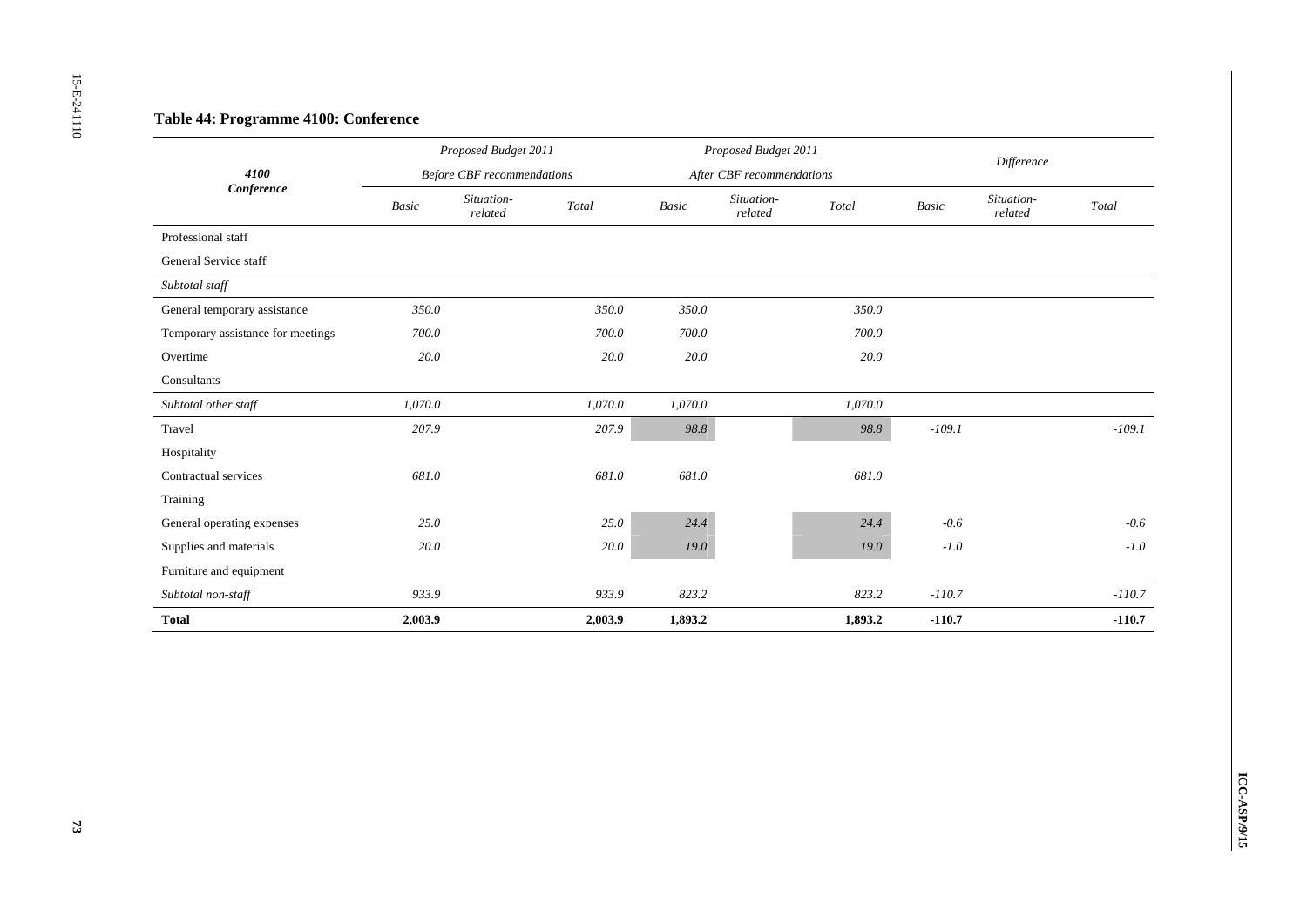### Table 44: Programme 4100: Conference

| *4100 Conference* | *Proposed Budget 2011 Before CBF recommendations* | | | *Proposed Budget 2011 After CBF recommendations* | | | *Difference* | | |
|---|---|---|---|---|---|---|---|---|---|
| | *Basic* | *Situation-related* | *Total* | *Basic* | *Situation-related* | *Total* | *Basic* | *Situation-related* | *Total* |
| Professional staff | | | | | | | | | |
| General Service staff | | | | | | | | | |
| *Subtotal staff* | | | | | | | | | |
| General temporary assistance | *350.0* | | *350.0* | *350.0* | | *350.0* | | | |
| Temporary assistance for meetings | *700.0* | | *700.0* | *700.0* | | *700.0* | | | |
| Overtime | *20.0* | | *20.0* | *20.0* | | *20.0* | | | |
| Consultants | | | | | | | | | |
| *Subtotal other staff* | *1,070.0* | | *1,070.0* | *1,070.0* | | *1,070.0* | | | |
| Travel | *207.9* | | *207.9* | *98.8* | | *98.8* | *-109.1* | | *-109.1* |
| Hospitality | | | | | | | | | |
| Contractual services | *681.0* | | *681.0* | *681.0* | | *681.0* | | | |
| Training | | | | | | | | | |
| General operating expenses | *25.0* | | *25.0* | *24.4* | | *24.4* | *-0.6* | | *-0.6* |
| Supplies and materials | *20.0* | | *20.0* | *19.0* | | *19.0* | *-1.0* | | *-1.0* |
| Furniture and equipment | | | | | | | | | |
| *Subtotal non-staff* | *933.9* | | *933.9* | *823.2* | | *823.2* | *-110.7* | | *-110.7* |
| **Total** | **2,003.9** | | **2,003.9** | **1,893.2** | | **1,893.2** | **-110.7** | | **-110.7** |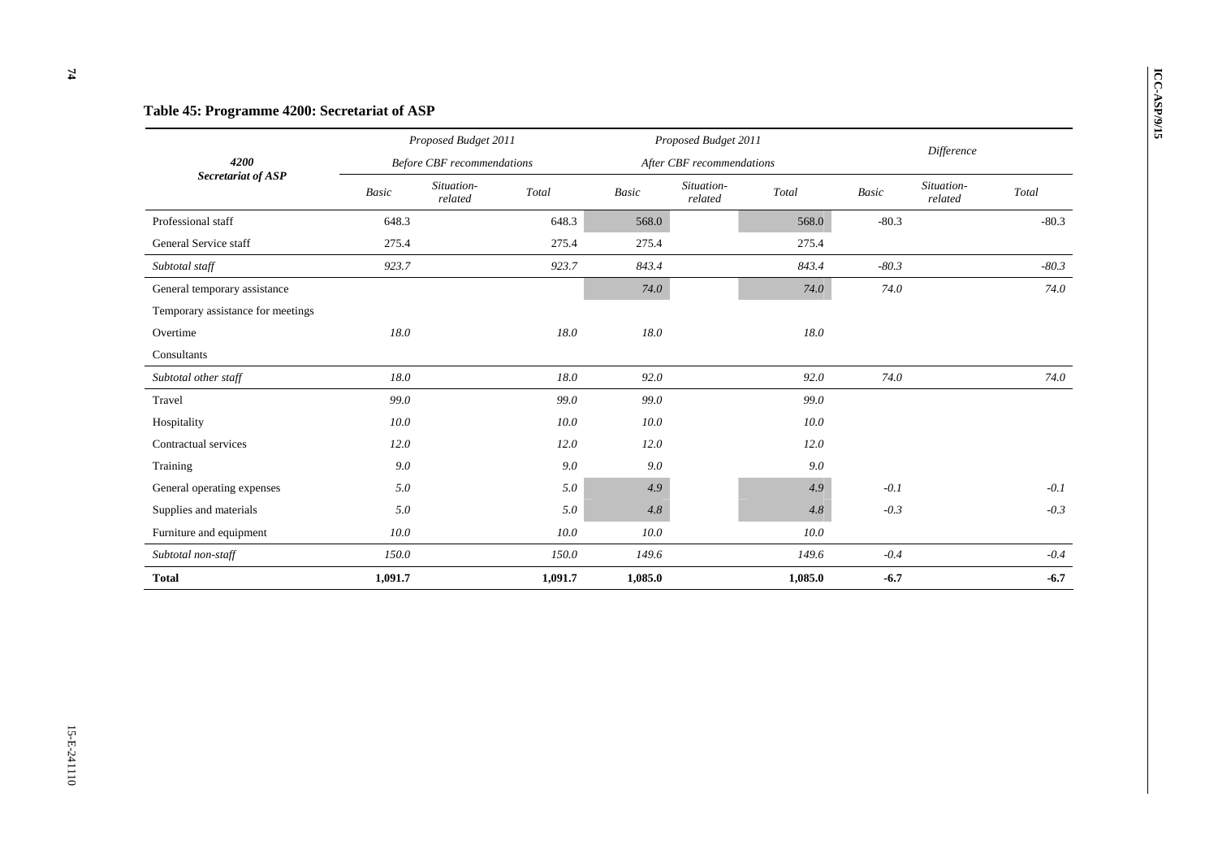## Table 45: Programme 4200: Secretariat of ASP

| 4200 Secretariat of ASP | Proposed Budget 2011 Before CBF recommendations | | | Proposed Budget 2011 After CBF recommendations | | | Difference | | |
|---|---|---|---|---|---|---|---|---|---|
| | *Basic* | *Situation-related* | *Total* | *Basic* | *Situation-related* | *Total* | *Basic* | *Situation-related* | *Total* |
| Professional staff | 648.3 | | 648.3 | 568.0 | | 568.0 | -80.3 | | -80.3 |
| General Service staff | 275.4 | | 275.4 | 275.4 | | 275.4 | | | |
| *Subtotal staff* | *923.7* | | *923.7* | *843.4* | | *843.4* | *-80.3* | | *-80.3* |
| General temporary assistance | | | | *74.0* | | *74.0* | *74.0* | | *74.0* |
| Temporary assistance for meetings | | | | | | | | | |
| Overtime | *18.0* | | *18.0* | *18.0* | | *18.0* | | | |
| Consultants | | | | | | | | | |
| *Subtotal other staff* | *18.0* | | *18.0* | *92.0* | | *92.0* | *74.0* | | *74.0* |
| Travel | *99.0* | | *99.0* | *99.0* | | *99.0* | | | |
| Hospitality | *10.0* | | *10.0* | *10.0* | | *10.0* | | | |
| Contractual services | *12.0* | | *12.0* | *12.0* | | *12.0* | | | |
| Training | *9.0* | | *9.0* | *9.0* | | *9.0* | | | |
| General operating expenses | *5.0* | | *5.0* | *4.9* | | *4.9* | *-0.1* | | *-0.1* |
| Supplies and materials | *5.0* | | *5.0* | *4.8* | | *4.8* | *-0.3* | | *-0.3* |
| Furniture and equipment | *10.0* | | *10.0* | *10.0* | | *10.0* | | | |
| *Subtotal non-staff* | *150.0* | | *150.0* | *149.6* | | *149.6* | *-0.4* | | *-0.4* |
| **Total** | **1,091.7** | | **1,091.7** | **1,085.0** | | **1,085.0** | **-6.7** | | **-6.7** |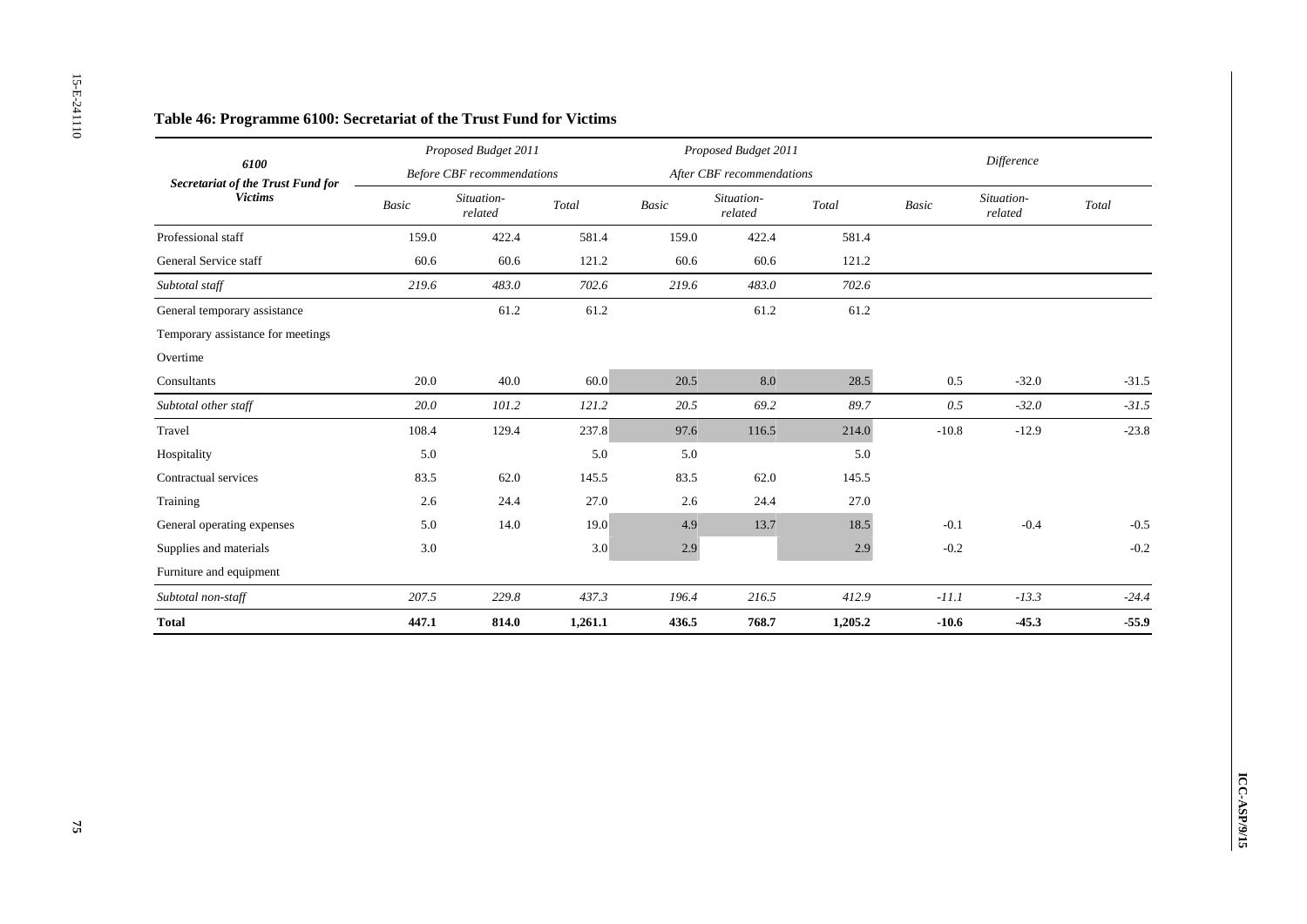### Table 46: Programme 6100: Secretariat of the Trust Fund for Victims

| *6100 Secretariat of the Trust Fund for Victims* | *Proposed Budget 2011 Before CBF recommendations* | | | *Proposed Budget 2011 After CBF recommendations* | | | *Difference* | | |
|---|---|---|---|---|---|---|---|---|---|
| | *Basic* | *Situation-related* | *Total* | *Basic* | *Situation-related* | *Total* | *Basic* | *Situation-related* | *Total* |
| Professional staff | 159.0 | 422.4 | 581.4 | 159.0 | 422.4 | 581.4 | | | |
| General Service staff | 60.6 | 60.6 | 121.2 | 60.6 | 60.6 | 121.2 | | | |
| *Subtotal staff* | *219.6* | *483.0* | *702.6* | *219.6* | *483.0* | *702.6* | | | |
| General temporary assistance | | 61.2 | 61.2 | | 61.2 | 61.2 | | | |
| Temporary assistance for meetings | | | | | | | | | |
| Overtime | | | | | | | | | |
| Consultants | 20.0 | 40.0 | 60.0 | 20.5 | 8.0 | 28.5 | 0.5 | -32.0 | -31.5 |
| *Subtotal other staff* | *20.0* | *101.2* | *121.2* | *20.5* | *69.2* | *89.7* | *0.5* | *-32.0* | *-31.5* |
| Travel | 108.4 | 129.4 | 237.8 | 97.6 | 116.5 | 214.0 | -10.8 | -12.9 | -23.8 |
| Hospitality | 5.0 | | 5.0 | 5.0 | | 5.0 | | | |
| Contractual services | 83.5 | 62.0 | 145.5 | 83.5 | 62.0 | 145.5 | | | |
| Training | 2.6 | 24.4 | 27.0 | 2.6 | 24.4 | 27.0 | | | |
| General operating expenses | 5.0 | 14.0 | 19.0 | 4.9 | 13.7 | 18.5 | -0.1 | -0.4 | -0.5 |
| Supplies and materials | 3.0 | | 3.0 | 2.9 | | 2.9 | -0.2 | | -0.2 |
| Furniture and equipment | | | | | | | | | |
| *Subtotal non-staff* | *207.5* | *229.8* | *437.3* | *196.4* | *216.5* | *412.9* | *-11.1* | *-13.3* | *-24.4* |
| **Total** | **447.1** | **814.0** | **1,261.1** | **436.5** | **768.7** | **1,205.2** | **-10.6** | **-45.3** | **-55.9** |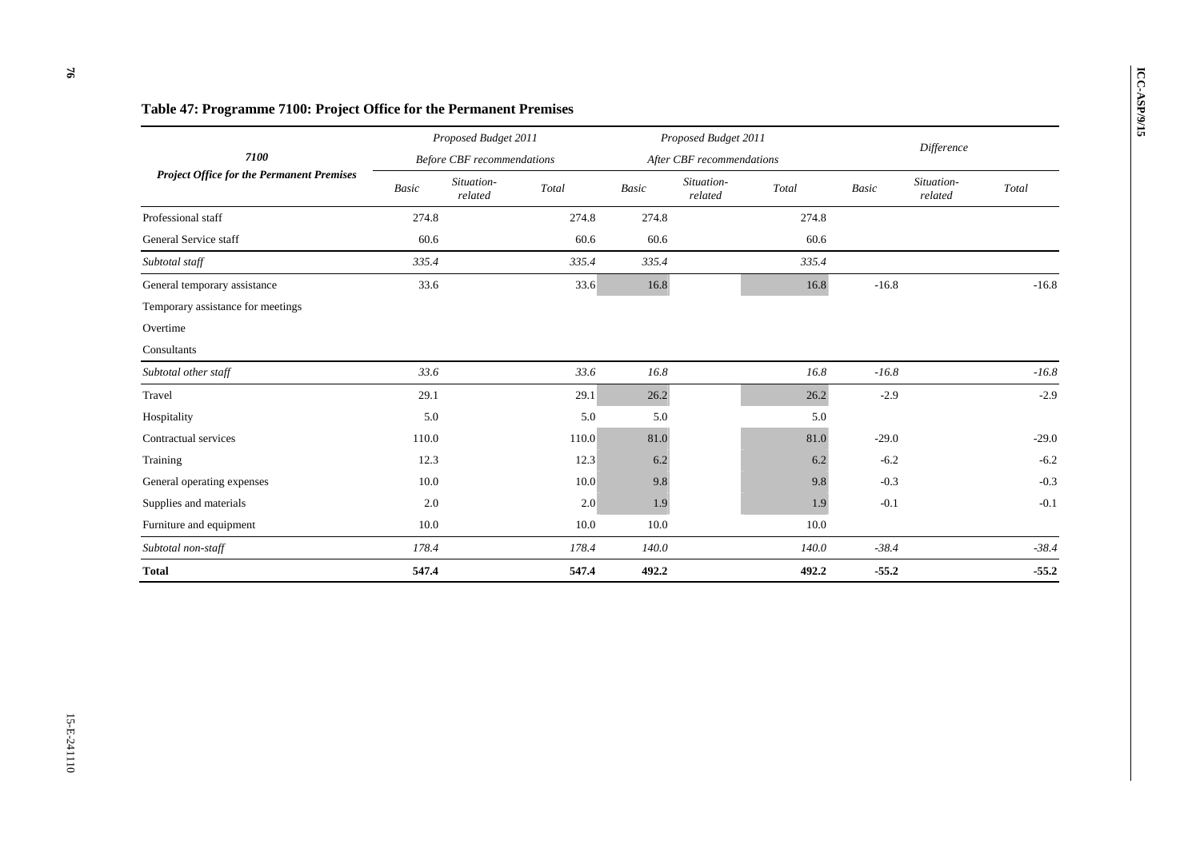## Table 47: Programme 7100: Project Office for the Permanent Premises

| 7100<br>Project Office for the Permanent Premises | Proposed Budget 2011<br>Before CBF recommendations | | | Proposed Budget 2011<br>After CBF recommendations | | | Difference | | |
|---|---|---|---|---|---|---|---|---|---|
| | Basic | Situation-related | Total | Basic | Situation-related | Total | Basic | Situation-related | Total |
| Professional staff | 274.8 | | 274.8 | 274.8 | | 274.8 | | | |
| General Service staff | 60.6 | | 60.6 | 60.6 | | 60.6 | | | |
| *Subtotal staff* | *335.4* | | *335.4* | *335.4* | | *335.4* | | | |
| General temporary assistance | 33.6 | | 33.6 | 16.8 | | 16.8 | -16.8 | | -16.8 |
| Temporary assistance for meetings | | | | | | | | | |
| Overtime | | | | | | | | | |
| Consultants | | | | | | | | | |
| *Subtotal other staff* | *33.6* | | *33.6* | *16.8* | | *16.8* | *-16.8* | | *-16.8* |
| Travel | 29.1 | | 29.1 | 26.2 | | 26.2 | -2.9 | | -2.9 |
| Hospitality | 5.0 | | 5.0 | 5.0 | | 5.0 | | | |
| Contractual services | 110.0 | | 110.0 | 81.0 | | 81.0 | -29.0 | | -29.0 |
| Training | 12.3 | | 12.3 | 6.2 | | 6.2 | -6.2 | | -6.2 |
| General operating expenses | 10.0 | | 10.0 | 9.8 | | 9.8 | -0.3 | | -0.3 |
| Supplies and materials | 2.0 | | 2.0 | 1.9 | | 1.9 | -0.1 | | -0.1 |
| Furniture and equipment | 10.0 | | 10.0 | 10.0 | | 10.0 | | | |
| *Subtotal non-staff* | *178.4* | | *178.4* | *140.0* | | *140.0* | *-38.4* | | *-38.4* |
| **Total** | **547.4** | | **547.4** | **492.2** | | **492.2** | **-55.2** | | **-55.2** |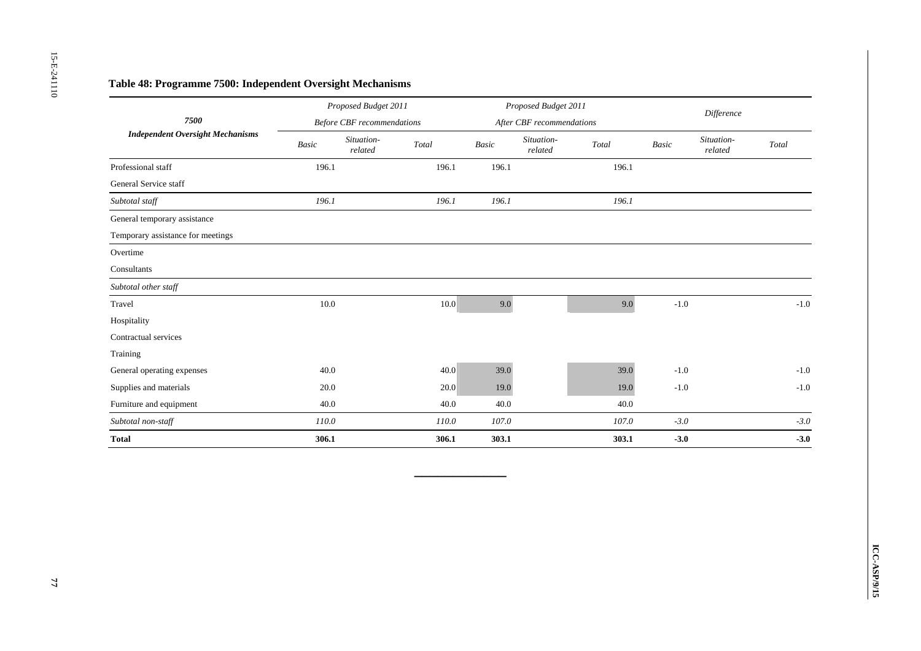## Table 48: Programme 7500: Independent Oversight Mechanisms

| 7500 Independent Oversight Mechanisms | Proposed Budget 2011 Before CBF recommendations | | | Proposed Budget 2011 After CBF recommendations | | | Difference | | |
|---|---|---|---|---|---|---|---|---|---|
| | Basic | Situation-related | Total | Basic | Situation-related | Total | Basic | Situation-related | Total |
| Professional staff | 196.1 | | 196.1 | 196.1 | | 196.1 | | | |
| General Service staff | | | | | | | | | |
| *Subtotal staff* | *196.1* | | *196.1* | *196.1* | | *196.1* | | | |
| General temporary assistance | | | | | | | | | |
| Temporary assistance for meetings | | | | | | | | | |
| Overtime | | | | | | | | | |
| Consultants | | | | | | | | | |
| *Subtotal other staff* | | | | | | | | | |
| Travel | 10.0 | | 10.0 | 9.0 | | 9.0 | -1.0 | | -1.0 |
| Hospitality | | | | | | | | | |
| Contractual services | | | | | | | | | |
| Training | | | | | | | | | |
| General operating expenses | 40.0 | | 40.0 | 39.0 | | 39.0 | -1.0 | | -1.0 |
| Supplies and materials | 20.0 | | 20.0 | 19.0 | | 19.0 | -1.0 | | -1.0 |
| Furniture and equipment | 40.0 | | 40.0 | 40.0 | | 40.0 | | | |
| *Subtotal non-staff* | *110.0* | | *110.0* | *107.0* | | *107.0* | *-3.0* | | *-3.0* |
| **Total** | **306.1** | | **306.1** | **303.1** | | **303.1** | **-3.0** | | **-3.0** |